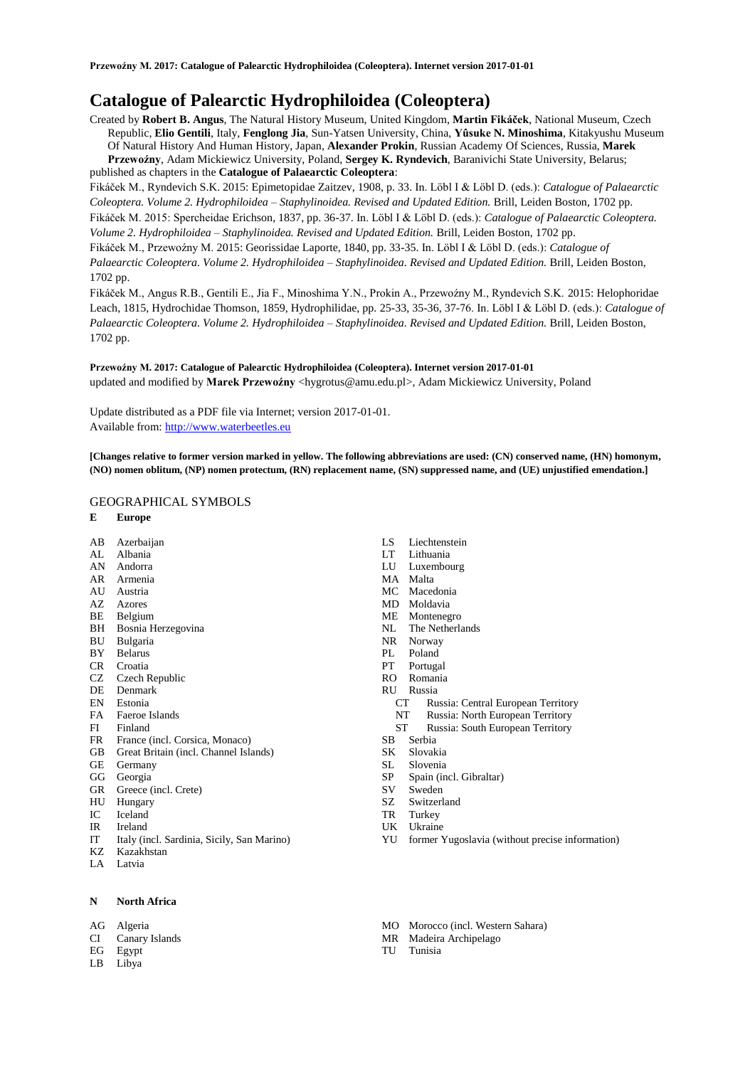# Catalogue of Palearctic Hydrophiloidea (Coleoptera)

Created by **Robert B. Angus**, The Natural History Museum, United Kingdom, **Martin Fikáček**, National Museum, Czech Republic, **Elio Gentili**, Italy, **Fenglong Jia**, Sun-Yatsen University, China, **Yûsuke N. Minoshima**, Kitakyushu Museum Of Natural History And Human History, Japan, **Alexander Prokin**, Russian Academy Of Sciences, Russia, **Marek Przewoźny**, Adam Mickiewicz University, Poland, **Sergey K. Ryndevich**, Baranivichi State University, Belarus; published as chapters in the **Catalogue of Palaearctic Coleoptera**:

Fikáček M., Ryndevich S.K. 2015: Epimetopidae Zaitzev, 1908, p. 33. In. Löbl I & Löbl D. (eds.): *Catalogue of Palaearctic Coleoptera. Volume 2. Hydrophiloidea – Staphylinoidea. Revised and Updated Edition.* Brill, Leiden Boston, 1702 pp.

Fikáček M. 2015: Spercheidae Erichson, 1837, pp. 36-37. In. Löbl I & Löbl D. (eds.): *Catalogue of Palaearctic Coleoptera. Volume 2. Hydrophiloidea – Staphylinoidea. Revised and Updated Edition.* Brill, Leiden Boston, 1702 pp.

Fikáček M., Przewoźny M. 2015: Georissidae Laporte, 1840, pp. 33-35. In. Löbl I & Löbl D. (eds.): *Catalogue of Palaearctic Coleoptera. Volume 2. Hydrophiloidea – Staphylinoidea. Revised and Updated Edition.* Brill, Leiden Boston, 1702 pp.

Fikáček M., Angus R.B., Gentili E., Jia F., Minoshima Y.N., Prokin A., Przewoźny M., Ryndevich S.K. 2015: Helophoridae Leach, 1815, Hydrochidae Thomson, 1859, Hydrophilidae, pp. 25-33, 35-36, 37-76. In. Löbl I & Löbl D. (eds.): *Catalogue of Palaearctic Coleoptera. Volume 2. Hydrophiloidea – Staphylinoidea. Revised and Updated Edition.* Brill, Leiden Boston, 1702 pp.

**Przewoźny M. 2017: Catalogue of Palearctic Hydrophiloidea (Coleoptera). Internet version 2017-01-01**
updated and modified by **Marek Przewoźny** <hygrotus@amu.edu.pl>, Adam Mickiewicz University, Poland

Update distributed as a PDF file via Internet; version 2017-01-01.
Available from: http://www.waterbeetles.eu

**[Changes relative to former version marked in yellow. The following abbreviations are used: (CN) conserved name, (HN) homonym, (NO) nomen oblitum, (NP) nomen protectum, (RN) replacement name, (SN) suppressed name, and (UE) unjustified emendation.]**

## GEOGRAPHICAL SYMBOLS

**E Europe**

AB Azerbaijan
AL Albania
AN Andorra
AR Armenia
AU Austria
AZ Azores
BE Belgium
BH Bosnia Herzegovina
BU Bulgaria
BY Belarus
CR Croatia
CZ Czech Republic
DE Denmark
EN Estonia
FA Faeroe Islands
FI Finland
FR France (incl. Corsica, Monaco)
GB Great Britain (incl. Channel Islands)
GE Germany
GG Georgia
GR Greece (incl. Crete)
HU Hungary
IC Iceland
IR Ireland
IT Italy (incl. Sardinia, Sicily, San Marino)
KZ Kazakhstan
LA Latvia
LS Liechtenstein
LT Lithuania
LU Luxembourg
MA Malta
MC Macedonia
MD Moldavia
ME Montenegro
NL The Netherlands
NR Norway
PL Poland
PT Portugal
RO Romania
RU Russia
  CT Russia: Central European Territory
  NT Russia: North European Territory
  ST Russia: South European Territory
SB Serbia
SK Slovakia
SL Slovenia
SP Spain (incl. Gibraltar)
SV Sweden
SZ Switzerland
TR Turkey
UK Ukraine
YU former Yugoslavia (without precise information)

**N North Africa**

AG Algeria
CI Canary Islands
EG Egypt
LB Libya
MO Morocco (incl. Western Sahara)
MR Madeira Archipelago
TU Tunisia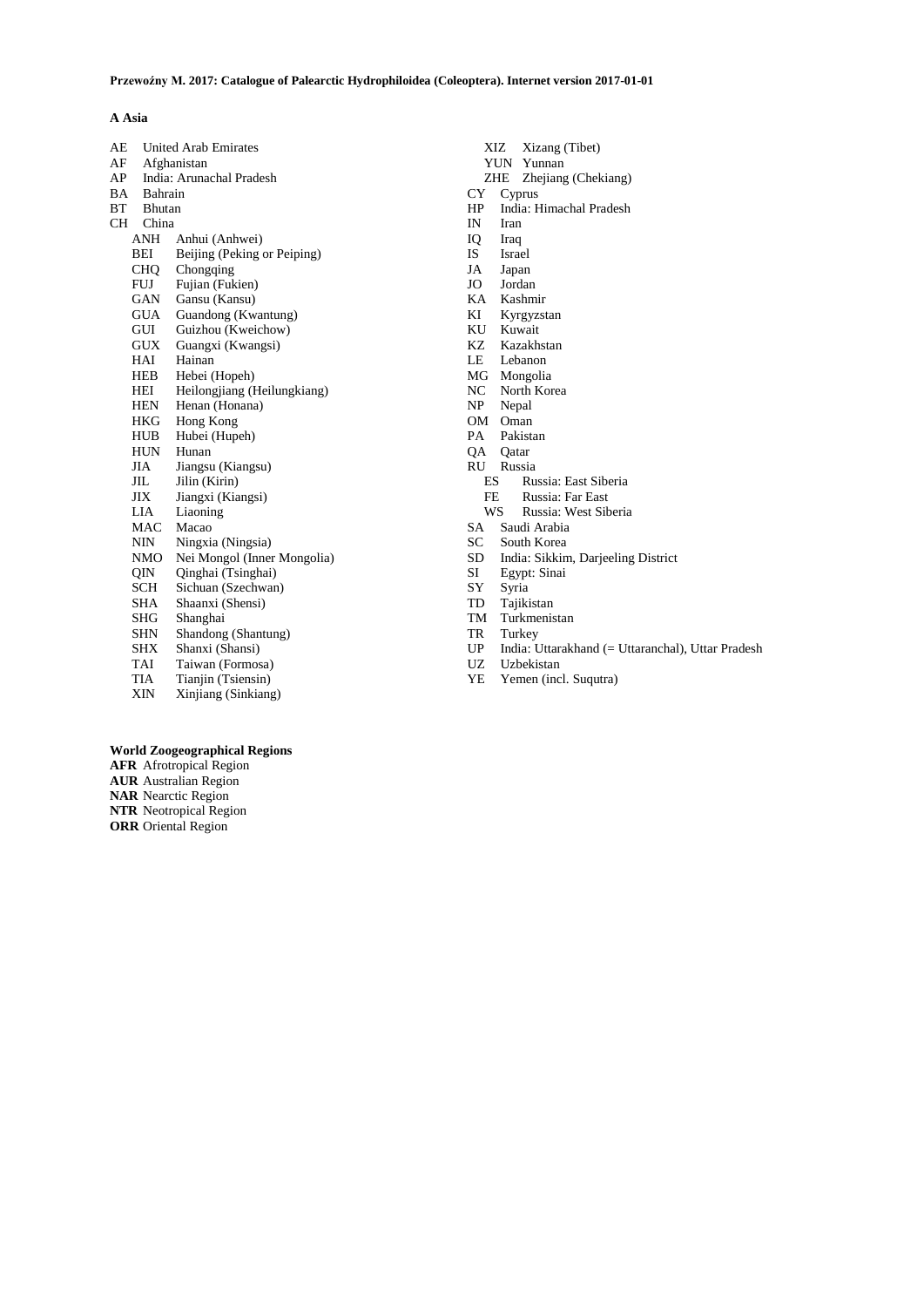**A Asia**

AE United Arab Emirates
AF Afghanistan
AP India: Arunachal Pradesh
BA Bahrain
BT Bhutan
CH China
- ANH Anhui (Anhwei)
- BEI Beijing (Peking or Peiping)
- CHQ Chongqing
- FUJ Fujian (Fukien)
- GAN Gansu (Kansu)
- GUA Guandong (Kwantung)
- GUI Guizhou (Kweichow)
- GUX Guangxi (Kwangsi)
- HAI Hainan
- HEB Hebei (Hopeh)
- HEI Heilongjiang (Heilungkiang)
- HEN Henan (Honana)
- HKG Hong Kong
- HUB Hubei (Hupeh)
- HUN Hunan
- JIA Jiangsu (Kiangsu)
- JIL Jilin (Kirin)
- JIX Jiangxi (Kiangsi)
- LIA Liaoning
- MAC Macao
- NIN Ningxia (Ningsia)
- NMO Nei Mongol (Inner Mongolia)
- QIN Qinghai (Tsinghai)
- SCH Sichuan (Szechwan)
- SHA Shaanxi (Shensi)
- SHG Shanghai
- SHN Shandong (Shantung)
- SHX Shanxi (Shansi)
- TAI Taiwan (Formosa)
- TIA Tianjin (Tsiensin)
- XIN Xinjiang (Sinkiang)
- XIZ Xizang (Tibet)
- YUN Yunnan
- ZHE Zhejiang (Chekiang)

CY Cyprus
HP India: Himachal Pradesh
IN Iran
IQ Iraq
IS Israel
JA Japan
JO Jordan
KA Kashmir
KI Kyrgyzstan
KU Kuwait
KZ Kazakhstan
LE Lebanon
MG Mongolia
NC North Korea
NP Nepal
OM Oman
PA Pakistan
QA Qatar
RU Russia
- ES Russia: East Siberia
- FE Russia: Far East
- WS Russia: West Siberia

SA Saudi Arabia
SC South Korea
SD India: Sikkim, Darjeeling District
SI Egypt: Sinai
SY Syria
TD Tajikistan
TM Turkmenistan
TR Turkey
UP India: Uttarakhand (= Uttaranchal), Uttar Pradesh
UZ Uzbekistan
YE Yemen (incl. Suqutra)

**World Zoogeographical Regions**

**AFR** Afrotropical Region
**AUR** Australian Region
**NAR** Nearctic Region
**NTR** Neotropical Region
**ORR** Oriental Region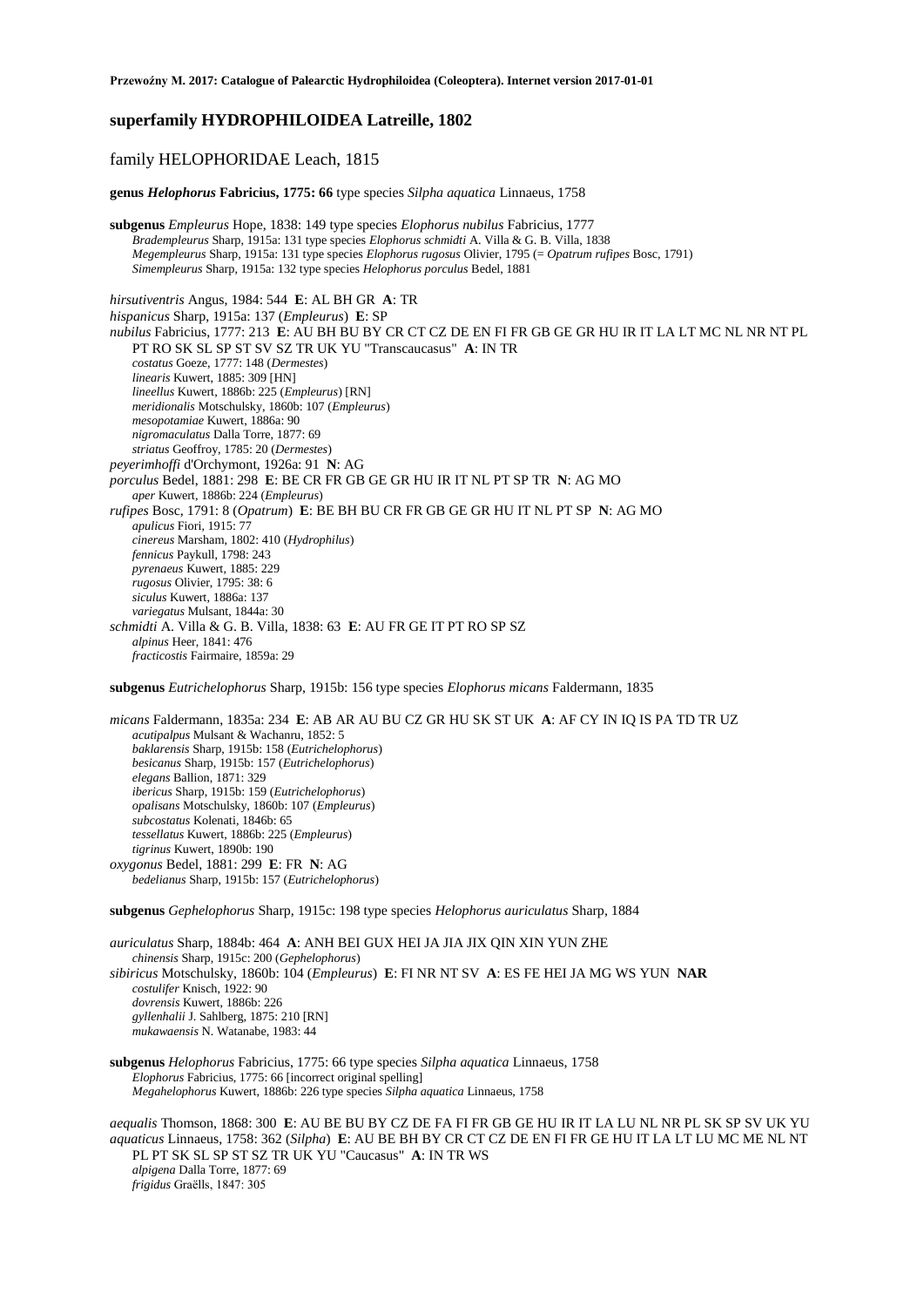## superfamily HYDROPHILOIDEA Latreille, 1802

### family HELOPHORIDAE Leach, 1815

**genus *Helophorus* Fabricius, 1775: 66** type species *Silpha aquatica* Linnaeus, 1758

**subgenus** *Empleurus* Hope, 1838: 149 type species *Elophorus nubilus* Fabricius, 1777
*Bradempleurus* Sharp, 1915a: 131 type species *Elophorus schmidti* A. Villa & G. B. Villa, 1838
*Megempleurus* Sharp, 1915a: 131 type species *Elophorus rugosus* Olivier, 1795 (= *Opatrum rufipes* Bosc, 1791)
*Simempleurus* Sharp, 1915a: 132 type species *Helophorus porculus* Bedel, 1881

*hirsutiventris* Angus, 1984: 544 **E**: AL BH GR **A**: TR
*hispanicus* Sharp, 1915a: 137 (*Empleurus*) **E**: SP
*nubilus* Fabricius, 1777: 213 **E**: AU BH BU BY CR CT CZ DE EN FI FR GB GE GR HU IR IT LA LT MC NL NR NT PL PT RO SK SL SP ST SV SZ TR UK YU "Transcaucasus" **A**: IN TR
*costatus* Goeze, 1777: 148 (*Dermestes*)
*linearis* Kuwert, 1885: 309 [HN]
*lineellus* Kuwert, 1886b: 225 (*Empleurus*) [RN]
*meridionalis* Motschulsky, 1860b: 107 (*Empleurus*)
*mesopotamiae* Kuwert, 1886a: 90
*nigromaculatus* Dalla Torre, 1877: 69
*striatus* Geoffroy, 1785: 20 (*Dermestes*)
*peyerimhoffi* d'Orchymont, 1926a: 91 **N**: AG
*porculus* Bedel, 1881: 298 **E**: BE CR FR GB GE GR HU IR IT NL PT SP TR **N**: AG MO
*aper* Kuwert, 1886b: 224 (*Empleurus*)
*rufipes* Bosc, 1791: 8 (*Opatrum*) **E**: BE BH BU CR FR GB GE GR HU IT NL PT SP **N**: AG MO
*apulicus* Fiori, 1915: 77
*cinereus* Marsham, 1802: 410 (*Hydrophilus*)
*fennicus* Paykull, 1798: 243
*pyrenaeus* Kuwert, 1885: 229
*rugosus* Olivier, 1795: 38: 6
*siculus* Kuwert, 1886a: 137
*variegatus* Mulsant, 1844a: 30
*schmidti* A. Villa & G. B. Villa, 1838: 63 **E**: AU FR GE IT PT RO SP SZ
*alpinus* Heer, 1841: 476
*fracticostis* Fairmaire, 1859a: 29

**subgenus** *Eutrichelophorus* Sharp, 1915b: 156 type species *Elophorus micans* Faldermann, 1835

*micans* Faldermann, 1835a: 234 **E**: AB AR AU BU CZ GR HU SK ST UK **A**: AF CY IN IQ IS PA TD TR UZ
*acutipalpus* Mulsant & Wachanru, 1852: 5
*baklarensis* Sharp, 1915b: 158 (*Eutrichelophorus*)
*besicanus* Sharp, 1915b: 157 (*Eutrichelophorus*)
*elegans* Ballion, 1871: 329
*ibericus* Sharp, 1915b: 159 (*Eutrichelophorus*)
*opalisans* Motschulsky, 1860b: 107 (*Empleurus*)
*subcostatus* Kolenati, 1846b: 65
*tessellatus* Kuwert, 1886b: 225 (*Empleurus*)
*tigrinus* Kuwert, 1890b: 190
*oxygonus* Bedel, 1881: 299 **E**: FR **N**: AG
*bedelianus* Sharp, 1915b: 157 (*Eutrichelophorus*)

**subgenus** *Gephelophorus* Sharp, 1915c: 198 type species *Helophorus auriculatus* Sharp, 1884

*auriculatus* Sharp, 1884b: 464 **A**: ANH BEI GUX HEI JA JIA JIX QIN XIN YUN ZHE
*chinensis* Sharp, 1915c: 200 (*Gephelophorus*)
*sibiricus* Motschulsky, 1860b: 104 (*Empleurus*) **E**: FI NR NT SV **A**: ES FE HEI JA MG WS YUN **NAR**
*costulifer* Knisch, 1922: 90
*dovrensis* Kuwert, 1886b: 226
*gyllenhalii* J. Sahlberg, 1875: 210 [RN]
*mukawaensis* N. Watanabe, 1983: 44

**subgenus** *Helophorus* Fabricius, 1775: 66 type species *Silpha aquatica* Linnaeus, 1758
*Elophorus* Fabricius, 1775: 66 [incorrect original spelling]
*Megahelophorus* Kuwert, 1886b: 226 type species *Silpha aquatica* Linnaeus, 1758

*aequalis* Thomson, 1868: 300 **E**: AU BE BU BY CZ DE FA FI FR GB GE HU IR IT LA LU NL NR PL SK SP SV UK YU
*aquaticus* Linnaeus, 1758: 362 (*Silpha*) **E**: AU BE BH BY CR CT CZ DE EN FI FR GE HU IT LA LT LU MC ME NL NT PL PT SK SL SP ST SZ TR UK YU "Caucasus" **A**: IN TR WS
*alpigena* Dalla Torre, 1877: 69
*frigidus* Graëlls, 1847: 305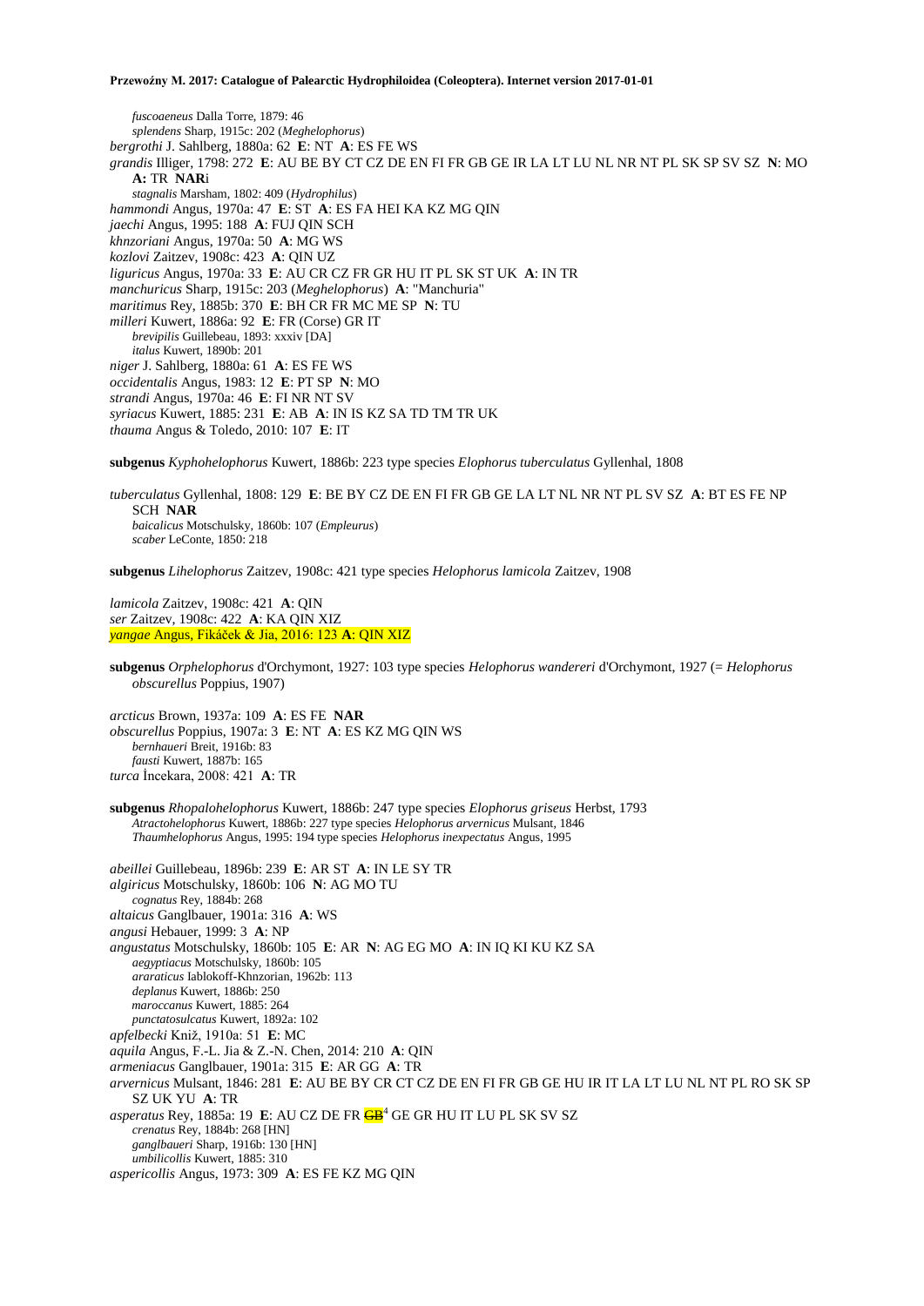*fuscoaeneus* Dalla Torre, 1879: 46
*splendens* Sharp, 1915c: 202 (*Meghelophorus*)
*bergrothi* J. Sahlberg, 1880a: 62 **E**: NT **A**: ES FE WS
*grandis* Illiger, 1798: 272 **E**: AU BE BY CT CZ DE EN FI FR GB GE IR LA LT LU NL NR NT PL SK SP SV SZ **N**: MO **A:** TR **NAR**i
*stagnalis* Marsham, 1802: 409 (*Hydrophilus*)
*hammondi* Angus, 1970a: 47 **E**: ST **A**: ES FA HEI KA KZ MG QIN
*jaechi* Angus, 1995: 188 **A**: FUJ QIN SCH
*khnzoriani* Angus, 1970a: 50 **A**: MG WS
*kozlovi* Zaitzev, 1908c: 423 **A**: QIN UZ
*liguricus* Angus, 1970a: 33 **E**: AU CR CZ FR GR HU IT PL SK ST UK **A**: IN TR
*manchuricus* Sharp, 1915c: 203 (*Meghelophorus*) **A**: "Manchuria"
*maritimus* Rey, 1885b: 370 **E**: BH CR FR MC ME SP **N**: TU
*milleri* Kuwert, 1886a: 92 **E**: FR (Corse) GR IT
*brevipilis* Guillebeau, 1893: xxxiv [DA]
*italus* Kuwert, 1890b: 201
*niger* J. Sahlberg, 1880a: 61 **A**: ES FE WS
*occidentalis* Angus, 1983: 12 **E**: PT SP **N**: MO
*strandi* Angus, 1970a: 46 **E**: FI NR NT SV
*syriacus* Kuwert, 1885: 231 **E**: AB **A**: IN IS KZ SA TD TM TR UK
*thauma* Angus & Toledo, 2010: 107 **E**: IT

**subgenus** *Kyphohelophorus* Kuwert, 1886b: 223 type species *Elophorus tuberculatus* Gyllenhal, 1808

*tuberculatus* Gyllenhal, 1808: 129 **E**: BE BY CZ DE EN FI FR GB GE LA LT NL NR NT PL SV SZ **A**: BT ES FE NP SCH **NAR**
*baicalicus* Motschulsky, 1860b: 107 (*Empleurus*)
*scaber* LeConte, 1850: 218

**subgenus** *Lihelophorus* Zaitzev, 1908c: 421 type species *Helophorus lamicola* Zaitzev, 1908

*lamicola* Zaitzev, 1908c: 421 **A**: QIN
*ser* Zaitzev, 1908c: 422 **A**: KA QIN XIZ
*yangae* Angus, Fikáček & Jia, 2016: 123 **A**: QIN XIZ

**subgenus** *Orphelophorus* d'Orchymont, 1927: 103 type species *Helophorus wandereri* d'Orchymont, 1927 (= *Helophorus obscurellus* Poppius, 1907)

*arcticus* Brown, 1937a: 109 **A**: ES FE **NAR**
*obscurellus* Poppius, 1907a: 3 **E**: NT **A**: ES KZ MG QIN WS
*bernhaueri* Breit, 1916b: 83
*fausti* Kuwert, 1887b: 165
*turca* İncekara, 2008: 421 **A**: TR

**subgenus** *Rhopalohelophorus* Kuwert, 1886b: 247 type species *Elophorus griseus* Herbst, 1793
*Atractohelophorus* Kuwert, 1886b: 227 type species *Helophorus arvernicus* Mulsant, 1846
*Thaumhelophorus* Angus, 1995: 194 type species *Helophorus inexpectatus* Angus, 1995

*abeillei* Guillebeau, 1896b: 239 **E**: AR ST **A**: IN LE SY TR
*algiricus* Motschulsky, 1860b: 106 **N**: AG MO TU
*cognatus* Rey, 1884b: 268
*altaicus* Ganglbauer, 1901a: 316 **A**: WS
*angusi* Hebauer, 1999: 3 **A**: NP
*angustatus* Motschulsky, 1860b: 105 **E**: AR **N**: AG EG MO **A**: IN IQ KI KU KZ SA
*aegyptiacus* Motschulsky, 1860b: 105
*araraticus* Iablokoff-Khnzorian, 1962b: 113
*deplanus* Kuwert, 1886b: 250
*maroccanus* Kuwert, 1885: 264
*punctatosulcatus* Kuwert, 1892a: 102
*apfelbecki* Kniž, 1910a: 51 **E**: MC
*aquila* Angus, F.-L. Jia & Z.-N. Chen, 2014: 210 **A**: QIN
*armeniacus* Ganglbauer, 1901a: 315 **E**: AR GG **A**: TR
*arvernicus* Mulsant, 1846: 281 **E**: AU BE BY CR CT CZ DE EN FI FR GB GE HU IR IT LA LT LU NL NT PL RO SK SP SZ UK YU **A**: TR
*asperatus* Rey, 1885a: 19 **E**: AU CZ DE FR ~~GB~~[4] GE GR HU IT LU PL SK SV SZ
*crenatus* Rey, 1884b: 268 [HN]
*ganglbaueri* Sharp, 1916b: 130 [HN]
*umbilicollis* Kuwert, 1885: 310
*aspericollis* Angus, 1973: 309 **A**: ES FE KZ MG QIN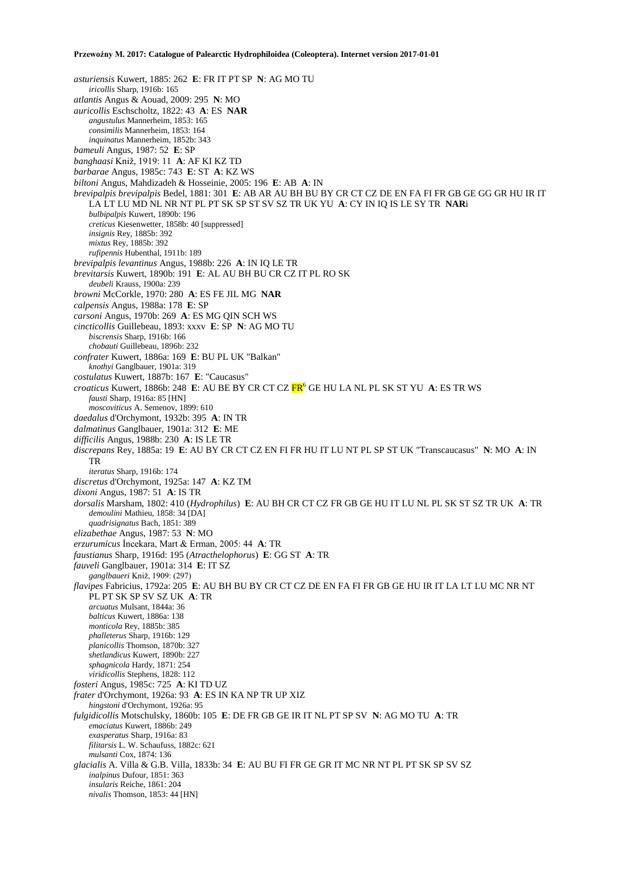*asturiensis* Kuwert, 1885: 262 **E**: FR IT PT SP **N**: AG MO TU
*iricollis* Sharp, 1916b: 165
*atlantis* Angus & Aouad, 2009: 295 **N**: MO
*auricollis* Eschscholtz, 1822: 43 **A**: ES **NAR**
*angustulus* Mannerheim, 1853: 165
*consimilis* Mannerheim, 1853: 164
*inquinatus* Mannerheim, 1852b: 343
*bameuli* Angus, 1987: 52 **E**: SP
*banghaasi* Kniž, 1919: 11 **A**: AF KI KZ TD
*barbarae* Angus, 1985c: 743 **E**: ST **A**: KZ WS
*biltoni* Angus, Mahdizadeh & Hosseinie, 2005: 196 **E**: AB **A**: IN
*brevipalpis brevipalpis* Bedel, 1881: 301 **E**: AB AR AU BH BU BY CR CT CZ DE EN FA FI FR GB GE GG GR HU IR IT LA LT LU MD NL NR NT PL PT SK SP ST SV SZ TR UK YU **A**: CY IN IQ IS LE SY TR **NAR**i
*bulbipalpis* Kuwert, 1890b: 196
*creticus* Kiesenwetter, 1858b: 40 [suppressed]
*insignis* Rey, 1885b: 392
*mixtus* Rey, 1885b: 392
*rufipennis* Hubenthal, 1911b: 189
*brevipalpis levantinus* Angus, 1988b: 226 **A**: IN IQ LE TR
*brevitarsis* Kuwert, 1890b: 191 **E**: AL AU BH BU CR CZ IT PL RO SK
*deubeli* Krauss, 1900a: 239
*browni* McCorkle, 1970: 280 **A**: ES FE JIL MG **NAR**
*calpensis* Angus, 1988a: 178 **E**: SP
*carsoni* Angus, 1970b: 269 **A**: ES MG QIN SCH WS
*cincticollis* Guillebeau, 1893: xxxv **E**: SP **N**: AG MO TU
*biscrensis* Sharp, 1916b: 166
*chobauti* Guillebeau, 1896b: 232
*confrater* Kuwert, 1886a: 169 **E**: BU PL UK "Balkan"
*knothyi* Ganglbauer, 1901a: 319
*costulatus* Kuwert, 1887b: 167 **E**: "Caucasus"
*croaticus* Kuwert, 1886b: 248 **E**: AU BE BY CR CT CZ FR[6] GE HU LA NL PL SK ST YU **A**: ES TR WS
*fausti* Sharp, 1916a: 85 [HN]
*moscoviticus* A. Semenov, 1899: 610
*daedalus* d'Orchymont, 1932b: 395 **A**: IN TR
*dalmatinus* Ganglbauer, 1901a: 312 **E**: ME
*difficilis* Angus, 1988b: 230 **A**: IS LE TR
*discrepans* Rey, 1885a: 19 **E**: AU BY CR CT CZ EN FI FR HU IT LU NT PL SP ST UK "Transcaucasus" **N**: MO **A**: IN TR
*iteratus* Sharp, 1916b: 174
*discretus* d'Orchymont, 1925a: 147 **A**: KZ TM
*dixoni* Angus, 1987: 51 **A**: IS TR
*dorsalis* Marsham, 1802: 410 (*Hydrophilus*) **E**: AU BH CR CT CZ FR GB GE HU IT LU NL PL SK ST SZ TR UK **A**: TR
*demoulini* Mathieu, 1858: 34 [DA]
*quadrisignatus* Bach, 1851: 389
*elizabethae* Angus, 1987: 53 **N**: MO
*erzurumicus* İncekara, Mart & Erman, 2005: 44 **A**: TR
*faustianus* Sharp, 1916d: 195 (*Atracthelophorus*) **E**: GG ST **A**: TR
*fauveli* Ganglbauer, 1901a: 314 **E**: IT SZ
*ganglbaueri* Kniž, 1909: (297)
*flavipes* Fabricius, 1792a: 205 **E**: AU BH BU BY CR CT CZ DE EN FA FI FR GB GE HU IR IT LA LT LU MC NR NT PL PT SK SP SV SZ UK **A**: TR
*arcuatus* Mulsant, 1844a: 36
*balticus* Kuwert, 1886a: 138
*monticola* Rey, 1885b: 385
*phalleterus* Sharp, 1916b: 129
*planicollis* Thomson, 1870b: 327
*shetlandicus* Kuwert, 1890b: 227
*sphagnicola* Hardy, 1871: 254
*viridicollis* Stephens, 1828: 112
*fosteri* Angus, 1985c: 725 **A**: KI TD UZ
*frater* d'Orchymont, 1926a: 93 **A**: ES IN KA NP TR UP XIZ
*hingstoni* d'Orchymont, 1926a: 95
*fulgidicollis* Motschulsky, 1860b: 105 **E**: DE FR GB GE IR IT NL PT SP SV **N**: AG MO TU **A**: TR
*emaciatus* Kuwert, 1886b: 249
*exasperatus* Sharp, 1916a: 83
*filitarsis* L. W. Schaufuss, 1882c: 621
*mulsanti* Cox, 1874: 136
*glacialis* A. Villa & G.B. Villa, 1833b: 34 **E**: AU BU FI FR GE GR IT MC NR NT PL PT SK SP SV SZ
*inalpinus* Dufour, 1851: 363
*insularis* Reiche, 1861: 204
*nivalis* Thomson, 1853: 44 [HN]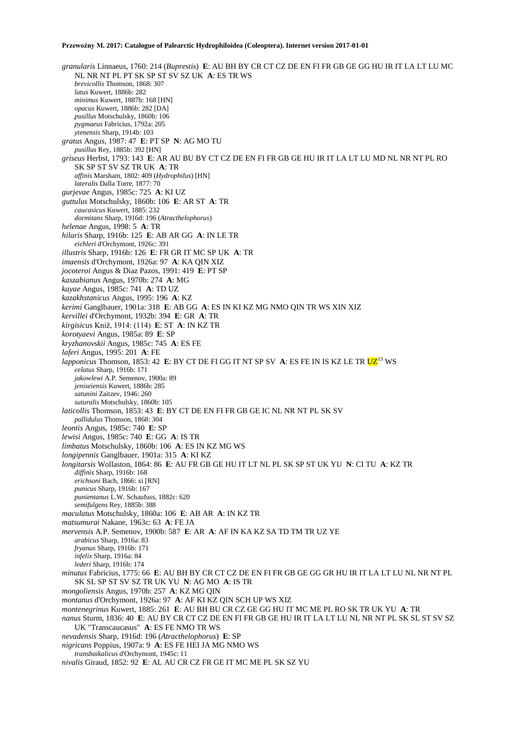*granularis* Linnaeus, 1760: 214 (*Buprestis*) **E**: AU BH BY CR CT CZ DE EN FI FR GB GE GG HU IR IT LA LT LU MC NL NR NT PL PT SK SP ST SV SZ UK **A**: ES TR WS

*brevicollis* Thomson, 1868: 307
*latus* Kuwert, 1886b: 282
*minimus* Kuwert, 1887b: 168 [HN]
*opacus* Kuwert, 1886b: 282 [DA]
*pusillus* Motschulsky, 1860b: 106
*pygmaeus* Fabricius, 1792a: 205
*ytenensis* Sharp, 1914b: 103

*gratus* Angus, 1987: 47 **E**: PT SP **N**: AG MO TU

*pusillus* Rey, 1885b: 392 [HN]

*griseus* Herbst, 1793: 143 **E**: AR AU BU BY CT CZ DE EN FI FR GB GE HU IR IT LA LT LU MD NL NR NT PL RO SK SP ST SV SZ TR UK **A**: TR

*affinis* Marsham, 1802: 409 (*Hydrophilus*) [HN]
*lateralis* Dalla Torre, 1877: 70

*gurjevae* Angus, 1985c: 725 **A**: KI UZ

*guttulus* Motschulsky, 1860b: 106 **E**: AR ST **A**: TR

*caucasicus* Kuwert, 1885: 232
*dormitans* Sharp, 1916d: 196 (*Atracthelophorus*)

*helenae* Angus, 1998: 5 **A**: TR

*hilaris* Sharp, 1916b: 125 **E**: AB AR GG **A**: IN LE TR

*eichleri* d'Orchymont, 1926c: 391

*illustris* Sharp, 1916b: 126 **E**: FR GR IT MC SP UK **A**: TR

*imaensis* d'Orchymont, 1926a: 97 **A**: KA QIN XIZ

*jocoteroi* Angus & Diaz Pazos, 1991: 419 **E**: PT SP

*kaszabianus* Angus, 1970b: 274 **A**: MG

*kayae* Angus, 1985c: 741 **A**: TD UZ

*kazakhstanicus* Angus, 1995: 196 **A**: KZ

*kerimi* Ganglbauer, 1901a: 318 **E**: AB GG **A**: ES IN KI KZ MG NMO QIN TR WS XIN XIZ

*kervillei* d'Orchymont, 1932b: 394 **E**: GR **A**: TR

*kirgisicus* Kniž, 1914: (114) **E**: ST **A**: IN KZ TR

*korotyaevi* Angus, 1985a: 89 **E**: SP

*kryzhanovskii* Angus, 1985c: 745 **A**: ES FE

*laferi* Angus, 1995: 201 **A**: FE

*lapponicus* Thomson, 1853: 42 **E**: BY CT DE FI GG IT NT SP SV **A**: ES FE IN IS KZ LE TR UZ[13] WS

*celatus* Sharp, 1916b: 171
*jakowlewi* A.P. Semenov, 1900a: 89
*jeniseiensis* Kuwert, 1886b: 285
*satunini* Zaitzev, 1946: 260
*suturalis* Motschulsky, 1860b: 105

*laticollis* Thomson, 1853: 43 **E**: BY CT DE EN FI FR GB GE IC NL NR NT PL SK SV

*pallidulus* Thomson, 1868: 304

*leontis* Angus, 1985c: 740 **E**: SP

*lewisi* Angus, 1985c: 740 **E**: GG **A**: IS TR

*limbatus* Motschulsky, 1860b: 106 **A**: ES IN KZ MG WS

*longipennis* Ganglbauer, 1901a: 315 **A**: KI KZ

*longitarsis* Wollaston, 1864: 86 **E**: AU FR GB GE HU IT LT NL PL SK SP ST UK YU **N**: CI TU **A**: KZ TR

*diffinis* Sharp, 1916b: 168
*erichsoni* Bach, 1866: xi [RN]
*punicus* Sharp, 1916b: 167
*punientanus* L.W. Schaufuss, 1882c: 620
*semifulgens* Rey, 1885b: 388

*maculatus* Motschulsky, 1860a: 106 **E**: AB AR **A**: IN KZ TR

*matsumurai* Nakane, 1963c: 63 **A**: FE JA

*mervensis* A.P. Semenov, 1900b: 587 **E**: AR **A**: AF IN KA KZ SA TD TM TR UZ YE

*arabicus* Sharp, 1916a: 83
*fryanus* Sharp, 1916b: 171
*infelix* Sharp, 1916a: 84
*lederi* Sharp, 1916b: 174

*minutus* Fabricius, 1775: 66 **E**: AU BH BY CR CT CZ DE EN FI FR GB GE GG GR HU IR IT LA LT LU NL NR NT PL SK SL SP ST SV SZ TR UK YU **N**: AG MO **A**: IS TR

*mongoliensis* Angus, 1970b: 257 **A**: KZ MG QIN

*montanus* d'Orchymont, 1926a: 97 **A**: AF KI KZ QIN SCH UP WS XIZ

*montenegrinus* Kuwert, 1885: 261 **E**: AU BH BU CR CZ GE GG HU IT MC ME PL RO SK TR UK YU **A**: TR

*nanus* Sturm, 1836: 40 **E**: AU BY CR CT CZ DE EN FI FR GB GE HU IR IT LA LT LU NL NR NT PL SK SL ST SV SZ UK "Transcaucasus" **A**: ES FE NMO TR WS

*nevadensis* Sharp, 1916d: 196 (*Atracthelophorus*) **E**: SP

*nigricans* Poppius, 1907a: 9 **A**: ES FE HEI JA MG NMO WS

*transbaikalicus* d'Orchymont, 1945c: 11

*nivalis* Giraud, 1852: 92 **E**: AL AU CR CZ FR GE IT MC ME PL SK SZ YU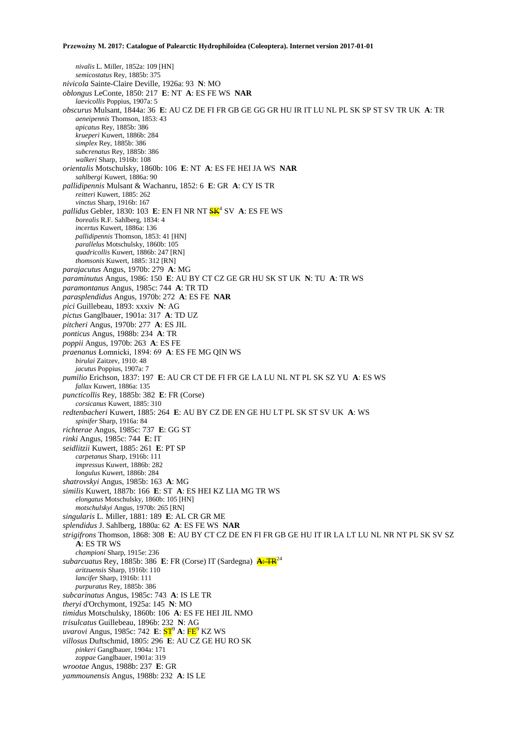*nivalis* L. Miller, 1852a: 109 [HN]
*semicostatus* Rey, 1885b: 375

*nivicola* Sainte-Claire Deville, 1926a: 93 **N**: MO

*oblongus* LeConte, 1850: 217 **E**: NT **A**: ES FE WS **NAR**
*laevicollis* Poppius, 1907a: 5

*obscurus* Mulsant, 1844a: 36 **E**: AU CZ DE FI FR GB GE GG GR HU IR IT LU NL PL SK SP ST SV TR UK **A**: TR
*aeneipennis* Thomson, 1853: 43
*apicatus* Rey, 1885b: 386
*krueperi* Kuwert, 1886b: 284
*simplex* Rey, 1885b: 386
*subcrenatus* Rey, 1885b: 386
*walkeri* Sharp, 1916b: 108

*orientalis* Motschulsky, 1860b: 106 **E**: NT **A**: ES FE HEI JA WS **NAR**
*sahlbergi* Kuwert, 1886a: 90

*pallidipennis* Mulsant & Wachanru, 1852: 6 **E**: GR **A**: CY IS TR
*reitteri* Kuwert, 1885: 262
*vinctus* Sharp, 1916b: 167

*pallidus* Gebler, 1830: 103 **E**: EN FI NR NT ~~SK~~[4] SV **A**: ES FE WS
*borealis* R.F. Sahlberg, 1834: 4
*incertus* Kuwert, 1886a: 136
*pallidipennis* Thomson, 1853: 41 [HN]
*parallelus* Motschulsky, 1860b: 105
*quadricollis* Kuwert, 1886b: 247 [RN]
*thomsonis* Kuwert, 1885: 312 [RN]

*parajacutus* Angus, 1970b: 279 **A**: MG

*paraminutus* Angus, 1986: 150 **E**: AU BY CT CZ GE GR HU SK ST UK **N**: TU **A**: TR WS

*paramontanus* Angus, 1985c: 744 **A**: TR TD

*parasplendidus* Angus, 1970b: 272 **A**: ES FE **NAR**

*pici* Guillebeau, 1893: xxxiv **N**: AG

*pictus* Ganglbauer, 1901a: 317 **A**: TD UZ

*pitcheri* Angus, 1970b: 277 **A**: ES JIL

*ponticus* Angus, 1988b: 234 **A**: TR

*poppii* Angus, 1970b: 263 **A**: ES FE

*praenanus* Łomnicki, 1894: 69 **A**: ES FE MG QIN WS
*birulai* Zaitzev, 1910: 48
*jacutus* Poppius, 1907a: 7

*pumilio* Erichson, 1837: 197 **E**: AU CR CT DE FI FR GE LA LU NL NT PL SK SZ YU **A**: ES WS
*fallax* Kuwert, 1886a: 135

*puncticollis* Rey, 1885b: 382 **E**: FR (Corse)
*corsicanus* Kuwert, 1885: 310

*redtenbacheri* Kuwert, 1885: 264 **E**: AU BY CZ DE EN GE HU LT PL SK ST SV UK **A**: WS
*spinifer* Sharp, 1916a: 84

*richterae* Angus, 1985c: 737 **E**: GG ST

*rinki* Angus, 1985c: 744 **E**: IT

*seidlitzii* Kuwert, 1885: 261 **E**: PT SP
*carpetanus* Sharp, 1916b: 111
*impressus* Kuwert, 1886b: 282
*longulus* Kuwert, 1886b: 284

*shatrovskyi* Angus, 1985b: 163 **A**: MG

*similis* Kuwert, 1887b: 166 **E**: ST **A**: ES HEI KZ LIA MG TR WS
*elongatus* Motschulsky, 1860b: 105 [HN]
*motschulskyi* Angus, 1970b: 265 [RN]

*singularis* L. Miller, 1881: 189 **E**: AL CR GR ME

*splendidus* J. Sahlberg, 1880a: 62 **A**: ES FE WS **NAR**

*strigifrons* Thomson, 1868: 308 **E**: AU BY CT CZ DE EN FI FR GB GE HU IT IR LA LT LU NL NR NT PL SK SV SZ **A**: ES TR WS
*championi* Sharp, 1915e: 236

*subarcuatus* Rey, 1885b: 386 **E**: FR (Corse) IT (Sardegna) ~~**A**: TR~~[24]
*aritzuensis* Sharp, 1916b: 110
*lancifer* Sharp, 1916b: 111
*purpuratus* Rey, 1885b: 386

*subcarinatus* Angus, 1985c: 743 **A**: IS LE TR

*theryi* d'Orchymont, 1925a: 145 **N**: MO

*timidus* Motschulsky, 1860b: 106 **A**: ES FE HEI JIL NMO

*trisulcatus* Guillebeau, 1896b: 232 **N**: AG

*uvarovi* Angus, 1985c: 742 **E**: ST[9] **A**: FE[9] KZ WS

*villosus* Duftschmid, 1805: 296 **E**: AU CZ GE HU RO SK
*pinkeri* Ganglbauer, 1904a: 171
*zoppae* Ganglbauer, 1901a: 319

*wrootae* Angus, 1988b: 237 **E**: GR

*yammounensis* Angus, 1988b: 232 **A**: IS LE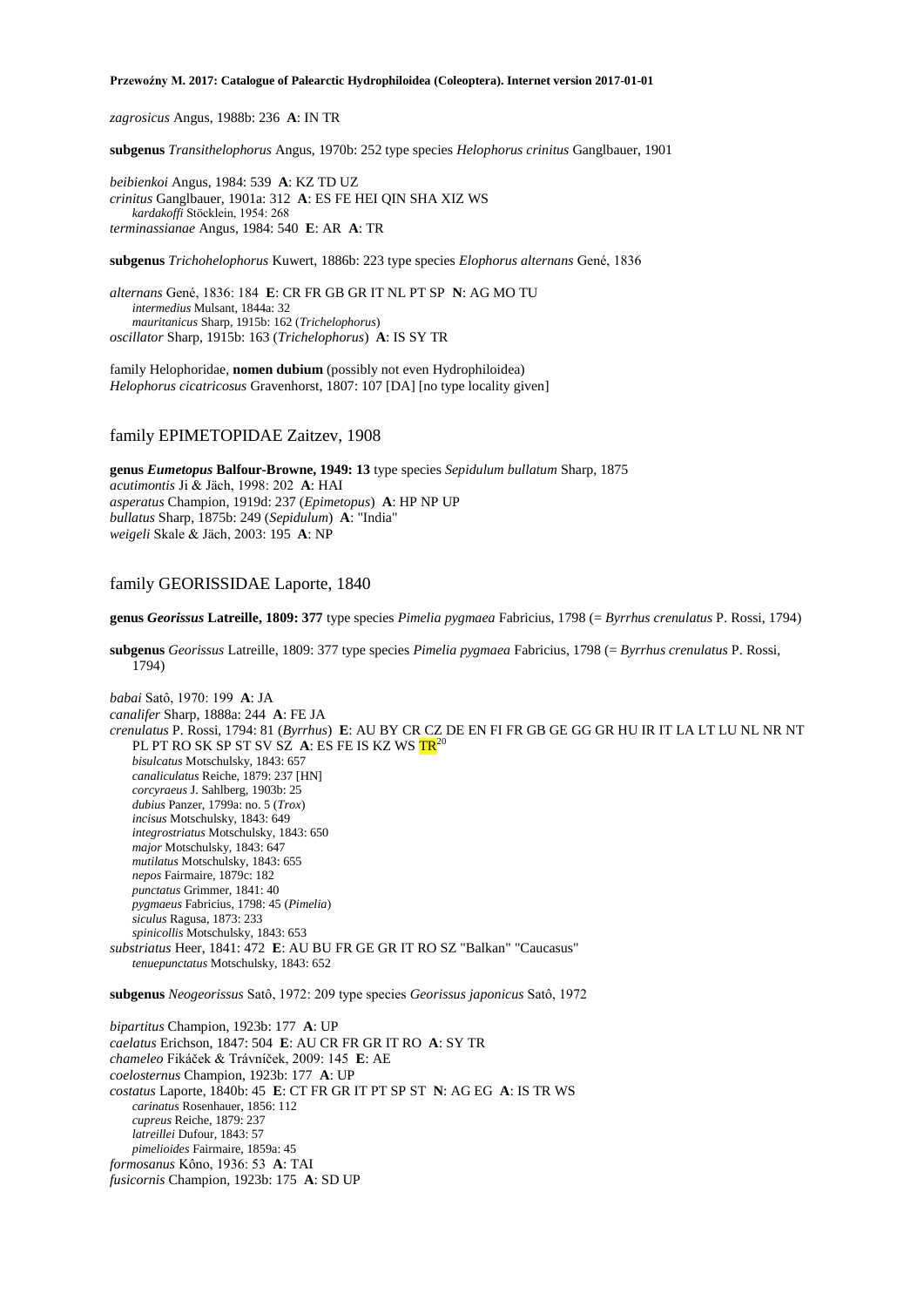*zagrosicus* Angus, 1988b: 236 **A**: IN TR

**subgenus** *Transithelophorus* Angus, 1970b: 252 type species *Helophorus crinitus* Ganglbauer, 1901

*beibienkoi* Angus, 1984: 539 **A**: KZ TD UZ
*crinitus* Ganglbauer, 1901a: 312 **A**: ES FE HEI QIN SHA XIZ WS
*kardakoffi* Stöcklein, 1954: 268
*terminassianae* Angus, 1984: 540 **E**: AR **A**: TR

**subgenus** *Trichohelophorus* Kuwert, 1886b: 223 type species *Elophorus alternans* Gené, 1836

*alternans* Gené, 1836: 184 **E**: CR FR GB GR IT NL PT SP **N**: AG MO TU
*intermedius* Mulsant, 1844a: 32
*mauritanicus* Sharp, 1915b: 162 (*Trichelophorus*)
*oscillator* Sharp, 1915b: 163 (*Trichelophorus*) **A**: IS SY TR

family Helophoridae, **nomen dubium** (possibly not even Hydrophiloidea)
*Helophorus cicatricosus* Gravenhorst, 1807: 107 [DA] [no type locality given]

## family EPIMETOPIDAE Zaitzev, 1908

**genus *Eumetopus* Balfour-Browne, 1949: 13** type species *Sepidulum bullatum* Sharp, 1875
*acutimontis* Ji & Jäch, 1998: 202 **A**: HAI
*asperatus* Champion, 1919d: 237 (*Epimetopus*) **A**: HP NP UP
*bullatus* Sharp, 1875b: 249 (*Sepidulum*) **A**: "India"
*weigeli* Skale & Jäch, 2003: 195 **A**: NP

## family GEORISSIDAE Laporte, 1840

**genus *Georissus* Latreille, 1809: 377** type species *Pimelia pygmaea* Fabricius, 1798 (= *Byrrhus crenulatus* P. Rossi, 1794)

**subgenus** *Georissus* Latreille, 1809: 377 type species *Pimelia pygmaea* Fabricius, 1798 (= *Byrrhus crenulatus* P. Rossi, 1794)

*babai* Satô, 1970: 199 **A**: JA
*canalifer* Sharp, 1888a: 244 **A**: FE JA
*crenulatus* P. Rossi, 1794: 81 (*Byrrhus*) **E**: AU BY CR CZ DE EN FI FR GB GE GG GR HU IR IT LA LT LU NL NR NT PL PT RO SK SP ST SV SZ **A**: ES FE IS KZ WS TR[20]
*bisulcatus* Motschulsky, 1843: 657
*canaliculatus* Reiche, 1879: 237 [HN]
*corcyraeus* J. Sahlberg, 1903b: 25
*dubius* Panzer, 1799a: no. 5 (*Trox*)
*incisus* Motschulsky, 1843: 649
*integrostriatus* Motschulsky, 1843: 650
*major* Motschulsky, 1843: 647
*mutilatus* Motschulsky, 1843: 655
*nepos* Fairmaire, 1879c: 182
*punctatus* Grimmer, 1841: 40
*pygmaeus* Fabricius, 1798: 45 (*Pimelia*)
*siculus* Ragusa, 1873: 233
*spinicollis* Motschulsky, 1843: 653
*substriatus* Heer, 1841: 472 **E**: AU BU FR GE GR IT RO SZ "Balkan" "Caucasus"
*tenuepunctatus* Motschulsky, 1843: 652

**subgenus** *Neogeorissus* Satô, 1972: 209 type species *Georissus japonicus* Satô, 1972

*bipartitus* Champion, 1923b: 177 **A**: UP
*caelatus* Erichson, 1847: 504 **E**: AU CR FR GR IT RO **A**: SY TR
*chameleo* Fikáček & Trávníček, 2009: 145 **E**: AE
*coelosternus* Champion, 1923b: 177 **A**: UP
*costatus* Laporte, 1840b: 45 **E**: CT FR GR IT PT SP ST **N**: AG EG **A**: IS TR WS
*carinatus* Rosenhauer, 1856: 112
*cupreus* Reiche, 1879: 237
*latreillei* Dufour, 1843: 57
*pimelioides* Fairmaire, 1859a: 45
*formosanus* Kôno, 1936: 53 **A**: TAI
*fusicornis* Champion, 1923b: 175 **A**: SD UP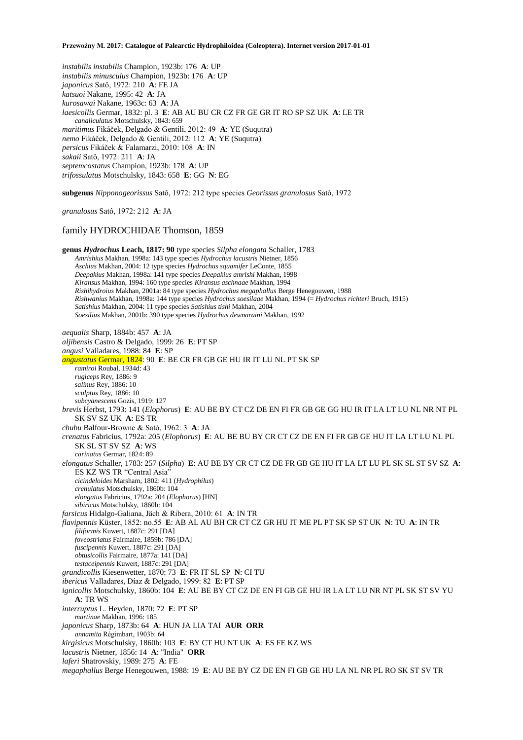*instabilis instabilis* Champion, 1923b: 176 **A**: UP
*instabilis minusculus* Champion, 1923b: 176 **A**: UP
*japonicus* Satô, 1972: 210 **A**: FE JA
*katsuoi* Nakane, 1995: 42 **A**: JA
*kurosawai* Nakane, 1963c: 63 **A**: JA
*laesicollis* Germar, 1832: pl. 3 **E**: AB AU BU CR CZ FR GE GR IT RO SP SZ UK **A**: LE TR
*canaliculatus* Motschulsky, 1843: 659
*maritimus* Fikáček, Delgado & Gentili, 2012: 49 **A**: YE (Suqutra)
*nemo* Fikáček, Delgado & Gentili, 2012: 112 **A**: YE (Suqutra)
*persicus* Fikáček & Falamarzi, 2010: 108 **A**: IN
*sakaii* Satô, 1972: 211 **A**: JA
*septemcostatus* Champion, 1923b: 178 **A**: UP
*trifossulatus* Motschulsky, 1843: 658 **E**: GG **N**: EG

**subgenus** *Nipponogeorissus* Satô, 1972: 212 type species *Georissus granulosus* Satô, 1972

*granulosus* Satô, 1972: 212 **A**: JA

## family HYDROCHIDAE Thomson, 1859

**genus *Hydrochus* Leach, 1817: 90** type species *Silpha elongata* Schaller, 1783
*Amrishius* Makhan, 1998a: 143 type species *Hydrochus lacustris* Nietner, 1856
*Aschius* Makhan, 2004: 12 type species *Hydrochus squamifer* LeConte, 1855
*Deepakius* Makhan, 1998a: 141 type species *Deepakius amrishi* Makhan, 1998
*Kiransus* Makhan, 1994: 160 type species *Kiransus aschnaae* Makhan, 1994
*Rishihydroius* Makhan, 2001a: 84 type species *Hydrochus megaphallus* Berge Henegouwen, 1988
*Rishwanius* Makhan, 1998a: 144 type species *Hydrochus soesilaae* Makhan, 1994 (= *Hydrochus richteri* Bruch, 1915)
*Satishius* Makhan, 2004: 11 type species *Satishius tishi* Makhan, 2004
*Soesilius* Makhan, 2001b: 390 type species *Hydrochus dewnaraini* Makhan, 1992

*aequalis* Sharp, 1884b: 457 **A**: JA
*aljibensis* Castro & Delgado, 1999: 26 **E**: PT SP
*angusi* Valladares, 1988: 84 **E**: SP
*angustatus* Germar, 1824: 90 **E**: BE CR FR GB GE HU IR IT LU NL PT SK SP
*ramiroi* Roubal, 1934d: 43
*rugiceps* Rey, 1886: 9
*salinus* Rey, 1886: 10
*sculptus* Rey, 1886: 10
*subcyanescens* Gozis, 1919: 127
*brevis* Herbst, 1793: 141 (*Elophorus*) **E**: AU BE BY CT CZ DE EN FI FR GB GE GG HU IR IT LA LT LU NL NR NT PL SK SV SZ UK **A**: ES TR
*chubu* Balfour-Browne & Satô, 1962: 3 **A**: JA
*crenatus* Fabricius, 1792a: 205 (*Elophorus*) **E**: AU BE BU BY CR CT CZ DE EN FI FR GB GE HU IT LA LT LU NL PL SK SL ST SV SZ **A**: WS
*carinatus* Germar, 1824: 89
*elongatus* Schaller, 1783: 257 (*Silpha*) **E**: AU BE BY CR CT CZ DE FR GB GE HU IT LA LT LU PL SK SL ST SV SZ **A**: ES KZ WS TR "Central Asia"
*cicindeloides* Marsham, 1802: 411 (*Hydrophilus*)
*crenulatus* Motschulsky, 1860b: 104
*elongatus* Fabricius, 1792a: 204 (*Elophorus*) [HN]
*sibiricus* Motschulsky, 1860b: 104
*farsicus* Hidalgo-Galiana, Jäch & Ribera, 2010: 61 **A**: IN TR
*flavipennis* Küster, 1852: no.55 **E**: AB AL AU BH CR CT CZ GR HU IT ME PL PT SK SP ST UK **N**: TU **A**: IN TR
*filiformis* Kuwert, 1887c: 291 [DA]
*foveostriatus* Fairmaire, 1859b: 786 [DA]
*fuscipennis* Kuwert, 1887c: 291 [DA]
*obtusicollis* Fairmaire, 1877a: 141 [DA]
*testaceipennis* Kuwert, 1887c: 291 [DA]
*grandicollis* Kiesenwetter, 1870: 73 **E**: FR IT SL SP **N**: CI TU
*ibericus* Valladares, Díaz & Delgado, 1999: 82 **E**: PT SP
*ignicollis* Motschulsky, 1860b: 104 **E**: AU BE BY CT CZ DE EN FI GB GE HU IR LA LT LU NR NT PL SK ST SV YU **A**: TR WS
*interruptus* L. Heyden, 1870: 72 **E**: PT SP
*martinae* Makhan, 1996: 185
*japonicus* Sharp, 1873b: 64 **A**: HUN JA LIA TAI **AUR ORR**
*annamita* Régimbart, 1903b: 64
*kirgisicus* Motschulsky, 1860b: 103 **E**: BY CT HU NT UK **A**: ES FE KZ WS
*lacustris* Nietner, 1856: 14 **A**: "India" **ORR**
*laferi* Shatrovskiy, 1989: 275 **A**: FE
*megaphallus* Berge Henegouwen, 1988: 19 **E**: AU BE BY CZ DE EN FI GB GE HU LA NL NR PL RO SK ST SV TR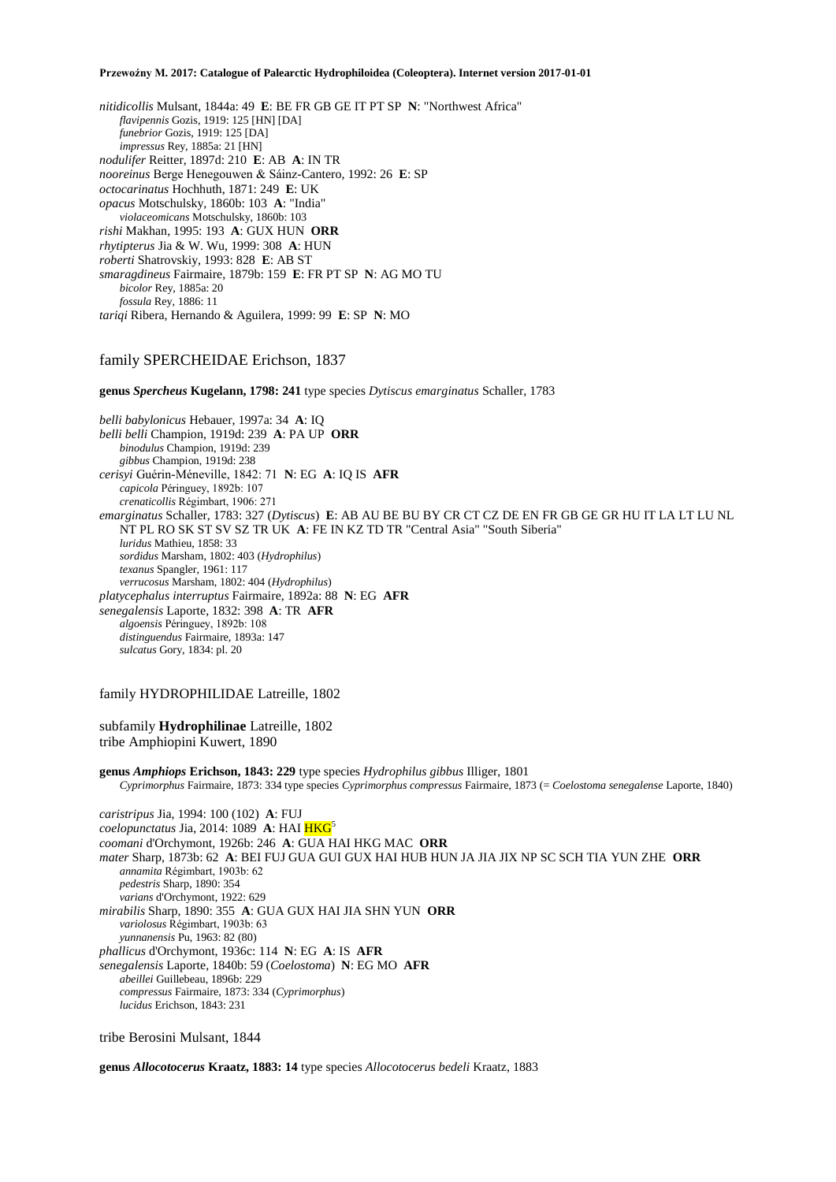*nitidicollis* Mulsant, 1844a: 49 **E**: BE FR GB GE IT PT SP **N**: "Northwest Africa"
*flavipennis* Gozis, 1919: 125 [HN] [DA]
*funebrior* Gozis, 1919: 125 [DA]
*impressus* Rey, 1885a: 21 [HN]
*nodulifer* Reitter, 1897d: 210 **E**: AB **A**: IN TR
*nooreinus* Berge Henegouwen & Sáinz-Cantero, 1992: 26 **E**: SP
*octocarinatus* Hochhuth, 1871: 249 **E**: UK
*opacus* Motschulsky, 1860b: 103 **A**: "India"
*violaceomicans* Motschulsky, 1860b: 103
*rishi* Makhan, 1995: 193 **A**: GUX HUN **ORR**
*rhytipterus* Jia & W. Wu, 1999: 308 **A**: HUN
*roberti* Shatrovskiy, 1993: 828 **E**: AB ST
*smaragdineus* Fairmaire, 1879b: 159 **E**: FR PT SP **N**: AG MO TU
*bicolor* Rey, 1885a: 20
*fossula* Rey, 1886: 11
*tariqi* Ribera, Hernando & Aguilera, 1999: 99 **E**: SP **N**: MO

## family SPERCHEIDAE Erichson, 1837

**genus *Spercheus* Kugelann, 1798: 241** type species *Dytiscus emarginatus* Schaller, 1783

*belli babylonicus* Hebauer, 1997a: 34 **A**: IQ
*belli belli* Champion, 1919d: 239 **A**: PA UP **ORR**
*binodulus* Champion, 1919d: 239
*gibbus* Champion, 1919d: 238
*cerisyi* Guérin-Méneville, 1842: 71 **N**: EG **A**: IQ IS **AFR**
*capicola* Péringuey, 1892b: 107
*crenaticollis* Régimbart, 1906: 271
*emarginatus* Schaller, 1783: 327 (*Dytiscus*) **E**: AB AU BE BU BY CR CT CZ DE EN FR GB GE GR HU IT LA LT LU NL NT PL RO SK ST SV SZ TR UK **A**: FE IN KZ TD TR "Central Asia" "South Siberia"
*luridus* Mathieu, 1858: 33
*sordidus* Marsham, 1802: 403 (*Hydrophilus*)
*texanus* Spangler, 1961: 117
*verrucosus* Marsham, 1802: 404 (*Hydrophilus*)
*platycephalus interruptus* Fairmaire, 1892a: 88 **N**: EG **AFR**
*senegalensis* Laporte, 1832: 398 **A**: TR **AFR**
*algoensis* Péringuey, 1892b: 108
*distinguendus* Fairmaire, 1893a: 147
*sulcatus* Gory, 1834: pl. 20

## family HYDROPHILIDAE Latreille, 1802

### subfamily **Hydrophilinae** Latreille, 1802
### tribe Amphiopini Kuwert, 1890

**genus *Amphiops* Erichson, 1843: 229** type species *Hydrophilus gibbus* Illiger, 1801
*Cyprimorphus* Fairmaire, 1873: 334 type species *Cyprimorphus compressus* Fairmaire, 1873 (= *Coelostoma senegalense* Laporte, 1840)

*caristripus* Jia, 1994: 100 (102) **A**: FUJ
*coelopunctatus* Jia, 2014: 1089 **A**: HAI HKG[5]
*coomani* d'Orchymont, 1926b: 246 **A**: GUA HAI HKG MAC **ORR**
*mater* Sharp, 1873b: 62 **A**: BEI FUJ GUA GUI GUX HAI HUB HUN JA JIA JIX NP SC SCH TIA YUN ZHE **ORR**
*annamita* Régimbart, 1903b: 62
*pedestris* Sharp, 1890: 354
*varians* d'Orchymont, 1922: 629
*mirabilis* Sharp, 1890: 355 **A**: GUA GUX HAI JIA SHN YUN **ORR**
*variolosus* Régimbart, 1903b: 63
*yunnanensis* Pu, 1963: 82 (80)
*phallicus* d'Orchymont, 1936c: 114 **N**: EG **A**: IS **AFR**
*senegalensis* Laporte, 1840b: 59 (*Coelostoma*) **N**: EG MO **AFR**
*abeillei* Guillebeau, 1896b: 229
*compressus* Fairmaire, 1873: 334 (*Cyprimorphus*)
*lucidus* Erichson, 1843: 231

### tribe Berosini Mulsant, 1844

**genus *Allocotocerus* Kraatz, 1883: 14** type species *Allocotocerus bedeli* Kraatz, 1883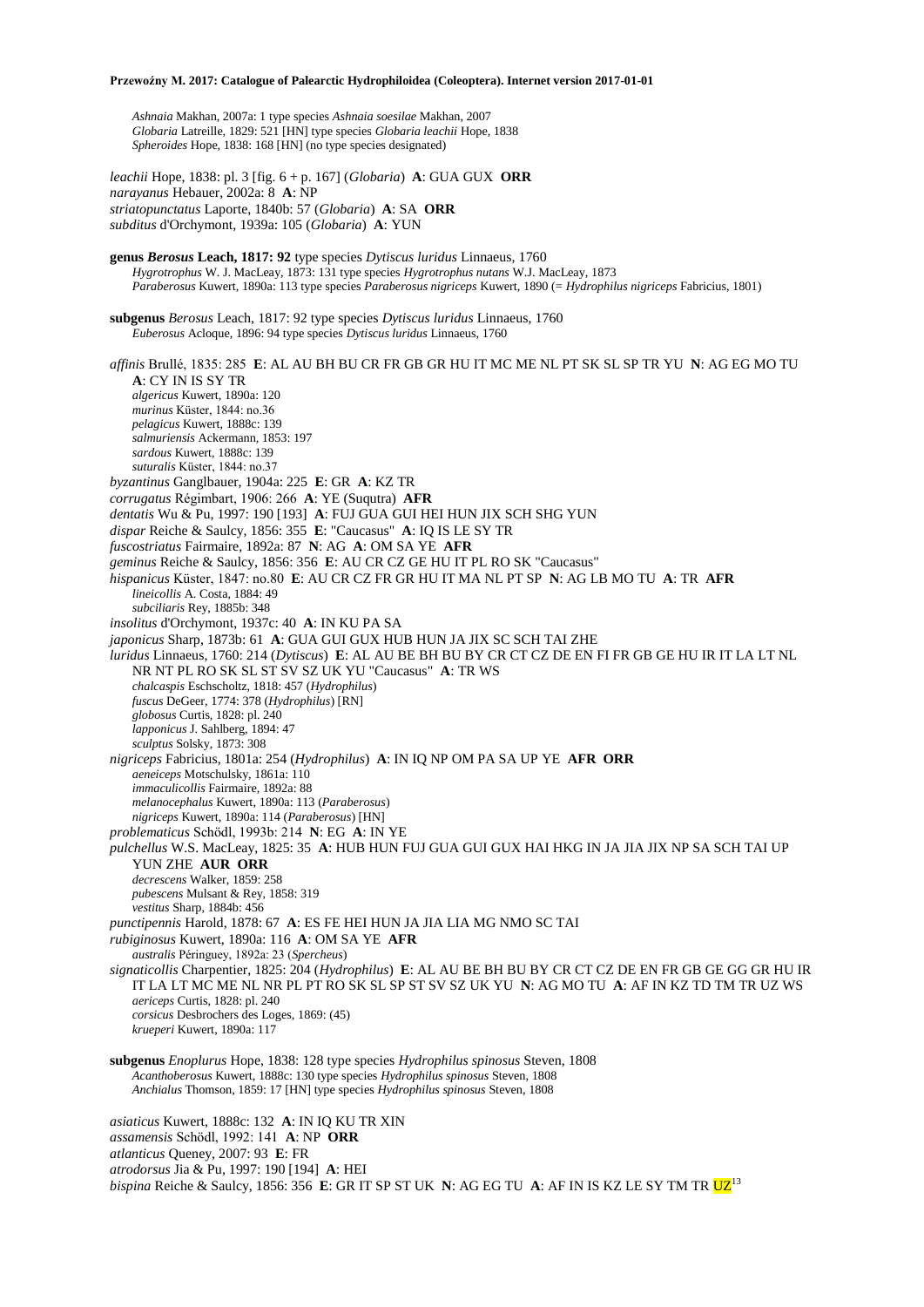*Ashnaia* Makhan, 2007a: 1 type species *Ashnaia soesilae* Makhan, 2007
*Globaria* Latreille, 1829: 521 [HN] type species *Globaria leachii* Hope, 1838
*Spheroides* Hope, 1838: 168 [HN] (no type species designated)

*leachii* Hope, 1838: pl. 3 [fig. 6 + p. 167] (*Globaria*) **A**: GUA GUX **ORR**
*narayanus* Hebauer, 2002a: 8 **A**: NP
*striatopunctatus* Laporte, 1840b: 57 (*Globaria*) **A**: SA **ORR**
*subditus* d'Orchymont, 1939a: 105 (*Globaria*) **A**: YUN

**genus *Berosus* Leach, 1817: 92** type species *Dytiscus luridus* Linnaeus, 1760
*Hygrotrophus* W. J. MacLeay, 1873: 131 type species *Hygrotrophus nutans* W.J. MacLeay, 1873
*Paraberosus* Kuwert, 1890a: 113 type species *Paraberosus nigriceps* Kuwert, 1890 (= *Hydrophilus nigriceps* Fabricius, 1801)

**subgenus *Berosus*** Leach, 1817: 92 type species *Dytiscus luridus* Linnaeus, 1760
*Euberosus* Acloque, 1896: 94 type species *Dytiscus luridus* Linnaeus, 1760

*affinis* Brullé, 1835: 285 **E**: AL AU BH BU CR FR GB GR HU IT MC ME NL PT SK SL SP TR YU **N**: AG EG MO TU **A**: CY IN IS SY TR
*algericus* Kuwert, 1890a: 120
*murinus* Küster, 1844: no.36
*pelagicus* Kuwert, 1888c: 139
*salmuriensis* Ackermann, 1853: 197
*sardous* Kuwert, 1888c: 139
*suturalis* Küster, 1844: no.37
*byzantinus* Ganglbauer, 1904a: 225 **E**: GR **A**: KZ TR
*corrugatus* Régimbart, 1906: 266 **A**: YE (Suqutra) **AFR**
*dentatis* Wu & Pu, 1997: 190 [193] **A**: FUJ GUA GUI HEI HUN JIX SCH SHG YUN
*dispar* Reiche & Saulcy, 1856: 355 **E**: "Caucasus" **A**: IQ IS LE SY TR
*fuscostriatus* Fairmaire, 1892a: 87 **N**: AG **A**: OM SA YE **AFR**
*geminus* Reiche & Saulcy, 1856: 356 **E**: AU CR CZ GE HU IT PL RO SK "Caucasus"
*hispanicus* Küster, 1847: no.80 **E**: AU CR CZ FR GR HU IT MA NL PT SP **N**: AG LB MO TU **A**: TR **AFR**
*lineicollis* A. Costa, 1884: 49
*subciliaris* Rey, 1885b: 348
*insolitus* d'Orchymont, 1937c: 40 **A**: IN KU PA SA
*japonicus* Sharp, 1873b: 61 **A**: GUA GUI GUX HUB HUN JA JIX SC SCH TAI ZHE
*luridus* Linnaeus, 1760: 214 (*Dytiscus*) **E**: AL AU BE BH BU BY CR CT CZ DE EN FI FR GB GE HU IR IT LA LT NL NR NT PL RO SK SL ST SV SZ UK YU "Caucasus" **A**: TR WS
*chalcaspis* Eschscholtz, 1818: 457 (*Hydrophilus*)
*fuscus* DeGeer, 1774: 378 (*Hydrophilus*) [RN]
*globosus* Curtis, 1828: pl. 240
*lapponicus* J. Sahlberg, 1894: 47
*sculptus* Solsky, 1873: 308
*nigriceps* Fabricius, 1801a: 254 (*Hydrophilus*) **A**: IN IQ NP OM PA SA UP YE **AFR ORR**
*aeneiceps* Motschulsky, 1861a: 110
*immaculicollis* Fairmaire, 1892a: 88
*melanocephalus* Kuwert, 1890a: 113 (*Paraberosus*)
*nigriceps* Kuwert, 1890a: 114 (*Paraberosus*) [HN]
*problematicus* Schödl, 1993b: 214 **N**: EG **A**: IN YE
*pulchellus* W.S. MacLeay, 1825: 35 **A**: HUB HUN FUJ GUA GUI GUX HAI HKG IN JA JIA JIX NP SA SCH TAI UP YUN ZHE **AUR ORR**
*decrescens* Walker, 1859: 258
*pubescens* Mulsant & Rey, 1858: 319
*vestitus* Sharp, 1884b: 456
*punctipennis* Harold, 1878: 67 **A**: ES FE HEI HUN JA JIA LIA MG NMO SC TAI
*rubiginosus* Kuwert, 1890a: 116 **A**: OM SA YE **AFR**
*australis* Péringuey, 1892a: 23 (*Spercheus*)
*signaticollis* Charpentier, 1825: 204 (*Hydrophilus*) **E**: AL AU BE BH BU BY CR CT CZ DE EN FR GB GE GG GR HU IR IT LA LT MC ME NL NR PL PT RO SK SL SP ST SV SZ UK YU **N**: AG MO TU **A**: AF IN KZ TD TM TR UZ WS
*aericeps* Curtis, 1828: pl. 240
*corsicus* Desbrochers des Loges, 1869: (45)
*krueperi* Kuwert, 1890a: 117

**subgenus *Enoplurus*** Hope, 1838: 128 type species *Hydrophilus spinosus* Steven, 1808
*Acanthoberosus* Kuwert, 1888c: 130 type species *Hydrophilus spinosus* Steven, 1808
*Anchialus* Thomson, 1859: 17 [HN] type species *Hydrophilus spinosus* Steven, 1808

*asiaticus* Kuwert, 1888c: 132 **A**: IN IQ KU TR XIN
*assamensis* Schödl, 1992: 141 **A**: NP **ORR**
*atlanticus* Queney, 2007: 93 **E**: FR
*atrodorsus* Jia & Pu, 1997: 190 [194] **A**: HEI
*bispina* Reiche & Saulcy, 1856: 356 **E**: GR IT SP ST UK **N**: AG EG TU **A**: AF IN IS KZ LE SY TM TR UZ[13]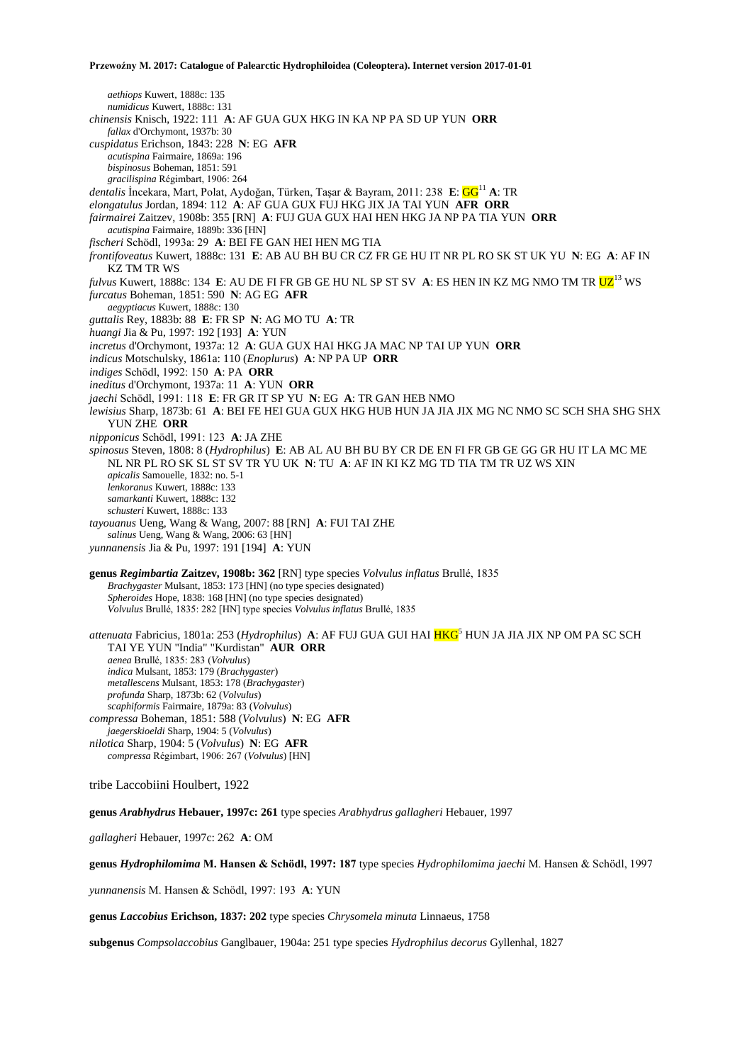*aethiops* Kuwert, 1888c: 135
*numidicus* Kuwert, 1888c: 131

*chinensis* Knisch, 1922: 111 **A**: AF GUA GUX HKG IN KA NP PA SD UP YUN **ORR**
*fallax* d'Orchymont, 1937b: 30

*cuspidatus* Erichson, 1843: 228 **N**: EG **AFR**
*acutispina* Fairmaire, 1869a: 196
*bispinosus* Boheman, 1851: 591
*gracilispina* Régimbart, 1906: 264

*dentalis* İncekara, Mart, Polat, Aydoğan, Türken, Taşar & Bayram, 2011: 238 **E**: GG[11] **A**: TR

*elongatulus* Jordan, 1894: 112 **A**: AF GUA GUX FUJ HKG JIX JA TAI YUN **AFR ORR**

*fairmairei* Zaitzev, 1908b: 355 [RN] **A**: FUJ GUA GUX HAI HEN HKG JA NP PA TIA YUN **ORR**
*acutispina* Fairmaire, 1889b: 336 [HN]

*fischeri* Schödl, 1993a: 29 **A**: BEI FE GAN HEI HEN MG TIA

*frontifoveatus* Kuwert, 1888c: 131 **E**: AB AU BH BU CR CZ FR GE HU IT NR PL RO SK ST UK YU **N**: EG **A**: AF IN KZ TM TR WS

*fulvus* Kuwert, 1888c: 134 **E**: AU DE FI FR GB GE HU NL SP ST SV **A**: ES HEN IN KZ MG NMO TM TR UZ[13] WS

*furcatus* Boheman, 1851: 590 **N**: AG EG **AFR**
*aegyptiacus* Kuwert, 1888c: 130

*guttalis* Rey, 1883b: 88 **E**: FR SP **N**: AG MO TU **A**: TR

*huangi* Jia & Pu, 1997: 192 [193] **A**: YUN

*incretus* d'Orchymont, 1937a: 12 **A**: GUA GUX HAI HKG JA MAC NP TAI UP YUN **ORR**

*indicus* Motschulsky, 1861a: 110 (*Enoplurus*) **A**: NP PA UP **ORR**

*indiges* Schödl, 1992: 150 **A**: PA **ORR**

*ineditus* d'Orchymont, 1937a: 11 **A**: YUN **ORR**

*jaechi* Schödl, 1991: 118 **E**: FR GR IT SP YU **N**: EG **A**: TR GAN HEB NMO

*lewisius* Sharp, 1873b: 61 **A**: BEI FE HEI GUA GUX HKG HUB HUN JA JIA JIX MG NC NMO SC SCH SHA SHG SHX YUN ZHE **ORR**

*nipponicus* Schödl, 1991: 123 **A**: JA ZHE

*spinosus* Steven, 1808: 8 (*Hydrophilus*) **E**: AB AL AU BH BU BY CR DE EN FI FR GB GE GG GR HU IT LA MC ME NL NR PL RO SK SL ST SV TR YU UK **N**: TU **A**: AF IN KI KZ MG TD TIA TM TR UZ WS XIN
*apicalis* Samouelle, 1832: no. 5-1
*lenkoranus* Kuwert, 1888c: 133
*samarkanti* Kuwert, 1888c: 132
*schusteri* Kuwert, 1888c: 133

*tayouanus* Ueng, Wang & Wang, 2007: 88 [RN] **A**: FUI TAI ZHE
*salinus* Ueng, Wang & Wang, 2006: 63 [HN]

*yunnanensis* Jia & Pu, 1997: 191 [194] **A**: YUN

**genus *Regimbartia* Zaitzev, 1908b: 362** [RN] type species *Volvulus inflatus* Brullé, 1835
*Brachygaster* Mulsant, 1853: 173 [HN] (no type species designated)
*Spheroides* Hope, 1838: 168 [HN] (no type species designated)
*Volvulus* Brullé, 1835: 282 [HN] type species *Volvulus inflatus* Brullé, 1835

*attenuata* Fabricius, 1801a: 253 (*Hydrophilus*) **A**: AF FUJ GUA GUI HAI HKG[5] HUN JA JIA JIX NP OM PA SC SCH TAI YE YUN "India" "Kurdistan" **AUR ORR**
*aenea* Brullé, 1835: 283 (*Volvulus*)
*indica* Mulsant, 1853: 179 (*Brachygaster*)
*metallescens* Mulsant, 1853: 178 (*Brachygaster*)
*profunda* Sharp, 1873b: 62 (*Volvulus*)
*scaphiformis* Fairmaire, 1879a: 83 (*Volvulus*)

*compressa* Boheman, 1851: 588 (*Volvulus*) **N**: EG **AFR**
*jaegerskioeldi* Sharp, 1904: 5 (*Volvulus*)

*nilotica* Sharp, 1904: 5 (*Volvulus*) **N**: EG **AFR**
*compressa* Régimbart, 1906: 267 (*Volvulus*) [HN]

tribe Laccobiini Houlbert, 1922

**genus *Arabhydrus* Hebauer, 1997c: 261** type species *Arabhydrus gallagheri* Hebauer, 1997

*gallagheri* Hebauer, 1997c: 262 **A**: OM

**genus *Hydrophilomima* M. Hansen & Schödl, 1997: 187** type species *Hydrophilomima jaechi* M. Hansen & Schödl, 1997

*yunnanensis* M. Hansen & Schödl, 1997: 193 **A**: YUN

**genus *Laccobius* Erichson, 1837: 202** type species *Chrysomela minuta* Linnaeus, 1758

**subgenus *Compsolaccobius* Ganglbauer, 1904a: 251** type species *Hydrophilus decorus* Gyllenhal, 1827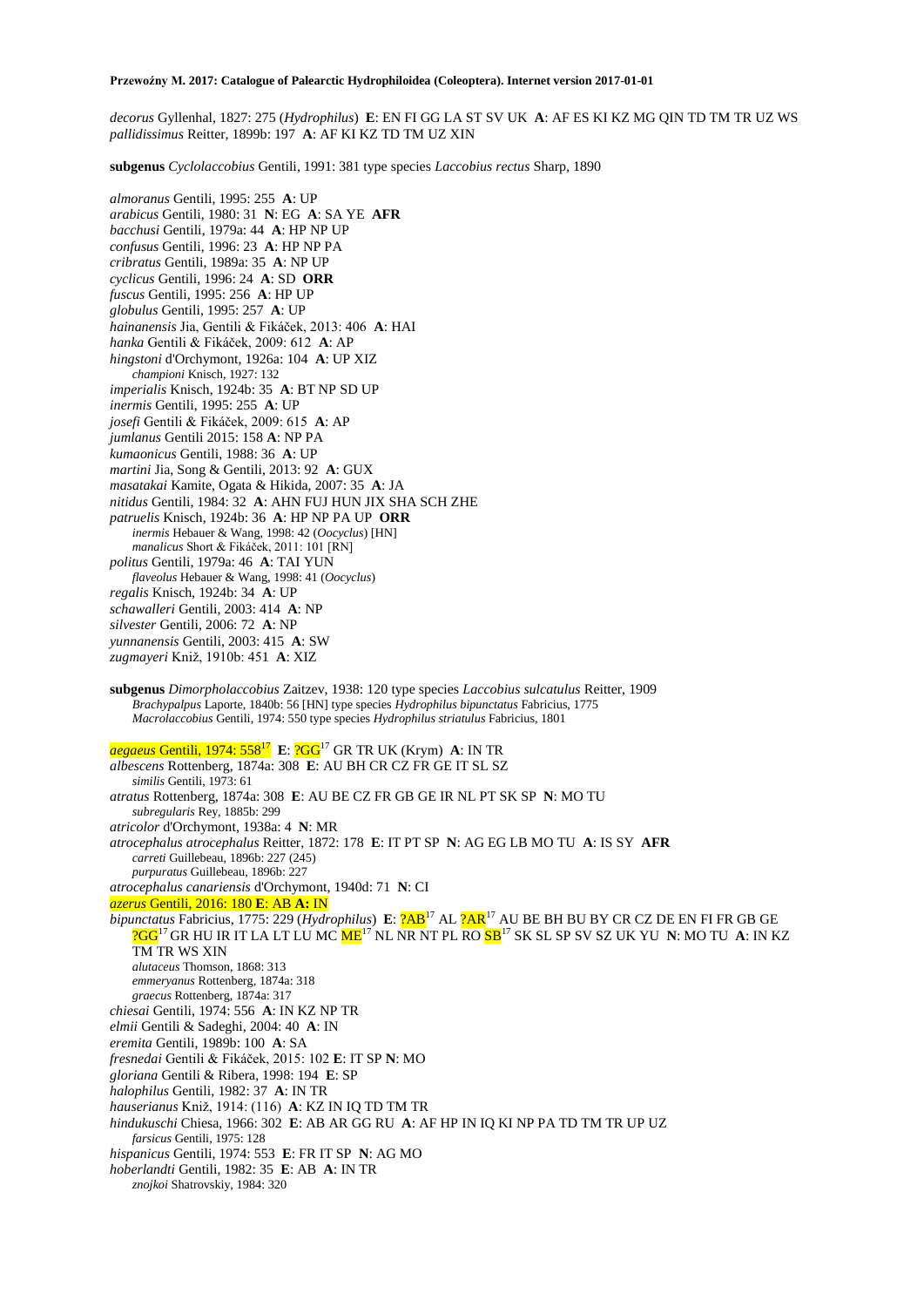*decorus* Gyllenhal, 1827: 275 (*Hydrophilus*) **E**: EN FI GG LA ST SV UK **A**: AF ES KI KZ MG QIN TD TM TR UZ WS
*pallidissimus* Reitter, 1899b: 197 **A**: AF KI KZ TD TM UZ XIN

**subgenus** *Cyclolaccobius* Gentili, 1991: 381 type species *Laccobius rectus* Sharp, 1890

*almoranus* Gentili, 1995: 255 **A**: UP
*arabicus* Gentili, 1980: 31 **N**: EG **A**: SA YE **AFR**
*bacchusi* Gentili, 1979a: 44 **A**: HP NP UP
*confusus* Gentili, 1996: 23 **A**: HP NP PA
*cribratus* Gentili, 1989a: 35 **A**: NP UP
*cyclicus* Gentili, 1996: 24 **A**: SD **ORR**
*fuscus* Gentili, 1995: 256 **A**: HP UP
*globulus* Gentili, 1995: 257 **A**: UP
*hainanensis* Jia, Gentili & Fikáček, 2013: 406 **A**: HAI
*hanka* Gentili & Fikáček, 2009: 612 **A**: AP
*hingstoni* d'Orchymont, 1926a: 104 **A**: UP XIZ
  *championi* Knisch, 1927: 132
*imperialis* Knisch, 1924b: 35 **A**: BT NP SD UP
*inermis* Gentili, 1995: 255 **A**: UP
*josefi* Gentili & Fikáček, 2009: 615 **A**: AP
*jumlanus* Gentili 2015: 158 **A**: NP PA
*kumaonicus* Gentili, 1988: 36 **A**: UP
*martini* Jia, Song & Gentili, 2013: 92 **A**: GUX
*masatakai* Kamite, Ogata & Hikida, 2007: 35 **A**: JA
*nitidus* Gentili, 1984: 32 **A**: AHN FUJ HUN JIX SHA SCH ZHE
*patruelis* Knisch, 1924b: 36 **A**: HP NP PA UP **ORR**
  *inermis* Hebauer & Wang, 1998: 42 (*Oocyclus*) [HN]
  *manalicus* Short & Fikáček, 2011: 101 [RN]
*politus* Gentili, 1979a: 46 **A**: TAI YUN
  *flaveolus* Hebauer & Wang, 1998: 41 (*Oocyclus*)
*regalis* Knisch, 1924b: 34 **A**: UP
*schawalleri* Gentili, 2003: 414 **A**: NP
*silvester* Gentili, 2006: 72 **A**: NP
*yunnanensis* Gentili, 2003: 415 **A**: SW
*zugmayeri* Kniž, 1910b: 451 **A**: XIZ

**subgenus** *Dimorpholaccobius* Zaitzev, 1938: 120 type species *Laccobius sulcatulus* Reitter, 1909
  *Brachypalpus* Laporte, 1840b: 56 [HN] type species *Hydrophilus bipunctatus* Fabricius, 1775
  *Macrolaccobius* Gentili, 1974: 550 type species *Hydrophilus striatulus* Fabricius, 1801

*aegaeus* Gentili, 1974: 558[17] **E**: ?GG[17] GR TR UK (Krym) **A**: IN TR
*albescens* Rottenberg, 1874a: 308 **E**: AU BH CR CZ FR GE IT SL SZ
  *similis* Gentili, 1973: 61
*atratus* Rottenberg, 1874a: 308 **E**: AU BE CZ FR GB GE IR NL PT SK SP **N**: MO TU
  *subregularis* Rey, 1885b: 299
*atricolor* d'Orchymont, 1938a: 4 **N**: MR
*atrocephalus atrocephalus* Reitter, 1872: 178 **E**: IT PT SP **N**: AG EG LB MO TU **A**: IS SY **AFR**
  *carreti* Guillebeau, 1896b: 227 (245)
  *purpuratus* Guillebeau, 1896b: 227
*atrocephalus canariensis* d'Orchymont, 1940d: 71 **N**: CI
*azerus* Gentili, 2016: 180 **E**: AB **A:** IN
*bipunctatus* Fabricius, 1775: 229 (*Hydrophilus*) **E**: ?AB[17] AL ?AR[17] AU BE BH BU BY CR CZ DE EN FI FR GB GE ?GG[17] GR HU IR IT LA LT LU MC ME[17] NL NR NT PL RO SB[17] SK SL SP SV SZ UK YU **N**: MO TU **A**: IN KZ TM TR WS XIN
  *alutaceus* Thomson, 1868: 313
  *emmeryanus* Rottenberg, 1874a: 318
  *graecus* Rottenberg, 1874a: 317
*chiesai* Gentili, 1974: 556 **A**: IN KZ NP TR
*elmii* Gentili & Sadeghi, 2004: 40 **A**: IN
*eremita* Gentili, 1989b: 100 **A**: SA
*fresnedai* Gentili & Fikáček, 2015: 102 **E**: IT SP **N**: MO
*gloriana* Gentili & Ribera, 1998: 194 **E**: SP
*halophilus* Gentili, 1982: 37 **A**: IN TR
*hauserianus* Kniž, 1914: (116) **A**: KZ IN IQ TD TM TR
*hindukuschi* Chiesa, 1966: 302 **E**: AB AR GG RU **A**: AF HP IN IQ KI NP PA TD TM TR UP UZ
  *farsicus* Gentili, 1975: 128
*hispanicus* Gentili, 1974: 553 **E**: FR IT SP **N**: AG MO
*hoberlandti* Gentili, 1982: 35 **E**: AB **A**: IN TR
  *znojkoi* Shatrovskiy, 1984: 320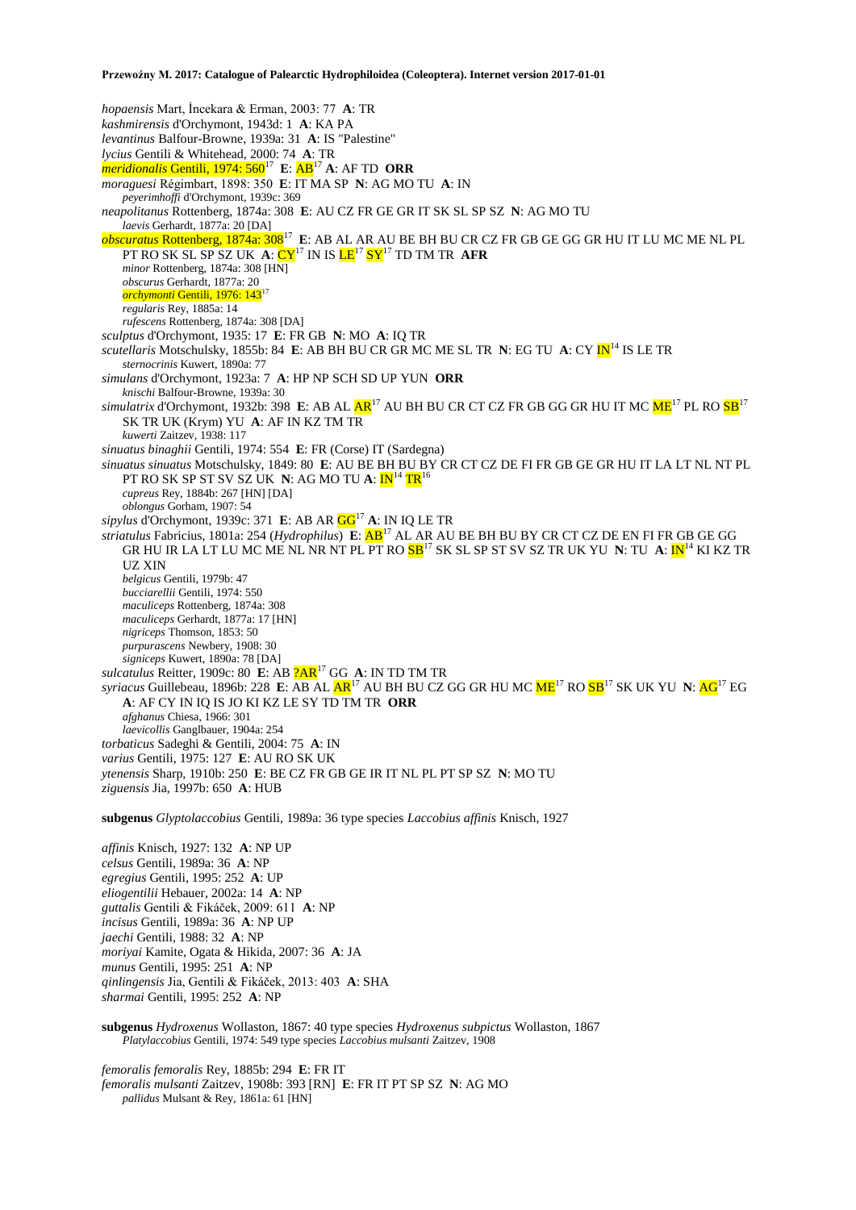*hopaensis* Mart, İncekara & Erman, 2003: 77 **A**: TR
*kashmirensis* d'Orchymont, 1943d: 1 **A**: KA PA
*levantinus* Balfour-Browne, 1939a: 31 **A**: IS "Palestine"
*lycius* Gentili & Whitehead, 2000: 74 **A**: TR
*meridionalis* Gentili, 1974: 560[17] **E**: AB[17] **A**: AF TD **ORR**
*moraguesi* Régimbart, 1898: 350 **E**: IT MA SP **N**: AG MO TU **A**: IN
  *peyerimhoffi* d'Orchymont, 1939c: 369
*neapolitanus* Rottenberg, 1874a: 308 **E**: AU CZ FR GE GR IT SK SL SP SZ **N**: AG MO TU
  *laevis* Gerhardt, 1877a: 20 [DA]
*obscuratus* Rottenberg, 1874a: 308[17] **E**: AB AL AR AU BE BH BU CR CZ FR GB GE GG GR HU IT LU MC ME NL PL PT RO SK SL SP SZ UK **A**: CY[17] IN IS LE[17] SY[17] TD TM TR **AFR**
  *minor* Rottenberg, 1874a: 308 [HN]
  *obscurus* Gerhardt, 1877a: 20
  *orchymonti* Gentili, 1976: 143[17]
  *regularis* Rey, 1885a: 14
  *rufescens* Rottenberg, 1874a: 308 [DA]
*sculptus* d'Orchymont, 1935: 17 **E**: FR GB **N**: MO **A**: IQ TR
*scutellaris* Motschulsky, 1855b: 84 **E**: AB BH BU CR GR MC ME SL TR **N**: EG TU **A**: CY IN[14] IS LE TR
  *sternocrinis* Kuwert, 1890a: 77
*simulans* d'Orchymont, 1923a: 7 **A**: HP NP SCH SD UP YUN **ORR**
  *knischi* Balfour-Browne, 1939a: 30
*simulatrix* d'Orchymont, 1932b: 398 **E**: AB AL AR[17] AU BH BU CR CT CZ FR GB GG GR HU IT MC ME[17] PL RO SB[17] SK TR UK (Krym) YU **A**: AF IN KZ TM TR
  *kuwerti* Zaitzev, 1938: 117
*sinuatus binaghii* Gentili, 1974: 554 **E**: FR (Corse) IT (Sardegna)
*sinuatus sinuatus* Motschulsky, 1849: 80 **E**: AU BE BH BU BY CR CT CZ DE FI FR GB GE GR HU IT LA LT NL NT PL PT RO SK SP ST SV SZ UK **N**: AG MO TU **A**: IN[14] TR[16]
  *cupreus* Rey, 1884b: 267 [HN] [DA]
  *oblongus* Gorham, 1907: 54
*sipylus* d'Orchymont, 1939c: 371 **E**: AB AR GG[17] **A**: IN IQ LE TR
*striatulus* Fabricius, 1801a: 254 (*Hydrophilus*) **E**: AB[17] AL AR AU BE BH BU BY CR CT CZ DE EN FI FR GB GE GG GR HU IR LA LT LU MC ME NL NR NT PL PT RO SB[17] SK SL SP ST SV SZ TR UK YU **N**: TU **A**: IN[14] KI KZ TR UZ XIN
  *belgicus* Gentili, 1979b: 47
  *bucciarellii* Gentili, 1974: 550
  *maculiceps* Rottenberg, 1874a: 308
  *maculiceps* Gerhardt, 1877a: 17 [HN]
  *nigriceps* Thomson, 1853: 50
  *purpurascens* Newbery, 1908: 30
  *signiceps* Kuwert, 1890a: 78 [DA]
*sulcatulus* Reitter, 1909c: 80 **E**: AB ?AR[17] GG **A**: IN TD TM TR
*syriacus* Guillebeau, 1896b: 228 **E**: AB AL AR[17] AU BH BU CZ GG GR HU MC ME[17] RO SB[17] SK UK YU **N**: AG[17] EG **A**: AF CY IN IQ IS JO KI KZ LE SY TD TM TR **ORR**
  *afghanus* Chiesa, 1966: 301
  *laevicollis* Ganglbauer, 1904a: 254
*torbaticus* Sadeghi & Gentili, 2004: 75 **A**: IN
*varius* Gentili, 1975: 127 **E**: AU RO SK UK
*ytenensis* Sharp, 1910b: 250 **E**: BE CZ FR GB GE IR IT NL PL PT SP SZ **N**: MO TU
*ziguensis* Jia, 1997b: 650 **A**: HUB

**subgenus** *Glyptolaccobius* Gentili, 1989a: 36 type species *Laccobius affinis* Knisch, 1927

*affinis* Knisch, 1927: 132 **A**: NP UP
*celsus* Gentili, 1989a: 36 **A**: NP
*egregius* Gentili, 1995: 252 **A**: UP
*eliogentilii* Hebauer, 2002a: 14 **A**: NP
*guttalis* Gentili & Fikáček, 2009: 611 **A**: NP
*incisus* Gentili, 1989a: 36 **A**: NP UP
*jaechi* Gentili, 1988: 32 **A**: NP
*moriyai* Kamite, Ogata & Hikida, 2007: 36 **A**: JA
*munus* Gentili, 1995: 251 **A**: NP
*qinlingensis* Jia, Gentili & Fikáček, 2013: 403 **A**: SHA
*sharmai* Gentili, 1995: 252 **A**: NP

**subgenus** *Hydroxenus* Wollaston, 1867: 40 type species *Hydroxenus subpictus* Wollaston, 1867
  *Platylaccobius* Gentili, 1974: 549 type species *Laccobius mulsanti* Zaitzev, 1908

*femoralis femoralis* Rey, 1885b: 294 **E**: FR IT
*femoralis mulsanti* Zaitzev, 1908b: 393 [RN] **E**: FR IT PT SP SZ **N**: AG MO
  *pallidus* Mulsant & Rey, 1861a: 61 [HN]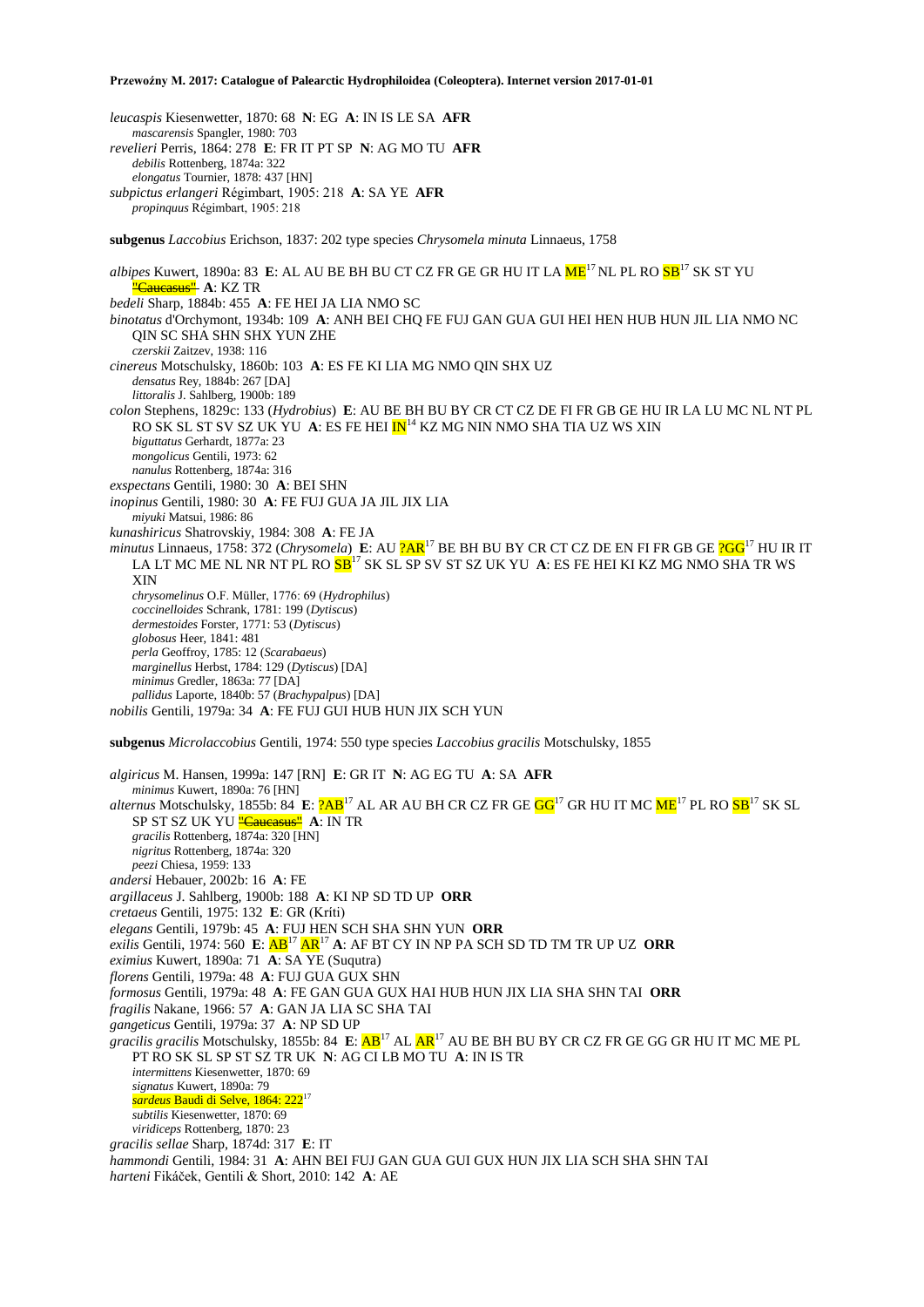*leucaspis* Kiesenwetter, 1870: 68 **N**: EG **A**: IN IS LE SA **AFR**
*mascarensis* Spangler, 1980: 703
*revelieri* Perris, 1864: 278 **E**: FR IT PT SP **N**: AG MO TU **AFR**
*debilis* Rottenberg, 1874a: 322
*elongatus* Tournier, 1878: 437 [HN]
*subpictus erlangeri* Régimbart, 1905: 218 **A**: SA YE **AFR**
*propinquus* Régimbart, 1905: 218

**subgenus** *Laccobius* Erichson, 1837: 202 type species *Chrysomela minuta* Linnaeus, 1758

*albipes* Kuwert, 1890a: 83 **E**: AL AU BE BH BU CT CZ FR GE GR HU IT LA ME[17] NL PL RO SB[17] SK ST YU ~~"Caucasus"~~ **A**: KZ TR
*bedeli* Sharp, 1884b: 455 **A**: FE HEI JA LIA NMO SC
*binotatus* d'Orchymont, 1934b: 109 **A**: ANH BEI CHQ FE FUJ GAN GUA GUI HEI HEN HUB HUN JIL LIA NMO NC QIN SC SHA SHN SHX YUN ZHE
*czerskii* Zaitzev, 1938: 116
*cinereus* Motschulsky, 1860b: 103 **A**: ES FE KI LIA MG NMO QIN SHX UZ
*densatus* Rey, 1884b: 267 [DA]
*littoralis* J. Sahlberg, 1900b: 189
*colon* Stephens, 1829c: 133 (*Hydrobius*) **E**: AU BE BH BU BY CR CT CZ DE FI FR GB GE HU IR LA LU MC NL NT PL RO SK SL ST SV SZ UK YU **A**: ES FE HEI IN[14] KZ MG NIN NMO SHA TIA UZ WS XIN
*biguttatus* Gerhardt, 1877a: 23
*mongolicus* Gentili, 1973: 62
*nanulus* Rottenberg, 1874a: 316
*exspectans* Gentili, 1980: 30 **A**: BEI SHN
*inopinus* Gentili, 1980: 30 **A**: FE FUJ GUA JA JIL JIX LIA
*miyuki* Matsui, 1986: 86
*kunashiricus* Shatrovskiy, 1984: 308 **A**: FE JA
*minutus* Linnaeus, 1758: 372 (*Chrysomela*) **E**: AU ?AR[17] BE BH BU BY CR CT CZ DE EN FI FR GB GE ?GG[17] HU IR IT LA LT MC ME NL NR NT PL RO SB[17] SK SL SP SV ST SZ UK YU **A**: ES FE HEI KI KZ MG NMO SHA TR WS XIN
*chrysomelinus* O.F. Müller, 1776: 69 (*Hydrophilus*)
*coccinelloides* Schrank, 1781: 199 (*Dytiscus*)
*dermestoides* Forster, 1771: 53 (*Dytiscus*)
*globosus* Heer, 1841: 481
*perla* Geoffroy, 1785: 12 (*Scarabaeus*)
*marginellus* Herbst, 1784: 129 (*Dytiscus*) [DA]
*minimus* Gredler, 1863a: 77 [DA]
*pallidus* Laporte, 1840b: 57 (*Brachypalpus*) [DA]
*nobilis* Gentili, 1979a: 34 **A**: FE FUJ GUI HUB HUN JIX SCH YUN

**subgenus** *Microlaccobius* Gentili, 1974: 550 type species *Laccobius gracilis* Motschulsky, 1855

*algiricus* M. Hansen, 1999a: 147 [RN] **E**: GR IT **N**: AG EG TU **A**: SA **AFR**
*minimus* Kuwert, 1890a: 76 [HN]
*alternus* Motschulsky, 1855b: 84 **E**: ?AB[17] AL AR AU BH CR CZ FR GE GG[17] GR HU IT MC ME[17] PL RO SB[17] SK SL SP ST SZ UK YU ~~"Caucasus"~~ **A**: IN TR
*gracilis* Rottenberg, 1874a: 320 [HN]
*nigritus* Rottenberg, 1874a: 320
*peezi* Chiesa, 1959: 133
*andersi* Hebauer, 2002b: 16 **A**: FE
*argillaceus* J. Sahlberg, 1900b: 188 **A**: KI NP SD TD UP **ORR**
*cretaeus* Gentili, 1975: 132 **E**: GR (Kriti)
*elegans* Gentili, 1979b: 45 **A**: FUJ HEN SCH SHA SHN YUN **ORR**
*exilis* Gentili, 1974: 560 **E**: AB[17] AR[17] **A**: AF BT CY IN NP PA SCH SD TD TM TR UP UZ **ORR**
*eximius* Kuwert, 1890a: 71 **A**: SA YE (Suqutra)
*florens* Gentili, 1979a: 48 **A**: FUJ GUA GUX SHN
*formosus* Gentili, 1979a: 48 **A**: FE GAN GUA GUX HAI HUB HUN JIX LIA SHA SHN TAI **ORR**
*fragilis* Nakane, 1966: 57 **A**: GAN JA LIA SC SHA TAI
*gangeticus* Gentili, 1979a: 37 **A**: NP SD UP
*gracilis gracilis* Motschulsky, 1855b: 84 **E**: AB[17] AL AR[17] AU BE BH BU BY CR CZ FR GE GG GR HU IT MC ME PL PT RO SK SL SP ST SZ TR UK **N**: AG CI LB MO TU **A**: IN IS TR
*intermittens* Kiesenwetter, 1870: 69
*signatus* Kuwert, 1890a: 79
*sardeus* Baudi di Selve, 1864: 222[17]
*subtilis* Kiesenwetter, 1870: 69
*viridiceps* Rottenberg, 1870: 23
*gracilis sellae* Sharp, 1874d: 317 **E**: IT
*hammondi* Gentili, 1984: 31 **A**: AHN BEI FUJ GAN GUA GUI GUX HUN JIX LIA SCH SHA SHN TAI
*harteni* Fikáček, Gentili & Short, 2010: 142 **A**: AE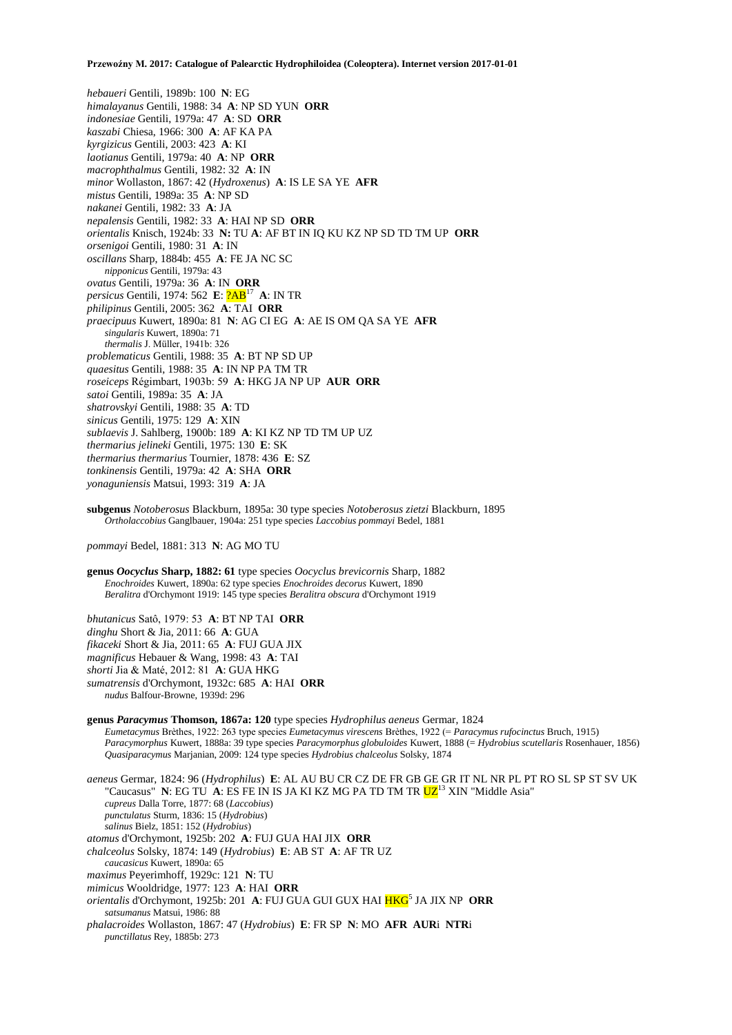*hebaueri* Gentili, 1989b: 100 **N**: EG
*himalayanus* Gentili, 1988: 34 **A**: NP SD YUN **ORR**
*indonesiae* Gentili, 1979a: 47 **A**: SD **ORR**
*kaszabi* Chiesa, 1966: 300 **A**: AF KA PA
*kyrgizicus* Gentili, 2003: 423 **A**: KI
*laotianus* Gentili, 1979a: 40 **A**: NP **ORR**
*macrophthalmus* Gentili, 1982: 32 **A**: IN
*minor* Wollaston, 1867: 42 (*Hydroxenus*) **A**: IS LE SA YE **AFR**
*mistus* Gentili, 1989a: 35 **A**: NP SD
*nakanei* Gentili, 1982: 33 **A**: JA
*nepalensis* Gentili, 1982: 33 **A**: HAI NP SD **ORR**
*orientalis* Knisch, 1924b: 33 **N:** TU **A**: AF BT IN IQ KU KZ NP SD TD TM UP **ORR**
*orsenigoi* Gentili, 1980: 31 **A**: IN
*oscillans* Sharp, 1884b: 455 **A**: FE JA NC SC
  *nipponicus* Gentili, 1979a: 43
*ovatus* Gentili, 1979a: 36 **A**: IN **ORR**
*persicus* Gentili, 1974: 562 **E**: ?AB[17] **A**: IN TR
*philipinus* Gentili, 2005: 362 **A**: TAI **ORR**
*praecipuus* Kuwert, 1890a: 81 **N**: AG CI EG **A**: AE IS OM QA SA YE **AFR**
  *singularis* Kuwert, 1890a: 71
  *thermalis* J. Müller, 1941b: 326
*problematicus* Gentili, 1988: 35 **A**: BT NP SD UP
*quaesitus* Gentili, 1988: 35 **A**: IN NP PA TM TR
*roseiceps* Régimbart, 1903b: 59 **A**: HKG JA NP UP **AUR ORR**
*satoi* Gentili, 1989a: 35 **A**: JA
*shatrovskyi* Gentili, 1988: 35 **A**: TD
*sinicus* Gentili, 1975: 129 **A**: XIN
*sublaevis* J. Sahlberg, 1900b: 189 **A**: KI KZ NP TD TM UP UZ
*thermarius jelineki* Gentili, 1975: 130 **E**: SK
*thermarius thermarius* Tournier, 1878: 436 **E**: SZ
*tonkinensis* Gentili, 1979a: 42 **A**: SHA **ORR**
*yonaguniensis* Matsui, 1993: 319 **A**: JA

**subgenus** *Notoberosus* Blackburn, 1895a: 30 type species *Notoberosus zietzi* Blackburn, 1895
  *Ortholaccobius* Ganglbauer, 1904a: 251 type species *Laccobius pommayi* Bedel, 1881

*pommayi* Bedel, 1881: 313 **N**: AG MO TU

**genus *Oocyclus* Sharp, 1882: 61** type species *Oocyclus brevicornis* Sharp, 1882
  *Enochroides* Kuwert, 1890a: 62 type species *Enochroides decorus* Kuwert, 1890
  *Beralitra* d'Orchymont 1919: 145 type species *Beralitra obscura* d'Orchymont 1919

*bhutanicus* Satô, 1979: 53 **A**: BT NP TAI **ORR**
*dinghu* Short & Jia, 2011: 66 **A**: GUA
*fikaceki* Short & Jia, 2011: 65 **A**: FUJ GUA JIX
*magnificus* Hebauer & Wang, 1998: 43 **A**: TAI
*shorti* Jia & Maté, 2012: 81 **A**: GUA HKG
*sumatrensis* d'Orchymont, 1932c: 685 **A**: HAI **ORR**
  *nudus* Balfour-Browne, 1939d: 296

**genus *Paracymus* Thomson, 1867a: 120** type species *Hydrophilus aeneus* Germar, 1824
  *Eumetacymus* Brèthes, 1922: 263 type species *Eumetacymus virescens* Brèthes, 1922 (= *Paracymus rufocinctus* Bruch, 1915)
  *Paracymorphus* Kuwert, 1888a: 39 type species *Paracymorphus globuloides* Kuwert, 1888 (= *Hydrobius scutellaris* Rosenhauer, 1856)
  *Quasiparacymus* Marjanian, 2009: 124 type species *Hydrobius chalceolus* Solsky, 1874

*aeneus* Germar, 1824: 96 (*Hydrophilus*) **E**: AL AU BU CR CZ DE FR GB GE GR IT NL NR PL PT RO SL SP ST SV UK "Caucasus" **N**: EG TU **A**: ES FE IN IS JA KI KZ MG PA TD TM TR UZ[13] XIN "Middle Asia"
  *cupreus* Dalla Torre, 1877: 68 (*Laccobius*)
  *punctulatus* Sturm, 1836: 15 (*Hydrobius*)
  *salinus* Bielz, 1851: 152 (*Hydrobius*)
*atomus* d'Orchymont, 1925b: 202 **A**: FUJ GUA HAI JIX **ORR**
*chalceolus* Solsky, 1874: 149 (*Hydrobius*) **E**: AB ST **A**: AF TR UZ
  *caucasicus* Kuwert, 1890a: 65
*maximus* Peyerimhoff, 1929c: 121 **N**: TU
*mimicus* Wooldridge, 1977: 123 **A**: HAI **ORR**
*orientalis* d'Orchymont, 1925b: 201 **A**: FUJ GUA GUI GUX HAI HKG[5] JA JIX NP **ORR**
  *satsumanus* Matsui, 1986: 88
*phalacroides* Wollaston, 1867: 47 (*Hydrobius*) **E**: FR SP **N**: MO **AFR AUR**i **NTR**i
  *punctillatus* Rey, 1885b: 273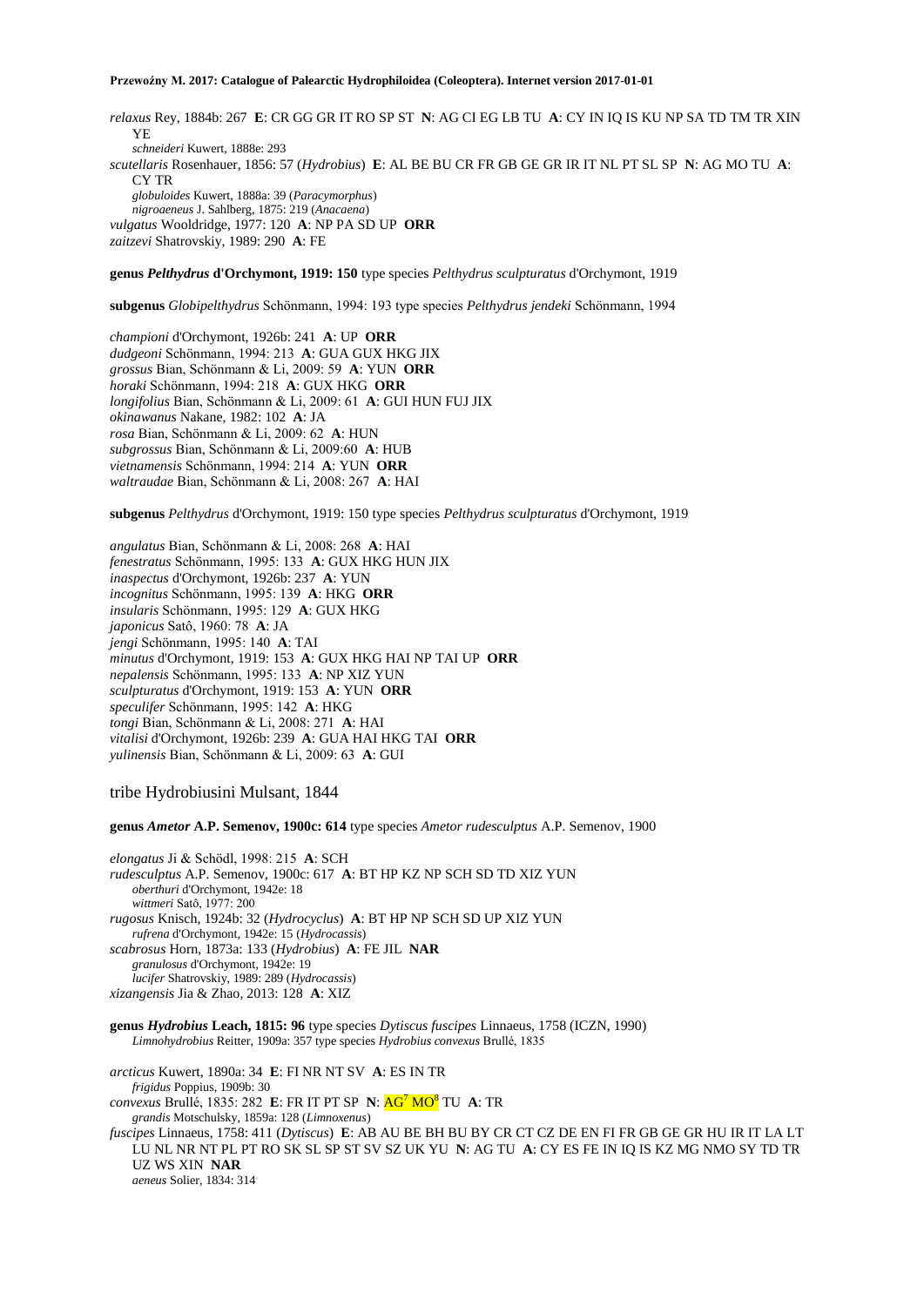*relaxus* Rey, 1884b: 267 **E**: CR GG GR IT RO SP ST **N**: AG CI EG LB TU **A**: CY IN IQ IS KU NP SA TD TM TR XIN YE

*schneideri* Kuwert, 1888e: 293

*scutellaris* Rosenhauer, 1856: 57 (*Hydrobius*) **E**: AL BE BU CR FR GB GE GR IR IT NL PT SL SP **N**: AG MO TU **A**: CY TR

*globuloides* Kuwert, 1888a: 39 (*Paracymorphus*)

*nigroaeneus* J. Sahlberg, 1875: 219 (*Anacaena*)

*vulgatus* Wooldridge, 1977: 120 **A**: NP PA SD UP **ORR**

*zaitzevi* Shatrovskiy, 1989: 290 **A**: FE

**genus *Pelthydrus* d'Orchymont, 1919: 150** type species *Pelthydrus sculpturatus* d'Orchymont, 1919

**subgenus** *Globipelthydrus* Schönmann, 1994: 193 type species *Pelthydrus jendeki* Schönmann, 1994

*championi* d'Orchymont, 1926b: 241 **A**: UP **ORR**

*dudgeoni* Schönmann, 1994: 213 **A**: GUA GUX HKG JIX

*grossus* Bian, Schönmann & Li, 2009: 59 **A**: YUN **ORR**

*horaki* Schönmann, 1994: 218 **A**: GUX HKG **ORR**

*longifolius* Bian, Schönmann & Li, 2009: 61 **A**: GUI HUN FUJ JIX

*okinawanus* Nakane, 1982: 102 **A**: JA

*rosa* Bian, Schönmann & Li, 2009: 62 **A**: HUN

*subgrossus* Bian, Schönmann & Li, 2009:60 **A**: HUB

*vietnamensis* Schönmann, 1994: 214 **A**: YUN **ORR**

*waltraudae* Bian, Schönmann & Li, 2008: 267 **A**: HAI

**subgenus** *Pelthydrus* d'Orchymont, 1919: 150 type species *Pelthydrus sculpturatus* d'Orchymont, 1919

*angulatus* Bian, Schönmann & Li, 2008: 268 **A**: HAI

*fenestratus* Schönmann, 1995: 133 **A**: GUX HKG HUN JIX

*inaspectus* d'Orchymont, 1926b: 237 **A**: YUN

*incognitus* Schönmann, 1995: 139 **A**: HKG **ORR**

*insularis* Schönmann, 1995: 129 **A**: GUX HKG

*japonicus* Satô, 1960: 78 **A**: JA

*jengi* Schönmann, 1995: 140 **A**: TAI

*minutus* d'Orchymont, 1919: 153 **A**: GUX HKG HAI NP TAI UP **ORR**

*nepalensis* Schönmann, 1995: 133 **A**: NP XIZ YUN

*sculpturatus* d'Orchymont, 1919: 153 **A**: YUN **ORR**

*speculifer* Schönmann, 1995: 142 **A**: HKG

*tongi* Bian, Schönmann & Li, 2008: 271 **A**: HAI

*vitalisi* d'Orchymont, 1926b: 239 **A**: GUA HAI HKG TAI **ORR**

*yulinensis* Bian, Schönmann & Li, 2009: 63 **A**: GUI

## tribe Hydrobiusini Mulsant, 1844

**genus *Ametor* A.P. Semenov, 1900c: 614** type species *Ametor rudesculptus* A.P. Semenov, 1900

*elongatus* Ji & Schödl, 1998: 215 **A**: SCH

*rudesculptus* A.P. Semenov, 1900c: 617 **A**: BT HP KZ NP SCH SD TD XIZ YUN

*oberthuri* d'Orchymont, 1942e: 18

*wittmeri* Satô, 1977: 200

*rugosus* Knisch, 1924b: 32 (*Hydrocyclus*) **A**: BT HP NP SCH SD UP XIZ YUN

*rufrena* d'Orchymont, 1942e: 15 (*Hydrocassis*)

*scabrosus* Horn, 1873a: 133 (*Hydrobius*) **A**: FE JIL **NAR**

*granulosus* d'Orchymont, 1942e: 19

*lucifer* Shatrovskiy, 1989: 289 (*Hydrocassis*)

*xizangensis* Jia & Zhao, 2013: 128 **A**: XIZ

**genus *Hydrobius* Leach, 1815: 96** type species *Dytiscus fuscipes* Linnaeus, 1758 (ICZN, 1990)

*Limnohydrobius* Reitter, 1909a: 357 type species *Hydrobius convexus* Brullé, 1835

*arcticus* Kuwert, 1890a: 34 **E**: FI NR NT SV **A**: ES IN TR

*frigidus* Poppius, 1909b: 30

*convexus* Brullé, 1835: 282 **E**: FR IT PT SP **N**: AG[7] MO[8] TU **A**: TR

*grandis* Motschulsky, 1859a: 128 (*Limnoxenus*)

*fuscipes* Linnaeus, 1758: 411 (*Dytiscus*) **E**: AB AU BE BH BU BY CR CT CZ DE EN FI FR GB GE GR HU IR IT LA LT LU NL NR NT PL PT RO SK SL SP ST SV SZ UK YU **N**: AG TU **A**: CY ES FE IN IQ IS KZ MG NMO SY TD TR UZ WS XIN **NAR**

*aeneus* Solier, 1834: 314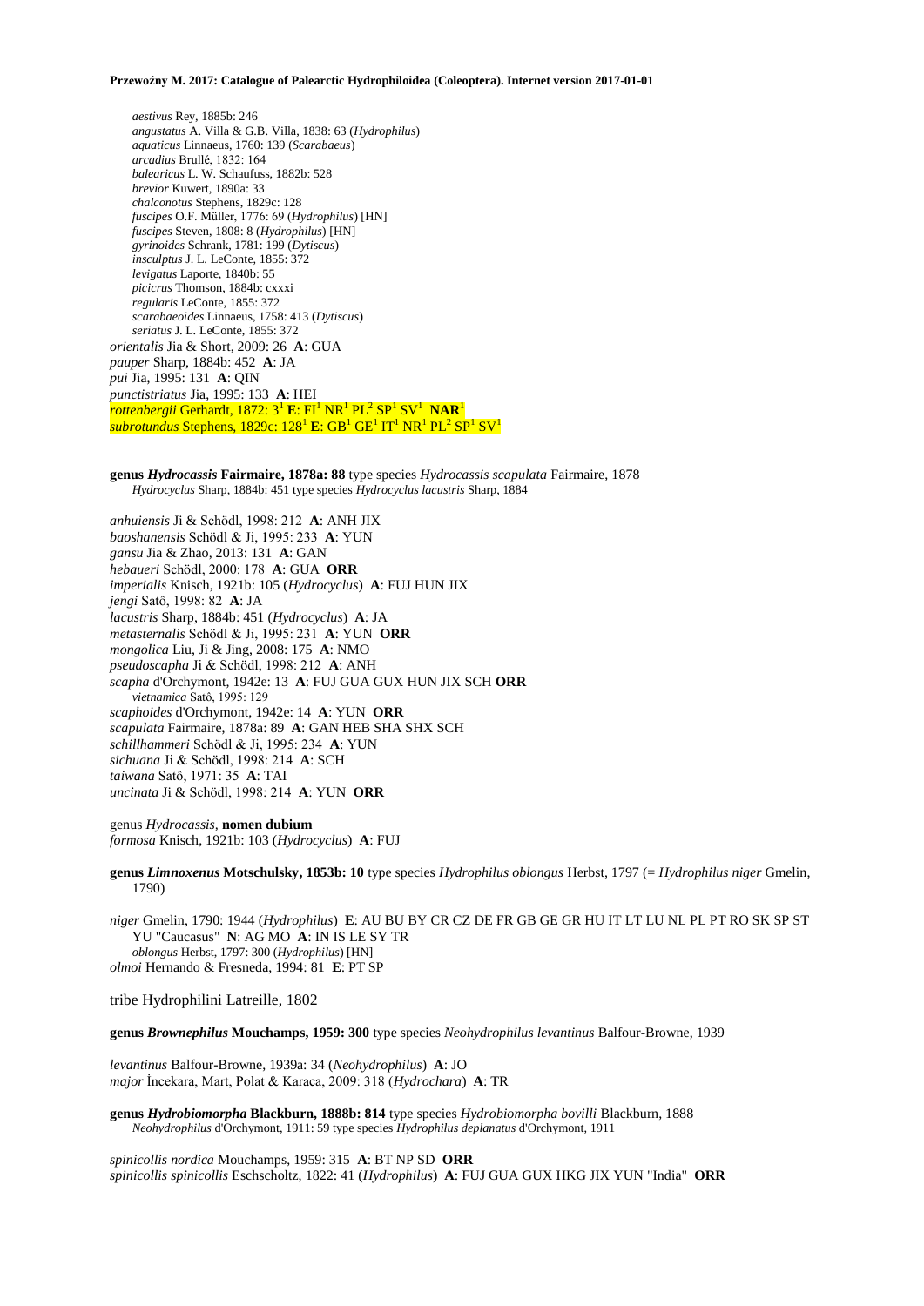*aestivus* Rey, 1885b: 246
*angustatus* A. Villa & G.B. Villa, 1838: 63 (*Hydrophilus*)
*aquaticus* Linnaeus, 1760: 139 (*Scarabaeus*)
*arcadius* Brullé, 1832: 164
*balearicus* L. W. Schaufuss, 1882b: 528
*brevior* Kuwert, 1890a: 33
*chalconotus* Stephens, 1829c: 128
*fuscipes* O.F. Müller, 1776: 69 (*Hydrophilus*) [HN]
*fuscipes* Steven, 1808: 8 (*Hydrophilus*) [HN]
*gyrinoides* Schrank, 1781: 199 (*Dytiscus*)
*insculptus* J. L. LeConte, 1855: 372
*levigatus* Laporte, 1840b: 55
*picicrus* Thomson, 1884b: cxxxi
*regularis* LeConte, 1855: 372
*scarabaeoides* Linnaeus, 1758: 413 (*Dytiscus*)
*seriatus* J. L. LeConte, 1855: 372

*orientalis* Jia & Short, 2009: 26 **A**: GUA
*pauper* Sharp, 1884b: 452 **A**: JA
*pui* Jia, 1995: 131 **A**: QIN
*punctistriatus* Jia, 1995: 133 **A**: HEI
*rottenbergii* Gerhardt, 1872: 3[1] **E**: FI[1] NR[1] PL[2] SP[1] SV[1] **NAR**[1]
*subrotundus* Stephens, 1829c: 128[1] **E**: GB[1] GE[1] IT[1] NR[1] PL[2] SP[1] SV[1]

**genus *Hydrocassis* Fairmaire, 1878a: 88** type species *Hydrocassis scapulata* Fairmaire, 1878
*Hydrocyclus* Sharp, 1884b: 451 type species *Hydrocyclus lacustris* Sharp, 1884

*anhuiensis* Ji & Schödl, 1998: 212 **A**: ANH JIX
*baoshanensis* Schödl & Ji, 1995: 233 **A**: YUN
*gansu* Jia & Zhao, 2013: 131 **A**: GAN
*hebaueri* Schödl, 2000: 178 **A**: GUA **ORR**
*imperialis* Knisch, 1921b: 105 (*Hydrocyclus*) **A**: FUJ HUN JIX
*jengi* Satô, 1998: 82 **A**: JA
*lacustris* Sharp, 1884b: 451 (*Hydrocyclus*) **A**: JA
*metasternalis* Schödl & Ji, 1995: 231 **A**: YUN **ORR**
*mongolica* Liu, Ji & Jing, 2008: 175 **A**: NMO
*pseudoscapha* Ji & Schödl, 1998: 212 **A**: ANH
*scapha* d'Orchymont, 1942e: 13 **A**: FUJ GUA GUX HUN JIX SCH **ORR**
*vietnamica* Satô, 1995: 129
*scaphoides* d'Orchymont, 1942e: 14 **A**: YUN **ORR**
*scapulata* Fairmaire, 1878a: 89 **A**: GAN HEB SHA SHX SCH
*schillhammeri* Schödl & Ji, 1995: 234 **A**: YUN
*sichuana* Ji & Schödl, 1998: 214 **A**: SCH
*taiwana* Satô, 1971: 35 **A**: TAI
*uncinata* Ji & Schödl, 1998: 214 **A**: YUN **ORR**

genus *Hydrocassis*, **nomen dubium**
*formosa* Knisch, 1921b: 103 (*Hydrocyclus*) **A**: FUJ

**genus *Limnoxenus* Motschulsky, 1853b: 10** type species *Hydrophilus oblongus* Herbst, 1797 (= *Hydrophilus niger* Gmelin, 1790)

*niger* Gmelin, 1790: 1944 (*Hydrophilus*) **E**: AU BU BY CR CZ DE FR GB GE GR HU IT LT LU NL PL PT RO SK SP ST YU "Caucasus" **N**: AG MO **A**: IN IS LE SY TR
*oblongus* Herbst, 1797: 300 (*Hydrophilus*) [HN]
*olmoi* Hernando & Fresneda, 1994: 81 **E**: PT SP

tribe Hydrophilini Latreille, 1802

**genus *Brownephilus* Mouchamps, 1959: 300** type species *Neohydrophilus levantinus* Balfour-Browne, 1939

*levantinus* Balfour-Browne, 1939a: 34 (*Neohydrophilus*) **A**: JO
*major* İncekara, Mart, Polat & Karaca, 2009: 318 (*Hydrochara*) **A**: TR

**genus *Hydrobiomorpha* Blackburn, 1888b: 814** type species *Hydrobiomorpha bovilli* Blackburn, 1888
*Neohydrophilus* d'Orchymont, 1911: 59 type species *Hydrophilus deplanatus* d'Orchymont, 1911

*spinicollis nordica* Mouchamps, 1959: 315 **A**: BT NP SD **ORR**
*spinicollis spinicollis* Eschscholtz, 1822: 41 (*Hydrophilus*) **A**: FUJ GUA GUX HKG JIX YUN "India" **ORR**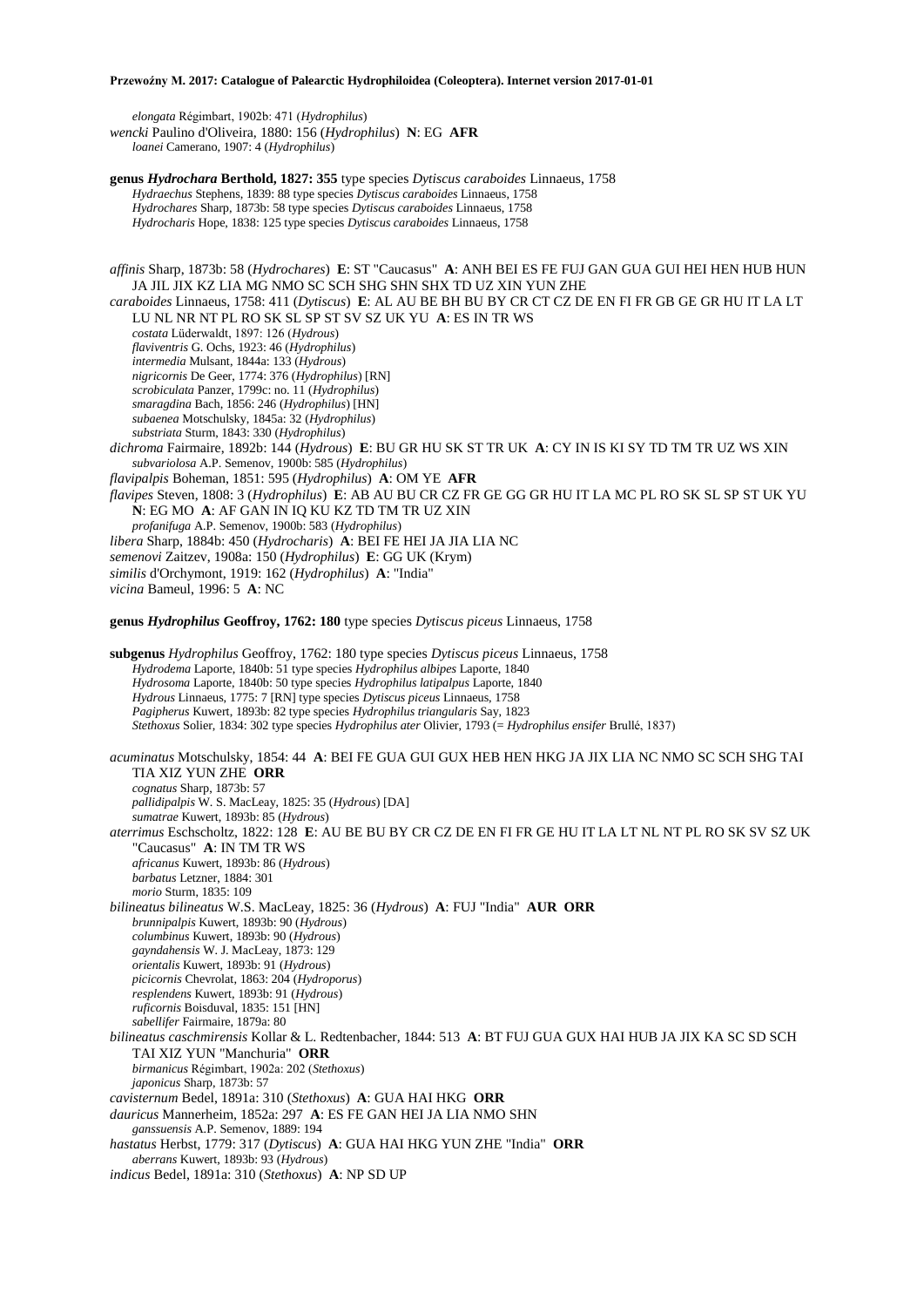*elongata* Régimbart, 1902b: 471 (*Hydrophilus*)
*wencki* Paulino d'Oliveira, 1880: 156 (*Hydrophilus*) **N**: EG **AFR**
*loanei* Camerano, 1907: 4 (*Hydrophilus*)

**genus *Hydrochara* Berthold, 1827: 355** type species *Dytiscus caraboides* Linnaeus, 1758
*Hydraechus* Stephens, 1839: 88 type species *Dytiscus caraboides* Linnaeus, 1758
*Hydrochares* Sharp, 1873b: 58 type species *Dytiscus caraboides* Linnaeus, 1758
*Hydrocharis* Hope, 1838: 125 type species *Dytiscus caraboides* Linnaeus, 1758

*affinis* Sharp, 1873b: 58 (*Hydrochares*) **E**: ST "Caucasus" **A**: ANH BEI ES FE FUJ GAN GUA GUI HEI HEN HUB HUN JA JIL JIX KZ LIA MG NMO SC SCH SHG SHN SHX TD UZ XIN YUN ZHE
*caraboides* Linnaeus, 1758: 411 (*Dytiscus*) **E**: AL AU BE BH BU BY CR CT CZ DE EN FI FR GB GE GR HU IT LA LT LU NL NR NT PL RO SK SL SP ST SV SZ UK YU **A**: ES IN TR WS
*costata* Lüderwaldt, 1897: 126 (*Hydrous*)
*flaviventris* G. Ochs, 1923: 46 (*Hydrophilus*)
*intermedia* Mulsant, 1844a: 133 (*Hydrous*)
*nigricornis* De Geer, 1774: 376 (*Hydrophilus*) [RN]
*scrobiculata* Panzer, 1799c: no. 11 (*Hydrophilus*)
*smaragdina* Bach, 1856: 246 (*Hydrophilus*) [HN]
*subaenea* Motschulsky, 1845a: 32 (*Hydrophilus*)
*substriata* Sturm, 1843: 330 (*Hydrophilus*)
*dichroma* Fairmaire, 1892b: 144 (*Hydrous*) **E**: BU GR HU SK ST TR UK **A**: CY IN IS KI SY TD TM TR UZ WS XIN
*subvariolosa* A.P. Semenov, 1900b: 585 (*Hydrophilus*)
*flavipalpis* Boheman, 1851: 595 (*Hydrophilus*) **A**: OM YE **AFR**
*flavipes* Steven, 1808: 3 (*Hydrophilus*) **E**: AB AU BU CR CZ FR GE GG GR HU IT LA MC PL RO SK SL SP ST UK YU **N**: EG MO **A**: AF GAN IN IQ KU KZ TD TM TR UZ XIN
*profanifuga* A.P. Semenov, 1900b: 583 (*Hydrophilus*)
*libera* Sharp, 1884b: 450 (*Hydrocharis*) **A**: BEI FE HEI JA JIA LIA NC
*semenovi* Zaitzev, 1908a: 150 (*Hydrophilus*) **E**: GG UK (Krym)
*similis* d'Orchymont, 1919: 162 (*Hydrophilus*) **A**: "India"
*vicina* Bameul, 1996: 5 **A**: NC

**genus *Hydrophilus* Geoffroy, 1762: 180** type species *Dytiscus piceus* Linnaeus, 1758

**subgenus *Hydrophilus* Geoffroy, 1762: 180** type species *Dytiscus piceus* Linnaeus, 1758
*Hydrodema* Laporte, 1840b: 51 type species *Hydrophilus albipes* Laporte, 1840
*Hydrosoma* Laporte, 1840b: 50 type species *Hydrophilus latipalpus* Laporte, 1840
*Hydrous* Linnaeus, 1775: 7 [RN] type species *Dytiscus piceus* Linnaeus, 1758
*Pagipherus* Kuwert, 1893b: 82 type species *Hydrophilus triangularis* Say, 1823
*Stethoxus* Solier, 1834: 302 type species *Hydrophilus ater* Olivier, 1793 (= *Hydrophilus ensifer* Brullé, 1837)

*acuminatus* Motschulsky, 1854: 44 **A**: BEI FE GUA GUI GUX HEB HEN HKG JA JIX LIA NC NMO SC SCH SHG TAI TIA XIZ YUN ZHE **ORR**
*cognatus* Sharp, 1873b: 57
*pallidipalpis* W. S. MacLeay, 1825: 35 (*Hydrous*) [DA]
*sumatrae* Kuwert, 1893b: 85 (*Hydrous*)
*aterrimus* Eschscholtz, 1822: 128 **E**: AU BE BU BY CR CZ DE EN FI FR GE HU IT LA LT NL NT PL RO SK SV SZ UK "Caucasus" **A**: IN TM TR WS
*africanus* Kuwert, 1893b: 86 (*Hydrous*)
*barbatus* Letzner, 1884: 301
*morio* Sturm, 1835: 109
*bilineatus bilineatus* W.S. MacLeay, 1825: 36 (*Hydrous*) **A**: FUJ "India" **AUR ORR**
*brunnipalpis* Kuwert, 1893b: 90 (*Hydrous*)
*columbinus* Kuwert, 1893b: 90 (*Hydrous*)
*gayndahensis* W. J. MacLeay, 1873: 129
*orientalis* Kuwert, 1893b: 91 (*Hydrous*)
*picicornis* Chevrolat, 1863: 204 (*Hydroporus*)
*resplendens* Kuwert, 1893b: 91 (*Hydrous*)
*ruficornis* Boisduval, 1835: 151 [HN]
*sabellifer* Fairmaire, 1879a: 80
*bilineatus caschmirensis* Kollar & L. Redtenbacher, 1844: 513 **A**: BT FUJ GUA GUX HAI HUB JA JIX KA SC SD SCH TAI XIZ YUN "Manchuria" **ORR**
*birmanicus* Régimbart, 1902a: 202 (*Stethoxus*)
*japonicus* Sharp, 1873b: 57
*cavisternum* Bedel, 1891a: 310 (*Stethoxus*) **A**: GUA HAI HKG **ORR**
*dauricus* Mannerheim, 1852a: 297 **A**: ES FE GAN HEI JA LIA NMO SHN
*ganssuensis* A.P. Semenov, 1889: 194
*hastatus* Herbst, 1779: 317 (*Dytiscus*) **A**: GUA HAI HKG YUN ZHE "India" **ORR**
*aberrans* Kuwert, 1893b: 93 (*Hydrous*)
*indicus* Bedel, 1891a: 310 (*Stethoxus*) **A**: NP SD UP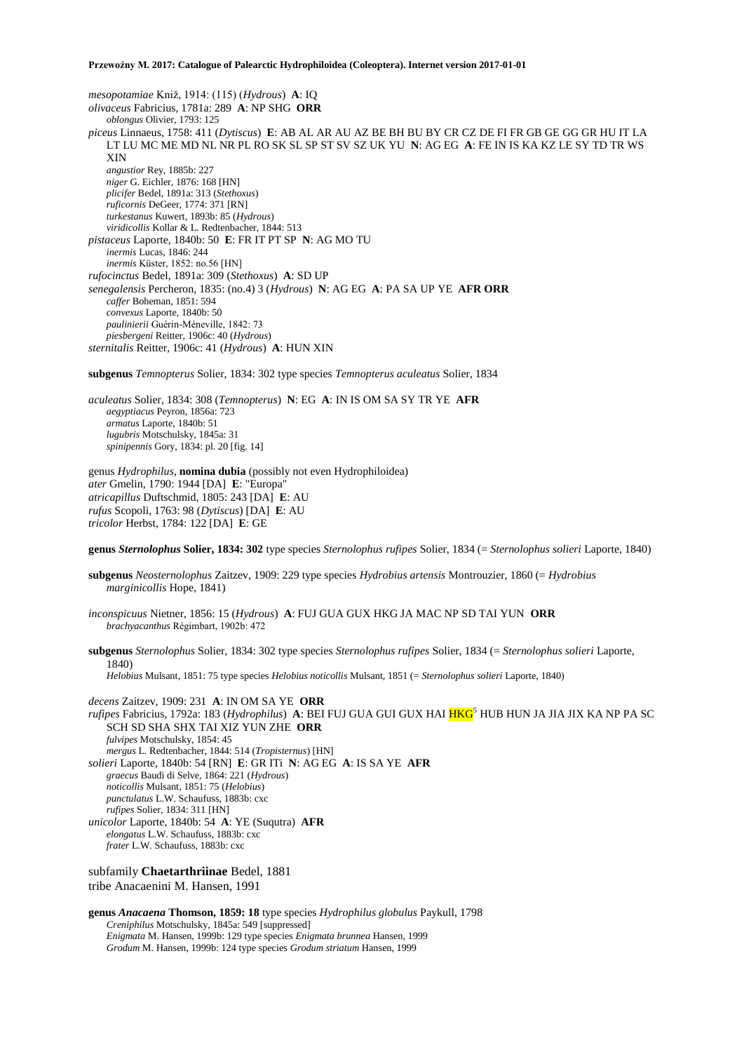*mesopotamiae* Kniž, 1914: (115) (*Hydrous*) **A**: IQ
*olivaceus* Fabricius, 1781a: 289 **A**: NP SHG **ORR**
*oblongus* Olivier, 1793: 125
*piceus* Linnaeus, 1758: 411 (*Dytiscus*) **E**: AB AL AR AU AZ BE BH BU BY CR CZ DE FI FR GB GE GG GR HU IT LA LT LU MC ME MD NL NR PL RO SK SL SP ST SV SZ UK YU **N**: AG EG **A**: FE IN IS KA KZ LE SY TD TR WS XIN
*angustior* Rey, 1885b: 227
*niger* G. Eichler, 1876: 168 [HN]
*plicifer* Bedel, 1891a: 313 (*Stethoxus*)
*ruficornis* DeGeer, 1774: 371 [RN]
*turkestanus* Kuwert, 1893b: 85 (*Hydrous*)
*viridicollis* Kollar & L. Redtenbacher, 1844: 513
*pistaceus* Laporte, 1840b: 50 **E**: FR IT PT SP **N**: AG MO TU
*inermis* Lucas, 1846: 244
*inermis* Küster, 1852: no.56 [HN]
*rufocinctus* Bedel, 1891a: 309 (*Stethoxus*) **A**: SD UP
*senegalensis* Percheron, 1835: (no.4) 3 (*Hydrous*) **N**: AG EG **A**: PA SA UP YE **AFR ORR**
*caffer* Boheman, 1851: 594
*convexus* Laporte, 1840b: 50
*paulinierii* Guérin-Méneville, 1842: 73
*piesbergeni* Reitter, 1906c: 40 (*Hydrous*)
*sternitalis* Reitter, 1906c: 41 (*Hydrous*) **A**: HUN XIN

**subgenus** *Temnopterus* Solier, 1834: 302 type species *Temnopterus aculeatus* Solier, 1834

*aculeatus* Solier, 1834: 308 (*Temnopterus*) **N**: EG **A**: IN IS OM SA SY TR YE **AFR**
*aegyptiacus* Peyron, 1856a: 723
*armatus* Laporte, 1840b: 51
*lugubris* Motschulsky, 1845a: 31
*spinipennis* Gory, 1834: pl. 20 [fig. 14]

genus *Hydrophilus*, **nomina dubia** (possibly not even Hydrophiloidea)
*ater* Gmelin, 1790: 1944 [DA] **E**: "Europa"
*atricapillus* Duftschmid, 1805: 243 [DA] **E**: AU
*rufus* Scopoli, 1763: 98 (*Dytiscus*) [DA] **E**: AU
*tricolor* Herbst, 1784: 122 [DA] **E**: GE

**genus *Sternolophus* Solier, 1834: 302** type species *Sternolophus rufipes* Solier, 1834 (= *Sternolophus solieri* Laporte, 1840)

**subgenus** *Neosternolophus* Zaitzev, 1909: 229 type species *Hydrobius artensis* Montrouzier, 1860 (= *Hydrobius marginicollis* Hope, 1841)

*inconspicuus* Nietner, 1856: 15 (*Hydrous*) **A**: FUJ GUA GUX HKG JA MAC NP SD TAI YUN **ORR**
*brachyacanthus* Régimbart, 1902b: 472

**subgenus** *Sternolophus* Solier, 1834: 302 type species *Sternolophus rufipes* Solier, 1834 (= *Sternolophus solieri* Laporte, 1840)
*Helobius* Mulsant, 1851: 75 type species *Helobius noticollis* Mulsant, 1851 (= *Sternolophus solieri* Laporte, 1840)

*decens* Zaitzev, 1909: 231 **A**: IN OM SA YE **ORR**
*rufipes* Fabricius, 1792a: 183 (*Hydrophilus*) **A**: BEI FUJ GUA GUI GUX HAI HKG[5] HUB HUN JA JIA JIX KA NP PA SC SCH SD SHA SHX TAI XIZ YUN ZHE **ORR**
*fulvipes* Motschulsky, 1854: 45
*mergus* L. Redtenbacher, 1844: 514 (*Tropisternus*) [HN]
*solieri* Laporte, 1840b: 54 [RN] **E**: GR ITi **N**: AG EG **A**: IS SA YE **AFR**
*graecus* Baudi di Selve, 1864: 221 (*Hydrous*)
*noticollis* Mulsant, 1851: 75 (*Helobius*)
*punctulatus* L.W. Schaufuss, 1883b: cxc
*rufipes* Solier, 1834: 311 [HN]
*unicolor* Laporte, 1840b: 54 **A**: YE (Suqutra) **AFR**
*elongatus* L.W. Schaufuss, 1883b: cxc
*frater* L.W. Schaufuss, 1883b: cxc

subfamily **Chaetarthriinae** Bedel, 1881
tribe Anacaenini M. Hansen, 1991

**genus *Anacaena* Thomson, 1859: 18** type species *Hydrophilus globulus* Paykull, 1798
*Creniphilus* Motschulsky, 1845a: 549 [suppressed]
*Enigmata* M. Hansen, 1999b: 129 type species *Enigmata brunnea* Hansen, 1999
*Grodum* M. Hansen, 1999b: 124 type species *Grodum striatum* Hansen, 1999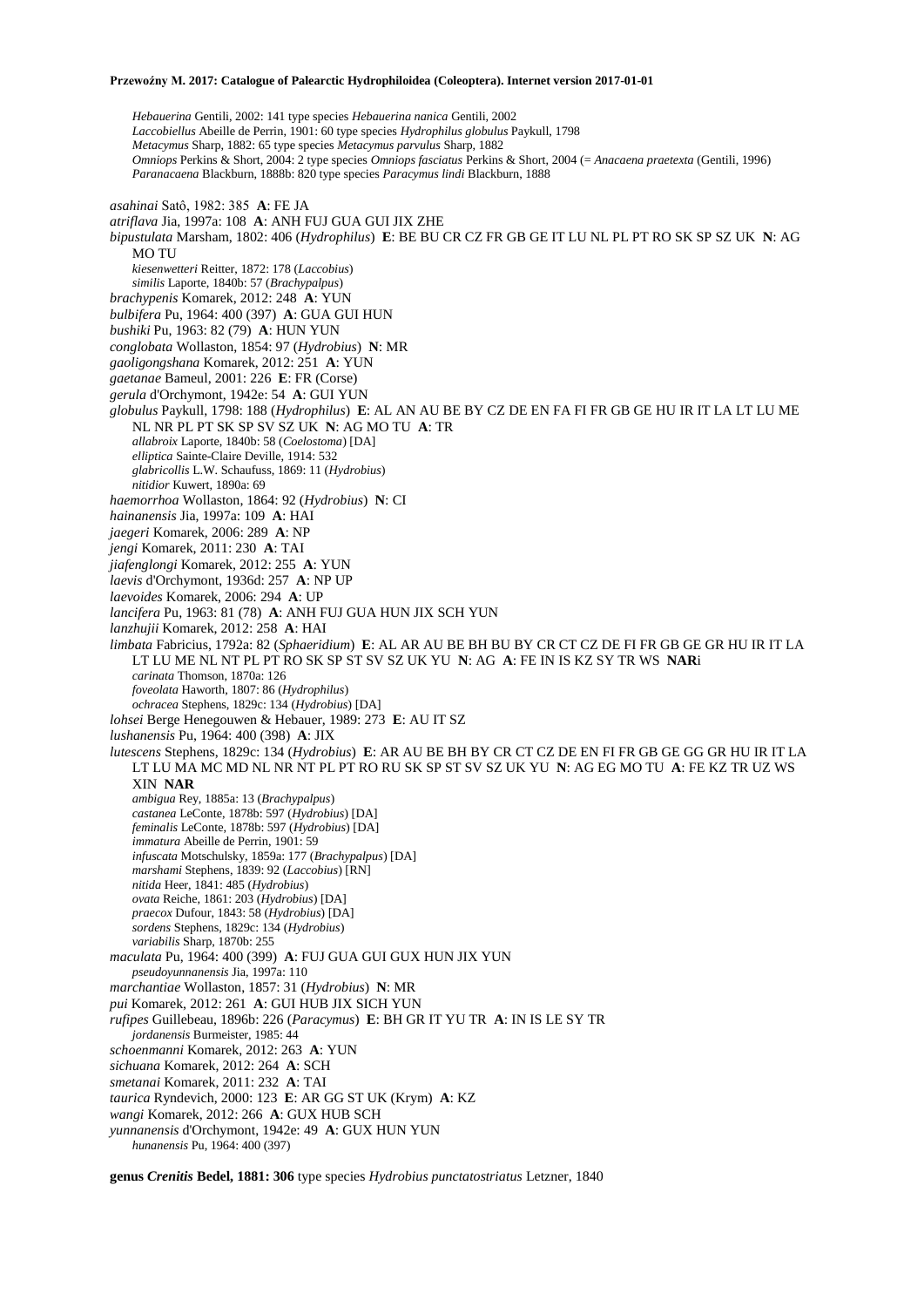*Hebauerina* Gentili, 2002: 141 type species *Hebauerina nanica* Gentili, 2002
*Laccobiellus* Abeille de Perrin, 1901: 60 type species *Hydrophilus globulus* Paykull, 1798
*Metacymus* Sharp, 1882: 65 type species *Metacymus parvulus* Sharp, 1882
*Omniops* Perkins & Short, 2004: 2 type species *Omniops fasciatus* Perkins & Short, 2004 (= *Anacaena praetexta* (Gentili, 1996)
*Paranacaena* Blackburn, 1888b: 820 type species *Paracymus lindi* Blackburn, 1888

*asahinai* Satô, 1982: 385 **A**: FE JA
*atriflava* Jia, 1997a: 108 **A**: ANH FUJ GUA GUI JIX ZHE
*bipustulata* Marsham, 1802: 406 (*Hydrophilus*) **E**: BE BU CR CZ FR GB GE IT LU NL PL PT RO SK SP SZ UK **N**: AG MO TU
*kiesenwetteri* Reitter, 1872: 178 (*Laccobius*)
*similis* Laporte, 1840b: 57 (*Brachypalpus*)
*brachypenis* Komarek, 2012: 248 **A**: YUN
*bulbifera* Pu, 1964: 400 (397) **A**: GUA GUI HUN
*bushiki* Pu, 1963: 82 (79) **A**: HUN YUN
*conglobata* Wollaston, 1854: 97 (*Hydrobius*) **N**: MR
*gaoligongshana* Komarek, 2012: 251 **A**: YUN
*gaetanae* Bameul, 2001: 226 **E**: FR (Corse)
*gerula* d'Orchymont, 1942e: 54 **A**: GUI YUN
*globulus* Paykull, 1798: 188 (*Hydrophilus*) **E**: AL AN AU BE BY CZ DE EN FA FI FR GB GE HU IR IT LA LT LU ME NL NR PL PT SK SP SV SZ UK **N**: AG MO TU **A**: TR
*allabroix* Laporte, 1840b: 58 (*Coelostoma*) [DA]
*elliptica* Sainte-Claire Deville, 1914: 532
*glabricollis* L.W. Schaufuss, 1869: 11 (*Hydrobius*)
*nitidior* Kuwert, 1890a: 69
*haemorrhoa* Wollaston, 1864: 92 (*Hydrobius*) **N**: CI
*hainanensis* Jia, 1997a: 109 **A**: HAI
*jaegeri* Komarek, 2006: 289 **A**: NP
*jengi* Komarek, 2011: 230 **A**: TAI
*jiafenglongi* Komarek, 2012: 255 **A**: YUN
*laevis* d'Orchymont, 1936d: 257 **A**: NP UP
*laevoides* Komarek, 2006: 294 **A**: UP
*lancifera* Pu, 1963: 81 (78) **A**: ANH FUJ GUA HUN JIX SCH YUN
*lanzhujii* Komarek, 2012: 258 **A**: HAI
*limbata* Fabricius, 1792a: 82 (*Sphaeridium*) **E**: AL AR AU BE BH BU BY CR CT CZ DE FI FR GB GE GR HU IR IT LA LT LU ME NL NT PL PT RO SK SP ST SV SZ UK YU **N**: AG **A**: FE IN IS KZ SY TR WS **NAR**i
*carinata* Thomson, 1870a: 126
*foveolata* Haworth, 1807: 86 (*Hydrophilus*)
*ochracea* Stephens, 1829c: 134 (*Hydrobius*) [DA]
*lohsei* Berge Henegouwen & Hebauer, 1989: 273 **E**: AU IT SZ
*lushanensis* Pu, 1964: 400 (398) **A**: JIX
*lutescens* Stephens, 1829c: 134 (*Hydrobius*) **E**: AR AU BE BH BY CR CT CZ DE EN FI FR GB GE GG GR HU IR IT LA LT LU MA MC MD NL NR NT PL PT RO RU SK SP ST SV SZ UK YU **N**: AG EG MO TU **A**: FE KZ TR UZ WS XIN **NAR**
*ambigua* Rey, 1885a: 13 (*Brachypalpus*)
*castanea* LeConte, 1878b: 597 (*Hydrobius*) [DA]
*feminalis* LeConte, 1878b: 597 (*Hydrobius*) [DA]
*immatura* Abeille de Perrin, 1901: 59
*infuscata* Motschulsky, 1859a: 177 (*Brachypalpus*) [DA]
*marshami* Stephens, 1839: 92 (*Laccobius*) [RN]
*nitida* Heer, 1841: 485 (*Hydrobius*)
*ovata* Reiche, 1861: 203 (*Hydrobius*) [DA]
*praecox* Dufour, 1843: 58 (*Hydrobius*) [DA]
*sordens* Stephens, 1829c: 134 (*Hydrobius*)
*variabilis* Sharp, 1870b: 255
*maculata* Pu, 1964: 400 (399) **A**: FUJ GUA GUI GUX HUN JIX YUN
*pseudoyunnanensis* Jia, 1997a: 110
*marchantiae* Wollaston, 1857: 31 (*Hydrobius*) **N**: MR
*pui* Komarek, 2012: 261 **A**: GUI HUB JIX SICH YUN
*rufipes* Guillebeau, 1896b: 226 (*Paracymus*) **E**: BH GR IT YU TR **A**: IN IS LE SY TR
*jordanensis* Burmeister, 1985: 44
*schoenmanni* Komarek, 2012: 263 **A**: YUN
*sichuana* Komarek, 2012: 264 **A**: SCH
*smetanai* Komarek, 2011: 232 **A**: TAI
*taurica* Ryndevich, 2000: 123 **E**: AR GG ST UK (Krym) **A**: KZ
*wangi* Komarek, 2012: 266 **A**: GUX HUB SCH
*yunnanensis* d'Orchymont, 1942e: 49 **A**: GUX HUN YUN
*hunanensis* Pu, 1964: 400 (397)

**genus *Crenitis* Bedel, 1881: 306** type species *Hydrobius punctatostriatus* Letzner, 1840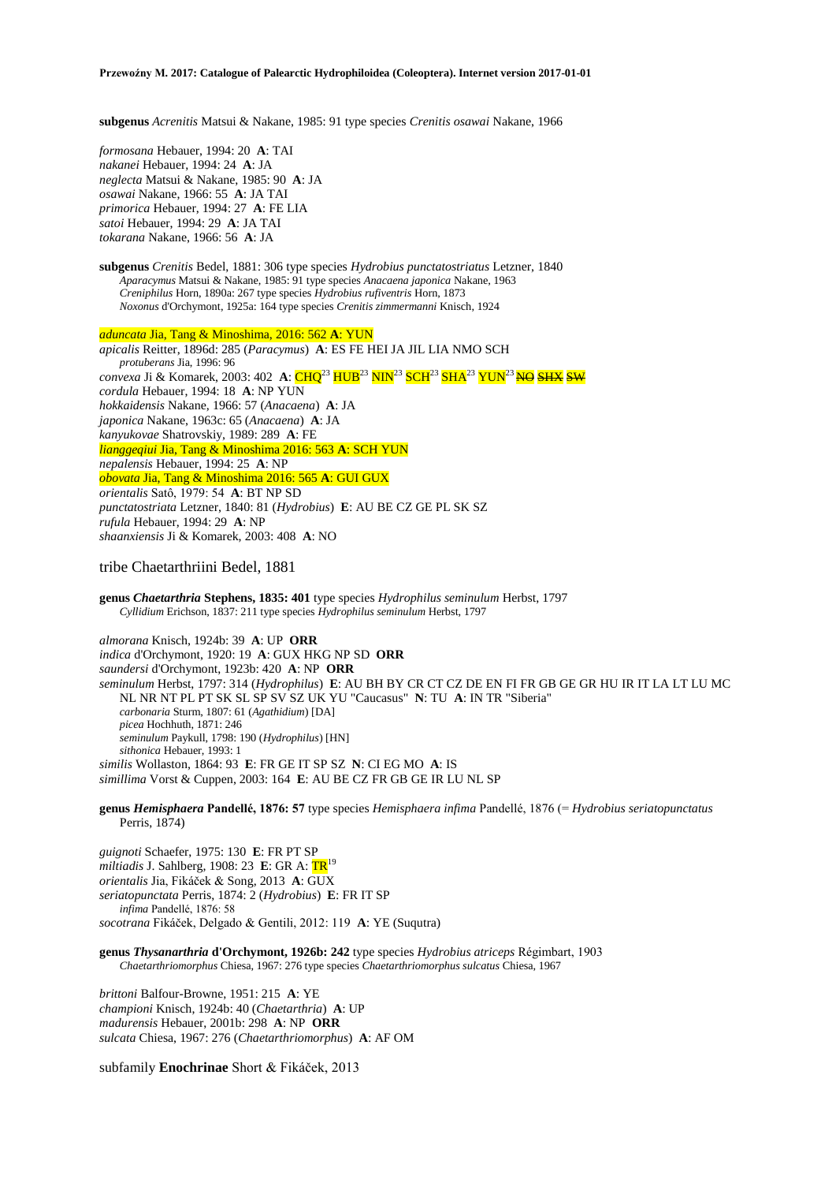**subgenus** *Acrenitis* Matsui & Nakane, 1985: 91 type species *Crenitis osawai* Nakane, 1966

*formosana* Hebauer, 1994: 20 **A**: TAI
*nakanei* Hebauer, 1994: 24 **A**: JA
*neglecta* Matsui & Nakane, 1985: 90 **A**: JA
*osawai* Nakane, 1966: 55 **A**: JA TAI
*primorica* Hebauer, 1994: 27 **A**: FE LIA
*satoi* Hebauer, 1994: 29 **A**: JA TAI
*tokarana* Nakane, 1966: 56 **A**: JA

**subgenus** *Crenitis* Bedel, 1881: 306 type species *Hydrobius punctatostriatus* Letzner, 1840
*Aparacymus* Matsui & Nakane, 1985: 91 type species *Anacaena japonica* Nakane, 1963
*Creniphilus* Horn, 1890a: 267 type species *Hydrobius rufiventris* Horn, 1873
*Noxonus* d'Orchymont, 1925a: 164 type species *Crenitis zimmermanni* Knisch, 1924

*aduncata* Jia, Tang & Minoshima, 2016: 562 **A**: YUN
*apicalis* Reitter, 1896d: 285 (*Paracymus*) **A**: ES FE HEI JA JIL LIA NMO SCH
*protuberans* Jia, 1996: 96
*convexa* Ji & Komarek, 2003: 402 **A**: CHQ[23] HUB[23] NIN[23] SCH[23] SHA[23] YUN[23] ~~NO~~ ~~SHX~~ ~~SW~~
*cordula* Hebauer, 1994: 18 **A**: NP YUN
*hokkaidensis* Nakane, 1966: 57 (*Anacaena*) **A**: JA
*japonica* Nakane, 1963c: 65 (*Anacaena*) **A**: JA
*kanyukovae* Shatrovskiy, 1989: 289 **A**: FE
*lianggeqiui* Jia, Tang & Minoshima 2016: 563 **A**: SCH YUN
*nepalensis* Hebauer, 1994: 25 **A**: NP
*obovata* Jia, Tang & Minoshima 2016: 565 **A**: GUI GUX
*orientalis* Satô, 1979: 54 **A**: BT NP SD
*punctatostriata* Letzner, 1840: 81 (*Hydrobius*) **E**: AU BE CZ GE PL SK SZ
*rufula* Hebauer, 1994: 29 **A**: NP
*shaanxiensis* Ji & Komarek, 2003: 408 **A**: NO

## tribe Chaetarthriini Bedel, 1881

**genus *Chaetarthria* Stephens, 1835: 401** type species *Hydrophilus seminulum* Herbst, 1797
*Cyllidium* Erichson, 1837: 211 type species *Hydrophilus seminulum* Herbst, 1797

*almorana* Knisch, 1924b: 39 **A**: UP **ORR**
*indica* d'Orchymont, 1920: 19 **A**: GUX HKG NP SD **ORR**
*saundersi* d'Orchymont, 1923b: 420 **A**: NP **ORR**
*seminulum* Herbst, 1797: 314 (*Hydrophilus*) **E**: AU BH BY CR CT CZ DE EN FI FR GB GE GR HU IR IT LA LT LU MC NL NR NT PL PT SK SL SP SV SZ UK YU "Caucasus" **N**: TU **A**: IN TR "Siberia"
*carbonaria* Sturm, 1807: 61 (*Agathidium*) [DA]
*picea* Hochhuth, 1871: 246
*seminulum* Paykull, 1798: 190 (*Hydrophilus*) [HN]
*sithonica* Hebauer, 1993: 1
*similis* Wollaston, 1864: 93 **E**: FR GE IT SP SZ **N**: CI EG MO **A**: IS
*simillima* Vorst & Cuppen, 2003: 164 **E**: AU BE CZ FR GB GE IR LU NL SP

**genus *Hemisphaera* Pandellé, 1876: 57** type species *Hemisphaera infima* Pandellé, 1876 (= *Hydrobius seriatopunctatus* Perris, 1874)

*guignoti* Schaefer, 1975: 130 **E**: FR PT SP
*miltiadis* J. Sahlberg, 1908: 23 **E**: GR A: TR[19]
*orientalis* Jia, Fikáček & Song, 2013 **A**: GUX
*seriatopunctata* Perris, 1874: 2 (*Hydrobius*) **E**: FR IT SP
*infima* Pandellé, 1876: 58
*socotrana* Fikáček, Delgado & Gentili, 2012: 119 **A**: YE (Suqutra)

**genus *Thysanarthria* d'Orchymont, 1926b: 242** type species *Hydrobius atriceps* Régimbart, 1903
*Chaetarthriomorphus* Chiesa, 1967: 276 type species *Chaetarthriomorphus sulcatus* Chiesa, 1967

*brittoni* Balfour-Browne, 1951: 215 **A**: YE
*championi* Knisch, 1924b: 40 (*Chaetarthria*) **A**: UP
*madurensis* Hebauer, 2001b: 298 **A**: NP **ORR**
*sulcata* Chiesa, 1967: 276 (*Chaetarthriomorphus*) **A**: AF OM

## subfamily **Enochrinae** Short & Fikáček, 2013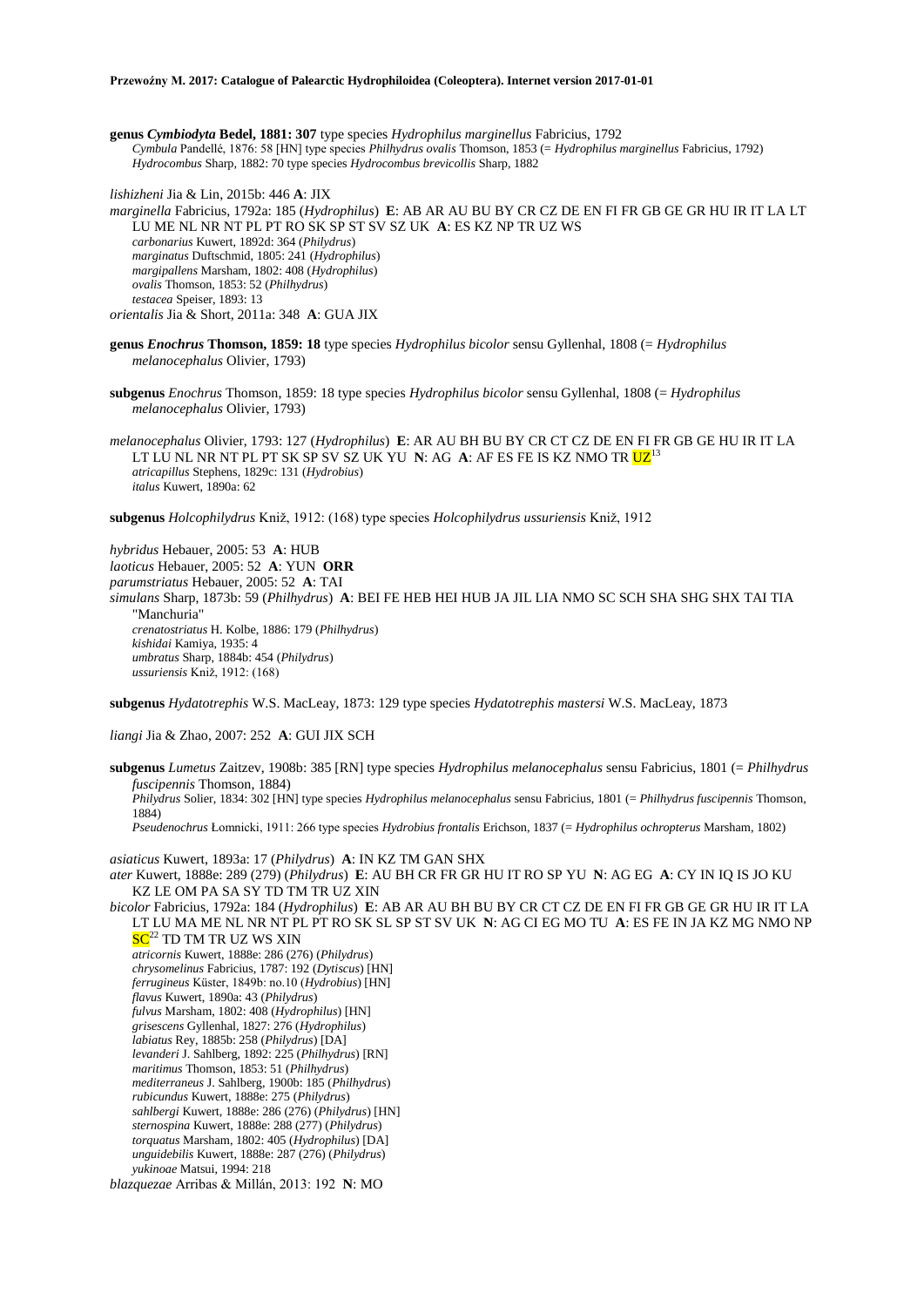**genus *Cymbiodyta* Bedel, 1881: 307** type species *Hydrophilus marginellus* Fabricius, 1792

*Cymbula* Pandellé, 1876: 58 [HN] type species *Philhydrus ovalis* Thomson, 1853 (= *Hydrophilus marginellus* Fabricius, 1792)
*Hydrocombus* Sharp, 1882: 70 type species *Hydrocombus brevicollis* Sharp, 1882

*lishizheni* Jia & Lin, 2015b: 446 **A**: JIX
*marginella* Fabricius, 1792a: 185 (*Hydrophilus*) **E**: AB AR AU BU BY CR CZ DE EN FI FR GB GE GR HU IR IT LA LT LU ME NL NR NT PL PT RO SK SP ST SV SZ UK **A**: ES KZ NP TR UZ WS
*carbonarius* Kuwert, 1892d: 364 (*Philydrus*)
*marginatus* Duftschmid, 1805: 241 (*Hydrophilus*)
*margipallens* Marsham, 1802: 408 (*Hydrophilus*)
*ovalis* Thomson, 1853: 52 (*Philhydrus*)
*testacea* Speiser, 1893: 13
*orientalis* Jia & Short, 2011a: 348 **A**: GUA JIX

**genus *Enochrus* Thomson, 1859: 18** type species *Hydrophilus bicolor* sensu Gyllenhal, 1808 (= *Hydrophilus melanocephalus* Olivier, 1793)

**subgenus *Enochrus* Thomson, 1859: 18** type species *Hydrophilus bicolor* sensu Gyllenhal, 1808 (= *Hydrophilus melanocephalus* Olivier, 1793)

*melanocephalus* Olivier, 1793: 127 (*Hydrophilus*) **E**: AR AU BH BU BY CR CT CZ DE EN FI FR GB GE HU IR IT LA LT LU NL NR NT PL PT SK SP SV SZ UK YU **N**: AG **A**: AF ES FE IS KZ NMO TR UZ[13]
*atricapillus* Stephens, 1829c: 131 (*Hydrobius*)
*italus* Kuwert, 1890a: 62

**subgenus *Holcophilydrus* Kniž, 1912: (168)** type species *Holcophilydrus ussuriensis* Kniž, 1912

*hybridus* Hebauer, 2005: 53 **A**: HUB
*laoticus* Hebauer, 2005: 52 **A**: YUN **ORR**
*parumstriatus* Hebauer, 2005: 52 **A**: TAI
*simulans* Sharp, 1873b: 59 (*Philhydrus*) **A**: BEI FE HEB HEI HUB JA JIL LIA NMO SC SCH SHA SHG SHX TAI TIA "Manchuria"
*crenatostriatus* H. Kolbe, 1886: 179 (*Philhydrus*)
*kishidai* Kamiya, 1935: 4
*umbratus* Sharp, 1884b: 454 (*Philydrus*)
*ussuriensis* Kniž, 1912: (168)

**subgenus *Hydatotrephis* W.S. MacLeay, 1873: 129** type species *Hydatotrephis mastersi* W.S. MacLeay, 1873

*liangi* Jia & Zhao, 2007: 252 **A**: GUI JIX SCH

**subgenus *Lumetus* Zaitzev, 1908b: 385 [RN]** type species *Hydrophilus melanocephalus* sensu Fabricius, 1801 (= *Philhydrus fuscipennis* Thomson, 1884)

*Philydrus* Solier, 1834: 302 [HN] type species *Hydrophilus melanocephalus* sensu Fabricius, 1801 (= *Philhydrus fuscipennis* Thomson, 1884)
*Pseudenochrus* Łomnicki, 1911: 266 type species *Hydrobius frontalis* Erichson, 1837 (= *Hydrophilus ochropterus* Marsham, 1802)

*asiaticus* Kuwert, 1893a: 17 (*Philydrus*) **A**: IN KZ TM GAN SHX
*ater* Kuwert, 1888e: 289 (279) (*Philydrus*) **E**: AU BH CR FR GR HU IT RO SP YU **N**: AG EG **A**: CY IN IQ IS JO KU KZ LE OM PA SA SY TD TM TR UZ XIN
*bicolor* Fabricius, 1792a: 184 (*Hydrophilus*) **E**: AB AR AU BH BU BY CR CT CZ DE EN FI FR GB GE GR HU IR IT LA LT LU MA ME NL NR NT PL PT RO SK SL SP ST SV UK **N**: AG CI EG MO TU **A**: ES FE IN JA KZ MG NMO NP SC[22] TD TM TR UZ WS XIN
*atricornis* Kuwert, 1888e: 286 (276) (*Philydrus*)
*chrysomelinus* Fabricius, 1787: 192 (*Dytiscus*) [HN]
*ferrugineus* Küster, 1849b: no.10 (*Hydrobius*) [HN]
*flavus* Kuwert, 1890a: 43 (*Philydrus*)
*fulvus* Marsham, 1802: 408 (*Hydrophilus*) [HN]
*grisescens* Gyllenhal, 1827: 276 (*Hydrophilus*)
*labiatus* Rey, 1885b: 258 (*Philydrus*) [DA]
*levanderi* J. Sahlberg, 1892: 225 (*Philhydrus*) [RN]
*maritimus* Thomson, 1853: 51 (*Philhydrus*)
*mediterraneus* J. Sahlberg, 1900b: 185 (*Philhydrus*)
*rubicundus* Kuwert, 1888e: 275 (*Philydrus*)
*sahlbergi* Kuwert, 1888e: 286 (276) (*Philydrus*) [HN]
*sternospina* Kuwert, 1888e: 288 (277) (*Philydrus*)
*torquatus* Marsham, 1802: 405 (*Hydrophilus*) [DA]
*unguidebilis* Kuwert, 1888e: 287 (276) (*Philydrus*)
*yukinoae* Matsui, 1994: 218
*blazquezae* Arribas & Millán, 2013: 192 **N**: MO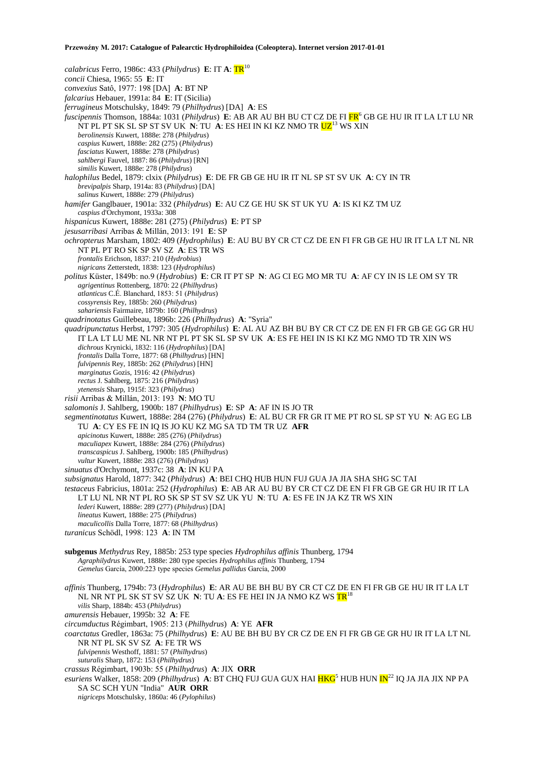*calabricus* Ferro, 1986c: 433 (*Philydrus*) **E**: IT **A**: TR[10]
*concii* Chiesa, 1965: 55 **E**: IT
*convexius* Satô, 1977: 198 [DA] **A**: BT NP
*falcarius* Hebauer, 1991a: 84 **E**: IT (Sicilia)
*ferrugineus* Motschulsky, 1849: 79 (*Philhydrus*) [DA] **A**: ES
*fuscipennis* Thomson, 1884a: 1031 (*Philydrus*) **E**: AB AR AU BH BU CT CZ DE FI FR[6] GB GE HU IR IT LA LT LU NR NT PL PT SK SL SP ST SV UK **N**: TU **A**: ES HEI IN KI KZ NMO TR UZ[13] WS XIN
*berolinensis* Kuwert, 1888e: 278 (*Philydrus*)
*caspius* Kuwert, 1888e: 282 (275) (*Philydrus*)
*fasciatus* Kuwert, 1888e: 278 (*Philydrus*)
*sahlbergi* Fauvel, 1887: 86 (*Philydrus*) [RN]
*similis* Kuwert, 1888e: 278 (*Philydrus*)
*halophilus* Bedel, 1879: clxix (*Philydrus*) **E**: DE FR GB GE HU IR IT NL SP ST SV UK **A**: CY IN TR
*brevipalpis* Sharp, 1914a: 83 (*Philydrus*) [DA]
*salinus* Kuwert, 1888e: 279 (*Philydrus*)
*hamifer* Ganglbauer, 1901a: 332 (*Philydrus*) **E**: AU CZ GE HU SK ST UK YU **A**: IS KI KZ TM UZ
*caspius* d'Orchymont, 1933a: 308
*hispanicus* Kuwert, 1888e: 281 (275) (*Philydrus*) **E**: PT SP
*jesusarribasi* Arribas & Millán, 2013: 191 **E**: SP
*ochropterus* Marsham, 1802: 409 (*Hydrophilus*) **E**: AU BU BY CR CT CZ DE EN FI FR GB GE HU IR IT LA LT NL NR NT PL PT RO SK SP SV SZ **A**: ES TR WS
*frontalis* Erichson, 1837: 210 (*Hydrobius*)
*nigricans* Zetterstedt, 1838: 123 (*Hydrophilus*)
*politus* Küster, 1849b: no.9 (*Hydrobius*) **E**: CR IT PT SP **N**: AG CI EG MO MR TU **A**: AF CY IN IS LE OM SY TR
*agrigentinus* Rottenberg, 1870: 22 (*Philhydrus*)
*atlanticus* C.É. Blanchard, 1853: 51 (*Philydrus*)
*cossyrensis* Rey, 1885b: 260 (*Philydrus*)
*sahariensis* Fairmaire, 1879b: 160 (*Philhydrus*)
*quadrinotatus* Guillebeau, 1896b: 226 (*Philhydrus*) **A**: "Syria"
*quadripunctatus* Herbst, 1797: 305 (*Hydrophilus*) **E**: AL AU AZ BH BU BY CR CT CZ DE EN FI FR GB GE GG GR HU IT LA LT LU ME NL NR NT PL PT SK SL SP SV UK **A**: ES FE HEI IN IS KI KZ MG NMO TD TR XIN WS
*dichrous* Krynicki, 1832: 116 (*Hydrophilus*) [DA]
*frontalis* Dalla Torre, 1877: 68 (*Philhydrus*) [HN]
*fulvipennis* Rey, 1885b: 262 (*Philydrus*) [HN]
*marginatus* Gozis, 1916: 42 (*Philydrus*)
*rectus* J. Sahlberg, 1875: 216 (*Philydrus*)
*ytenensis* Sharp, 1915f: 323 (*Philydrus*)
*risii* Arribas & Millán, 2013: 193 **N**: MO TU
*salomonis* J. Sahlberg, 1900b: 187 (*Philhydrus*) **E**: SP **A**: AF IN IS JO TR
*segmentinotatus* Kuwert, 1888e: 284 (276) (*Philydrus*) **E**: AL BU CR FR GR IT ME PT RO SL SP ST YU **N**: AG EG LB TU **A**: CY ES FE IN IQ IS JO KU KZ MG SA TD TM TR UZ **AFR**
*apicinotus* Kuwert, 1888e: 285 (276) (*Philydrus*)
*maculiapex* Kuwert, 1888e: 284 (276) (*Philydrus*)
*transcaspicus* J. Sahlberg, 1900b: 185 (*Philhydrus*)
*vultur* Kuwert, 1888e: 283 (276) (*Philydrus*)
*sinuatus* d'Orchymont, 1937c: 38 **A**: IN KU PA
*subsignatus* Harold, 1877: 342 (*Philydrus*) **A**: BEI CHQ HUB HUN FUJ GUA JA JIA SHA SHG SC TAI
*testaceus* Fabricius, 1801a: 252 (*Hydrophilus*) **E**: AB AR AU BU BY CR CT CZ DE EN FI FR GB GE GR HU IR IT LA LT LU NL NR NT PL RO SK SP ST SV SZ UK YU **N**: TU **A**: ES FE IN JA KZ TR WS XIN
*lederi* Kuwert, 1888e: 289 (277) (*Philydrus*) [DA]
*lineatus* Kuwert, 1888e: 275 (*Philydrus*)
*maculicollis* Dalla Torre, 1877: 68 (*Philhydrus*)
*turanicus* Schödl, 1998: 123 **A**: IN TM

**subgenus** *Methydrus* Rey, 1885b: 253 type species *Hydrophilus affinis* Thunberg, 1794
*Agraphilydrus* Kuwert, 1888e: 280 type species *Hydrophilus affinis* Thunberg, 1794
*Gemelus* García, 2000:223 type species *Gemelus pallidus* García, 2000

*affinis* Thunberg, 1794b: 73 (*Hydrophilus*) **E**: AR AU BE BH BU BY CR CT CZ DE EN FI FR GB GE HU IR IT LA LT NL NR NT PL SK ST SV SZ UK **N**: TU **A**: ES FE HEI IN JA NMO KZ WS TR[18]
*vilis* Sharp, 1884b: 453 (*Philydrus*)
*amurensis* Hebauer, 1995b: 32 **A**: FE
*circumductus* Régimbart, 1905: 213 (*Philhydrus*) **A**: YE **AFR**
*coarctatus* Gredler, 1863a: 75 (*Philhydrus*) **E**: AU BE BH BU BY CR CZ DE EN FI FR GB GE GR HU IR IT LA LT NL NR NT PL SK SV SZ **A**: FE TR WS
*fulvipennis* Westhoff, 1881: 57 (*Philhydrus*)
*suturalis* Sharp, 1872: 153 (*Philhydrus*)
*crassus* Régimbart, 1903b: 55 (*Philhydrus*) **A**: JIX **ORR**
*esuriens* Walker, 1858: 209 (*Philhydrus*) **A**: BT CHQ FUJ GUA GUX HAI HKG[5] HUB HUN IN[22] IQ JA JIA JIX NP PA SA SC SCH YUN "India" **AUR ORR**
*nigriceps* Motschulsky, 1860a: 46 (*Pylophilus*)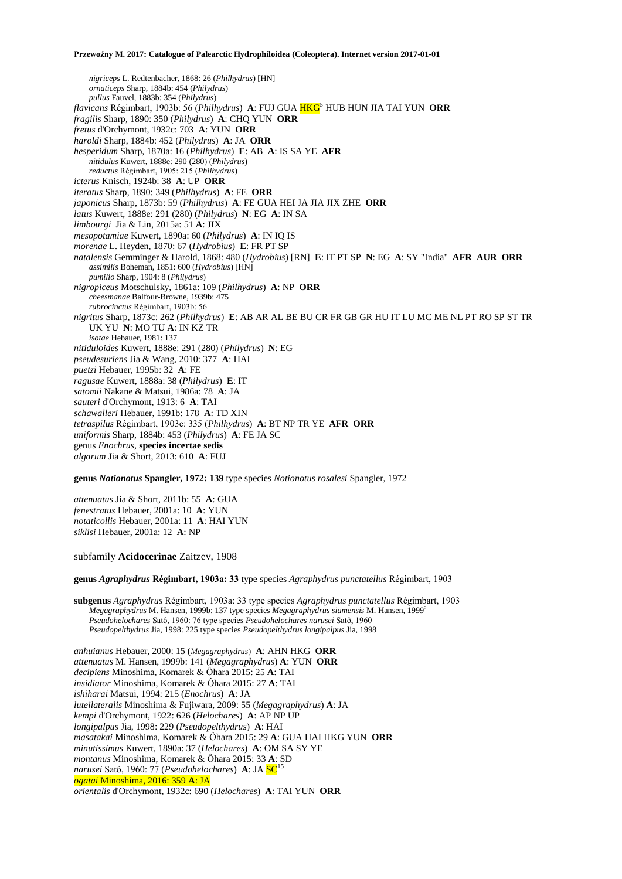*nigriceps* L. Redtenbacher, 1868: 26 (*Philhydrus*) [HN]
*ornaticeps* Sharp, 1884b: 454 (*Philydrus*)
*pullus* Fauvel, 1883b: 354 (*Philydrus*)
*flavicans* Régimbart, 1903b: 56 (*Philhydrus*) **A**: FUJ GUA HKG[5] HUB HUN JIA TAI YUN **ORR**
*fragilis* Sharp, 1890: 350 (*Philydrus*) **A**: CHQ YUN **ORR**
*fretus* d'Orchymont, 1932c: 703 **A**: YUN **ORR**
*haroldi* Sharp, 1884b: 452 (*Philydrus*) **A**: JA **ORR**
*hesperidum* Sharp, 1870a: 16 (*Philhydrus*) **E**: AB **A**: IS SA YE **AFR**
*nitidulus* Kuwert, 1888e: 290 (280) (*Philydrus*)
*reductus* Régimbart, 1905: 215 (*Philhydrus*)
*icterus* Knisch, 1924b: 38 **A**: UP **ORR**
*iteratus* Sharp, 1890: 349 (*Philhydrus*) **A**: FE **ORR**
*japonicus* Sharp, 1873b: 59 (*Philhydrus*) **A**: FE GUA HEI JA JIA JIX ZHE **ORR**
*latus* Kuwert, 1888e: 291 (280) (*Philydrus*) **N**: EG **A**: IN SA
*limbourgi* Jia & Lin, 2015a: 51 **A**: JIX
*mesopotamiae* Kuwert, 1890a: 60 (*Philydrus*) **A**: IN IQ IS
*morenae* L. Heyden, 1870: 67 (*Hydrobius*) **E**: FR PT SP
*natalensis* Gemminger & Harold, 1868: 480 (*Hydrobius*) [RN] **E**: IT PT SP **N**: EG **A**: SY "India" **AFR AUR ORR**
*assimilis* Boheman, 1851: 600 (*Hydrobius*) [HN]
*pumilio* Sharp, 1904: 8 (*Philydrus*)
*nigropiceus* Motschulsky, 1861a: 109 (*Philhydrus*) **A**: NP **ORR**
*cheesmanae* Balfour-Browne, 1939b: 475
*rubrocinctus* Régimbart, 1903b: 56
*nigritus* Sharp, 1873c: 262 (*Philhydrus*) **E**: AB AR AL BE BU CR FR GB GR HU IT LU MC ME NL PT RO SP ST TR UK YU **N**: MO TU **A**: IN KZ TR
*isotae* Hebauer, 1981: 137
*nitiduloides* Kuwert, 1888e: 291 (280) (*Philydrus*) **N**: EG
*pseudesuriens* Jia & Wang, 2010: 377 **A**: HAI
*puetzi* Hebauer, 1995b: 32 **A**: FE
*ragusae* Kuwert, 1888a: 38 (*Philydrus*) **E**: IT
*satomii* Nakane & Matsui, 1986a: 78 **A**: JA
*sauteri* d'Orchymont, 1913: 6 **A**: TAI
*schawalleri* Hebauer, 1991b: 178 **A**: TD XIN
*tetraspilus* Régimbart, 1903c: 335 (*Philhydrus*) **A**: BT NP TR YE **AFR ORR**
*uniformis* Sharp, 1884b: 453 (*Philydrus*) **A**: FE JA SC
genus *Enochrus*, **species incertae sedis**
*algarum* Jia & Short, 2013: 610 **A**: FUJ

**genus *Notionotus* Spangler, 1972: 139** type species *Notionotus rosalesi* Spangler, 1972

*attenuatus* Jia & Short, 2011b: 55 **A**: GUA
*fenestratus* Hebauer, 2001a: 10 **A**: YUN
*notaticollis* Hebauer, 2001a: 11 **A**: HAI YUN
*siklisi* Hebauer, 2001a: 12 **A**: NP

subfamily **Acidocerinae** Zaitzev, 1908

**genus *Agraphydrus* Régimbart, 1903a: 33** type species *Agraphydrus punctatellus* Régimbart, 1903

**subgenus** *Agraphydrus* Régimbart, 1903a: 33 type species *Agraphydrus punctatellus* Régimbart, 1903
*Megagraphydrus* M. Hansen, 1999b: 137 type species *Megagraphydrus siamensis* M. Hansen, 1999[2]
*Pseudohelochares* Satô, 1960: 76 type species *Pseudohelochares narusei* Satô, 1960
*Pseudopelthydrus* Jia, 1998: 225 type species *Pseudopelthydrus longipalpus* Jia, 1998

*anhuianus* Hebauer, 2000: 15 (*Megagraphydrus*) **A**: AHN HKG **ORR**
*attenuatus* M. Hansen, 1999b: 141 (*Megagraphydrus*) **A**: YUN **ORR**
*decipiens* Minoshima, Komarek & Ôhara 2015: 25 **A**: TAI
*insidiator* Minoshima, Komarek & Ôhara 2015: 27 **A**: TAI
*ishiharai* Matsui, 1994: 215 (*Enochrus*) **A**: JA
*luteilateralis* Minoshima & Fujiwara, 2009: 55 (*Megagraphydrus*) **A**: JA
*kempi* d'Orchymont, 1922: 626 (*Helochares*) **A**: AP NP UP
*longipalpus* Jia, 1998: 229 (*Pseudopelthydrus*) **A**: HAI
*masatakai* Minoshima, Komarek & Ôhara 2015: 29 **A**: GUA HAI HKG YUN **ORR**
*minutissimus* Kuwert, 1890a: 37 (*Helochares*) **A**: OM SA SY YE
*montanus* Minoshima, Komarek & Ôhara 2015: 33 **A**: SD
*narusei* Satô, 1960: 77 (*Pseudohelochares*) **A**: JA SC[15]
*ogatai* Minoshima, 2016: 359 **A**: JA
*orientalis* d'Orchymont, 1932c: 690 (*Helochares*) **A**: TAI YUN **ORR**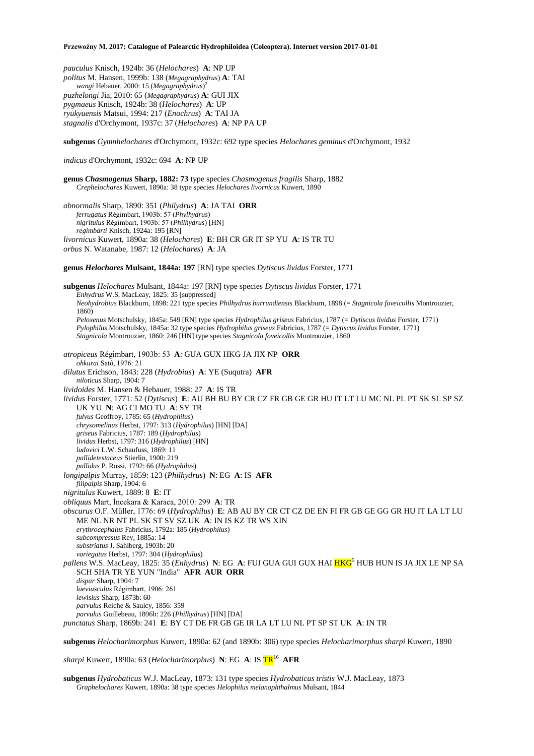*pauculus* Knisch, 1924b: 36 (*Helochares*) **A**: NP UP
*politus* M. Hansen, 1999b: 138 (*Megagraphydrus*) **A**: TAI
*wangi* Hebauer, 2000: 15 (*Megagraphydrus*)[2]
*puzhelongi* Jia, 2010: 65 (*Megagraphydrus*) **A**: GUI JIX
*pygmaeus* Knisch, 1924b: 38 (*Helochares*) **A**: UP
*ryukyuensis* Matsui, 1994: 217 (*Enochrus*) **A**: TAI JA
*stagnalis* d'Orchymont, 1937c: 37 (*Helochares*) **A**: NP PA UP

**subgenus** *Gymnhelochares* d'Orchymont, 1932c: 692 type species *Helochares geminus* d'Orchymont, 1932

*indicus* d'Orchymont, 1932c: 694 **A**: NP UP

**genus *Chasmogenus* Sharp, 1882: 73** type species *Chasmogenus fragilis* Sharp, 1882
*Crephelochares* Kuwert, 1890a: 38 type species *Helochares livornicus* Kuwert, 1890

*abnormalis* Sharp, 1890: 351 (*Philydrus*) **A**: JA TAI **ORR**
*ferrugatus* Régimbart, 1903b: 57 (*Phylhydrus*)
*nigritulus* Régimbart, 1903b: 57 (*Philhydrus*) [HN]
*regimbarti* Knisch, 1924a: 195 [RN]
*livornicus* Kuwert, 1890a: 38 (*Helochares*) **E**: BH CR GR IT SP YU **A**: IS TR TU
*orbus* N. Watanabe, 1987: 12 (*Helochares*) **A**: JA

**genus *Helochares* Mulsant, 1844a: 197** [RN] type species *Dytiscus lividus* Forster, 1771

**subgenus** *Helochares* Mulsant, 1844a: 197 [RN] type species *Dytiscus lividus* Forster, 1771
*Enhydrus* W.S. MacLeay, 1825: 35 [suppressed]
*Neohydrobius* Blackburn, 1898: 221 type species *Philhydrus burrundiensis* Blackburn, 1898 (= *Stagnicola foveicollis* Montrouzier, 1860)
*Peloxenus* Motschulsky, 1845a: 549 [RN] type species *Hydrophilus griseus* Fabricius, 1787 (= *Dytiscus lividus* Forster, 1771)
*Pylophilus* Motschulsky, 1845a: 32 type species *Hydrophilus griseus* Fabricius, 1787 (= *Dytiscus lividus* Forster, 1771)
*Stagnicola* Montrouzier, 1860: 246 [HN] type species *Stagnicola foveicollis* Montrouzier, 1860

*atropiceus* Régimbart, 1903b: 53 **A**: GUA GUX HKG JA JIX NP **ORR**
*ohkurai* Satô, 1976: 21
*dilutus* Erichson, 1843: 228 (*Hydrobius*) **A**: YE (Suqutra) **AFR**
*niloticus* Sharp, 1904: 7
*lividoides* M. Hansen & Hebauer, 1988: 27 **A**: IS TR
*lividus* Forster, 1771: 52 (*Dytiscus*) **E**: AU BH BU BY CR CZ FR GB GE GR HU IT LT LU MC NL PL PT SK SL SP SZ UK YU **N**: AG CI MO TU **A**: SY TR
*fulvus* Geoffroy, 1785: 65 (*Hydrophilus*)
*chrysomelinus* Herbst, 1797: 313 (*Hydrophilus*) [HN] [DA]
*griseus* Fabricius, 1787: 189 (*Hydrophilus*)
*lividus* Herbst, 1797: 316 (*Hydrophilus*) [HN]
*ludovici* L.W. Schaufuss, 1869: 11
*pallidetestaceus* Stierlin, 1900: 219
*pallidus* P. Rossi, 1792: 66 (*Hydrophilus*)
*longipalpis* Murray, 1859: 123 (*Philhydrus*) **N**: EG **A**: IS **AFR**
*filipalpis* Sharp, 1904: 6
*nigritulus* Kuwert, 1889: 8 **E**: IT
*obliquus* Mart, İncekara & Karaca, 2010: 299 **A**: TR
*obscurus* O.F. Müller, 1776: 69 (*Hydrophilus*) **E**: AB AU BY CR CT CZ DE EN FI FR GB GE GG GR HU IT LA LT LU ME NL NR NT PL SK ST SV SZ UK **A**: IN IS KZ TR WS XIN
*erythrocephalus* Fabricius, 1792a: 185 (*Hydrophilus*)
*subcompressus* Rey, 1885a: 14
*substriatus* J. Sahlberg, 1903b: 20
*variegatus* Herbst, 1797: 304 (*Hydrophilus*)
*pallens* W.S. MacLeay, 1825: 35 (*Enhydrus*) **N**: EG **A**: FUJ GUA GUI GUX HAI HKG[5] HUB HUN IS JA JIX LE NP SA SCH SHA TR YE YUN "India" **AFR AUR ORR**
*dispar* Sharp, 1904: 7
*laeviusculus* Régimbart, 1906: 261
*lewisius* Sharp, 1873b: 60
*parvulus* Reiche & Saulcy, 1856: 359
*parvulus* Guillebeau, 1896b: 226 (*Philhydrus*) [HN] [DA]
*punctatus* Sharp, 1869b: 241 **E**: BY CT DE FR GB GE IR LA LT LU NL PT SP ST UK **A**: IN TR

**subgenus** *Helocharimorphus* Kuwert, 1890a: 62 (and 1890b: 306) type species *Helocharimorphus sharpi* Kuwert, 1890

*sharpi* Kuwert, 1890a: 63 (*Helocharimorphus*) **N**: EG **A**: IS TR[16] **AFR**

**subgenus** *Hydrobaticus* W.J. MacLeay, 1873: 131 type species *Hydrobaticus tristis* W.J. MacLeay, 1873
*Graphelochares* Kuwert, 1890a: 38 type species *Helophilus melanophthalmus* Mulsant, 1844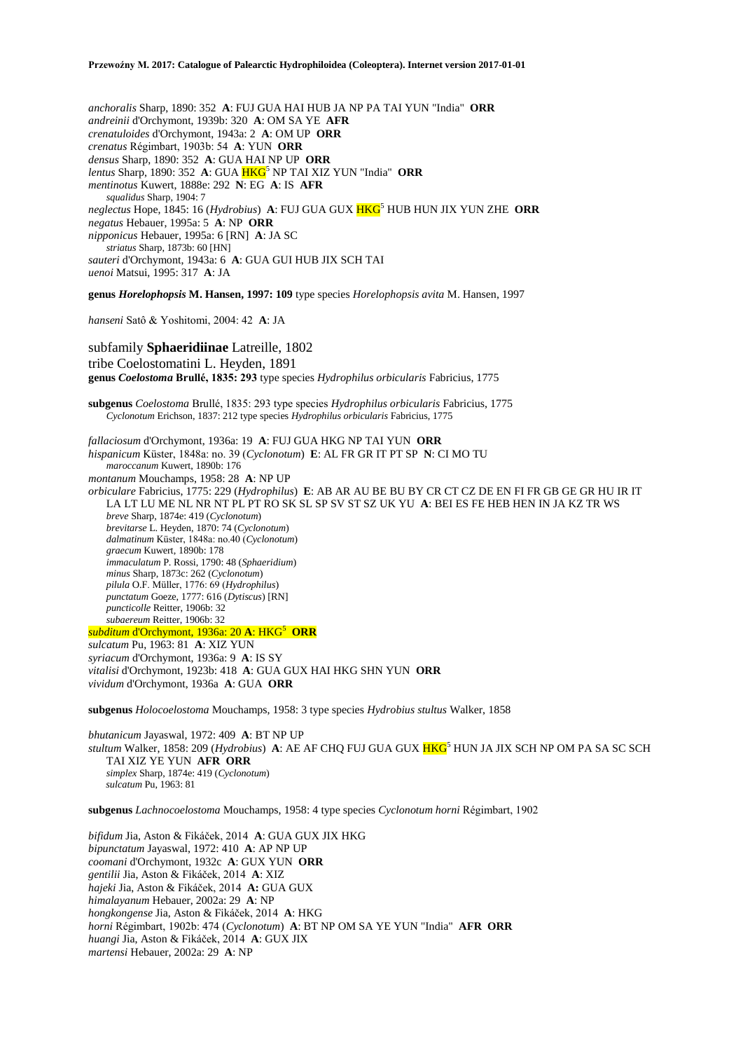*anchoralis* Sharp, 1890: 352 **A**: FUJ GUA HAI HUB JA NP PA TAI YUN "India" **ORR**
*andreinii* d'Orchymont, 1939b: 320 **A**: OM SA YE **AFR**
*crenatuloides* d'Orchymont, 1943a: 2 **A**: OM UP **ORR**
*crenatus* Régimbart, 1903b: 54 **A**: YUN **ORR**
*densus* Sharp, 1890: 352 **A**: GUA HAI NP UP **ORR**
*lentus* Sharp, 1890: 352 **A**: GUA HKG[5] NP TAI XIZ YUN "India" **ORR**
*mentinotus* Kuwert, 1888e: 292 **N**: EG **A**: IS **AFR**
*squalidus* Sharp, 1904: 7
*neglectus* Hope, 1845: 16 (*Hydrobius*) **A**: FUJ GUA GUX HKG[5] HUB HUN JIX YUN ZHE **ORR**
*negatus* Hebauer, 1995a: 5 **A**: NP **ORR**
*nipponicus* Hebauer, 1995a: 6 [RN] **A**: JA SC
*striatus* Sharp, 1873b: 60 [HN]
*sauteri* d'Orchymont, 1943a: 6 **A**: GUA GUI HUB JIX SCH TAI
*uenoi* Matsui, 1995: 317 **A**: JA

**genus *Horelophopsis* M. Hansen, 1997: 109** type species *Horelophopsis avita* M. Hansen, 1997

*hanseni* Satô & Yoshitomi, 2004: 42 **A**: JA

subfamily **Sphaeridiinae** Latreille, 1802
tribe Coelostomatini L. Heyden, 1891
**genus *Coelostoma* Brullé, 1835: 293** type species *Hydrophilus orbicularis* Fabricius, 1775

**subgenus** *Coelostoma* Brullé, 1835: 293 type species *Hydrophilus orbicularis* Fabricius, 1775
*Cyclonotum* Erichson, 1837: 212 type species *Hydrophilus orbicularis* Fabricius, 1775

*fallaciosum* d'Orchymont, 1936a: 19 **A**: FUJ GUA HKG NP TAI YUN **ORR**
*hispanicum* Küster, 1848a: no. 39 (*Cyclonotum*) **E**: AL FR GR IT PT SP **N**: CI MO TU
*maroccanum* Kuwert, 1890b: 176
*montanum* Mouchamps, 1958: 28 **A**: NP UP
*orbiculare* Fabricius, 1775: 229 (*Hydrophilus*) **E**: AB AR AU BE BU BY CR CT CZ DE EN FI FR GB GE GR HU IR IT LA LT LU ME NL NR NT PL PT RO SK SL SP SV ST SZ UK YU **A**: BEI ES FE HEB HEN IN JA KZ TR WS
*breve* Sharp, 1874e: 419 (*Cyclonotum*)
*brevitarse* L. Heyden, 1870: 74 (*Cyclonotum*)
*dalmatinum* Küster, 1848a: no.40 (*Cyclonotum*)
*graecum* Kuwert, 1890b: 178
*immaculatum* P. Rossi, 1790: 48 (*Sphaeridium*)
*minus* Sharp, 1873c: 262 (*Cyclonotum*)
*pilula* O.F. Müller, 1776: 69 (*Hydrophilus*)
*punctatum* Goeze, 1777: 616 (*Dytiscus*) [RN]
*puncticolle* Reitter, 1906b: 32
*subaereum* Reitter, 1906b: 32
*subditum* d'Orchymont, 1936a: 20 **A**: HKG[5] **ORR**
*sulcatum* Pu, 1963: 81 **A**: XIZ YUN
*syriacum* d'Orchymont, 1936a: 9 **A**: IS SY
*vitalisi* d'Orchymont, 1923b: 418 **A**: GUA GUX HAI HKG SHN YUN **ORR**
*vividum* d'Orchymont, 1936a **A**: GUA **ORR**

**subgenus** *Holocoelostoma* Mouchamps, 1958: 3 type species *Hydrobius stultus* Walker, 1858

*bhutanicum* Jayaswal, 1972: 409 **A**: BT NP UP
*stultum* Walker, 1858: 209 (*Hydrobius*) **A**: AE AF CHQ FUJ GUA GUX HKG[5] HUN JA JIX SCH NP OM PA SA SC SCH TAI XIZ YE YUN **AFR ORR**
*simplex* Sharp, 1874e: 419 (*Cyclonotum*)
*sulcatum* Pu, 1963: 81

**subgenus** *Lachnocoelostoma* Mouchamps, 1958: 4 type species *Cyclonotum horni* Régimbart, 1902

*bifidum* Jia, Aston & Fikáček, 2014 **A**: GUA GUX JIX HKG
*bipunctatum* Jayaswal, 1972: 410 **A**: AP NP UP
*coomani* d'Orchymont, 1932c **A**: GUX YUN **ORR**
*gentilii* Jia, Aston & Fikáček, 2014 **A**: XIZ
*hajeki* Jia, Aston & Fikáček, 2014 **A:** GUA GUX
*himalayanum* Hebauer, 2002a: 29 **A**: NP
*hongkongense* Jia, Aston & Fikáček, 2014 **A**: HKG
*horni* Régimbart, 1902b: 474 (*Cyclonotum*) **A**: BT NP OM SA YE YUN "India" **AFR ORR**
*huangi* Jia, Aston & Fikáček, 2014 **A**: GUX JIX
*martensi* Hebauer, 2002a: 29 **A**: NP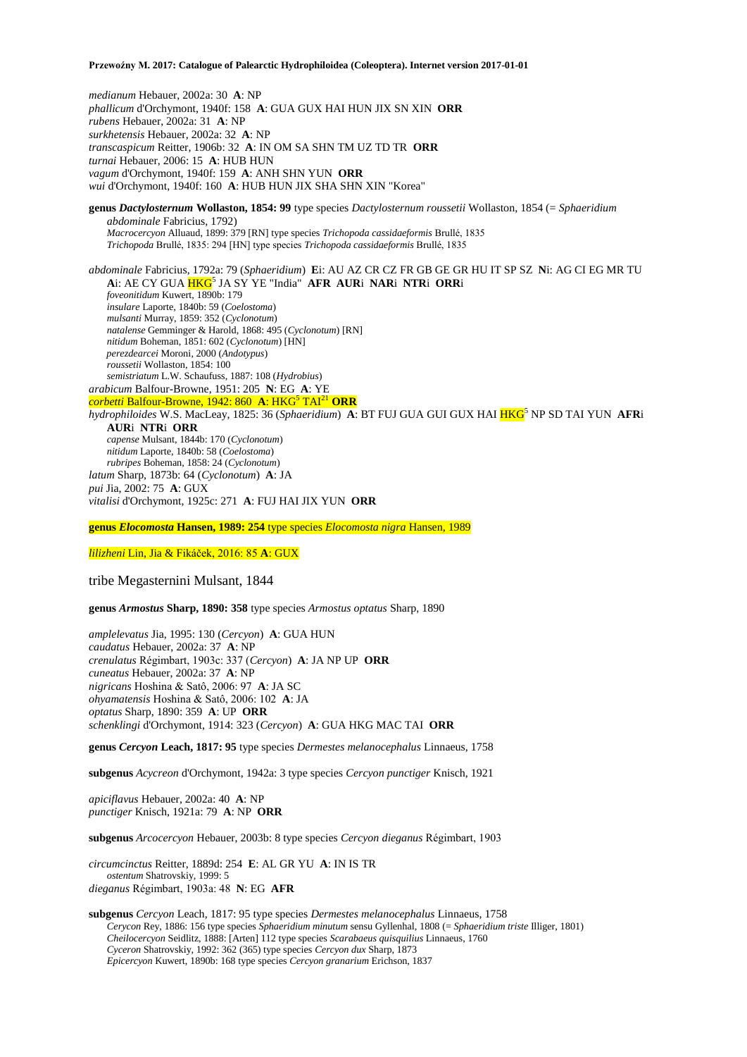*medianum* Hebauer, 2002a: 30 **A**: NP
*phallicum* d'Orchymont, 1940f: 158 **A**: GUA GUX HAI HUN JIX SN XIN **ORR**
*rubens* Hebauer, 2002a: 31 **A**: NP
*surkhetensis* Hebauer, 2002a: 32 **A**: NP
*transcaspicum* Reitter, 1906b: 32 **A**: IN OM SA SHN TM UZ TD TR **ORR**
*turnai* Hebauer, 2006: 15 **A**: HUB HUN
*vagum* d'Orchymont, 1940f: 159 **A**: ANH SHN YUN **ORR**
*wui* d'Orchymont, 1940f: 160 **A**: HUB HUN JIX SHA SHN XIN "Korea"

**genus *Dactylosternum* Wollaston, 1854: 99** type species *Dactylosternum roussetii* Wollaston, 1854 (= *Sphaeridium abdominale* Fabricius, 1792)
*Macrocercyon* Alluaud, 1899: 379 [RN] type species *Trichopoda cassidaeformis* Brullé, 1835
*Trichopoda* Brullé, 1835: 294 [HN] type species *Trichopoda cassidaeformis* Brullé, 1835

*abdominale* Fabricius, 1792a: 79 (*Sphaeridium*) **E**i: AU AZ CR CZ FR GB GE GR HU IT SP SZ **N**i: AG CI EG MR TU **A**i: AE CY GUA HKG[5] JA SY YE "India" **AFR AUR**i **NAR**i **NTR**i **ORR**i
*foveonitidum* Kuwert, 1890b: 179
*insulare* Laporte, 1840b: 59 (*Coelostoma*)
*mulsanti* Murray, 1859: 352 (*Cyclonotum*)
*natalense* Gemminger & Harold, 1868: 495 (*Cyclonotum*) [RN]
*nitidum* Boheman, 1851: 602 (*Cyclonotum*) [HN]
*perezdearcei* Moroni, 2000 (*Andotypus*)
*roussetii* Wollaston, 1854: 100
*semistriatum* L.W. Schaufuss, 1887: 108 (*Hydrobius*)
*arabicum* Balfour-Browne, 1951: 205 **N**: EG **A**: YE
*corbetti* Balfour-Browne, 1942: 860 **A**: HKG[5] TAI[21] **ORR**
*hydrophiloides* W.S. MacLeay, 1825: 36 (*Sphaeridium*) **A**: BT FUJ GUA GUI GUX HAI HKG[5] NP SD TAI YUN **AFR**i **AUR**i **NTR**i **ORR**
*capense* Mulsant, 1844b: 170 (*Cyclonotum*)
*nitidum* Laporte, 1840b: 58 (*Coelostoma*)
*rubripes* Boheman, 1858: 24 (*Cyclonotum*)
*latum* Sharp, 1873b: 64 (*Cyclonotum*) **A**: JA
*pui* Jia, 2002: 75 **A**: GUX
*vitalisi* d'Orchymont, 1925c: 271 **A**: FUJ HAI JIX YUN **ORR**

**genus *Elocomosta* Hansen, 1989: 254** type species *Elocomosta nigra* Hansen, 1989

*lilizheni* Lin, Jia & Fikáček, 2016: 85 **A**: GUX

tribe Megasternini Mulsant, 1844

**genus *Armostus* Sharp, 1890: 358** type species *Armostus optatus* Sharp, 1890

*amplelevatus* Jia, 1995: 130 (*Cercyon*) **A**: GUA HUN
*caudatus* Hebauer, 2002a: 37 **A**: NP
*crenulatus* Régimbart, 1903c: 337 (*Cercyon*) **A**: JA NP UP **ORR**
*cuneatus* Hebauer, 2002a: 37 **A**: NP
*nigricans* Hoshina & Satô, 2006: 97 **A**: JA SC
*ohyamatensis* Hoshina & Satô, 2006: 102 **A**: JA
*optatus* Sharp, 1890: 359 **A**: UP **ORR**
*schenklingi* d'Orchymont, 1914: 323 (*Cercyon*) **A**: GUA HKG MAC TAI **ORR**

**genus *Cercyon* Leach, 1817: 95** type species *Dermestes melanocephalus* Linnaeus, 1758

**subgenus** *Acycreon* d'Orchymont, 1942a: 3 type species *Cercyon punctiger* Knisch, 1921

*apiciflavus* Hebauer, 2002a: 40 **A**: NP
*punctiger* Knisch, 1921a: 79 **A**: NP **ORR**

**subgenus** *Arcocercyon* Hebauer, 2003b: 8 type species *Cercyon dieganus* Régimbart, 1903

*circumcinctus* Reitter, 1889d: 254 **E**: AL GR YU **A**: IN IS TR
*ostentum* Shatrovskiy, 1999: 5
*dieganus* Régimbart, 1903a: 48 **N**: EG **AFR**

**subgenus** *Cercyon* Leach, 1817: 95 type species *Dermestes melanocephalus* Linnaeus, 1758
*Cerycon* Rey, 1886: 156 type species *Sphaeridium minutum* sensu Gyllenhal, 1808 (= *Sphaeridium triste* Illiger, 1801)
*Cheilocercyon* Seidlitz, 1888: [Arten] 112 type species *Scarabaeus quisquilius* Linnaeus, 1760
*Cyceron* Shatrovskiy, 1992: 362 (365) type species *Cercyon dux* Sharp, 1873
*Epicercyon* Kuwert, 1890b: 168 type species *Cercyon granarium* Erichson, 1837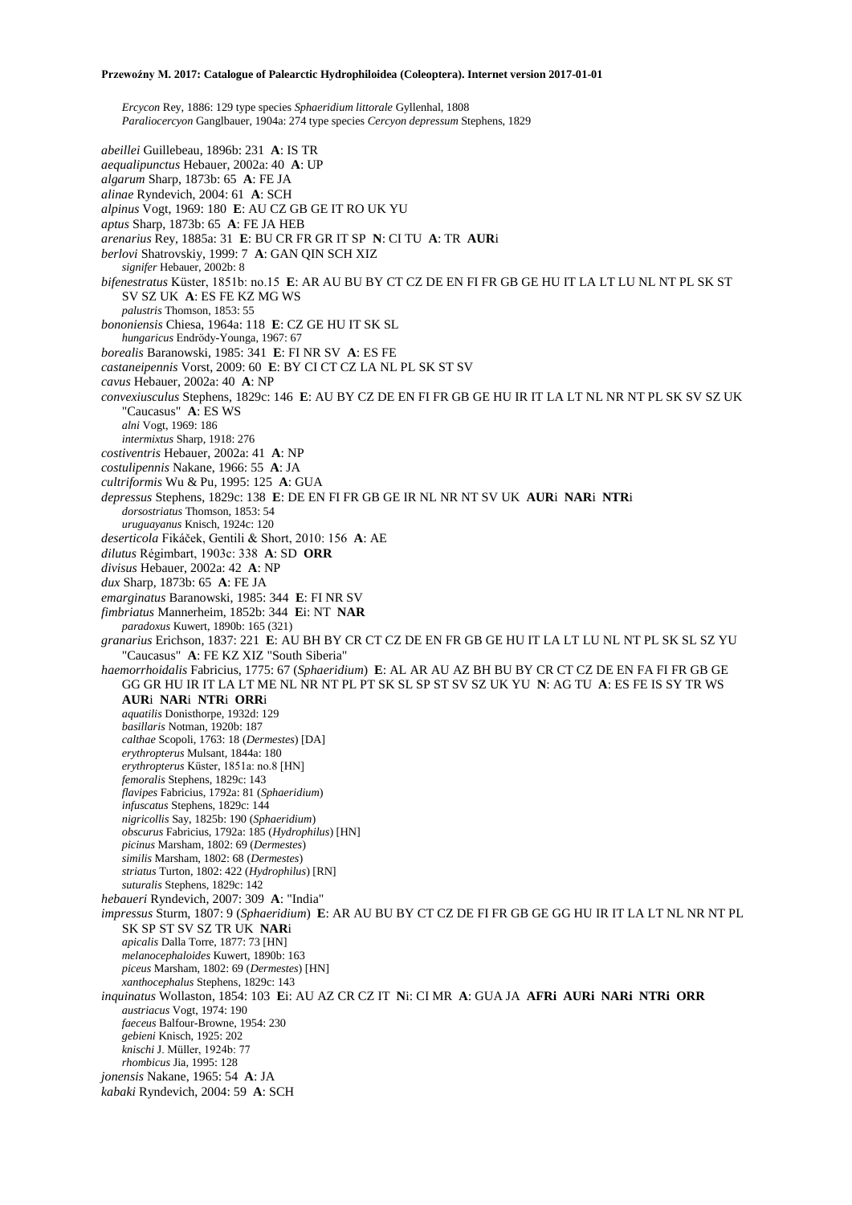*Ercycon* Rey, 1886: 129 type species *Sphaeridium littorale* Gyllenhal, 1808
*Paraliocercyon* Ganglbauer, 1904a: 274 type species *Cercyon depressum* Stephens, 1829

*abeillei* Guillebeau, 1896b: 231 **A**: IS TR
*aequalipunctus* Hebauer, 2002a: 40 **A**: UP
*algarum* Sharp, 1873b: 65 **A**: FE JA
*alinae* Ryndevich, 2004: 61 **A**: SCH
*alpinus* Vogt, 1969: 180 **E**: AU CZ GB GE IT RO UK YU
*aptus* Sharp, 1873b: 65 **A**: FE JA HEB
*arenarius* Rey, 1885a: 31 **E**: BU CR FR GR IT SP **N**: CI TU **A**: TR **AUR**i
*berlovi* Shatrovskiy, 1999: 7 **A**: GAN QIN SCH XIZ
*signifer* Hebauer, 2002b: 8
*bifenestratus* Küster, 1851b: no.15 **E**: AR AU BU BY CT CZ DE EN FI FR GB GE HU IT LA LT LU NL NT PL SK ST SV SZ UK **A**: ES FE KZ MG WS
*palustris* Thomson, 1853: 55
*bononiensis* Chiesa, 1964a: 118 **E**: CZ GE HU IT SK SL
*hungaricus* Endrödy-Younga, 1967: 67
*borealis* Baranowski, 1985: 341 **E**: FI NR SV **A**: ES FE
*castaneipennis* Vorst, 2009: 60 **E**: BY CI CT CZ LA NL PL SK ST SV
*cavus* Hebauer, 2002a: 40 **A**: NP
*convexiusculus* Stephens, 1829c: 146 **E**: AU BY CZ DE EN FI FR GB GE HU IR IT LA LT NL NR NT PL SK SV SZ UK "Caucasus" **A**: ES WS
*alni* Vogt, 1969: 186
*intermixtus* Sharp, 1918: 276
*costiventris* Hebauer, 2002a: 41 **A**: NP
*costulipennis* Nakane, 1966: 55 **A**: JA
*cultriformis* Wu & Pu, 1995: 125 **A**: GUA
*depressus* Stephens, 1829c: 138 **E**: DE EN FI FR GB GE IR NL NR NT SV UK **AUR**i **NAR**i **NTR**i
*dorsostriatus* Thomson, 1853: 54
*uruguayanus* Knisch, 1924c: 120
*deserticola* Fikáček, Gentili & Short, 2010: 156 **A**: AE
*dilutus* Régimbart, 1903c: 338 **A**: SD **ORR**
*divisus* Hebauer, 2002a: 42 **A**: NP
*dux* Sharp, 1873b: 65 **A**: FE JA
*emarginatus* Baranowski, 1985: 344 **E**: FI NR SV
*fimbriatus* Mannerheim, 1852b: 344 **E**i: NT **NAR**
*paradoxus* Kuwert, 1890b: 165 (321)
*granarius* Erichson, 1837: 221 **E**: AU BH BY CR CT CZ DE EN FR GB GE HU IT LA LT LU NL NT PL SK SL SZ YU "Caucasus" **A**: FE KZ XIZ "South Siberia"
*haemorrhoidalis* Fabricius, 1775: 67 (*Sphaeridium*) **E**: AL AR AU AZ BH BU BY CR CT CZ DE EN FA FI FR GB GE GG GR HU IR IT LA LT ME NL NR NT PL PT SK SL SP ST SV SZ UK YU **N**: AG TU **A**: ES FE IS SY TR WS **AUR**i **NAR**i **NTR**i **ORR**i
*aquatilis* Donisthorpe, 1932d: 129
*basillaris* Notman, 1920b: 187
*calthae* Scopoli, 1763: 18 (*Dermestes*) [DA]
*erythropterus* Mulsant, 1844a: 180
*erythropterus* Küster, 1851a: no.8 [HN]
*femoralis* Stephens, 1829c: 143
*flavipes* Fabricius, 1792a: 81 (*Sphaeridium*)
*infuscatus* Stephens, 1829c: 144
*nigricollis* Say, 1825b: 190 (*Sphaeridium*)
*obscurus* Fabricius, 1792a: 185 (*Hydrophilus*) [HN]
*picinus* Marsham, 1802: 69 (*Dermestes*)
*similis* Marsham, 1802: 68 (*Dermestes*)
*striatus* Turton, 1802: 422 (*Hydrophilus*) [RN]
*suturalis* Stephens, 1829c: 142
*hebaueri* Ryndevich, 2007: 309 **A**: "India"
*impressus* Sturm, 1807: 9 (*Sphaeridium*) **E**: AR AU BU BY CT CZ DE FI FR GB GE GG HU IR IT LA LT NL NR NT PL SK SP ST SV SZ TR UK **NAR**i
*apicalis* Dalla Torre, 1877: 73 [HN]
*melanocephaloides* Kuwert, 1890b: 163
*piceus* Marsham, 1802: 69 (*Dermestes*) [HN]
*xanthocephalus* Stephens, 1829c: 143
*inquinatus* Wollaston, 1854: 103 **E**i: AU AZ CR CZ IT **N**i: CI MR **A**: GUA JA **AFRi AURi NARi NTRi ORR**
*austriacus* Vogt, 1974: 190
*faeceus* Balfour-Browne, 1954: 230
*gebieni* Knisch, 1925: 202
*knischi* J. Müller, 1924b: 77
*rhombicus* Jia, 1995: 128
*jonensis* Nakane, 1965: 54 **A**: JA
*kabaki* Ryndevich, 2004: 59 **A**: SCH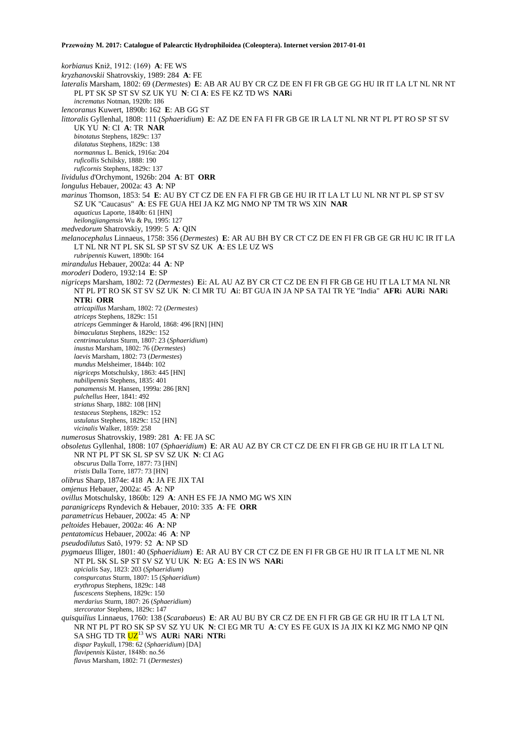*korbianus* Kniž, 1912: (169) **A**: FE WS
*kryzhanovskii* Shatrovskiy, 1989: 284 **A**: FE
*lateralis* Marsham, 1802: 69 (*Dermestes*) **E**: AB AR AU BY CR CZ DE EN FI FR GB GE GG HU IR IT LA LT NL NR NT PL PT SK SP ST SV SZ UK YU **N**: CI **A**: ES FE KZ TD WS **NAR**i
  *incrematus* Notman, 1920b: 186
*lencoranus* Kuwert, 1890b: 162 **E**: AB GG ST
*littoralis* Gyllenhal, 1808: 111 (*Sphaeridium*) **E**: AZ DE EN FA FI FR GB GE IR LA LT NL NR NT PL PT RO SP ST SV UK YU **N**: CI **A**: TR **NAR**
  *binotatus* Stephens, 1829c: 137
  *dilatatus* Stephens, 1829c: 138
  *normannus* L. Benick, 1916a: 204
  *ruficollis* Schilsky, 1888: 190
  *ruficornis* Stephens, 1829c: 137
*lividulus* d'Orchymont, 1926b: 204 **A**: BT **ORR**
*longulus* Hebauer, 2002a: 43 **A**: NP
*marinus* Thomson, 1853: 54 **E**: AU BY CT CZ DE EN FA FI FR GB GE HU IR IT LA LT LU NL NR NT PL SP ST SV SZ UK "Caucasus" **A**: ES FE GUA HEI JA KZ MG NMO NP TM TR WS XIN **NAR**
  *aquaticus* Laporte, 1840b: 61 [HN]
  *heilongjiangensis* Wu & Pu, 1995: 127
*medvedorum* Shatrovskiy, 1999: 5 **A**: QIN
*melanocephalus* Linnaeus, 1758: 356 (*Dermestes*) **E**: AR AU BH BY CR CT CZ DE EN FI FR GB GE GR HU IC IR IT LA LT NL NR NT PL SK SL SP ST SV SZ UK **A**: ES LE UZ WS
  *rubripennis* Kuwert, 1890b: 164
*mirandulus* Hebauer, 2002a: 44 **A**: NP
*moroderi* Dodero, 1932:14 **E**: SP
*nigriceps* Marsham, 1802: 72 (*Dermestes*) **E**i: AL AU AZ BY CR CT CZ DE EN FI FR GB GE HU IT LA LT MA NL NR NT PL PT RO SK ST SV SZ UK **N**: CI MR TU **A**i: BT GUA IN JA NP SA TAI TR YE "India" **AFR**i **AUR**i **NAR**i **NTR**i **ORR**
  *atricapillus* Marsham, 1802: 72 (*Dermestes*)
  *atriceps* Stephens, 1829c: 151
  *atriceps* Gemminger & Harold, 1868: 496 [RN] [HN]
  *bimaculatus* Stephens, 1829c: 152
  *centrimaculatus* Sturm, 1807: 23 (*Sphaeridium*)
  *inustus* Marsham, 1802: 76 (*Dermestes*)
  *laevis* Marsham, 1802: 73 (*Dermestes*)
  *mundus* Melsheimer, 1844b: 102
  *nigriceps* Motschulsky, 1863: 445 [HN]
  *nubilipennis* Stephens, 1835: 401
  *panamensis* M. Hansen, 1999a: 286 [RN]
  *pulchellus* Heer, 1841: 492
  *striatus* Sharp, 1882: 108 [HN]
  *testaceus* Stephens, 1829c: 152
  *ustulatus* Stephens, 1829c: 152 [HN]
  *vicinalis* Walker, 1859: 258
*numerosus* Shatrovskiy, 1989: 281 **A**: FE JA SC
*obsoletus* Gyllenhal, 1808: 107 (*Sphaeridium*) **E**: AR AU AZ BY CR CT CZ DE EN FI FR GB GE HU IR IT LA LT NL NR NT PL PT SK SL SP SV SZ UK **N**: CI AG
  *obscurus* Dalla Torre, 1877: 73 [HN]
  *tristis* Dalla Torre, 1877: 73 [HN]
*olibrus* Sharp, 1874e: 418 **A**: JA FE JIX TAI
*omjenus* Hebauer, 2002a: 45 **A**: NP
*ovillus* Motschulsky, 1860b: 129 **A**: ANH ES FE JA NMO MG WS XIN
*paranigriceps* Ryndevich & Hebauer, 2010: 335 **A**: FE **ORR**
*parametricus* Hebauer, 2002a: 45 **A**: NP
*peltoides* Hebauer, 2002a: 46 **A**: NP
*pentatomicus* Hebauer, 2002a: 46 **A**: NP
*pseudodilutus* Satô, 1979: 52 **A**: NP SD
*pygmaeus* Illiger, 1801: 40 (*Sphaeridium*) **E**: AR AU BY CR CT CZ DE EN FI FR GB GE HU IR IT LA LT ME NL NR NT PL SK SL SP ST SV SZ YU UK **N**: EG **A**: ES IN WS **NAR**i
  *apicialis* Say, 1823: 203 (*Sphaeridium*)
  *conspurcatus* Sturm, 1807: 15 (*Sphaeridium*)
  *erythropus* Stephens, 1829c: 148
  *fuscescens* Stephens, 1829c: 150
  *merdarius* Sturm, 1807: 26 (*Sphaeridium*)
  *stercorator* Stephens, 1829c: 147
*quisquilius* Linnaeus, 1760: 138 (*Scarabaeus*) **E**: AR AU BU BY CR CZ DE EN FI FR GB GE GR HU IR IT LA LT NL NR NT PL PT RO SK SP SV SZ YU UK **N**: CI EG MR TU **A**: CY ES FE GUX IS JA JIX KI KZ MG NMO NP QIN SA SHG TD TR UZ[13] WS **AUR**i **NAR**i **NTR**i
  *dispar* Paykull, 1798: 62 (*Sphaeridium*) [DA]
  *flavipennis* Küster, 1848b: no.56
  *flavus* Marsham, 1802: 71 (*Dermestes*)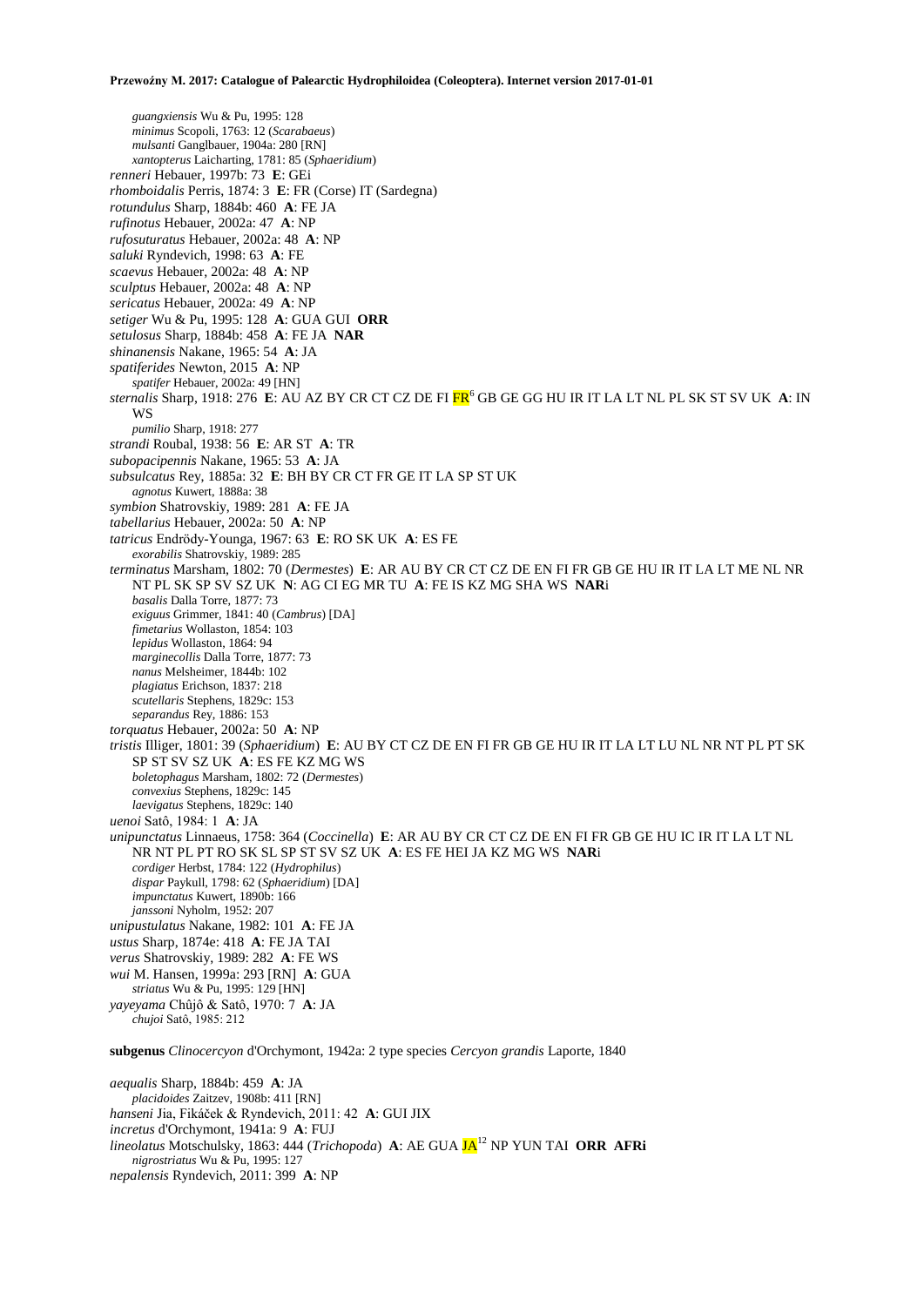*guangxiensis* Wu & Pu, 1995: 128
*minimus* Scopoli, 1763: 12 (*Scarabaeus*)
*mulsanti* Ganglbauer, 1904a: 280 [RN]
*xantopterus* Laicharting, 1781: 85 (*Sphaeridium*)

*renneri* Hebauer, 1997b: 73 **E**: GEi
*rhomboidalis* Perris, 1874: 3 **E**: FR (Corse) IT (Sardegna)
*rotundulus* Sharp, 1884b: 460 **A**: FE JA
*rufinotus* Hebauer, 2002a: 47 **A**: NP
*rufosuturatus* Hebauer, 2002a: 48 **A**: NP
*saluki* Ryndevich, 1998: 63 **A**: FE
*scaevus* Hebauer, 2002a: 48 **A**: NP
*sculptus* Hebauer, 2002a: 48 **A**: NP
*sericatus* Hebauer, 2002a: 49 **A**: NP
*setiger* Wu & Pu, 1995: 128 **A**: GUA GUI **ORR**
*setulosus* Sharp, 1884b: 458 **A**: FE JA **NAR**
*shinanensis* Nakane, 1965: 54 **A**: JA
*spatiferides* Newton, 2015 **A**: NP
*spatifer* Hebauer, 2002a: 49 [HN]

*sternalis* Sharp, 1918: 276 **E**: AU AZ BY CR CT CZ DE FI FR[6] GB GE GG HU IR IT LA LT NL PL SK ST SV UK **A**: IN WS
*pumilio* Sharp, 1918: 277

*strandi* Roubal, 1938: 56 **E**: AR ST **A**: TR
*subopacipennis* Nakane, 1965: 53 **A**: JA
*subsulcatus* Rey, 1885a: 32 **E**: BH BY CR CT FR GE IT LA SP ST UK
*agnotus* Kuwert, 1888a: 38

*symbion* Shatrovskiy, 1989: 281 **A**: FE JA
*tabellarius* Hebauer, 2002a: 50 **A**: NP
*tatricus* Endrödy-Younga, 1967: 63 **E**: RO SK UK **A**: ES FE
*exorabilis* Shatrovskiy, 1989: 285

*terminatus* Marsham, 1802: 70 (*Dermestes*) **E**: AR AU BY CR CT CZ DE EN FI FR GB GE HU IR IT LA LT ME NL NR NT PL SK SP SV SZ UK **N**: AG CI EG MR TU **A**: FE IS KZ MG SHA WS **NAR**i
*basalis* Dalla Torre, 1877: 73
*exiguus* Grimmer, 1841: 40 (*Cambrus*) [DA]
*fimetarius* Wollaston, 1854: 103
*lepidus* Wollaston, 1864: 94
*marginecollis* Dalla Torre, 1877: 73
*nanus* Melsheimer, 1844b: 102
*plagiatus* Erichson, 1837: 218
*scutellaris* Stephens, 1829c: 153
*separandus* Rey, 1886: 153

*torquatus* Hebauer, 2002a: 50 **A**: NP
*tristis* Illiger, 1801: 39 (*Sphaeridium*) **E**: AU BY CT CZ DE EN FI FR GB GE HU IR IT LA LT LU NL NR NT PL PT SK SP ST SV SZ UK **A**: ES FE KZ MG WS
*boletophagus* Marsham, 1802: 72 (*Dermestes*)
*convexius* Stephens, 1829c: 145
*laevigatus* Stephens, 1829c: 140

*uenoi* Satô, 1984: 1 **A**: JA
*unipunctatus* Linnaeus, 1758: 364 (*Coccinella*) **E**: AR AU BY CR CT CZ DE EN FI FR GB GE HU IC IR IT LA LT NL NR NT PL PT RO SK SL SP ST SV SZ UK **A**: ES FE HEI JA KZ MG WS **NAR**i
*cordiger* Herbst, 1784: 122 (*Hydrophilus*)
*dispar* Paykull, 1798: 62 (*Sphaeridium*) [DA]
*impunctatus* Kuwert, 1890b: 166
*janssoni* Nyholm, 1952: 207

*unipustulatus* Nakane, 1982: 101 **A**: FE JA
*ustus* Sharp, 1874e: 418 **A**: FE JA TAI
*verus* Shatrovskiy, 1989: 282 **A**: FE WS
*wui* M. Hansen, 1999a: 293 [RN] **A**: GUA
*striatus* Wu & Pu, 1995: 129 [HN]

*yayeyama* Chûjô & Satô, 1970: 7 **A**: JA
*chujoi* Satô, 1985: 212

**subgenus** *Clinocercyon* d'Orchymont, 1942a: 2 type species *Cercyon grandis* Laporte, 1840

*aequalis* Sharp, 1884b: 459 **A**: JA
*placidoides* Zaitzev, 1908b: 411 [RN]

*hanseni* Jia, Fikáček & Ryndevich, 2011: 42 **A**: GUI JIX
*incretus* d'Orchymont, 1941a: 9 **A**: FUJ
*lineolatus* Motschulsky, 1863: 444 (*Trichopoda*) **A**: AE GUA JA[12] NP YUN TAI **ORR AFR**i
*nigrostriatus* Wu & Pu, 1995: 127

*nepalensis* Ryndevich, 2011: 399 **A**: NP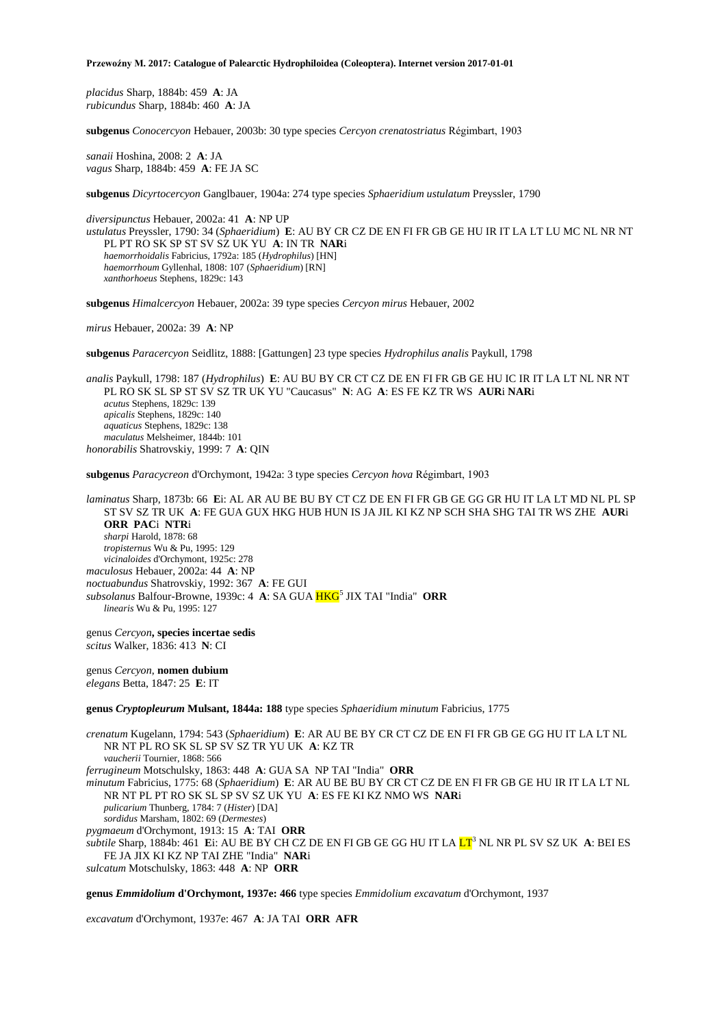*placidus* Sharp, 1884b: 459 **A**: JA
*rubicundus* Sharp, 1884b: 460 **A**: JA

**subgenus** *Conocercyon* Hebauer, 2003b: 30 type species *Cercyon crenatostriatus* Régimbart, 1903

*sanaii* Hoshina, 2008: 2 **A**: JA
*vagus* Sharp, 1884b: 459 **A**: FE JA SC

**subgenus** *Dicyrtocercyon* Ganglbauer, 1904a: 274 type species *Sphaeridium ustulatum* Preyssler, 1790

*diversipunctus* Hebauer, 2002a: 41 **A**: NP UP
*ustulatus* Preyssler, 1790: 34 (*Sphaeridium*) **E**: AU BY CR CZ DE EN FI FR GB GE HU IR IT LA LT LU MC NL NR NT PL PT RO SK SP ST SV SZ UK YU **A**: IN TR **NAR**i
*haemorrhoidalis* Fabricius, 1792a: 185 (*Hydrophilus*) [HN]
*haemorrhoum* Gyllenhal, 1808: 107 (*Sphaeridium*) [RN]
*xanthorhoeus* Stephens, 1829c: 143

**subgenus** *Himalcercyon* Hebauer, 2002a: 39 type species *Cercyon mirus* Hebauer, 2002

*mirus* Hebauer, 2002a: 39 **A**: NP

**subgenus** *Paracercyon* Seidlitz, 1888: [Gattungen] 23 type species *Hydrophilus analis* Paykull, 1798

*analis* Paykull, 1798: 187 (*Hydrophilus*) **E**: AU BU BY CR CT CZ DE EN FI FR GB GE HU IC IR IT LA LT NL NR NT PL RO SK SL SP ST SV SZ TR UK YU "Caucasus" **N**: AG **A**: ES FE KZ TR WS **AUR**i **NAR**i
*acutus* Stephens, 1829c: 139
*apicalis* Stephens, 1829c: 140
*aquaticus* Stephens, 1829c: 138
*maculatus* Melsheimer, 1844b: 101
*honorabilis* Shatrovskiy, 1999: 7 **A**: QIN

**subgenus** *Paracycreon* d'Orchymont, 1942a: 3 type species *Cercyon hova* Régimbart, 1903

*laminatus* Sharp, 1873b: 66 **E**i: AL AR AU BE BU BY CT CZ DE EN FI FR GB GE GG GR HU IT LA LT MD NL PL SP ST SV SZ TR UK **A**: FE GUA GUX HKG HUB HUN IS JA JIL KI KZ NP SCH SHA SHG TAI TR WS ZHE **AUR**i **ORR PAC**i **NTR**i
*sharpi* Harold, 1878: 68
*tropisternus* Wu & Pu, 1995: 129
*vicinaloides* d'Orchymont, 1925c: 278
*maculosus* Hebauer, 2002a: 44 **A**: NP
*noctuabundus* Shatrovskiy, 1992: 367 **A**: FE GUI
*subsolanus* Balfour-Browne, 1939c: 4 **A**: SA GUA HKG[5] JIX TAI "India" **ORR**
*linearis* Wu & Pu, 1995: 127

genus *Cercyon*, **species incertae sedis**
*scitus* Walker, 1836: 413 **N**: CI

genus *Cercyon*, **nomen dubium**
*elegans* Betta, 1847: 25 **E**: IT

**genus *Cryptopleurum* Mulsant, 1844a: 188** type species *Sphaeridium minutum* Fabricius, 1775

*crenatum* Kugelann, 1794: 543 (*Sphaeridium*) **E**: AR AU BE BY CR CT CZ DE EN FI FR GB GE GG HU IT LA LT NL NR NT PL RO SK SL SP SV SZ TR YU UK **A**: KZ TR
*vaucherii* Tournier, 1868: 566
*ferrugineum* Motschulsky, 1863: 448 **A**: GUA SA NP TAI "India" **ORR**
*minutum* Fabricius, 1775: 68 (*Sphaeridium*) **E**: AR AU BE BU BY CR CT CZ DE EN FI FR GB GE HU IR IT LA LT NL NR NT PL PT RO SK SL SP SV SZ UK YU **A**: ES FE KI KZ NMO WS **NAR**i
*pulicarium* Thunberg, 1784: 7 (*Hister*) [DA]
*sordidus* Marsham, 1802: 69 (*Dermestes*)
*pygmaeum* d'Orchymont, 1913: 15 **A**: TAI **ORR**
*subtile* Sharp, 1884b: 461 **E**i: AU BE BY CH CZ DE EN FI GB GE GG HU IT LA LT[3] NL NR PL SV SZ UK **A**: BEI ES FE JA JIX KI KZ NP TAI ZHE "India" **NAR**i
*sulcatum* Motschulsky, 1863: 448 **A**: NP **ORR**

**genus *Emmidolium* d'Orchymont, 1937e: 466** type species *Emmidolium excavatum* d'Orchymont, 1937

*excavatum* d'Orchymont, 1937e: 467 **A**: JA TAI **ORR AFR**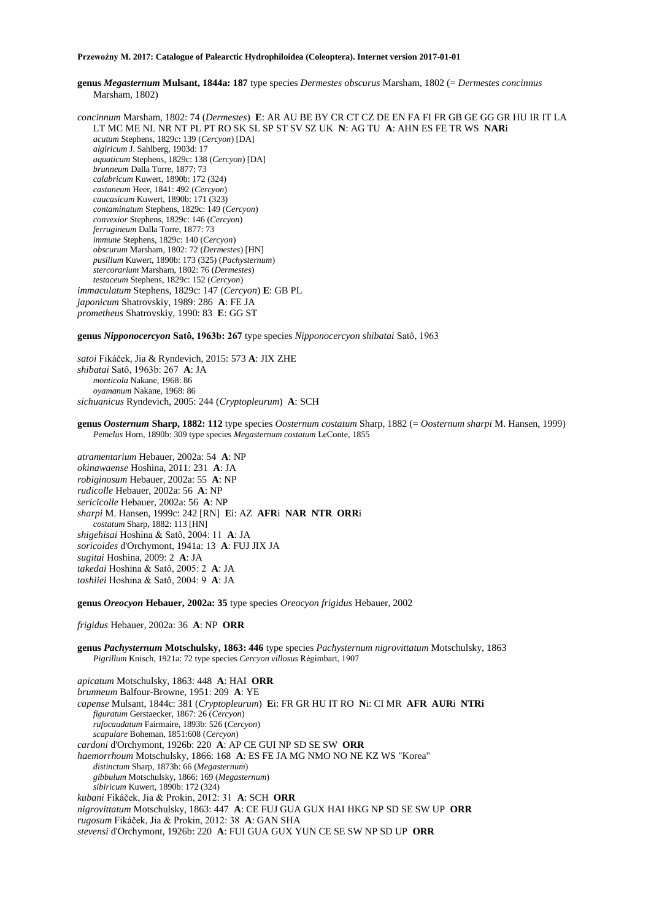**genus *Megasternum* Mulsant, 1844a: 187** type species *Dermestes obscurus* Marsham, 1802 (= *Dermestes concinnus* Marsham, 1802)

*concinnum* Marsham, 1802: 74 (*Dermestes*) **E**: AR AU BE BY CR CT CZ DE EN FA FI FR GB GE GG GR HU IR IT LA LT MC ME NL NR NT PL PT RO SK SL SP ST SV SZ UK **N**: AG TU **A**: AHN ES FE TR WS **NAR**i
- *acutum* Stephens, 1829c: 139 (*Cercyon*) [DA]
- *algiricum* J. Sahlberg, 1903d: 17
- *aquaticum* Stephens, 1829c: 138 (*Cercyon*) [DA]
- *brunneum* Dalla Torre, 1877: 73
- *calabricum* Kuwert, 1890b: 172 (324)
- *castaneum* Heer, 1841: 492 (*Cercyon*)
- *caucasicum* Kuwert, 1890b: 171 (323)
- *contaminatum* Stephens, 1829c: 149 (*Cercyon*)
- *convexior* Stephens, 1829c: 146 (*Cercyon*)
- *ferrugineum* Dalla Torre, 1877: 73
- *immune* Stephens, 1829c: 140 (*Cercyon*)
- *obscurum* Marsham, 1802: 72 (*Dermestes*) [HN]
- *pusillum* Kuwert, 1890b: 173 (325) (*Pachysternum*)
- *stercorarium* Marsham, 1802: 76 (*Dermestes*)
- *testaceum* Stephens, 1829c: 152 (*Cercyon*)

*immaculatum* Stephens, 1829c: 147 (*Cercyon*) **E**: GB PL
*japonicum* Shatrovskiy, 1989: 286 **A**: FE JA
*prometheus* Shatrovskiy, 1990: 83 **E**: GG ST

**genus *Nipponocercyon* Satô, 1963b: 267** type species *Nipponocercyon shibatai* Satô, 1963

*satoi* Fikáček, Jia & Ryndevich, 2015: 573 **A**: JIX ZHE
*shibatai* Satô, 1963b: 267 **A**: JA
- *monticola* Nakane, 1968: 86
- *oyamanum* Nakane, 1968: 86

*sichuanicus* Ryndevich, 2005: 244 (*Cryptopleurum*) **A**: SCH

**genus *Oosternum* Sharp, 1882: 112** type species *Oosternum costatum* Sharp, 1882 (= *Oosternum sharpi* M. Hansen, 1999)
*Pemelus* Horn, 1890b: 309 type species *Megasternum costatum* LeConte, 1855

*atramentarium* Hebauer, 2002a: 54 **A**: NP
*okinawaense* Hoshina, 2011: 231 **A**: JA
*robiginosum* Hebauer, 2002a: 55 **A**: NP
*rudicolle* Hebauer, 2002a: 56 **A**: NP
*sericicolle* Hebauer, 2002a: 56 **A**: NP
*sharpi* M. Hansen, 1999c: 242 [RN] **E**i: AZ **AFR**i **NAR NTR ORR**i
- *costatum* Sharp, 1882: 113 [HN]

*shigehisai* Hoshina & Satô, 2004: 11 **A**: JA
*soricoides* d'Orchymont, 1941a: 13 **A**: FUJ JIX JA
*sugitai* Hoshina, 2009: 2 **A**: JA
*takedai* Hoshina & Satô, 2005: 2 **A**: JA
*toshiiei* Hoshina & Satô, 2004: 9 **A**: JA

**genus *Oreocyon* Hebauer, 2002a: 35** type species *Oreocyon frigidus* Hebauer, 2002

*frigidus* Hebauer, 2002a: 36 **A**: NP **ORR**

**genus *Pachysternum* Motschulsky, 1863: 446** type species *Pachysternum nigrovittatum* Motschulsky, 1863
*Pigrillum* Knisch, 1921a: 72 type species *Cercyon villosus* Régimbart, 1907

*apicatum* Motschulsky, 1863: 448 **A**: HAI **ORR**
*brunneum* Balfour-Browne, 1951: 209 **A**: YE
*capense* Mulsant, 1844c: 381 (*Cryptopleurum*) **E**i: FR GR HU IT RO **N**i: CI MR **AFR AUR**i **NTR**i
- *figuratum* Gerstaecker, 1867: 26 (*Cercyon*)
- *rufocaudatum* Fairmaire, 1893b: 526 (*Cercyon*)
- *scapulare* Boheman, 1851:608 (*Cercyon*)

*cardoni* d'Orchymont, 1926b: 220 **A**: AP CE GUI NP SD SE SW **ORR**
*haemorrhoum* Motschulsky, 1866: 168 **A**: ES FE JA MG NMO NO NE KZ WS "Korea"
- *distinctum* Sharp, 1873b: 66 (*Megasternum*)
- *gibbulum* Motschulsky, 1866: 169 (*Megasternum*)
- *sibiricum* Kuwert, 1890b: 172 (324)

*kubani* Fikáček, Jia & Prokin, 2012: 31 **A**: SCH **ORR**
*nigrovittatum* Motschulsky, 1863: 447 **A**: CE FUJ GUA GUX HAI HKG NP SD SE SW UP **ORR**
*rugosum* Fikáček, Jia & Prokin, 2012: 38 **A**: GAN SHA
*stevensi* d'Orchymont, 1926b: 220 **A**: FUI GUA GUX YUN CE SE SW NP SD UP **ORR**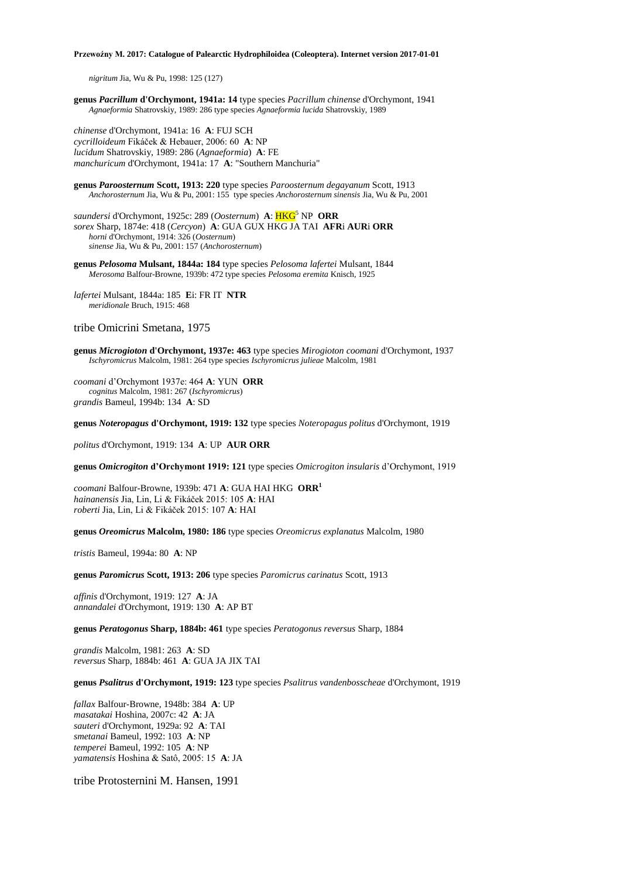*nigritum* Jia, Wu & Pu, 1998: 125 (127)

**genus *Pacrillum* d'Orchymont, 1941a: 14** type species *Pacrillum chinense* d'Orchymont, 1941
*Agnaeformia* Shatrovskiy, 1989: 286 type species *Agnaeformia lucida* Shatrovskiy, 1989

*chinense* d'Orchymont, 1941a: 16 **A**: FUJ SCH
*cycrilloideum* Fikáček & Hebauer, 2006: 60 **A**: NP
*lucidum* Shatrovskiy, 1989: 286 (*Agnaeformia*) **A**: FE
*manchuricum* d'Orchymont, 1941a: 17 **A**: "Southern Manchuria"

**genus *Paroosternum* Scott, 1913: 220** type species *Paroosternum degayanum* Scott, 1913
*Anchorosternum* Jia, Wu & Pu, 2001: 155 type species *Anchorosternum sinensis* Jia, Wu & Pu, 2001

*saundersi* d'Orchymont, 1925c: 289 (*Oosternum*) **A**: HKG[5] NP **ORR**
*sorex* Sharp, 1874e: 418 (*Cercyon*) **A**: GUA GUX HKG JA TAI **AFR**i **AUR**i **ORR**
*horni* d'Orchymont, 1914: 326 (*Oosternum*)
*sinense* Jia, Wu & Pu, 2001: 157 (*Anchorosternum*)

**genus *Pelosoma* Mulsant, 1844a: 184** type species *Pelosoma lafertei* Mulsant, 1844
*Merosoma* Balfour-Browne, 1939b: 472 type species *Pelosoma eremita* Knisch, 1925

*lafertei* Mulsant, 1844a: 185 **E**i: FR IT **NTR**
*meridionale* Bruch, 1915: 468

## tribe Omicrini Smetana, 1975

**genus *Microgioton* d'Orchymont, 1937e: 463** type species *Mirogioton coomani* d'Orchymont, 1937
*Ischyromicrus* Malcolm, 1981: 264 type species *Ischyromicrus julieae* Malcolm, 1981

*coomani* d'Orchymont 1937e: 464 **A**: YUN **ORR**
*cognitus* Malcolm, 1981: 267 (*Ischyromicrus*)
*grandis* Bameul, 1994b: 134 **A**: SD

**genus *Noteropagus* d'Orchymont, 1919: 132** type species *Noteropagus politus* d'Orchymont, 1919

*politus* d'Orchymont, 1919: 134 **A**: UP **AUR ORR**

**genus *Omicrogiton* d'Orchymont 1919: 121** type species *Omicrogiton insularis* d'Orchymont, 1919

*coomani* Balfour-Browne, 1939b: 471 **A**: GUA HAI HKG **ORR**[1]
*hainanensis* Jia, Lin, Li & Fikáček 2015: 105 **A**: HAI
*roberti* Jia, Lin, Li & Fikáček 2015: 107 **A**: HAI

**genus *Oreomicrus* Malcolm, 1980: 186** type species *Oreomicrus explanatus* Malcolm, 1980

*tristis* Bameul, 1994a: 80 **A**: NP

**genus *Paromicrus* Scott, 1913: 206** type species *Paromicrus carinatus* Scott, 1913

*affinis* d'Orchymont, 1919: 127 **A**: JA
*annandalei* d'Orchymont, 1919: 130 **A**: AP BT

**genus *Peratogonus* Sharp, 1884b: 461** type species *Peratogonus reversus* Sharp, 1884

*grandis* Malcolm, 1981: 263 **A**: SD
*reversus* Sharp, 1884b: 461 **A**: GUA JA JIX TAI

**genus *Psalitrus* d'Orchymont, 1919: 123** type species *Psalitrus vandenbosscheae* d'Orchymont, 1919

*fallax* Balfour-Browne, 1948b: 384 **A**: UP
*masatakai* Hoshina, 2007c: 42 **A**: JA
*sauteri* d'Orchymont, 1929a: 92 **A**: TAI
*smetanai* Bameul, 1992: 103 **A**: NP
*temperei* Bameul, 1992: 105 **A**: NP
*yamatensis* Hoshina & Satô, 2005: 15 **A**: JA

## tribe Protosternini M. Hansen, 1991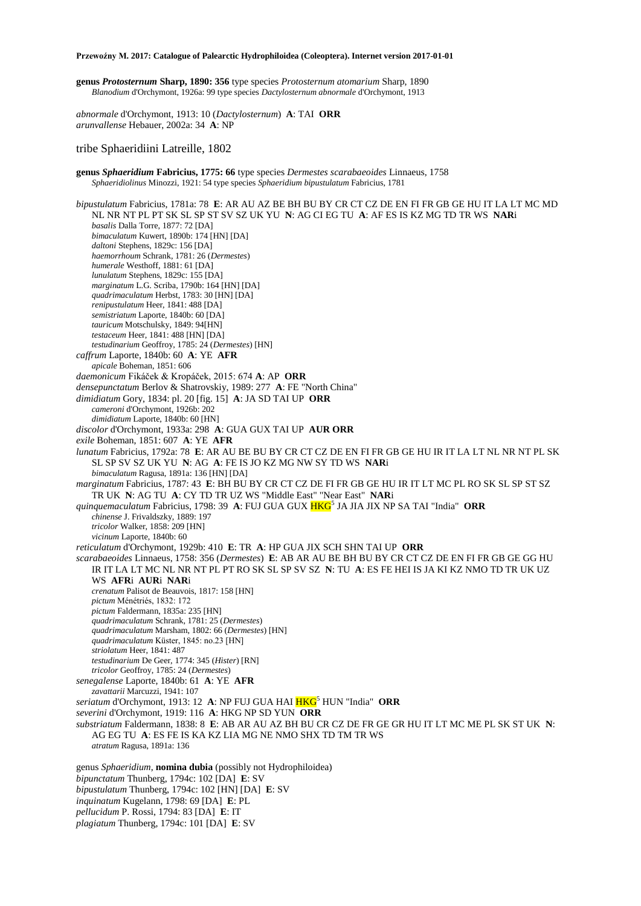**genus *Protosternum* Sharp, 1890: 356** type species *Protosternum atomarium* Sharp, 1890
*Blanodium* d'Orchymont, 1926a: 99 type species *Dactylosternum abnormale* d'Orchymont, 1913

*abnormale* d'Orchymont, 1913: 10 (*Dactylosternum*) **A**: TAI **ORR**
*arunvallense* Hebauer, 2002a: 34 **A**: NP

## tribe Sphaeridiini Latreille, 1802

**genus *Sphaeridium* Fabricius, 1775: 66** type species *Dermestes scarabaeoides* Linnaeus, 1758
*Sphaeridiolinus* Minozzi, 1921: 54 type species *Sphaeridium bipustulatum* Fabricius, 1781

*bipustulatum* Fabricius, 1781a: 78 **E**: AR AU AZ BE BH BU BY CR CT CZ DE EN FI FR GB GE HU IT LA LT MC MD NL NR NT PL PT SK SL SP ST SV SZ UK YU **N**: AG CI EG TU **A**: AF ES IS KZ MG TD TR WS **NAR**i
*basalis* Dalla Torre, 1877: 72 [DA]
*bimaculatum* Kuwert, 1890b: 174 [HN] [DA]
*daltoni* Stephens, 1829c: 156 [DA]
*haemorrhoum* Schrank, 1781: 26 (*Dermestes*)
*humerale* Westhoff, 1881: 61 [DA]
*lunulatum* Stephens, 1829c: 155 [DA]
*marginatum* L.G. Scriba, 1790b: 164 [HN] [DA]
*quadrimaculatum* Herbst, 1783: 30 [HN] [DA]
*renipustulatum* Heer, 1841: 488 [DA]
*semistriatum* Laporte, 1840b: 60 [DA]
*tauricum* Motschulsky, 1849: 94[HN]
*testaceum* Heer, 1841: 488 [HN] [DA]
*testudinarium* Geoffroy, 1785: 24 (*Dermestes*) [HN]
*caffrum* Laporte, 1840b: 60 **A**: YE **AFR**
*apicale* Boheman, 1851: 606
*daemonicum* Fikáček & Kropáček, 2015: 674 **A**: AP **ORR**
*densepunctatum* Berlov & Shatrovskiy, 1989: 277 **A**: FE "North China"
*dimidiatum* Gory, 1834: pl. 20 [fig. 15] **A**: JA SD TAI UP **ORR**
*cameroni* d'Orchymont, 1926b: 202
*dimidiatum* Laporte, 1840b: 60 [HN]
*discolor* d'Orchymont, 1933a: 298 **A**: GUA GUX TAI UP **AUR ORR**
*exile* Boheman, 1851: 607 **A**: YE **AFR**
*lunatum* Fabricius, 1792a: 78 **E**: AR AU BE BU BY CR CT CZ DE EN FI FR GB GE HU IR IT LA LT NL NR NT PL SK SL SP SV SZ UK YU **N**: AG **A**: FE IS JO KZ MG NW SY TD WS **NAR**i
*bimaculatum* Ragusa, 1891a: 136 [HN] [DA]
*marginatum* Fabricius, 1787: 43 **E**: BH BU BY CR CT CZ DE FI FR GB GE HU IR IT LT MC PL RO SK SL SP ST SZ TR UK **N**: AG TU **A**: CY TD TR UZ WS "Middle East" "Near East" **NAR**i
*quinquemaculatum* Fabricius, 1798: 39 **A**: FUJ GUA GUX HKG[5] JA JIA JIX NP SA TAI "India" **ORR**
*chinense* J. Frivaldszky, 1889: 197
*tricolor* Walker, 1858: 209 [HN]
*vicinum* Laporte, 1840b: 60
*reticulatum* d'Orchymont, 1929b: 410 **E**: TR **A**: HP GUA JIX SCH SHN TAI UP **ORR**
*scarabaeoides* Linnaeus, 1758: 356 (*Dermestes*) **E**: AB AR AU BE BH BU BY CR CT CZ DE EN FI FR GB GE GG HU IR IT LA LT MC NL NR NT PL PT RO SK SL SP SV SZ **N**: TU **A**: ES FE HEI IS JA KI KZ NMO TD TR UK UZ WS **AFR**i **AUR**i **NAR**i
*crenatum* Palisot de Beauvois, 1817: 158 [HN]
*pictum* Ménétriés, 1832: 172
*pictum* Faldermann, 1835a: 235 [HN]
*quadrimaculatum* Schrank, 1781: 25 (*Dermestes*)
*quadrimaculatum* Marsham, 1802: 66 (*Dermestes*) [HN]
*quadrimaculatum* Küster, 1845: no.23 [HN]
*striolatum* Heer, 1841: 487
*testudinarium* De Geer, 1774: 345 (*Hister*) [RN]
*tricolor* Geoffroy, 1785: 24 (*Dermestes*)
*senegalense* Laporte, 1840b: 61 **A**: YE **AFR**
*zavattarii* Marcuzzi, 1941: 107
*seriatum* d'Orchymont, 1913: 12 **A**: NP FUJ GUA HAI HKG[5] HUN "India" **ORR**
*severini* d'Orchymont, 1919: 116 **A**: HKG NP SD YUN **ORR**
*substriatum* Faldermann, 1838: 8 **E**: AB AR AU AZ BH BU CR CZ DE FR GE GR HU IT LT MC ME PL SK ST UK **N**: AG EG TU **A**: ES FE IS KA KZ LIA MG NE NMO SHX TD TM TR WS
*atratum* Ragusa, 1891a: 136

genus *Sphaeridium*, **nomina dubia** (possibly not Hydrophiloidea)
*bipunctatum* Thunberg, 1794c: 102 [DA] **E**: SV
*bipustulatum* Thunberg, 1794c: 102 [HN] [DA] **E**: SV
*inquinatum* Kugelann, 1798: 69 [DA] **E**: PL
*pellucidum* P. Rossi, 1794: 83 [DA] **E**: IT
*plagiatum* Thunberg, 1794c: 101 [DA] **E**: SV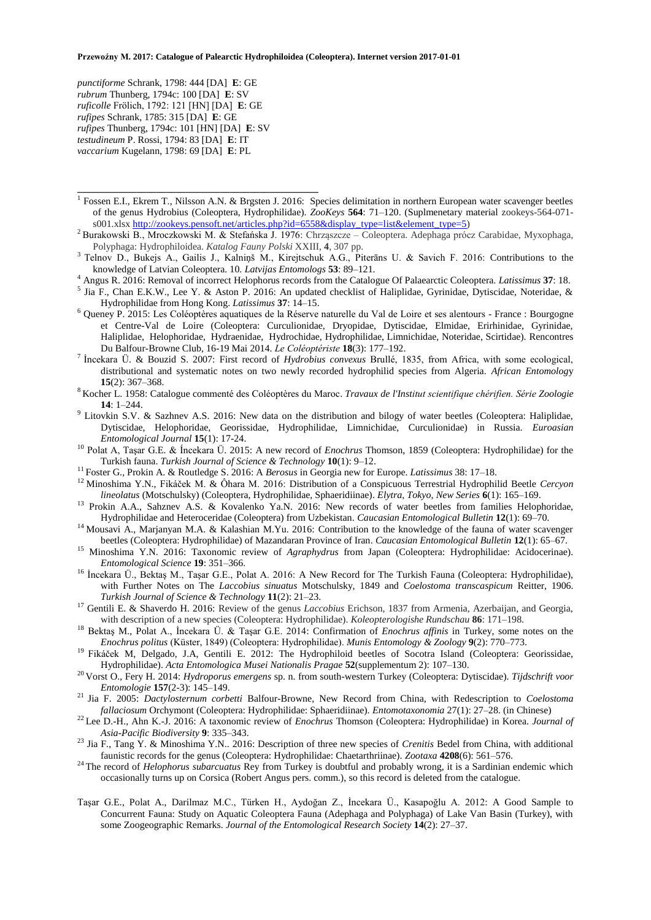*punctiforme* Schrank, 1798: 444 [DA] **E**: GE
*rubrum* Thunberg, 1794c: 100 [DA] **E**: SV
*ruficolle* Frölich, 1792: 121 [HN] [DA] **E**: GE
*rufipes* Schrank, 1785: 315 [DA] **E**: GE
*rufipes* Thunberg, 1794c: 101 [HN] [DA] **E**: SV
*testudineum* P. Rossi, 1794: 83 [DA] **E**: IT
*vaccarium* Kugelann, 1798: 69 [DA] **E**: PL

---

[1] Fossen E.I., Ekrem T., Nilsson A.N. & Brgsten J. 2016: Species delimitation in northern European water scavenger beetles of the genus Hydrobius (Coleoptera, Hydrophilidae). *ZooKeys* **564**: 71–120. (Suplmenetary material zookeys-564-071-s001.xlsx http://zookeys.pensoft.net/articles.php?id=6558&display_type=list&element_type=5)

[2] Burakowski B., Mroczkowski M. & Stefańska J. 1976: Chrząszcze – Coleoptera. Adephaga prócz Carabidae, Myxophaga, Polyphaga: Hydrophiloidea. *Katalog Fauny Polski* XXIII, **4**, 307 pp.

[3] Telnov D., Bukejs A., Gailis J., Kalniņš M., Kirejtschuk A.G., Piterāns U. & Savich F. 2016: Contributions to the knowledge of Latvian Coleoptera. 10. *Latvijas Entomologs* **53**: 89–121.

[4] Angus R. 2016: Removal of incorrect Helophorus records from the Catalogue Of Palaearctic Coleoptera. *Latissimus* **37**: 18.

[5] Jia F., Chan E.K.W., Lee Y. & Aston P. 2016: An updated checklist of Haliplidae, Gyrinidae, Dytiscidae, Noteridae, & Hydrophilidae from Hong Kong. *Latissimus* **37**: 14–15.

[6] Queney P. 2015: Les Coléoptères aquatiques de la Réserve naturelle du Val de Loire et ses alentours - France : Bourgogne et Centre-Val de Loire (Coleoptera: Curculionidae, Dryopidae, Dytiscidae, Elmidae, Erirhinidae, Gyrinidae, Haliplidae, Helophoridae, Hydraenidae, Hydrochidae, Hydrophilidae, Limnichidae, Noteridae, Scirtidae). Rencontres Du Balfour-Browne Club, 16-19 Mai 2014. *Le Coléoptériste* **18**(3): 177–192.

[7] İncekara Ü. & Bouzid S. 2007: First record of *Hydrobius convexus* Brullé, 1835, from Africa, with some ecological, distributional and systematic notes on two newly recorded hydrophilid species from Algeria. *African Entomology* **15**(2): 367–368.

[8] Kocher L. 1958: Catalogue commenté des Coléoptères du Maroc. *Travaux de l'Institut scientifique chérifien. Série Zoologie* **14**: 1–244.

[9] Litovkin S.V. & Sazhnev A.S. 2016: New data on the distribution and bilogy of water beetles (Coleoptera: Haliplidae, Dytiscidae, Helophoridae, Georissidae, Hydrophilidae, Limnichidae, Curculionidae) in Russia. *Euroasian Entomological Journal* **15**(1): 17-24.

[10] Polat A, Taşar G.E. & İncekara Ü. 2015: A new record of *Enochrus* Thomson, 1859 (Coleoptera: Hydrophilidae) for the Turkish fauna. *Turkish Journal of Science & Technology* **10**(1): 9–12.

[11] Foster G., Prokin A. & Routledge S. 2016: A *Berosus* in Georgia new for Europe. *Latissimus* 38: 17–18.

[12] Minoshima Y.N., Fikáček M. & Ôhara M. 2016: Distribution of a Conspicuous Terrestrial Hydrophilid Beetle *Cercyon lineolatus* (Motschulsky) (Coleoptera, Hydrophilidae, Sphaeridiinae). *Elytra, Tokyo, New Series* **6**(1): 165–169.

[13] Prokin A.A., Sahznev A.S. & Kovalenko Ya.N. 2016: New records of water beetles from families Helophoridae, Hydrophilidae and Heteroceridae (Coleoptera) from Uzbekistan. *Caucasian Entomological Bulletin* **12**(1): 69–70.

[14] Mousavi A., Marjanyan M.A. & Kalashian M.Yu. 2016: Contribution to the knowledge of the fauna of water scavenger beetles (Coleoptera: Hydrophilidae) of Mazandaran Province of Iran. *Caucasian Entomological Bulletin* **12**(1): 65–67.

[15] Minoshima Y.N. 2016: Taxonomic review of *Agraphydrus* from Japan (Coleoptera: Hydrophilidae: Acidocerinae). *Entomological Science* **19**: 351–366.

[16] İncekara Ü., Bektaş M., Taşar G.E., Polat A. 2016: A New Record for The Turkish Fauna (Coleoptera: Hydrophilidae), with Further Notes on The *Laccobius sinuatus* Motschulsky, 1849 and *Coelostoma transcaspicum* Reitter, 1906. *Turkish Journal of Science & Technology* **11**(2): 21–23.

[17] Gentili E. & Shaverdo H. 2016: Review of the genus *Laccobius* Erichson, 1837 from Armenia, Azerbaijan, and Georgia, with description of a new species (Coleoptera: Hydrophilidae). *Koleopterologishe Rundschau* **86**: 171–198.

[18] Bektaş M., Polat A., İncekara Ü. & Taşar G.E. 2014: Confirmation of *Enochrus affinis* in Turkey, some notes on the *Enochrus politus* (Küster, 1849) (Coleoptera: Hydrophilidae). *Munis Entomology & Zoology* **9**(2): 770–773.

[19] Fikáček M, Delgado, J.A, Gentili E. 2012: The Hydrophiloid beetles of Socotra Island (Coleoptera: Georissidae, Hydrophilidae). *Acta Entomologica Musei Nationalis Pragae* **52**(supplementum 2): 107–130.

[20] Vorst O., Fery H. 2014: *Hydroporus emergens* sp. n. from south-western Turkey (Coleoptera: Dytiscidae). *Tijdschrift voor Entomologie* **157**(2-3): 145–149.

[21] Jia F. 2005: *Dactylosternum corbetti* Balfour-Browne, New Record from China, with Redescription to *Coelostoma fallaciosum* Orchymont (Coleoptera: Hydrophilidae: Sphaeridiinae). *Entomotaxonomia* 27(1): 27–28. (in Chinese)

[22] Lee D.-H., Ahn K.-J. 2016: A taxonomic review of *Enochrus* Thomson (Coleoptera: Hydrophilidae) in Korea. *Journal of Asia-Pacific Biodiversity* **9**: 335–343.

[23] Jia F., Tang Y. & Minoshima Y.N.. 2016: Description of three new species of *Crenitis* Bedel from China, with additional faunistic records for the genus (Coleoptera: Hydrophilidae: Chaetarthriinae). *Zootaxa* **4208**(6): 561–576.

[24] The record of *Helophorus subarcuatus* Rey from Turkey is doubtful and probably wrong, it is a Sardinian endemic which occasionally turns up on Corsica (Robert Angus pers. comm.), so this record is deleted from the catalogue.

Taşar G.E., Polat A., Darilmaz M.C., Türken H., Aydoğan Z., İncekara Ü., Kasapoğlu A. 2012: A Good Sample to Concurrent Fauna: Study on Aquatic Coleoptera Fauna (Adephaga and Polyphaga) of Lake Van Basin (Turkey), with some Zoogeographic Remarks. *Journal of the Entomological Research Society* **14**(2): 27–37.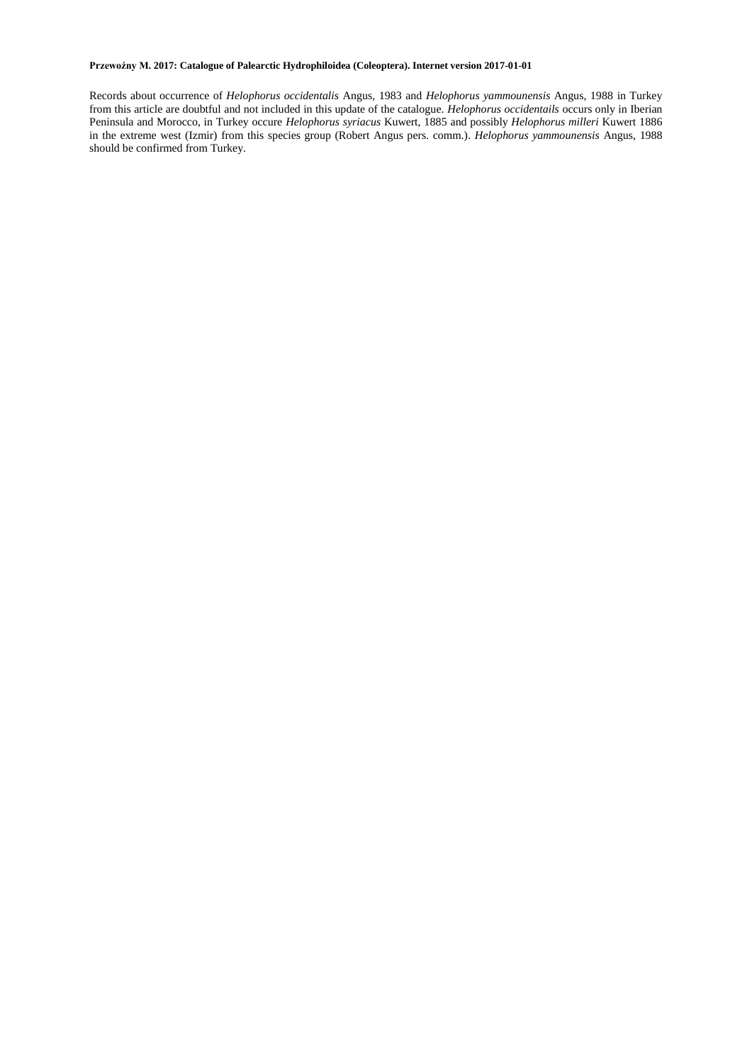Records about occurrence of *Helophorus occidentalis* Angus, 1983 and *Helophorus yammounensis* Angus, 1988 in Turkey from this article are doubtful and not included in this update of the catalogue. *Helophorus occidentails* occurs only in Iberian Peninsula and Morocco, in Turkey occure *Helophorus syriacus* Kuwert, 1885 and possibly *Helophorus milleri* Kuwert 1886 in the extreme west (Izmir) from this species group (Robert Angus pers. comm.). *Helophorus yammounensis* Angus, 1988 should be confirmed from Turkey.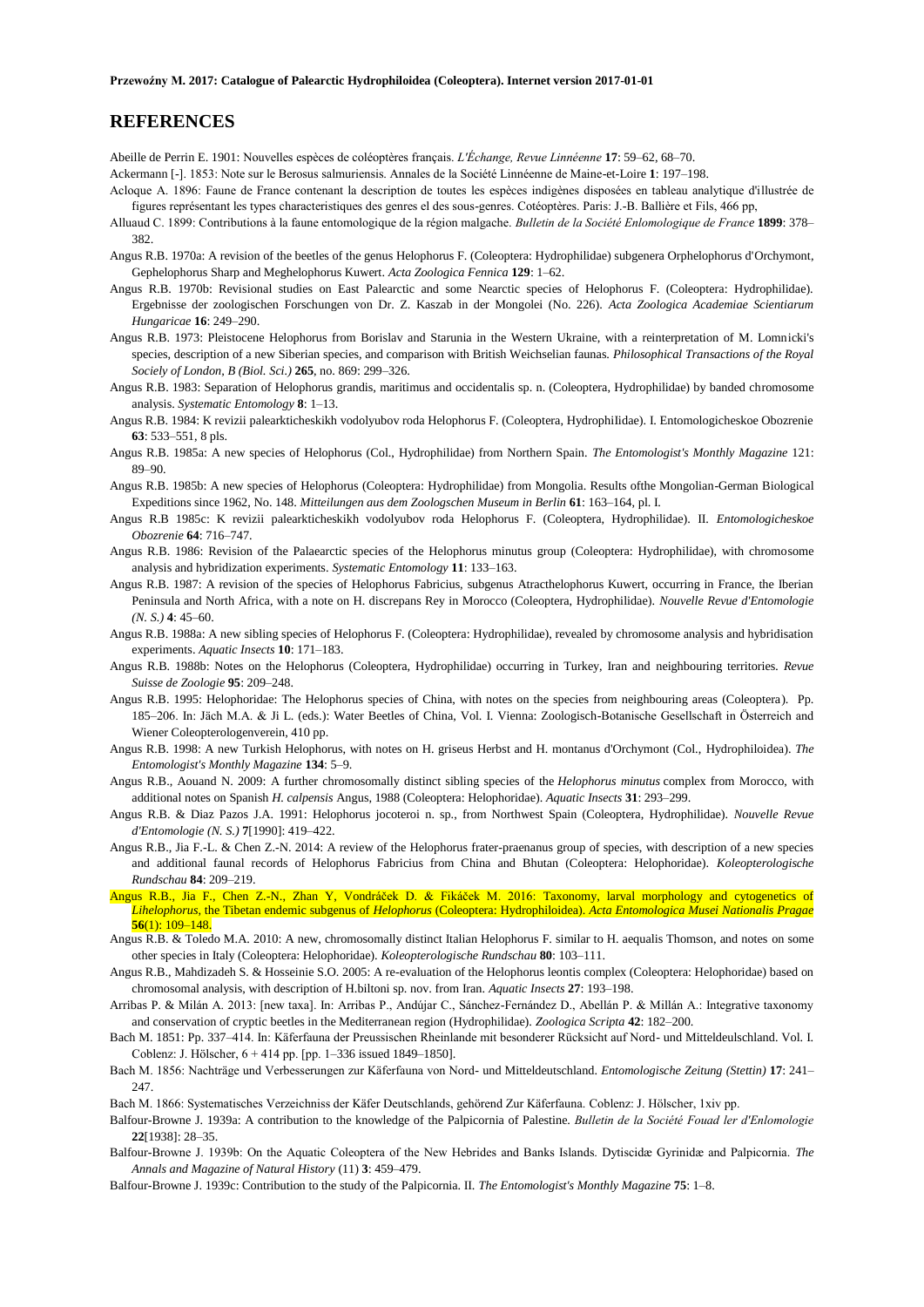## REFERENCES

Abeille de Perrin E. 1901: Nouvelles espèces de coléoptères français. *L'Échange, Revue Linnéenne* **17**: 59–62, 68–70.

Ackermann [-]. 1853: Note sur le Berosus salmuriensis. Annales de la Société Linnéenne de Maine-et-Loire **1**: 197–198.

Acloque A. 1896: Faune de France contenant la description de toutes les espèces indigènes disposées en tableau analytique d'illustrée de figures représentant les types characteristiques des genres el des sous-genres. Cotéoptères. Paris: J.-B. Ballière et Fils, 466 pp,

Alluaud C. 1899: Contributions à la faune entomologique de la région malgache. *Bulletin de la Société Enlomologique de France* **1899**: 378–382.

Angus R.B. 1970a: A revision of the beetles of the genus Helophorus F. (Coleoptera: Hydrophilidae) subgenera Orphelophorus d'Orchymont, Gephelophorus Sharp and Meghelophorus Kuwert. *Acta Zoologica Fennica* **129**: 1–62.

Angus R.B. 1970b: Revisional studies on East Palearctic and some Nearctic species of Helophorus F. (Coleoptera: Hydrophilidae). Ergebnisse der zoologischen Forschungen von Dr. Z. Kaszab in der Mongolei (No. 226). *Acta Zoologica Academiae Scientiarum Hungaricae* **16**: 249–290.

Angus R.B. 1973: Pleistocene Helophorus from Borislav and Starunia in the Western Ukraine, with a reinterpretation of M. Lomnicki's species, description of a new Siberian species, and comparison with British Weichselian faunas. *Philosophical Transactions of the Royal Sociely of London, B (Biol. Sci.)* **265**, no. 869: 299–326.

Angus R.B. 1983: Separation of Helophorus grandis, maritimus and occidentalis sp. n. (Coleoptera, Hydrophilidae) by banded chromosome analysis. *Systematic Entomology* **8**: 1–13.

Angus R.B. 1984: K revizii palearkticheskikh vodolyubov roda Helophorus F. (Coleoptera, Hydrophilidae). I. Entomologicheskoe Obozrenie **63**: 533–551, 8 pls.

Angus R.B. 1985a: A new species of Helophorus (Col., Hydrophilidae) from Northern Spain. *The Entomologist's Monthly Magazine* 121: 89–90.

Angus R.B. 1985b: A new species of Helophorus (Coleoptera: Hydrophilidae) from Mongolia. Results ofthe Mongolian-German Biological Expeditions since 1962, No. 148. *Mitteilungen aus dem Zoologschen Museum in Berlin* **61**: 163–164, pl. I.

Angus R.B 1985c: K revizii palearkticheskikh vodolyubov roda Helophorus F. (Coleoptera, Hydrophilidae). II. *Entomologicheskoe Obozrenie* **64**: 716–747.

Angus R.B. 1986: Revision of the Palaearctic species of the Helophorus minutus group (Coleoptera: Hydrophilidae), with chromosome analysis and hybridization experiments. *Systematic Entomology* **11**: 133–163.

Angus R.B. 1987: A revision of the species of Helophorus Fabricius, subgenus Atracthelophorus Kuwert, occurring in France, the Iberian Peninsula and North Africa, with a note on H. discrepans Rey in Morocco (Coleoptera, Hydrophilidae). *Nouvelle Revue d'Entomologie (N. S.)* **4**: 45–60.

Angus R.B. 1988a: A new sibling species of Helophorus F. (Coleoptera: Hydrophilidae), revealed by chromosome analysis and hybridisation experiments. *Aquatic Insects* **10**: 171–183.

Angus R.B. 1988b: Notes on the Helophorus (Coleoptera, Hydrophilidae) occurring in Turkey, Iran and neighbouring territories. *Revue Suisse de Zoologie* **95**: 209–248.

Angus R.B. 1995: Helophoridae: The Helophorus species of China, with notes on the species from neighbouring areas (Coleoptera). Pp. 185–206. In: Jäch M.A. & Ji L. (eds.): Water Beetles of China, Vol. I. Vienna: Zoologisch-Botanische Gesellschaft in Österreich and Wiener Coleopterologenverein, 410 pp.

Angus R.B. 1998: A new Turkish Helophorus, with notes on H. griseus Herbst and H. montanus d'Orchymont (Col., Hydrophiloidea). *The Entomologist's Monthly Magazine* **134**: 5–9.

Angus R.B., Aouand N. 2009: A further chromosomally distinct sibling species of the *Helophorus minutus* complex from Morocco, with additional notes on Spanish *H. calpensis* Angus, 1988 (Coleoptera: Helophoridae). *Aquatic Insects* **31**: 293–299.

Angus R.B. & Diaz Pazos J.A. 1991: Helophorus jocoteroi n. sp., from Northwest Spain (Coleoptera, Hydrophilidae). *Nouvelle Revue d'Entomologie (N. S.)* **7**[1990]: 419–422.

Angus R.B., Jia F.-L. & Chen Z.-N. 2014: A review of the Helophorus frater-praenanus group of species, with description of a new species and additional faunal records of Helophorus Fabricius from China and Bhutan (Coleoptera: Helophoridae). *Koleopterologische Rundschau* **84**: 209–219.

Angus R.B., Jia F., Chen Z.-N., Zhan Y, Vondráček D. & Fikáček M. 2016: Taxonomy, larval morphology and cytogenetics of *Lihelophorus*, the Tibetan endemic subgenus of *Helophorus* (Coleoptera: Hydrophiloidea). *Acta Entomologica Musei Nationalis Pragae* **56**(1): 109–148.

Angus R.B. & Toledo M.A. 2010: A new, chromosomally distinct Italian Helophorus F. similar to H. aequalis Thomson, and notes on some other species in Italy (Coleoptera: Helophoridae). *Koleopterologische Rundschau* **80**: 103–111.

Angus R.B., Mahdizadeh S. & Hosseinie S.O. 2005: A re-evaluation of the Helophorus leontis complex (Coleoptera: Helophoridae) based on chromosomal analysis, with description of H.biltoni sp. nov. from Iran. *Aquatic Insects* **27**: 193–198.

Arribas P. & Milán A. 2013: [new taxa]. In: Arribas P., Andújar C., Sánchez-Fernández D., Abellán P. & Millán A.: Integrative taxonomy and conservation of cryptic beetles in the Mediterranean region (Hydrophilidae). *Zoologica Scripta* **42**: 182–200.

Bach M. 1851: Pp. 337–414. In: Käferfauna der Preussischen Rheinlande mit besonderer Rücksicht auf Nord- und Mitteldeulschland. Vol. I. Coblenz: J. Hölscher, 6 + 414 pp. [pp. 1–336 issued 1849–1850].

Bach M. 1856: Nachträge und Verbesserungen zur Käferfauna von Nord- und Mitteldeutschland. *Entomologische Zeitung (Stettin)* **17**: 241–247.

Bach M. 1866: Systematisches Verzeichniss der Käfer Deutschlands, gehörend Zur Käferfauna. Coblenz: J. Hölscher, 1xiv pp.

Balfour-Browne J. 1939a: A contribution to the knowledge of the Palpicornia of Palestine. *Bulletin de la Société Fouad ler d'Enlomologie* **22**[1938]: 28–35.

Balfour-Browne J. 1939b: On the Aquatic Coleoptera of the New Hebrides and Banks Islands. Dytiscidæ Gyrinidæ and Palpicornia. *The Annals and Magazine of Natural History* (11) **3**: 459–479.

Balfour-Browne J. 1939c: Contribution to the study of the Palpicornia. II. *The Entomologist's Monthly Magazine* **75**: 1–8.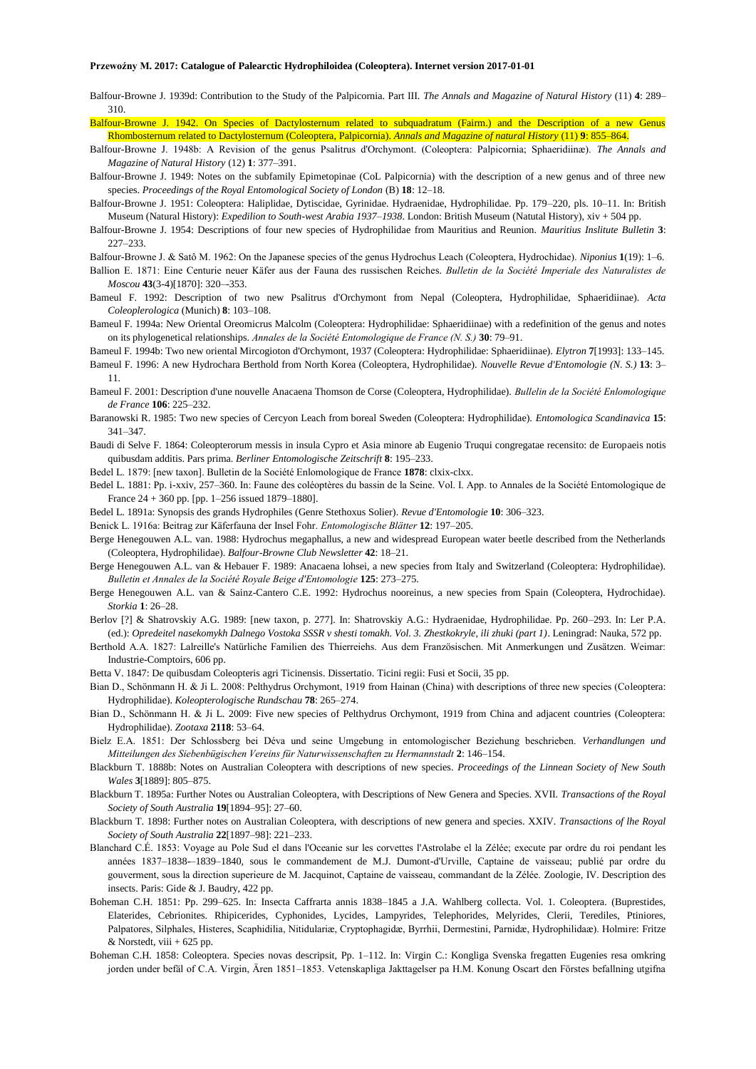Balfour-Browne J. 1939d: Contribution to the Study of the Palpicornia. Part III. *The Annals and Magazine of Natural History* (11) **4**: 289–310.

Balfour-Browne J. 1942. On Species of Dactylosternum related to subquadratum (Fairm.) and the Description of a new Genus Rhombosternum related to Dactylosternum (Coleoptera, Palpicornia). *Annals and Magazine of natural History* (11) **9**: 855–864.

Balfour-Browne J. 1948b: A Revision of the genus Psalitrus d'Orchymont. (Coleoptera: Palpicornia; Sphaeridiinæ). *The Annals and Magazine of Natural History* (12) **1**: 377–391.

Balfour-Browne J. 1949: Notes on the subfamily Epimetopinae (CoL Palpicornia) with the description of a new genus and of three new species. *Proceedings of the Royal Entomological Society of London* (B) **18**: 12–18.

Balfour-Browne J. 1951: Coleoptera: Haliplidae, Dytiscidae, Gyrinidae. Hydraenidae, Hydrophilidae. Pp. 179–220, pls. 10–11. In: British Museum (Natural History): *Expedilion to South-west Arabia 1937–1938*. London: British Museum (Natutal History), xiv + 504 pp.

Balfour-Browne J. 1954: Descriptions of four new species of Hydrophilidae from Mauritius and Reunion. *Mauritius Inslitute Bulletin* **3**: 227–233.

Balfour-Browne J. & Satô M. 1962: On the Japanese species of the genus Hydrochus Leach (Coleoptera, Hydrochidae). *Niponius* **1**(19): 1–6.

Ballion E. 1871: Eine Centurie neuer Käfer aus der Fauna des russischen Reiches. *Bulletin de la Société Imperiale des Naturalistes de Moscou* **43**(3-4)[1870]: 320–-353.

Bameul F. 1992: Description of two new Psalitrus d'Orchymont from Nepal (Coleoptera, Hydrophilidae, Sphaeridiinae). *Acta Coleoplerologica* (Munich) **8**: 103–108.

Bameul F. 1994a: New Oriental Oreomicrus Malcolm (Coleoptera: Hydrophilidae: Sphaeridiinae) with a redefinition of the genus and notes on its phylogenetical relationships. *Annales de la Société Entomologique de France (N. S.)* **30**: 79–91.

Bameul F. 1994b: Two new oriental Mircogioton d'Orchymont, 1937 (Coleoptera: Hydrophilidae: Sphaeridiinae). *Elytron* **7**[1993]: 133–145.

Bameul F. 1996: A new Hydrochara Berthold from North Korea (Coleoptera, Hydrophilidae). *Nouvelle Revue d'Entomologie (N. S.)* **13**: 3–11.

Bameul F. 2001: Description d'une nouvelle Anacaena Thomson de Corse (Coleoptera, Hydrophilidae). *Bullelin de la Société Enlomologique de France* **106**: 225–232.

Baranowski R. 1985: Two new species of Cercyon Leach from boreal Sweden (Coleoptera: Hydrophilidae). *Entomologica Scandinavica* **15**: 341–347.

Baudi di Selve F. 1864: Coleopterorum messis in insula Cypro et Asia minore ab Eugenio Truqui congregatae recensito: de Europaeis notis quibusdam additis. Pars prima. *Berliner Entomologische Zeitschrift* **8**: 195–233.

Bedel L. 1879: [new taxon]. Bulletin de la Société Enlomologique de France **1878**: clxix-clxx.

Bedel L. 1881: Pp. i-xxiv, 257–360. In: Faune des coléoptères du bassin de la Seine. Vol. I. App. to Annales de la Société Entomologique de France 24 + 360 pp. [pp. 1–256 issued 1879–1880].

Bedel L. 1891a: Synopsis des grands Hydrophiles (Genre Stethoxus Solier). *Revue d'Entomologie* **10**: 306–323.

Benick L. 1916a: Beitrag zur Käferfauna der Insel Fohr. *Entomologische Blätter* **12**: 197–205.

Berge Henegouwen A.L. van. 1988: Hydrochus megaphallus, a new and widespread European water beetle described from the Netherlands (Coleoptera, Hydrophilidae). *Balfour-Browne Club Newsletter* **42**: 18–21.

Berge Henegouwen A.L. van & Hebauer F. 1989: Anacaena lohsei, a new species from Italy and Switzerland (Coleoptera: Hydrophilidae). *Bulletin et Annales de la Société Royale Beige d'Entomologie* **125**: 273–275.

Berge Henegouwen A.L. van & Sainz-Cantero C.E. 1992: Hydrochus nooreinus, a new species from Spain (Coleoptera, Hydrochidae). *Storkia* **1**: 26–28.

Berlov [?] & Shatrovskiy A.G. 1989: [new taxon, p. 277]. In: Shatrovskiy A.G.: Hydraenidae, Hydrophilidae. Pp. 260–293. In: Ler P.A. (ed.): *Opredeitel nasekomykh Dalnego Vostoka SSSR v shesti tomakh. Vol. 3. Zhestkokryle, ili zhuki (part 1)*. Leningrad: Nauka, 572 pp.

Berthold A.A. 1827: Lalreille's Natürliche Familien des Thierreichs. Aus dem Französischen. Mit Anmerkungen und Zusätzen. Weimar: Industrie-Comptoirs, 606 pp.

Betta V. 1847: De quibusdam Coleopteris agri Ticinensis. Dissertatio. Ticini regii: Fusi et Socii, 35 pp.

Bian D., Schönmann H. & Ji L. 2008: Pelthydrus Orchymont, 1919 from Hainan (China) with descriptions of three new species (Coleoptera: Hydrophilidae). *Koleopterologische Rundschau* **78**: 265–274.

Bian D., Schönmann H. & Ji L. 2009: Five new species of Pelthydrus Orchymont, 1919 from China and adjacent countries (Coleoptera: Hydrophilidae). *Zootaxa* **2118**: 53–64.

Bielz E.A. 1851: Der Schlossberg bei Déva und seine Umgebung in entomologischer Beziehung beschrieben. *Verhandlungen und Mitteilungen des Siebenbügischen Vereins für Naturwissenschaften zu Hermannstadt* **2**: 146–154.

Blackburn T. 1888b: Notes on Australian Coleoptera with descriptions of new species. *Proceedings of the Linnean Society of New South Wales* **3**[1889]: 805–875.

Blackburn T. 1895a: Further Notes ou Australian Coleoptera, with Descriptions of New Genera and Species. XVII. *Transactions of the Royal Society of South Australia* **19**[1894–95]: 27–60.

Blackburn T. 1898: Further notes on Australian Coleoptera, with descriptions of new genera and species. XXIV. *Transactions of lhe Royal Society of South Australia* **22**[1897–98]: 221–233.

Blanchard C.É. 1853: Voyage au Pole Sud el dans l'Oceanie sur les corvettes l'Astrolabe el la Zélée; execute par ordre du roi pendant les années 1837–1838-–1839–1840, sous le commandement de M.J. Dumont-d'Urville, Captaine de vaisseau; publié par ordre du gouverment, sous la direction superieure de M. Jacquinot, Captaine de vaisseau, commandant de la Zélée. Zoologie, IV. Description des insects. Paris: Gide & J. Baudry, 422 pp.

Boheman C.H. 1851: Pp. 299–625. In: Insecta Caffrarta annis 1838–1845 a J.A. Wahlberg collecta. Vol. 1. Coleoptera. (Buprestides, Elaterides, Cebrionites. Rhipicerides, Cyphonides, Lycides, Lampyrides, Telephorides, Melyrides, Clerii, Terediles, Ptiniores, Palpatores, Silphales, Histeres, Scaphidilia, Nitidulariæ, Cryptophagidæ, Byrrhii, Dermestini, Parnidæ, Hydrophilidaæ). Holmire: Fritze & Norstedt, viii + 625 pp.

Boheman C.H. 1858: Coleoptera. Species novas descripsit, Pp. 1–112. In: Virgin C.: Kongliga Svenska fregatten Eugenies resa omkring jorden under befäl of C.A. Virgin, Ären 1851–1853. Vetenskapliga Jakttagelser pa H.M. Konung Oscart den Förstes befallning utgifna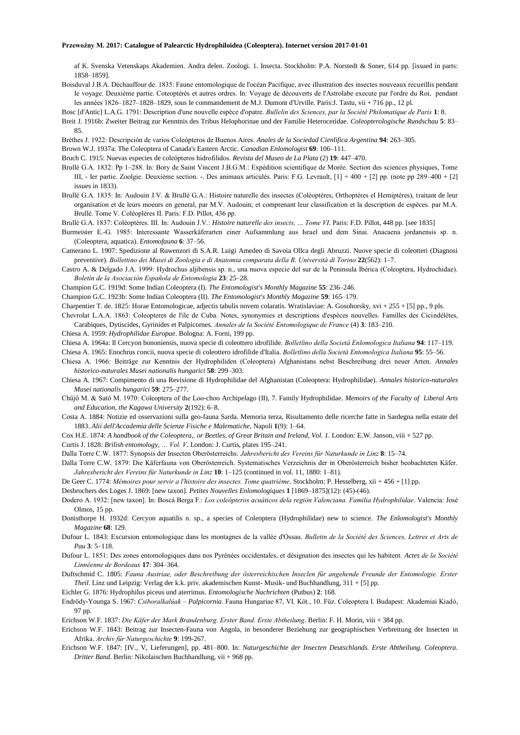af K. Svenska Vetenskaps Akademien. Andra delen. Zoologi. 1. Insecta. Stockholm: P.A. Norstedt & Soner, 614 pp. [issued in parts: 1858–1859].

Boisduval J.B.A. Déchauffour de. 1835: Faune entomologique de l'océan Pacifique, avec illustration des insectes nouveaux recueillis pendant Ie voyage. Deuxième partie. Coteoptérès et autres ordres. In: Voyage de découverts de l'Astrolabe execute par l'ordre du Roi, pendant les années 1826–1827–1828–1829, sous Ie commandement de M.J. Dumont d'Urville. Paris:J. Tastu, vii + 716 pp., 12 pl.

Bosc [d'Antic] L.A.G. 1791: Description d'une nouvelle espèce d'opatre. *Bullelin des Sciences, par la Société Philomatique de Paris* **1**: 8.

Breit J. 1916b: Zweiter Beitrag zur Kenntnis des Tribus Helophorinae und der Familie Heteroceridae. *Coleopterologische Rundschau* **5**: 83–85.

Brèthes J. 1922: Descripción de varios Coleópteros de Buenos Aires. *Anales de la Sociedad Cienlifica Argentina* **94**: 263–305.

Brown W.J. 1937a: The Coleoptera of Canada's Eastern Arctic. *Canadian Enlomologist* **69**: 106–111.

Bruch C. 1915: Nuevas especies de coleópteros hidrofilidos. *Revista del Museo de La Plata* (2) **19**: 447–470.

Brullé G.A. 1832: Pp 1–288. In: Bory de Saint Vincent J.B.G.M.: Expédition scientifique de Morée. Section des sciences physiques, Tome III, - Ier partie. Zoolgie. Deuxième section. -. Des animaux articulés. Paris: F.G. Levrault, [1] + 400 + [2] pp. (note pp 289–400 + [2] issues in 1833).

Brullé G.A. 1835: In: Audouin J.V. & Brullé G.A.: Histoire naturelle des insectes (Coléoptères, Orthoptères el Hemiptères), traitant de leur organisation et de leurs moeurs en general, par M.V. Audouin; et comprenant leur classification et la description de espèces. par M.A. Brullé. Tome V. Coléoplères II. Paris: F.D. Pillot, 436 pp.

Brullé G.A. 1837: Coléoptères. III. In: Audouin J.V.: *Histoire naturelle des insects, … Tome VI*. Paris: F.D. Pillot, 448 pp. [see 1835]

Burmeister E.-G. 1985: Interessante Wasserkäferarten einer Aufsammlung aus Israel und dem Sinai. Anacaena jordanensis sp. n. (Coleoptera, aquatica). *Entomofauna* **6**: 37–56.

Camerano L. 1907: Spedizione al Ruwenzori di S.A.R. Luigi Amedeo di Savoia Ollca degli Abruzzi. Nuove specie di coleotteri (Diagnosi preventive). *Bollettino dei Musei di Zoologia e di Anatomia comparata della R. Università di Torino* **22**(562): 1–7.

Castro A. & Delgado J.A. 1999: Hydrochus aljibensis sp. n., una nueva especie del sur de la Peninsula Ibérica (Coleoptera, Hydrochidae). *Boletín de la Asociaciòn Española de Entomologia* **23**: 25–28.

Champion G.C. 1919d: Some Indian Coleoptera (I). *The Entomologist's Monthly Magazine* **55**: 236–246.

Champion G.C. 1923b: Some Indian Coleoptera (II). *The Entomologist's Monthly Magazine* **59**: 165–179.

Charpentier T. de. 1825: Horae Entomologicae, adjectis tabulis novem colaratis. Wratislaviae: A. Gosohorsky, xvi + 255 + [5] pp., 9 pls.

Chevrolat L.A.A. 1863: Coleopteres de l'ile de Cuba. Notes, synonymies et descriptions d'espèces nouvelles. Familles des Cicindélètes, Carabiques, Dytiscides, Gyrinides et Palpicornes. *Annales de la Société Entomologique de France* (4) **3**: 183–210.

Chiesa A. 1959: *Hydrophilidae Europae*. Bologna: A. Forni, 199 pp.

Chiesa A. 1964a: Il Cercyon bononiensis, nuova specie di coleottero idrofilide. *Bolletlino della Società Enlomologica Italiana* **94**: 117–119.

Chiesa A. 1965: Enochrus concii, nuova specie di coleottero idrofilide d'Italia. *Bolletlino della Società Entomologica Italiana* **95**: 55–56.

Chiesa A. 1966: Beiträge zur Kenntnis der Hydrophiliden (Coleoptera) Afghanistans nebst Beschreibung drei neuer Arten. *Annales historico-naturales Musei nationalis hungarici* **58**: 299–303.

Chiesa A. 1967: Compimento di una Revisione di Hydrophilidae del Afghanistan (Coleoptera: Hydrophilidae). *Annales historico-naturales Musei nationalis hungarici* **59**: 275–277.

Chûjô M. & Satô M. 1970: Coleoptera of the Loo-choo Archipelago (II), 7. Family Hydrophilidae. *Memoirs of the Faculty of Liberal Arts and Education, the Kagawa University* **2**(192): 6–8.

Costa A. 1884: Notizie ed osservazioni sulla geo-fauna Sarda. Memoria terza, Risultamento delle ricerche fatte in Sardegna nella estate del 1883. *Alii dell'Accademia delle Scienze Fisiche e Malematiche*, Napoli **1**(9): 1–64.

Cox H.E. 1874: *A handbook of the Coleoptera,. or Beetles, of Great Britain and Ireland, Vol. 1*. London: E.W. Janson, viii + 527 pp.

Curtis J. 1828: *Brilish entomology, … Vol. V*. London: J. Curtis, plates 195–241.

Dalla Torre C.W. 1877: Synopsis der Insecten Oberösterreichs. *Jahresbericht des Vereins für Naturkunde in Linz* **8**: 15–74.

Dalla Torre C.W. 1879: Die Käferfauna von Oberösterreich. Systematisches Verzeichnis der in Oberösterreich bisher beobachteten Käfer. *Jahresbericht des Vereins für Naturkunde in Linz* **10**: 1–125 (continued in vol. 11, 1880: 1–81).

De Geer C. 1774: *Mémoires pour servir a l'histoire des insectes. Tome quatrième*. Stockholm: P. Hesselberg, xii + 456 + [1] pp.

Desbrochers des Loges J. 1869: [new taxon]. *Petites Nouvelles Enlomologiques* **1** [1869–1875](12): (45)-(46).

Dodero A. 1932: [new taxon]. In: Boscá Berga F.: *Los coleópteros acuáticos dela región Valenciana. Familia Hydrophilidae*. Valencia: José Olmos, 15 pp.

Donisthorpe H. 1932d: Cercyon aquatilis n. sp., a species of Coleoptera (Hydrophilidae) new to science. *The Enlomologist's Monthly Magazine* **68**: 129.

Dufour L. 1843: Excursion entomologique dans les montagnes de la vallée d'Ossau. *Bulletin de la Société des Sciences, Lettres et Arts de Pau* **3**: 5–118.

Dufour L. 1851: Des zones entomologiques dans nos Pyrénées occidentales, et désignation des insectes qui les habitent. *Actes de la Société Linnéenne de Bordeaux* **17**: 304–364.

Duftschmid C. 1805: *Fauna Austriae, oder Beschreibung der österreichischen Inseclen für angehende Freunde der Entomologie. Erster Theil*. Linz und Leipzig: Verlag der k.k. priv. akademischen Kunst- Musik- und Buchhandlung, 311 + [5] pp.

Eichler G. 1876: Hydrophilus piceus und aterrimus. *Entomologische Nachrichten* (Putbus) **2**: 168.

Endrödy-Younga S. 1967: *Csiboralkalúak – Palpicornia*. Fauna Hungariae 87, VI. Köt., 10. Füz. Coleoptera I. Budapest: Akademiai Kiadó, 97 pp.

Erichson W.F. 1837: *Die Käfer der Mark Brandenburg. Erster Band. Erste Abtheilung*. Berlin: F. H. Morin, viii + 384 pp.

Erichson W.F. 1843: Beitrag zur Insecten-Fauna von Angola, in besonderer Beziehung zur geographischen Verbreitung der Insecten in Afrika. *Archiv für Naturgeschichte* **9**: 199-267.

Erichson W.F. 1847: [IV., V, Lieferungen], pp. 481–800. In: *Naturgeschichte der Insecten Deutschlands. Erste Abtheilung. Coleoptera. Dritter Band*. Berlin: Nikolaischen Buchhandlung, vii + 968 pp.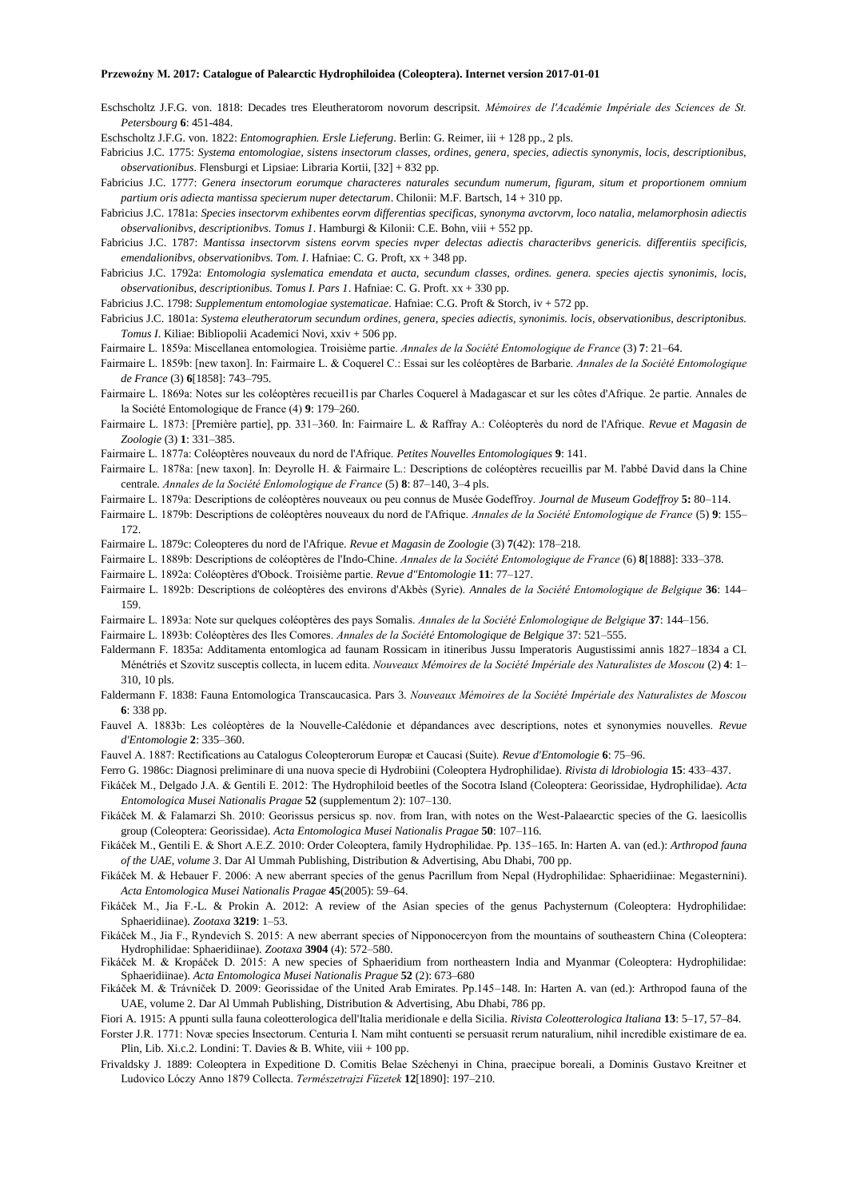Eschscholtz J.F.G. von. 1818: Decades tres Eleutheratorom novorum descripsit. *Mémoires de l'Académie Impériale des Sciences de St. Petersbourg* **6**: 451-484.

Eschscholtz J.F.G. von. 1822: *Entomographien. Ersle Lieferung*. Berlin: G. Reimer, iii + 128 pp., 2 pls.

Fabricius J.C. 1775: *Systema entomologiae, sistens insectorum classes, ordines, genera, species, adiectis synonymis, locis, descriptionibus, observationibus*. Flensburgi et Lipsiae: Libraria Kortii, [32] + 832 pp.

Fabricius J.C. 1777: *Genera insectorum eorumque characteres naturales secundum numerum, figuram, situm et proportionem omnium partium oris adiecta mantissa specierum nuper detectarum*. Chilonii: M.F. Bartsch, 14 + 310 pp.

Fabricius J.C. 1781a: *Species insectorvm exhibentes eorvm differentias specificas, synonyma avctorvm, loco natalia, melamorphosin adiectis observalionibvs, descriptionibvs. Tomus 1*. Hamburgi & Kilonii: C.E. Bohn, viii + 552 pp.

Fabricius J.C. 1787: *Mantissa insectorvm sistens eorvm species nvper delectas adiectis characteribvs genericis. differentiis specificis, emendalionibvs, observationibvs. Tom. I*. Hafniae: C. G. Proft, xx + 348 pp.

Fabricius J.C. 1792a: *Entomologia syslematica emendata et aucta, secundum classes, ordines. genera. species ajectis synonimis, locis, observationibus, descriptionibus. Tomus I. Pars 1*. Hafniae: C. G. Proft. xx + 330 pp.

Fabricius J.C. 1798: *Supplementum entomologiae systematicae*. Hafniae: C.G. Proft & Storch, iv + 572 pp.

Fabricius J.C. 1801a: *Systema eleutheratorum secundum ordines, genera, species adiectis, synonimis. locis, observationibus, descriptonibus. Tomus I*. Kiliae: Bibliopolii Academici Novi, xxiv + 506 pp.

Fairmaire L. 1859a: Miscellanea entomologiea. Troisième partie. *Annales de la Société Entomologique de France* (3) **7**: 21–64.

Fairmaire L. 1859b: [new taxon]. In: Fairmaire L. & Coquerel C.: Essai sur les coléoptères de Barbarie. *Annales de la Société Entomologique de France* (3) **6**[1858]: 743–795.

Fairmaire L. 1869a: Notes sur les coléoptères recueil1is par Charles Coquerel à Madagascar et sur les côtes d'Afrique. 2e partie. Annales de la Société Entomologique de France (4) **9**: 179–260.

Fairmaire L. 1873: [Première partie], pp. 331–360. In: Fairmaire L. & Raffray A.: Coléopterès du nord de l'Afrique. *Revue et Magasin de Zoologie* (3) **1**: 331–385.

Fairmaire L. 1877a: Coléoptères nouveaux du nord de l'Afrique. *Petites Nouvelles Entomologiques* **9**: 141.

Fairmaire L. 1878a: [new taxon]. In: Deyrolle H. & Fairmaire L.: Descriptions de coléoptères recueillis par M. l'abbé David dans la Chine centrale. *Annales de la Société Enlomologique de France* (5) **8**: 87–140, 3–4 pls.

Fairmaire L. 1879a: Descriptions de coléoptères nouveaux ou peu connus de Musée Godeffroy. *Journal de Museum Godeffroy* **5:** 80–114.

Fairmaire L. 1879b: Descriptions de coléoptères nouveaux du nord de l'Afrique. *Annales de la Société Entomologique de France* (5) **9**: 155–172.

Fairmaire L. 1879c: Coleopteres du nord de l'Afrique. *Revue et Magasin de Zoologie* (3) **7**(42): 178–218.

Fairmaire L. 1889b: Descriptions de coléoptères de l'Indo-Chine. *Annales de la Société Entomologique de France* (6) **8**[1888]: 333–378.

Fairmaire L. 1892a: Coléoptères d'Obock. Troisième partie. *Revue d"Entomologie* **11**: 77–127.

Fairmaire L. 1892b: Descriptions de coléoptères des environs d'Akbès (Syrie). *Annales de la Société Entomologique de Belgique* **36**: 144–159.

Fairmaire L. 1893a: Note sur quelques coléoptères des pays Somalis. *Annales de la Société Enlomologique de Belgique* **37**: 144–156.

Fairmaire L. 1893b: Coléoptères des Iles Comores. *Annales de la Société Entomologique de Belgique* 37: 521–555.

Faldermann F. 1835a: Additamenta entomlogica ad faunam Rossicam in itineribus Jussu Imperatoris Augustissimi annis 1827–1834 a CI. Ménétriés et Szovitz susceptis collecta, in lucem edita. *Nouveaux Mémoires de la Société Impériale des Naturalistes de Moscou* (2) **4**: 1–310, 10 pls.

Faldermann F. 1838: Fauna Entomologica Transcaucasica. Pars 3. *Nouveaux Mémoires de la Société Impériale des Naturalistes de Moscou* **6**: 338 pp.

Fauvel A. 1883b: Les coléoptères de la Nouvelle-Calédonie et dépandances avec descriptions, notes et synonymies nouvelles. *Revue d'Entomologie* **2**: 335–360.

Fauvel A. 1887: Rectifications au Catalogus Coleopterorum Europæ et Caucasi (Suite). *Revue d'Entomologie* **6**: 75–96.

Ferro G. 1986c: Diagnosi preliminare di una nuova specie di Hydrobiini (Coleoptera Hydrophilidae). *Rivista di ldrobiologia* **15**: 433–437.

Fikáček M., Delgado J.A. & Gentili E. 2012: The Hydrophiloid beetles of the Socotra Island (Coleoptera: Georissidae, Hydrophilidae). *Acta Entomologica Musei Nationalis Pragae* **52** (supplementum 2): 107–130.

Fikáček M. & Falamarzi Sh. 2010: Georissus persicus sp. nov. from Iran, with notes on the West-Palaearctic species of the G. laesicollis group (Coleoptera: Georissidae). *Acta Entomologica Musei Nationalis Pragae* **50**: 107–116.

Fikáček M., Gentili E. & Short A.E.Z. 2010: Order Coleoptera, family Hydrophilidae. Pp. 135–165. In: Harten A. van (ed.): *Arthropod fauna of the UAE, volume 3*. Dar Al Ummah Publishing, Distribution & Advertising, Abu Dhabi, 700 pp.

Fikáček M. & Hebauer F. 2006: A new aberrant species of the genus Pacrillum from Nepal (Hydrophilidae: Sphaeridiinae: Megasternini). *Acta Entomologica Musei Nationalis Pragae* **45**(2005): 59–64.

Fikáček M., Jia F.-L. & Prokin A. 2012: A review of the Asian species of the genus Pachysternum (Coleoptera: Hydrophilidae: Sphaeridiinae). *Zootaxa* **3219**: 1–53.

Fikáček M., Jia F., Ryndevich S. 2015: A new aberrant species of Nipponocercyon from the mountains of southeastern China (Coleoptera: Hydrophilidae: Sphaeridiinae). *Zootaxa* **3904** (4): 572–580.

Fikáček M. & Kropáček D. 2015: A new species of Sphaeridium from northeastern India and Myanmar (Coleoptera: Hydrophilidae: Sphaeridiinae). *Acta Entomologica Musei Nationalis Prague* **52** (2): 673–680

Fikáček M. & Trávníček D. 2009: Georissidae of the United Arab Emirates. Pp.145–148. In: Harten A. van (ed.): Arthropod fauna of the UAE, volume 2. Dar Al Ummah Publishing, Distribution & Advertising, Abu Dhabi, 786 pp.

Fiori A. 1915: A ppunti sulla fauna coleotterologica dell'Italia meridionale e della Sicilia. *Rivista Coleotterologica Italiana* **13**: 5–17, 57–84.

Forster J.R. 1771: Novæ species Insectorum. Centuria I. Nam miht contuenti se persuasit rerum naturalium, nihil incredible existimare de ea. Plin, Lib. Xi.c.2. Londini: T. Davies & B. White, viii + 100 pp.

Frivaldsky J. 1889: Coleoptera in Expeditione D. Comitis Belae Széchenyi in China, praecipue boreali, a Dominis Gustavo Kreitner et Ludovico Lóczy Anno 1879 Collecta. *Természetrajzi Füzetek* **12**[1890]: 197–210.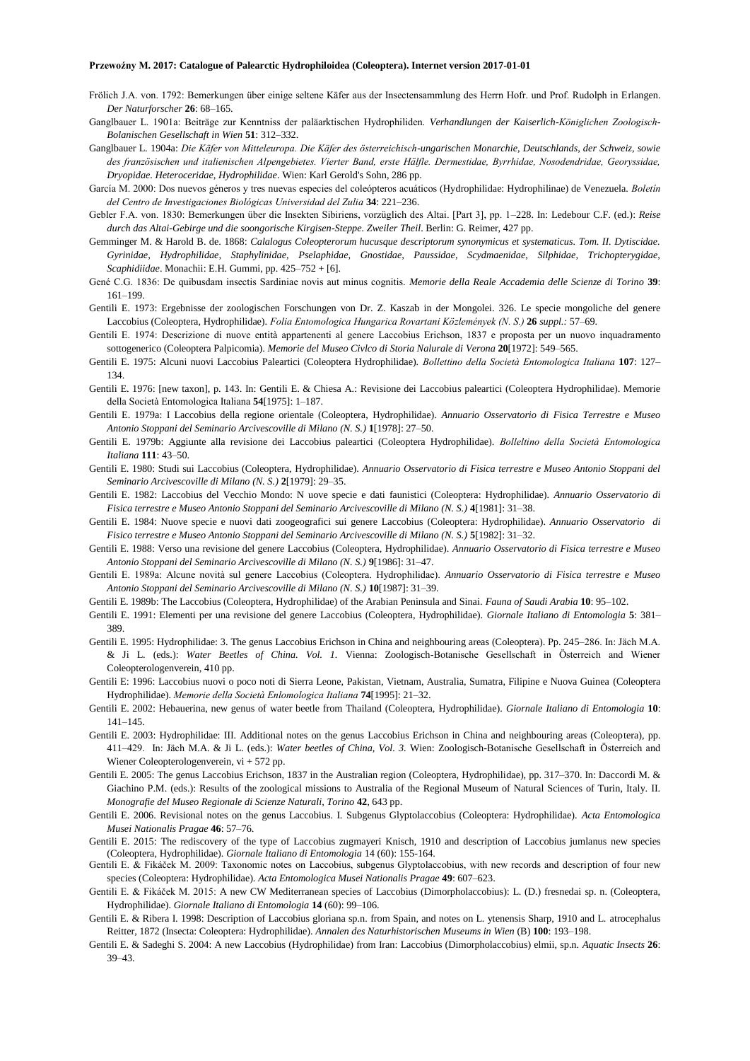Frölich J.A. von. 1792: Bemerkungen über einige seltene Käfer aus der Insectensammlung des Herrn Hofr. und Prof. Rudolph in Erlangen. *Der Naturforscher* **26**: 68–165.

Ganglbauer L. 1901a: Beiträge zur Kenntniss der paläarktischen Hydrophiliden. *Verhandlungen der Kaiserlich-Königlichen Zoologisch-Bolanischen Gesellschaft in Wien* **51**: 312–332.

Ganglbauer L. 1904a: *Die Käfer von Mitteleuropa. Die Käfer des österreichisch-ungarischen Monarchie, Deutschlands, der Schweiz, sowie des französischen und italienischen Alpengebietes. Vierter Band, erste Hälfle. Dermestidae, Byrrhidae, Nosodendridae, Georyssidae, Dryopidae. Heteroceridae, Hydrophilidae*. Wien: Karl Gerold's Sohn, 286 pp.

García M. 2000: Dos nuevos géneros y tres nuevas especies del coleópteros acuáticos (Hydrophilidae: Hydrophilinae) de Venezuela. *Boletín del Centro de Investigaciones Biológicas Universidad del Zulia* **34**: 221–236.

Gebler F.A. von. 1830: Bemerkungen über die Insekten Sibiriens, vorzüglich des Altai. [Part 3], pp. 1–228. In: Ledebour C.F. (ed.): *Reise durch das Altai-Gebirge und die soongorische Kirgisen-Steppe. Zweiler Theil*. Berlin: G. Reimer, 427 pp.

Gemminger M. & Harold B. de. 1868: *Calalogus Coleopterorum hucusque descriptorum synonymicus et systematicus. Tom. II. Dytiscidae. Gyrinidae, Hydrophilidae, Staphylinidae, Pselaphidae, Gnostidae, Paussidae, Scydmaenidae, Silphidae, Trichopterygidae, Scaphidiidae*. Monachii: E.H. Gummi, pp. 425–752 + [6].

Gené C.G. 1836: De quibusdam insectis Sardiniae novis aut minus cognitis. *Memorie della Reale Accademia delle Scienze di Torino* **39**: 161–199.

Gentili E. 1973: Ergebnisse der zoologischen Forschungen von Dr. Z. Kaszab in der Mongolei. 326. Le specie mongoliche del genere Laccobius (Coleoptera, Hydrophilidae). *Folia Entomologica Hungarica Rovartani Közlemények (N. S.)* **26** *suppl.:* 57–69.

Gentili E. 1974: Descrizione di nuove entità appartenenti al genere Laccobius Erichson, 1837 e proposta per un nuovo inquadramento sottogenerico (Coleoptera Palpicomia). *Memorie del Museo Civlco di Storia Nalurale di Verona* **20**[1972]: 549–565.

Gentili E. 1975: Alcuni nuovi Laccobius Paleartici (Coleoptera Hydrophilidae). *Bollettino della Società Entomologica Italiana* **107**: 127–134.

Gentili E. 1976: [new taxon], p. 143. In: Gentili E. & Chiesa A.: Revisione dei Laccobius paleartici (Coleoptera Hydrophilidae). Memorie della Società Entomologica Italiana **54**[1975]: 1–187.

Gentili E. 1979a: I Laccobius della regione orientale (Coleoptera, Hydrophilidae). *Annuario Osservatorio di Fisica Terrestre e Museo Antonio Stoppani del Seminario Arcivescoville di Milano (N. S.)* **1**[1978]: 27–50.

Gentili E. 1979b: Aggiunte alla revisione dei Laccobius paleartici (Coleoptera Hydrophilidae). *Bolleltino della Società Entomologica Italiana* **111**: 43–50.

Gentili E. 1980: Studi sui Laccobius (Coleoptera, Hydrophilidae). *Annuario Osservatorio di Fisica terrestre e Museo Antonio Stoppani del Seminario Arcivescoville di Milano (N. S.)* **2**[1979]: 29–35.

Gentili E. 1982: Laccobius del Vecchio Mondo: N uove specie e dati faunistici (Coleoptera: Hydrophilidae). *Annuario Osservatorio di Fisica terrestre e Museo Antonio Stoppani del Seminario Arcivescoville di Milano (N. S.)* **4**[1981]: 31–38.

Gentili E. 1984: Nuove specie e nuovi dati zoogeografici sui genere Laccobius (Coleoptera: Hydrophilidae). *Annuario Osservatorio di Fisico terrestre e Museo Antonio Stoppani del Seminario Arcivescoville di Milano (N. S.)* **5**[1982]: 31–32.

Gentili E. 1988: Verso una revisione del genere Laccobius (Coleoptera, Hydrophilidae). *Annuario Osservatorio di Fisica terrestre e Museo Antonio Stoppani del Seminario Arcivescoville di Milano (N. S.)* **9**[1986]: 31–47.

Gentili E. 1989a: Alcune novità sul genere Laccobius (Coleoptera. Hydrophilidae). *Annuario Osservatorio di Fisica terrestre e Museo Antonio Stoppani del Seminario Arcivescoville di Milano (N. S.)* **10**[1987]: 31–39.

Gentili E. 1989b: The Laccobius (Coleoptera, Hydrophilidae) of the Arabian Peninsula and Sinai. *Fauna of Saudi Arabia* **10**: 95–102.

Gentili E. 1991: Elementi per una revisione del genere Laccobius (Coleoptera, Hydrophilidae). *Giornale Italiano di Entomologia* **5**: 381–389.

Gentili E. 1995: Hydrophilidae: 3. The genus Laccobius Erichson in China and neighbouring areas (Coleoptera). Pp. 245–286. In: Jäch M.A. & Ji L. (eds.): *Water Beetles of China. Vol. 1.* Vienna: Zoologisch-Botanische Gesellschaft in Österreich and Wiener Coleopterologenverein, 410 pp.

Gentili E: 1996: Laccobius nuovi o poco noti di Sierra Leone, Pakistan, Vietnam, Australia, Sumatra, Filipine e Nuova Guinea (Coleoptera Hydrophilidae). *Memorie della Società Enlomologica Italiana* **74**[1995]: 21–32.

Gentili E. 2002: Hebauerina, new genus of water beetle from Thailand (Coleoptera, Hydrophilidae). *Giornale Italiano di Entomologia* **10**: 141–145.

Gentili E. 2003: Hydrophilidae: III. Additional notes on the genus Laccobius Erichson in China and neighbouring areas (Coleoptera), pp. 411–429. In: Jäch M.A. & Ji L. (eds.): *Water beetles of China, Vol. 3*. Wien: Zoologisch-Botanische Gesellschaft in Österreich and Wiener Coleopterologenverein, vi + 572 pp.

Gentili E. 2005: The genus Laccobius Erichson, 1837 in the Australian region (Coleoptera, Hydrophilidae), pp. 317–370. In: Daccordi M. & Giachino P.M. (eds.): Results of the zoological missions to Australia of the Regional Museum of Natural Sciences of Turin, Italy. II. *Monografie del Museo Regionale di Scienze Naturali, Torino* **42**, 643 pp.

Gentili E. 2006. Revisional notes on the genus Laccobius. I. Subgenus Glyptolaccobius (Coleoptera: Hydrophilidae). *Acta Entomologica Musei Nationalis Pragae* **46**: 57–76.

Gentili E. 2015: The rediscovery of the type of Laccobius zugmayeri Knisch, 1910 and description of Laccobius jumlanus new species (Coleoptera, Hydrophilidae). *Giornale Italiano di Entomologia* 14 (60): 155-164.

Gentili E. & Fikáček M. 2009: Taxonomic notes on Laccobius, subgenus Glyptolaccobius, with new records and description of four new species (Coleoptera: Hydrophilidae). *Acta Entomologica Musei Nationalis Pragae* **49**: 607–623.

Gentili E. & Fikáček M. 2015: A new CW Mediterranean species of Laccobius (Dimorpholaccobius): L. (D.) fresnedai sp. n. (Coleoptera, Hydrophilidae). *Giornale Italiano di Entomologia* **14** (60): 99–106.

Gentili E. & Ribera I. 1998: Description of Laccobius gloriana sp.n. from Spain, and notes on L. ytenensis Sharp, 1910 and L. atrocephalus Reitter, 1872 (Insecta: Coleoptera: Hydrophilidae). *Annalen des Naturhistorischen Museums in Wien* (B) **100**: 193–198.

Gentili E. & Sadeghi S. 2004: A new Laccobius (Hydrophilidae) from Iran: Laccobius (Dimorpholaccobius) elmii, sp.n. *Aquatic Insects* **26**: 39–43.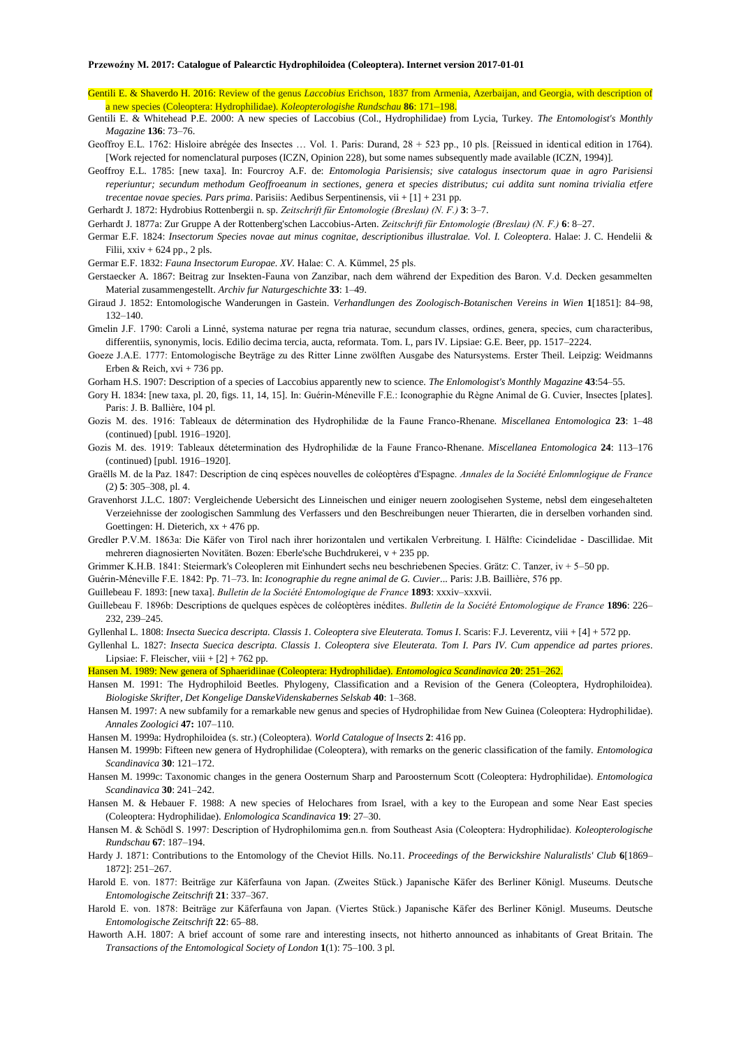Gentili E. & Shaverdo H. 2016: Review of the genus *Laccobius* Erichson, 1837 from Armenia, Azerbaijan, and Georgia, with description of a new species (Coleoptera: Hydrophilidae). *Koleopterologishe Rundschau* **86**: 171–198.

Gentili E. & Whitehead P.E. 2000: A new species of Laccobius (Col., Hydrophilidae) from Lycia, Turkey. *The Entomologist's Monthly Magazine* **136**: 73–76.

Geoffroy E.L. 1762: Hisloire abrégée des Insectes … Vol. 1. Paris: Durand, 28 + 523 pp., 10 pls. [Reissued in identical edition in 1764). [Work rejected for nomenclatural purposes (ICZN, Opinion 228), but some names subsequently made available (ICZN, 1994)].

Geoffroy E.L. 1785: [new taxa]. In: Fourcroy A.F. de: *Entomologia Parisiensis; sive catalogus insectorum quae in agro Parisiensi reperiuntur; secundum methodum Geoffroeanum in sectiones, genera et species distributus; cui addita sunt nomina trivialia etfere trecentae novae species. Pars prima*. Parisiis: Aedibus Serpentinensis, vii + [1] + 231 pp.

Gerhardt J. 1872: Hydrobius Rottenbergii n. sp. *Zeitschrift für Entomologie (Breslau) (N. F.)* **3**: 3–7.

Gerhardt J. 1877a: Zur Gruppe A der Rottenberg'schen Laccobius-Arten. *Zeitschrift für Entomologie (Breslau) (N. F.)* **6**: 8–27.

Germar E.F. 1824: *Insectorum Species novae aut minus cognitae, descriptionibus illustralae. Vol. I. Coleoptera*. Halae: J. C. Hendelii & Filii, xxiv + 624 pp., 2 pls.

Germar E.F. 1832: *Fauna Insectorum Europae. XV*. Halae: C. A. Kümmel, 25 pls.

Gerstaecker A. 1867: Beitrag zur Insekten-Fauna von Zanzibar, nach dem während der Expedition des Baron. V.d. Decken gesammelten Material zusammengestellt. *Archiv fur Naturgeschichte* **33**: 1–49.

Giraud J. 1852: Entomologische Wanderungen in Gastein. *Verhandlungen des Zoologisch-Botanischen Vereins in Wien* **1**[1851]: 84–98, 132–140.

Gmelin J.F. 1790: Caroli a Linné, systema naturae per regna tria naturae, secundum classes, ordines, genera, species, cum characteribus, differentiis, synonymis, locis. Edilio decima tercia, aucta, reformata. Tom. I., pars IV. Lipsiae: G.E. Beer, pp. 1517–2224.

Goeze J.A.E. 1777: Entomologische Beyträge zu des Ritter Linne zwölften Ausgabe des Natursystems. Erster Theil. Leipzig: Weidmanns Erben & Reich, xvi + 736 pp.

Gorham H.S. 1907: Description of a species of Laccobius apparently new to science. *The Enlomologist's Monthly Magazine* **43**:54–55.

Gory H. 1834: [new taxa, pl. 20, figs. 11, 14, 15]. In: Guérin-Méneville F.E.: Iconographie du Règne Animal de G. Cuvier, Insectes [plates]. Paris: J. B. Ballière, 104 pl.

Gozis M. des. 1916: Tableaux de détermination des Hydrophilidæ de la Faune Franco-Rhenane. *Miscellanea Entomologica* **23**: 1–48 (continued) [publ. 1916–1920].

Gozis M. des. 1919: Tableaux détetermination des Hydrophilidæ de la Faune Franco-Rhenane. *Miscellanea Entomologica* **24**: 113–176 (continued) [publ. 1916–1920].

Graëlls M. de la Paz. 1847: Description de cinq espèces nouvelles de coléoptères d'Espagne. *Annales de la Société Enlomnlogique de France* (2) **5**: 305–308, pl. 4.

Gravenhorst J.L.C. 1807: Vergleichende Uebersicht des Linneischen und einiger neuern zoologisehen Systeme, nebsl dem eingesehalteten Verzeiehnisse der zoologischen Sammlung des Verfassers und den Beschreibungen neuer Thierarten, die in derselben vorhanden sind. Goettingen: H. Dieterich, xx + 476 pp.

Gredler P.V.M. 1863a: Die Käfer von Tirol nach ihrer horizontalen und vertikalen Verbreitung. I. Hälfte: Cicindelidae - Dascillidae. Mit mehreren diagnosierten Novitäten. Bozen: Eberle'sche Buchdrukerei, v + 235 pp.

Grimmer K.H.B. 1841: Steiermark's Coleopleren mit Einhundert sechs neu beschriebenen Species. Grätz: C. Tanzer, iv + 5–50 pp.

Guérin-Méneville F.E. 1842: Pp. 71–73. In: *Iconographie du regne animal de G. Cuvier*... Paris: J.B. Baillière, 576 pp.

Guillebeau F. 1893: [new taxa]. *Bulletin de la Société Entomologique de France* **1893**: xxxiv–xxxvii.

Guillebeau F. 1896b: Descriptions de quelques espèces de coléoptères inédites. *Bulletin de la Société Entomologique de France* **1896**: 226–232, 239–245.

Gyllenhal L. 1808: *Insecta Suecica descripta. Classis 1. Coleoptera sive Eleuterata. Tomus I*. Scaris: F.J. Leverentz, viii + [4] + 572 pp.

Gyllenhal L. 1827: *Insecta Suecica descripta. Classis 1. Coleoptera sive Eleuterata. Tom I. Pars IV. Cum appendice ad partes priores*. Lipsiae: F. Fleischer, viii + [2] + 762 pp.

Hansen M. 1989: New genera of Sphaeridiinae (Coleoptera: Hydrophilidae). *Entomologica Scandinavica* **20**: 251–262.

Hansen M. 1991: The Hydrophiloid Beetles. Phylogeny, Classification and a Revision of the Genera (Coleoptera, Hydrophiloidea). *Biologiske Skrifter, Det Kongelige DanskeVidenskabernes Selskab* **40**: 1–368.

Hansen M. 1997: A new subfamily for a remarkable new genus and species of Hydrophilidae from New Guinea (Coleoptera: Hydrophilidae). *Annales Zoologici* **47:** 107–110.

Hansen M. 1999a: Hydrophiloidea (s. str.) (Coleoptera). *World Catalogue of lnsects* **2**: 416 pp.

Hansen M. 1999b: Fifteen new genera of Hydrophilidae (Coleoptera), with remarks on the generic classification of the family. *Entomologica Scandinavica* **30**: 121–172.

Hansen M. 1999c: Taxonomic changes in the genera Oosternum Sharp and Paroosternum Scott (Coleoptera: Hydrophilidae). *Entomologica Scandinavica* **30**: 241–242.

Hansen M. & Hebauer F. 1988: A new species of Helochares from Israel, with a key to the European and some Near East species (Coleoptera: Hydrophilidae). *Enlomologica Scandinavica* **19**: 27–30.

Hansen M. & Schödl S. 1997: Description of Hydrophilomima gen.n. from Southeast Asia (Coleoptera: Hydrophilidae). *Koleopterologische Rundschau* **67**: 187–194.

Hardy J. 1871: Contributions to the Entomology of the Cheviot Hills. No.11. *Proceedings of the Berwickshire Naluralistls' Club* **6**[1869–1872]: 251–267.

Harold E. von. 1877: Beiträge zur Käferfauna von Japan. (Zweites Stück.) Japanische Käfer des Berliner Königl. Museums. Deutsche *Entomologische Zeitschrift* **21**: 337–367.

Harold E. von. 1878: Beiträge zur Käferfauna von Japan. (Viertes Stück.) Japanische Käfer des Berliner Königl. Museums. Deutsche *Entomologische Zeitschrift* **22**: 65–88.

Haworth A.H. 1807: A brief account of some rare and interesting insects, not hitherto announced as inhabitants of Great Britain. The *Transactions of the Entomological Society of London* **1**(1): 75–100. 3 pl.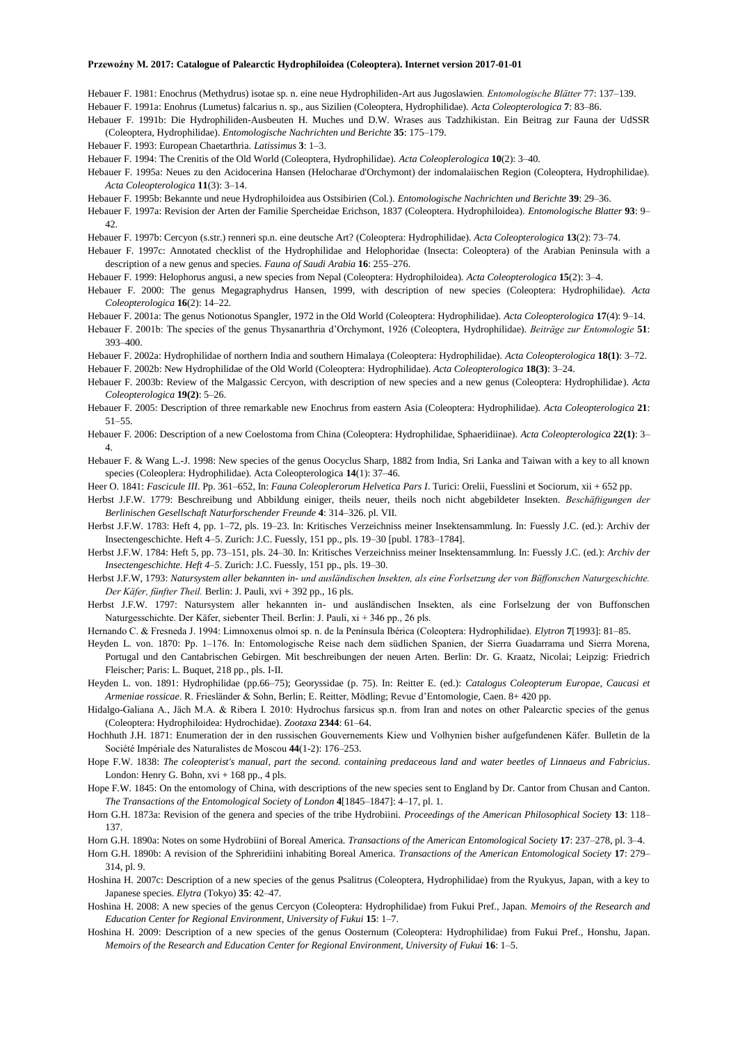Hebauer F. 1981: Enochrus (Methydrus) isotae sp. n. eine neue Hydrophiliden-Art aus Jugoslawien. *Entomologische Blätter* 77: 137–139.

Hebauer F. 1991a: Enohrus (Lumetus) falcarius n. sp., aus Sizilien (Coleoptera, Hydrophilidae). *Acta Coleopterologica* **7**: 83–86.

Hebauer F. 1991b: Die Hydrophiliden-Ausbeuten H. Muches und D.W. Wrases aus Tadzhikistan. Ein Beitrag zur Fauna der UdSSR (Coleoptera, Hydrophilidae). *Entomologische Nachrichten und Berichte* **35**: 175–179.

Hebauer F. 1993: European Chaetarthria. *Latissimus* **3**: 1–3.

Hebauer F. 1994: The Crenitis of the Old World (Coleoptera, Hydrophilidae). *Acta Coleoplerologica* **10**(2): 3–40.

Hebauer F. 1995a: Neues zu den Acidocerina Hansen (Helocharae d'Orchymont) der indomalaiischen Region (Coleoptera, Hydrophilidae). *Acta Coleopterologica* **11**(3): 3–14.

Hebauer F. 1995b: Bekannte und neue Hydrophiloidea aus Ostsibirien (Col.). *Entomologische Nachrichten und Berichte* **39**: 29–36.

Hebauer F. 1997a: Revision der Arten der Familie Spercheidae Erichson, 1837 (Coleoptera. Hydrophiloidea). *Entomologische Blatter* **93**: 9–42.

Hebauer F. 1997b: Cercyon (s.str.) renneri sp.n. eine deutsche Art? (Coleoptera: Hydrophilidae). *Acta Coleopterologica* **13**(2): 73–74.

Hebauer F. 1997c: Annotated checklist of the Hydrophilidae and Helophoridae (Insecta: Coleoptera) of the Arabian Peninsula with a description of a new genus and species. *Fauna of Saudi Arabia* **16**: 255–276.

Hebauer F. 1999: Helophorus angusi, a new species from Nepal (Coleoptera: Hydrophiloidea). *Acta Coleopterologica* **15**(2): 3–4.

Hebauer F. 2000: The genus Megagraphydrus Hansen, 1999, with description of new species (Coleoptera: Hydrophilidae). *Acta Coleopterologica* **16**(2): 14–22.

Hebauer F. 2001a: The genus Notionotus Spangler, 1972 in the Old World (Coleoptera: Hydrophilidae). *Acta Coleopterologica* **17**(4): 9–14.

Hebauer F. 2001b: The species of the genus Thysanarthria d'Orchymont, 1926 (Coleoptera, Hydrophilidae). *Beiträge zur Entomologie* **51**: 393–400.

Hebauer F. 2002a: Hydrophilidae of northern India and southern Himalaya (Coleoptera: Hydrophilidae). *Acta Coleopterologica* **18(1)**: 3–72.

Hebauer F. 2002b: New Hydrophilidae of the Old World (Coleoptera: Hydrophilidae). *Acta Coleopterologica* **18(3)**: 3–24.

Hebauer F. 2003b: Review of the Malgassic Cercyon, with description of new species and a new genus (Coleoptera: Hydrophilidae). *Acta Coleopterologica* **19(2)**: 5–26.

Hebauer F. 2005: Description of three remarkable new Enochrus from eastern Asia (Coleoptera: Hydrophilidae). *Acta Coleopterologica* **21**: 51–55.

Hebauer F. 2006: Description of a new Coelostoma from China (Coleoptera: Hydrophilidae, Sphaeridiinae). *Acta Coleopterologica* **22(1)**: 3–4.

Hebauer F. & Wang L.-J. 1998: New species of the genus Oocyclus Sharp, 1882 from India, Sri Lanka and Taiwan with a key to all known species (Coleoplera: Hydrophilidae). Acta Coleopterologica **14**(1): 37–46.

Heer O. 1841: *Fascicule III*. Pp. 361–652, In: *Fauna Coleoplerorum Helvetica Pars I*. Turici: Orelii, Fuesslini et Sociorum, xii + 652 pp.

Herbst J.F.W. 1779: Beschreibung und Abbildung einiger, theils neuer, theils noch nicht abgebildeter Insekten. *Beschäftigungen der Berlinischen Gesellschaft Naturforschender Freunde* **4**: 314–326. pl. VII.

Herbst J.F.W. 1783: Heft 4, pp. 1–72, pls. 19–23. In: Kritisches Verzeichniss meiner Insektensammlung. In: Fuessly J.C. (ed.): Archiv der Insectengeschichte. Heft 4–5. Zurich: J.C. Fuessly, 151 pp., pls. 19–30 [publ. 1783–1784].

Herbst J.F.W. 1784: Heft 5, pp. 73–151, pls. 24–30. In: Kritisches Verzeichniss meiner Insektensammlung. In: Fuessly J.C. (ed.): *Archiv der Insectengeschichte. Heft 4–5*. Zurich: J.C. Fuessly, 151 pp., pls. 19–30.

Herbst J.F.W, 1793: *Natursystem aller bekannten in- und ausländischen Insekten, als eine Forlsetzung der von Büffonschen Naturgeschichte. Der Käfer, fünfter Theil.* Berlin: J. Pauli, xvi + 392 pp., 16 pls.

Herbst J.F.W. 1797: Natursystem aller hekannten in- und ausländischen Insekten, als eine Forlselzung der von Buffonschen Naturgesschichte. Der Käfer, siebenter Theil. Berlin: J. Pauli, xi + 346 pp., 26 pls.

Hernando C. & Fresneda J. 1994: Limnoxenus olmoi sp. n. de la Península Ibérica (Coleoptera: Hydrophilidae). *Elytron* **7**[1993]: 81–85.

Heyden L. von. 1870: Pp. 1–176. In: Entomologische Reise nach dem südlichen Spanien, der Sierra Guadarrama und Sierra Morena, Portugal und den Cantabrischen Gebirgen. Mit beschreibungen der neuen Arten. Berlin: Dr. G. Kraatz, Nicolai; Leipzig: Friedrich Fleischer; Paris: L. Buquet, 218 pp., pls. I-II.

Heyden L. von. 1891: Hydrophilidae (pp.66–75); Georyssidae (p. 75). In: Reitter E. (ed.): *Catalogus Coleopterum Europae, Caucasi et Armeniae rossicae*. R. Friesländer & Sohn, Berlin; E. Reitter, Mödling; Revue d'Entomologie, Caen. 8+ 420 pp.

Hidalgo-Galiana A., Jäch M.A. & Ribera I. 2010: Hydrochus farsicus sp.n. from Iran and notes on other Palearctic species of the genus (Coleoptera: Hydrophiloidea: Hydrochidae). *Zootaxa* **2344**: 61–64.

Hochhuth J.H. 1871: Enumeration der in den russischen Gouvernements Kiew und Volhynien bisher aufgefundenen Käfer. Bulletin de la Société Impériale des Naturalistes de Moscou **44**(1-2): 176–253.

Hope F.W. 1838: *The coleopterist's manual, part the second. containing predaceous land and water beetles of Linnaeus and Fabricius*. London: Henry G. Bohn, xvi + 168 pp., 4 pls.

Hope F.W. 1845: On the entomology of China, with descriptions of the new species sent to England by Dr. Cantor from Chusan and Canton. *The Transactions of the Entomological Society of London* **4**[1845–1847]: 4–17, pl. 1.

Horn G.H. 1873a: Revision of the genera and species of the tribe Hydrobiini. *Proceedings of the American Philosophical Society* **13**: 118–137.

Horn G.H. 1890a: Notes on some Hydrobiini of Boreal America. *Transactions of the American Entomological Society* **17**: 237–278, pl. 3–4.

Horn G.H. 1890b: A revision of the Sphreridiini inhabiting Boreal America. *Transactions of the American Entomological Society* **17**: 279–314, pl. 9.

Hoshina H. 2007c: Description of a new species of the genus Psalitrus (Coleoptera, Hydrophilidae) from the Ryukyus, Japan, with a key to Japanese species. *Elytra* (Tokyo) **35**: 42–47.

Hoshina H. 2008: A new species of the genus Cercyon (Coleoptera: Hydrophilidae) from Fukui Pref., Japan. *Memoirs of the Research and Education Center for Regional Environment, University of Fukui* **15**: 1–7.

Hoshina H. 2009: Description of a new species of the genus Oosternum (Coleoptera: Hydrophilidae) from Fukui Pref., Honshu, Japan. *Memoirs of the Research and Education Center for Regional Environment, University of Fukui* **16**: 1–5.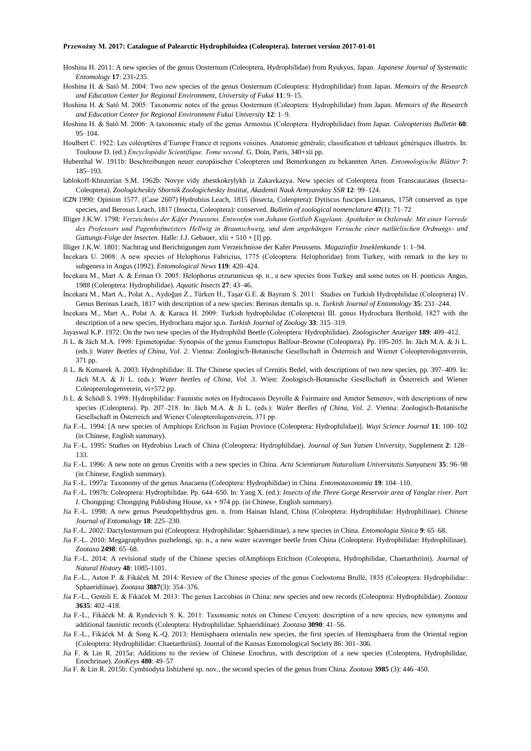Hoshina H. 2011: A new species of the genus Oosternum (Coleoptera, Hydrophilidae) from Ryukyus, Japan. *Japanese Journal of Systematic Entomology* **17**: 231-235.

Hoshina H. & Satô M. 2004: Two new species of the genus Oosternum (Coleoptera: Hydrophilidae) from Japan. *Memoirs of the Research and Education Center for Regional Environment, University of Fukui* **11**: 9–15.

Hoshina H. & Satô M. 2005: Taxonomic notes of the genus Oosternum (Coleoptera: Hydrophilidae) from Japan. *Memoirs of the Research and Education Center for Regional Environment Fukui University* **12**: 1–9.

Hoshina H. & Satô M. 2006: A taxonomic study of the genus Armostus (Coleoptera: Hydrophilidae) from Japan. *Coleopterists Bulletin* **60**: 95–104.

Houlbert C. 1922: Les coléoptères d'Europe France et regions voisines. Anatomie générale; classification et tableaux génériques illustrés. In: Toulouse D. (ed.) *Encyclopédie Scientifique. Tome second.* G. Doin, Paris, 340+xii pp.

Hubenthal W. 1911b: Beschreibungen neuer europäischer Coleopteren und Bemerkungen zu bekannten Arten. *Entomologische Blätter* **7**: 185–193.

lablokoff-Khnzorian S.M. 1962b: Novye vidy zhestkokrylykh iz Zakavkazya. New species of Coleoptera from Transcaucasus (Insecta-Coleoptera). *Zoologicheskiy Sbornik Zoologicheskiy Institut, Akademii Nauk Armyanskoy SSR* **12**: 99–124.

ICZN 1990: Opinion 1577. (Case 2607) Hydrobius Leach, 1815 (Insecta, Coleoptera): Dytiscus fuscipes Linnaeus, 1758 conserved as type species, and Berosus Leach, 1817 (Insecta, Coleoptera): conserved. *Bulletin of zoological nomenclature* **47**(1): 71–72

Illiger J.K.W. 1798: *Verzeichniss der Käfer Preussens. Entworfen von Johann Gottlieb Kugelann. Apotheker in Ostlerode. Mit einer Vorrede des Professors und Pagenhofmeisters Hellwig in Braunschweig, und dem angehängen Versuche einer natlürlischen Ordnungs- und Gattungs-Folge der lnsecten*. Halle: J.J. Gebauer, xlii + 510 + [I] pp.

lllíger J.K.W. 1801: Nachtrag und Berichtigungen zum Verzeichnisse der Kafer Preussens. *Magazinfiir Inseklenkunde* 1: 1–94.

İncekara U. 2008: A new species of Helophorus Fabricius, 1775 (Coleoptera: Helophoridae) from Turkey, with remark to the key to subgenera in Angus (1992). *Entomological News* **119**: 420–424.

İncekara M., Mart A. & Erman O. 2005: Helophorus erzurumicus sp. n., a new species from Turkey and some notes on H. ponticus Angus, 1988 (Coleoptera: Hydrophilidae). *Aquatic Insects* **27**: 43–46.

İncekara M., Mart A., Polat A., Aydoğan Z., Türken H., Taşar G.E. & Bayram S. 2011: Studies on Turkish Hydrophilidae (Coleoptera) IV. Genus Berosus Leach, 1817 with description of a new species: Berosus dentalis sp. n. *Turkish Journal of Entomology* **35**: 231–244.

İncekara M., Mart A., Polat A. & Karaca H. 2009: Turkish hydrophilidae (Coleoptera) III. genus Hydrochara Berthold, 1827 with the description of a new species, Hydrochara major sp.n. *Turkish Journal of Zoology* **33**: 315–319.

Jayaswal K.P. 1972: On the two new species of the Hydrophilid Beetle (Coleoptera: Hydrophilidae). *Zoologischer Anzeiger* **189**: 409–412.

Ji L. & Jäch M.A. 1998: Epimetopidae: Synopsis of the genus Eumetopus Balfour-Browne (Coleoptera). Pp. 195-205. In: Jäch M.A. & Ji L. (eds.): *Water Beetles of China, Vol. 2*. Vienna: Zoologisch-Botanische Gesellschaft in Österreich and Wiener Coleopterologenverein, 371 pp.

Ji L. & Komarek A. 2003: Hydrophilidae: II. The Chinese species of Crenitis Bedel, with descriptions of two new species, pp. 397–409. In: Jäch M.A. & Ji L. (eds.): *Water beetles of China, Vol. 3*. Wien: Zoologisch-Botanische Gesellschaft in Österreich and Wiener Coleopterologenverein, vi+572 pp.

Ji L. & Schödl S. 1998: Hydrophilidae: Faunistic notes on Hydrocassis Deyrolle & Fairmaire and Ametor Semenov, with descriptions of new species (Coleoptera). Pp. 207–218. In: Jäch M.A. & Ji L. (eds.): *Waler Beelles of China, Vol. 2*. Vienna: Zoologisch-Botanische Gesellschaft in Österreich and Wiener Coleopterologenverein, 371 pp.

Jia F.-L. 1994: [A new species of Amphiops Erichson in Fujian Province (Coleoptera: Hydrophilidae)]. *Wuyi Science Journal* **11**: 100–102 (in Chinese, English summary).

Jia F.-L. 1995: Studies on Hydrobius Leach of China (Coleoptera: Hydrophilidae). *Journal of Sun Yatsen University*, Supplement **2**: 128–133.

Jia F.-L. 1996: A new note on genus Crenitis with a new species in China. *Acta Scientiarum Naturalium Universitatis Sunyatseni* **35**: 96–98 (in Chinese, English summary).

Jia F.-L. 1997a: Taxonomy of the genus Anacaena (Coleoptera: Hydrophilidae) in China. *Entomotaxonomia* **19**: 104–110.

Jia F.-L. 1997b: Coleoptera: Hydrophilidae. Pp. 644–650. In: Yang X. (ed.): *Insects of the Three Gorge Reservoir area of Yanglze river. Part I*. Chongqing: Chongqing Publishing House, xx + 974 pp. (in Chinese, English summary).

Jia F.-L. 1998: A new genus Pseudopelthydrus gen. n. from Hainan Island, China (Coleoptera: Hydrophilidae: Hydrophilinae). *Chinese Journal of Entomology* **18**: 225–230.

Jia F.-L. 2002: Dactylosternum pui (Coleoptera: Hydrophilidae: Sphaeridiinae), a new species in China. *Entomologia Sinica* **9**: 65–68.

Jia F.-L. 2010: Megagraphydrus puzhelongi, sp. n., a new water scavenger beetle from China (Coleoptera: Hydrophilidae: Hydrophilinae). *Zootaxa* **2498**: 65–68.

Jia F.-L. 2014: A revisional study of the Chinese species ofAmphiops Erichson (Coleoptera, Hydrophilidae, Chaetarthriini). *Journal of Natural History* **48**: 1085-1101.

Jia F.-L., Aston P. & Fikáček M. 2014: Review of the Chinese species of the genus Coelostoma Brullé, 1835 (Coleoptera: Hydrophilidae: Sphaeridiinae). *Zootaxa* **3887**(3): 354–376.

Jia F.-L., Gentili E. & Fikáček M. 2013: The genus Laccobius in China: new species and new records (Coleoptera: Hydrophilidae). *Zootaxa* **3635**: 402–418.

Jia F.-L., Fikáček M. & Ryndevich S. K. 2011: Taxonomic notes on Chinese Cercyon: description of a new species, new synonyms and additional faunistic records (Coleoptera: Hydrophilidae: Sphaeridiinae). *Zootaxa* **3090**: 41–56.

Jia F.-L., Fikáček M. & Song K.-Q. 2013: Hemisphaera orientalis new species, the first species of Hemisphaera from the Oriental region (Coleoptera: Hydrophilidae: Chaetarthriini). Journal of the Kansas Entomological Society 86: 301–306.

Jia F. & Lin R. 2015a: Additions to the review of Chinese Enochrus, with description of a new species (Coleoptera, Hydrophilidae, Enochrinae). *ZooKeys* **480**: 49–57

Jia F. & Lin R. 2015b: Cymbiodyta lishizheni sp. nov., the second species of the genus from China. *Zootaxa* **3985** (3): 446–450.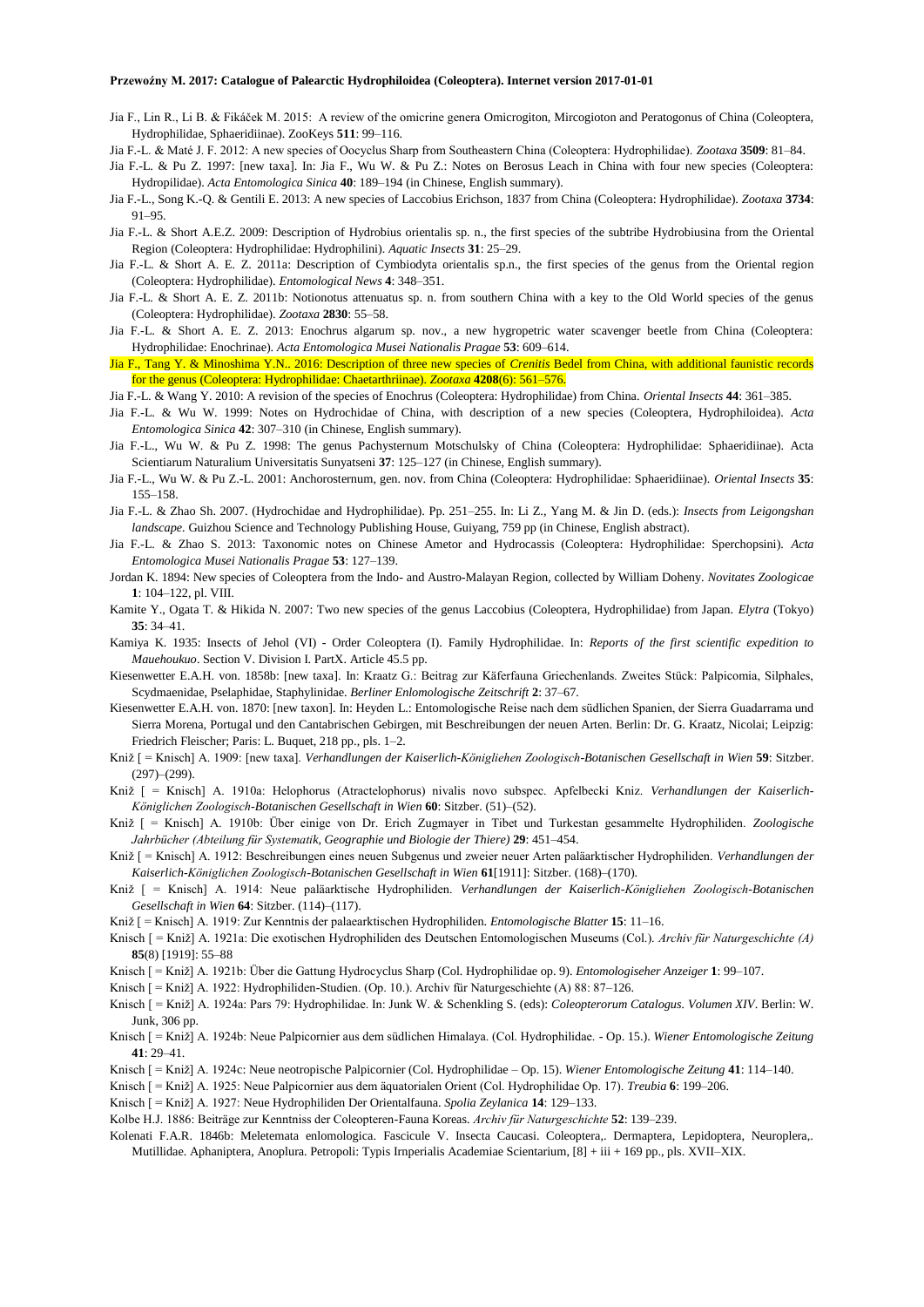Jia F., Lin R., Li B. & Fikáček M. 2015: A review of the omicrine genera Omicrogiton, Mircogioton and Peratogonus of China (Coleoptera, Hydrophilidae, Sphaeridiinae). ZooKeys **511**: 99–116.

Jia F.-L. & Maté J. F. 2012: A new species of Oocyclus Sharp from Southeastern China (Coleoptera: Hydrophilidae). *Zootaxa* **3509**: 81–84.

Jia F.-L. & Pu Z. 1997: [new taxa]. In: Jia F., Wu W. & Pu Z.: Notes on Berosus Leach in China with four new species (Coleoptera: Hydropilidae). *Acta Entomologica Sinica* **40**: 189–194 (in Chinese, English summary).

Jia F.-L., Song K.-Q. & Gentili E. 2013: A new species of Laccobius Erichson, 1837 from China (Coleoptera: Hydrophilidae). *Zootaxa* **3734**: 91–95.

Jia F.-L. & Short A.E.Z. 2009: Description of Hydrobius orientalis sp. n., the first species of the subtribe Hydrobiusina from the Oriental Region (Coleoptera: Hydrophilidae: Hydrophilini). *Aquatic Insects* **31**: 25–29.

Jia F.-L. & Short A. E. Z. 2011a: Description of Cymbiodyta orientalis sp.n., the first species of the genus from the Oriental region (Coleoptera: Hydrophilidae). *Entomological News* **4**: 348–351.

Jia F.-L. & Short A. E. Z. 2011b: Notionotus attenuatus sp. n. from southern China with a key to the Old World species of the genus (Coleoptera: Hydrophilidae). *Zootaxa* **2830**: 55–58.

Jia F.-L. & Short A. E. Z. 2013: Enochrus algarum sp. nov., a new hygropetric water scavenger beetle from China (Coleoptera: Hydrophilidae: Enochrinae). *Acta Entomologica Musei Nationalis Pragae* **53**: 609–614.

Jia F., Tang Y. & Minoshima Y.N.. 2016: Description of three new species of *Crenitis* Bedel from China, with additional faunistic records for the genus (Coleoptera: Hydrophilidae: Chaetarthriinae). *Zootaxa* **4208**(6): 561–576.

Jia F.-L. & Wang Y. 2010: A revision of the species of Enochrus (Coleoptera: Hydrophilidae) from China. *Oriental Insects* **44**: 361–385.

Jia F.-L. & Wu W. 1999: Notes on Hydrochidae of China, with description of a new species (Coleoptera, Hydrophiloidea). *Acta Entomologica Sinica* **42**: 307–310 (in Chinese, English summary).

Jia F.-L., Wu W. & Pu Z. 1998: The genus Pachysternum Motschulsky of China (Coleoptera: Hydrophilidae: Sphaeridiinae). Acta Scientiarum Naturalium Universitatis Sunyatseni **37**: 125–127 (in Chinese, English summary).

Jia F.-L., Wu W. & Pu Z.-L. 2001: Anchorosternum, gen. nov. from China (Coleoptera: Hydrophilidae: Sphaeridiinae). *Oriental Insects* **35**: 155–158.

Jia F.-L. & Zhao Sh. 2007. (Hydrochidae and Hydrophilidae). Pp. 251–255. In: Li Z., Yang M. & Jin D. (eds.): *Insects from Leigongshan landscape*. Guizhou Science and Technology Publishing House, Guiyang, 759 pp (in Chinese, English abstract).

Jia F.-L. & Zhao S. 2013: Taxonomic notes on Chinese Ametor and Hydrocassis (Coleoptera: Hydrophilidae: Sperchopsini). *Acta Entomologica Musei Nationalis Pragae* **53**: 127–139.

Jordan K. 1894: New species of Coleoptera from the Indo- and Austro-Malayan Region, collected by William Doheny. *Novitates Zoologicae* **1**: 104–122, pl. VIII.

Kamite Y., Ogata T. & Hikida N. 2007: Two new species of the genus Laccobius (Coleoptera, Hydrophilidae) from Japan. *Elytra* (Tokyo) **35**: 34–41.

Kamiya K. 1935: Insects of Jehol (VI) - Order Coleoptera (I). Family Hydrophilidae. In: *Reports of the first scientific expedition to Mauehoukuo*. Section V. Division I. PartX. Article 45.5 pp.

Kiesenwetter E.A.H. von. 1858b: [new taxa]. In: Kraatz G.: Beitrag zur Käferfauna Griechenlands. Zweites Stück: Palpicomia, Silphales, Scydmaenidae, Pselaphidae, Staphylinidae. *Berliner Enlomologische Zeitschrift* **2**: 37–67.

Kiesenwetter E.A.H. von. 1870: [new taxon]. In: Heyden L.: Entomologische Reise nach dem südlichen Spanien, der Sierra Guadarrama und Sierra Morena, Portugal und den Cantabrischen Gebirgen, mit Beschreibungen der neuen Arten. Berlin: Dr. G. Kraatz, Nicolai; Leipzig: Friedrich Fleischer; Paris: L. Buquet, 218 pp., pls. 1–2.

Kniž [ = Knisch] A. 1909: [new taxa]. *Verhandlungen der Kaiserlich-Königliehen Zoologisch-Botanischen Gesellschaft in Wien* **59**: Sitzber. (297)–(299).

Kniž [ = Knisch] A. 1910a: Helophorus (Atractelophorus) nivalis novo subspec. Apfelbecki Kniz. *Verhandlungen der Kaiserlich-Königlichen Zoologisch-Botanischen Gesellschaft in Wien* **60**: Sitzber. (51)–(52).

Kniž [ = Knisch] A. 1910b: Über einige von Dr. Erich Zugmayer in Tibet und Turkestan gesammelte Hydrophiliden. *Zoologische Jahrbücher (Abteilung für Systematik, Geographie und Biologie der Thiere)* **29**: 451–454.

Kniž [ = Knisch] A. 1912: Beschreibungen eines neuen Subgenus und zweier neuer Arten paläarktischer Hydrophiliden. *Verhandlungen der Kaiserlich-Königlichen Zoologisch-Botanischen Gesellschaft in Wien* **61**[1911]: Sitzber. (168)–(170).

Kniž [ = Knisch] A. 1914: Neue paläarktische Hydrophiliden. *Verhandlungen der Kaiserlich-Königliehen Zoologisch-Botanischen Gesellschaft in Wien* **64**: Sitzber. (114)–(117).

Kniž [ = Knisch] A. 1919: Zur Kenntnis der palaearktischen Hydrophiliden. *Entomologische Blatter* **15**: 11–16.

Knisch [ = Kniž] A. 1921a: Die exotischen Hydrophiliden des Deutschen Entomologischen Museums (Col.). *Archiv für Naturgeschichte (A)* **85**(8) [1919]: 55–88

Knisch [ = Kniž] A. 1921b: Über die Gattung Hydrocyclus Sharp (Col. Hydrophilidae op. 9). *Entomologiseher Anzeiger* **1**: 99–107.

Knisch [ = Kniž] A. 1922: Hydrophiliden-Studien. (Op. 10.). Archiv für Naturgeschiehte (A) 88: 87–126.

Knisch [ = Kniž] A. 1924a: Pars 79: Hydrophilidae. In: Junk W. & Schenkling S. (eds): *Coleopterorum Catalogus. Volumen XIV*. Berlin: W. Junk, 306 pp.

Knisch [ = Kniž] A. 1924b: Neue Palpicornier aus dem südlichen Himalaya. (Col. Hydrophilidae. - Op. 15.). *Wiener Entomologische Zeitung* **41**: 29–41.

Knisch [ = Kniž] A. 1924c: Neue neotropische Palpicornier (Col. Hydrophilidae – Op. 15). *Wiener Entomologische Zeitung* **41**: 114–140.

Knisch [ = Kniž] A. 1925: Neue Palpicornier aus dem äquatorialen Orient (Col. Hydrophilidae Op. 17). *Treubia* **6**: 199–206.

Knisch [ = Kniž] A. 1927: Neue Hydrophiliden Der Orientalfauna. *Spolia Zeylanica* **14**: 129–133.

Kolbe H.J. 1886: Beiträge zur Kenntniss der Coleopteren-Fauna Koreas. *Archiv für Naturgeschichte* **52**: 139–239.

Kolenati F.A.R. 1846b: Meletemata enlomologica. Fascicule V. Insecta Caucasi. Coleoptera,. Dermaptera, Lepidoptera, Neuroplera,. Mutillidae. Aphaniptera, Anoplura. Petropoli: Typis Irnperialis Academiae Scientarium, [8] + iii + 169 pp., pls. XVII–XIX.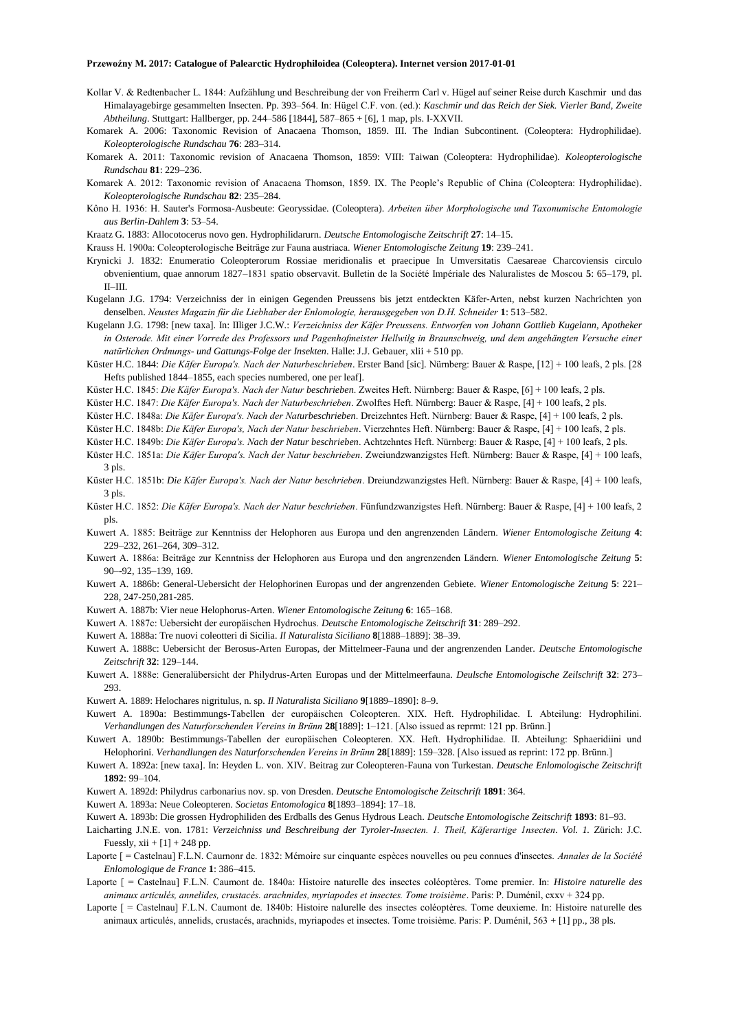Kollar V. & Redtenbacher L. 1844: Aufzählung und Beschreibung der von Freiherrn Carl v. Hügel auf seiner Reise durch Kaschmir und das Himalayagebirge gesammelten Insecten. Pp. 393–564. In: Hügel C.F. von. (ed.): *Kaschmir und das Reich der Siek. Vierler Band, Zweite Abtheilung*. Stuttgart: Hallberger, pp. 244–586 [1844], 587–865 + [6], 1 map, pls. I-XXVII.

Komarek A. 2006: Taxonomic Revision of Anacaena Thomson, 1859. III. The Indian Subcontinent. (Coleoptera: Hydrophilidae). *Koleopterologische Rundschau* **76**: 283–314.

Komarek A. 2011: Taxonomic revision of Anacaena Thomson, 1859: VIII: Taiwan (Coleoptera: Hydrophilidae). *Koleopterologische Rundschau* **81**: 229–236.

Komarek A. 2012: Taxonomic revision of Anacaena Thomson, 1859. IX. The People's Republic of China (Coleoptera: Hydrophilidae). *Koleopterologische Rundschau* **82**: 235–284.

Kôno H. 1936: H. Sauter's Formosa-Ausbeute: Georyssidae. (Coleoptera). *Arbeiten über Morphologische und Taxonumische Entomologie aus Berlin-Dahlem* **3**: 53–54.

Kraatz G. 1883: Allocotocerus novo gen. Hydrophilidarum. *Deutsche Entomologische Zeitschrift* **27**: 14–15.

Krauss H. 1900a: Coleopterologische Beiträge zur Fauna austriaca. *Wiener Entomologische Zeitung* **19**: 239–241.

Krynicki J. 1832: Enumeratio Coleopterorum Rossiae meridionalis et praecipue In Umversitatis Caesareae Charcoviensis circulo obvenientium, quae annorum 1827–1831 spatio observavit. Bulletin de la Société Impériale des Naluralistes de Moscou **5**: 65–179, pl. II–III.

Kugelann J.G. 1794: Verzeichniss der in einigen Gegenden Preussens bis jetzt entdeckten Käfer-Arten, nebst kurzen Nachrichten von denselben. *Neustes Magazin für die Liebhaber der Enlomologie, herausgegeben von D.H. Schneider* **1**: 513–582.

Kugelann J.G. 1798: [new taxa]. In: Illiger J.C.W.: *Verzeichniss der Käfer Preussens. Entworfen von Johann Gottlieb Kugelann, Apotheker in Osterode. Mit einer Vorrede des Professors und Pagenhofmeister Hellwilg in Braunschweig, und dem angehängten Versuche einer natürlichen Ordnungs- und Gattungs-Folge der Insekten*. Halle: J.J. Gebauer, xlii + 510 pp.

Küster H.C. 1844: *Die Käfer Europa's. Nach der Naturbeschrieben*. Erster Band [sic]. Nürnberg: Bauer & Raspe, [12] + 100 leafs, 2 pls. [28 Hefts published 1844–1855, each species numbered, one per leaf].

Küster H.C. 1845: *Die Käfer Europa's. Nach der Natur beschrieben*. Zweites Heft. Nürnberg: Bauer & Raspe, [6] + 100 leafs, 2 pls.

Küster H.C. 1847: *Die Käfer Europa's. Nach der Naturbeschrieben*. Zwolftes Heft. Nürnberg: Bauer & Raspe, [4] + 100 leafs, 2 pls.

Küster H.C. 1848a: *Die Käfer Europa's. Nach der Naturbeschrieben*. Dreizehntes Heft. Nürnberg: Bauer & Raspe, [4] + 100 leafs, 2 pls.

Küster H.C. 1848b: *Die Käfer Europa's, Nach der Natur beschrieben*. Vierzehntes Heft. Nürnberg: Bauer & Raspe, [4] + 100 leafs, 2 pls.

Küster H.C. 1849b: *Die Käfer Europa's. Nach der Natur beschrieben*. Achtzehntes Heft. Nürnberg: Bauer & Raspe, [4] + 100 leafs, 2 pls.

Küster H.C. 1851a: *Die Käfer Europa's. Nach der Natur beschrieben*. Zweiundzwanzigstes Heft. Nürnberg: Bauer & Raspe, [4] + 100 leafs, 3 pls.

Küster H.C. 1851b: *Die Käfer Europa's. Nach der Natur beschrieben*. Dreiundzwanzigstes Heft. Nürnberg: Bauer & Raspe, [4] + 100 leafs, 3 pls.

Küster H.C. 1852: *Die Käfer Europa's. Nach der Natur beschrieben*. Fünfundzwanzigstes Heft. Nürnberg: Bauer & Raspe, [4] + 100 leafs, 2 pls.

Kuwert A. 1885: Beiträge zur Kenntniss der Helophoren aus Europa und den angrenzenden Ländern. *Wiener Entomologische Zeitung* **4**: 229–232, 261–264, 309–312.

Kuwert A. 1886a: Beiträge zur Kenntniss der Helophoren aus Europa und den angrenzenden Ländern. *Wiener Entomologische Zeitung* **5**: 90–-92, 135–139, 169.

Kuwert A. 1886b: General-Uebersicht der Helophorinen Europas und der angrenzenden Gebiete. *Wiener Entomologische Zeitung* **5**: 221–228, 247-250,281-285.

Kuwert A. 1887b: Vier neue Helophorus-Arten. *Wiener Entomologische Zeitung* **6**: 165–168.

Kuwert A. 1887c: Uebersicht der europäischen Hydrochus. *Deutsche Entomologische Zeitschrift* **31**: 289–292.

Kuwert A. 1888a: Tre nuovi coleotteri di Sicilia. *Il Naturalista Siciliano* **8**[1888–1889]: 38–39.

Kuwert A. 1888c: Uebersicht der Berosus-Arten Europas, der Mittelmeer-Fauna und der angrenzenden Lander. *Deutsche Entomologische Zeitschrift* **32**: 129–144.

Kuwert A. 1888e: Generalübersicht der Philydrus-Arten Europas und der Mittelmeerfauna. *Deulsche Entomologische Zeilschrift* **32**: 273–293.

Kuwert A. 1889: Helochares nigritulus, n. sp. *Il Naturalista Siciliano* **9**[1889–1890]: 8–9.

Kuwert A. 1890a: Bestimmungs-Tabellen der europäischen Coleopteren. XIX. Heft. Hydrophilidae. I. Abteilung: Hydrophilini. *Verhandlungen des Naturforschenden Vereins in Brünn* **28**[1889]: 1–121. [Also issued as reprmt: 121 pp. Brünn.]

Kuwert A. 1890b: Bestimmungs-Tabellen der europäischen Coleopteren. XX. Heft. Hydrophilidae. II. Abteilung: Sphaeridiini und Helophorini. *Verhandlungen des Naturforschenden Vereins in Brünn* **28**[1889]: 159–328. [Also issued as reprint: 172 pp. Brünn.]

Kuwert A. 1892a: [new taxa]. In: Heyden L. von. XIV. Beitrag zur Coleopteren-Fauna von Turkestan. *Deutsche Enlomologische Zeitschrift* **1892**: 99–104.

Kuwert A. 1892d: Philydrus carbonarius nov. sp. von Dresden. *Deutsche Entomologische Zeitschrift* **1891**: 364.

Kuwert A. 1893a: Neue Coleopteren. *Societas Entomologica* **8**[1893–1894]: 17–18.

Kuwert A. 1893b: Die grossen Hydrophiliden des Erdballs des Genus Hydrous Leach. *Deutsche Entomologische Zeitschrift* **1893**: 81–93.

Laicharting J.N.E. von. 1781: *Verzeichniss und Beschreibung der Tyroler-Insecten. 1. Theil, Käferartige 1nsecten*. *Vol. 1.* Zürich: J.C. Fuessly, xii + [1] + 248 pp.

Laporte [ = Castelnau] F.L.N. Caumonr de. 1832: Mémoire sur cinquante espèces nouvelles ou peu connues d'insectes. *Annales de la Société Enlomologique de France* **1**: 386–415.

Laporte [ = Castelnau] F.L.N. Caumont de. 1840a: Histoire naturelle des insectes coléoptères. Tome premier. In: *Histoire naturelle des animaux articulés, annelides, crustacés. arachnides, myriapodes et insectes. Tome troisième*. Paris: P. Duménil, cxxv + 324 pp.

Laporte [ = Castelnau] F.L.N. Caumont de. 1840b: Histoire nalurelle des insectes coléoptères. Tome deuxieme. In: Histoire naturelle des animaux articulés, annelids, crustacés, arachnids, myriapodes et insectes. Tome troisième. Paris: P. Duménil, 563 + [1] pp., 38 pls.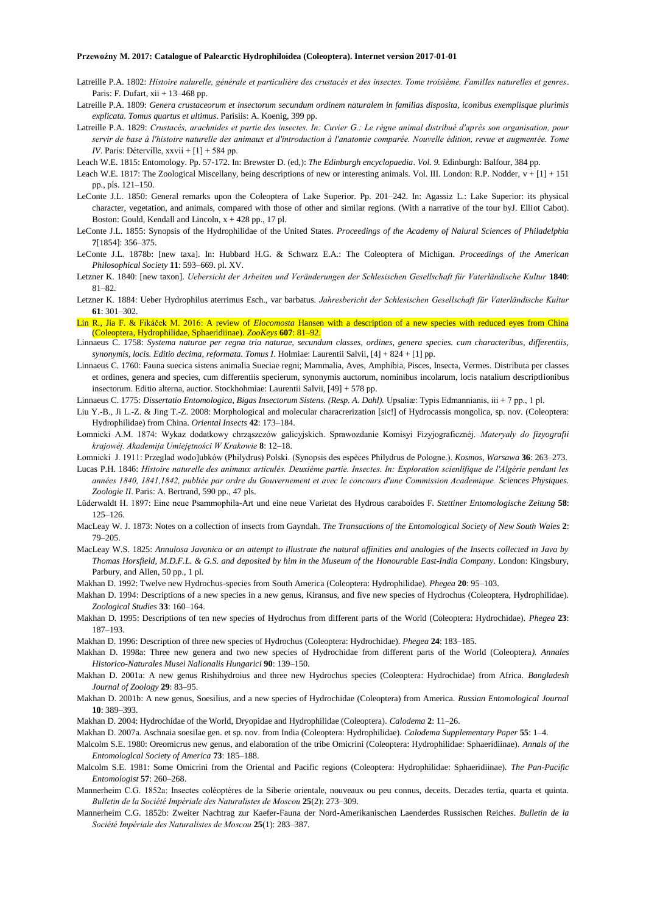Latreille P.A. 1802: *Histoire nalurelle, générale et particulière des crustacés et des insectes. Tome troisième, Familles naturelles et genres*. Paris: F. Dufart, xii + 13–468 pp.

Latreille P.A. 1809: *Genera crustaceorum et insectorum secundum ordinem naturalem in familias disposita, iconibus exemplisque plurimis explicata. Tomus quartus et ultimus*. Parisiis: A. Koenig, 399 pp.

Latreille P.A. 1829: *Crustacés, arachnides et partie des insectes. In: Cuvier G.: Le règne animal distribué d'après son organisation, pour servir de base à l'histoire naturelle des animaux et d'introduction à l'anatomie comparée. Nouvelle édition, revue et augmentée. Tome IV*. Paris: Déterville, xxvii + [1] + 584 pp.

Leach W.E. 1815: Entomology. Pp. 57-172. In: Brewster D. (ed,): *The Edinburgh encyclopaedia*. *Vol. 9.* Edinburgh: Balfour, 384 pp.

Leach W.E. 1817: The Zoological Miscellany, being descriptions of new or interesting animals. Vol. III. London: R.P. Nodder, v + [1] + 151 pp., pls. 121–150.

LeConte J.L. 1850: General remarks upon the Coleoptera of Lake Superior. Pp. 201–242. In: Agassiz L.: Lake Superior: its physical character, vegetation, and animals, compared with those of other and similar regions. (With a narrative of the tour byJ. Elliot Cabot). Boston: Gould, Kendall and Lincoln, x + 428 pp., 17 pl.

LeConte J.L. 1855: Synopsis of the Hydrophilidae of the United States. *Proceedings of the Academy of Nalural Sciences of Philadelphia* **7**[1854]: 356–375.

LeConte J.L. 1878b: [new taxa]. In: Hubbard H.G. & Schwarz E.A.: The Coleoptera of Michigan. *Proceedings of the American Philosophical Society* **11**: 593–669. pl. XV.

Letzner K. 1840: [new taxon]. *Uebersicht der Arbeiten und Veränderungen der Schlesischen Gesellschaft für Vaterländische Kultur* **1840**: 81–82.

Letzner K. 1884: Ueber Hydrophilus aterrimus Esch., var barbatus. *Jahresbericht der Schlesischen Gesellschaft für Vaterländische Kultur* **61**: 301–302.

Lin R., Jia F. & Fikáček M. 2016: A review of *Elocomosta* Hansen with a description of a new species with reduced eyes from China (Coleoptera, Hydrophilidae, Sphaeridiinae). *ZooKeys* **607**: 81–92.

Linnaeus C. 1758: *Systema naturae per regna tria naturae, secundum classes, ordines, genera species. cum characteribus, differentiis, synonymis, locis. Editio decima, reformata. Tomus I*. Holmiae: Laurentii Salvii, [4] + 824 + [1] pp.

Linnaeus C. 1760: Fauna suecica sistens animalia Sueciae regni; Mammalia, Aves, Amphibia, Pisces, Insecta, Vermes. Distributa per classes et ordines, genera and species, cum differentiis specierum, synonymis auctorum, nominibus incolarum, locis natalium descriptlionibus insectorum. Editio alterna, auctior. Stockhohmiae: Laurentii Salvii, [49] + 578 pp.

Linnaeus C. 1775: *Dissertatio Entomologica, Bigas Insectorum Sistens. (Resp. A. Dahl).* Upsaliæ: Typis Edmannianis, iii + 7 pp., 1 pl.

Liu Y.-B., Ji L.-Z. & Jing T.-Z. 2008: Morphological and molecular characrerization [sic!] of Hydrocassis mongolica, sp. nov. (Coleoptera: Hydrophilidae) from China. *Oriental Insects* **42**: 173–184.

Łomnicki A.M. 1874: Wykaz dodatkowy chrząszczów galicyjskich. Sprawozdanie Komisyi Fizyjograficznéj. *Materyały do fizyografii krajowéj. Akademija Umiejętności W Krakowie* **8**: 12–18.

Łomnicki J. 1911: Przeglad wodo]ubków (Philydrus) Polski. (Synopsis des espèces Philydrus de Pologne.). *Kosmos, Warsawa* **36**: 263–273.

Lucas P.H. 1846: *Histoire naturelle des animaux articulés. Deuxième partie. Insectes. In: Exploration scienlifique de l'Algérie pendant les années 1840, 1841,1842, publiée par ordre du Gouvernement et avec le concours d'une Commission Academique. Sciences Physiques. Zoologie II*. Paris: A. Bertrand, 590 pp., 47 pls.

Lüderwaldt H. 1897: Eine neue Psammophila-Art und eine neue Varietat des Hydrous caraboides F. *Stettiner Entomologische Zeitung* **58**: 125–126.

MacLeay W. J. 1873: Notes on a collection of insects from Gayndah. *The Transactions of the Entomological Society of New South Wales* **2**: 79–205.

MacLeay W.S. 1825: *Annulosa Javanica or an attempt to illustrate the natural affinities and analogies of the Insects collected in Java by Thomas Horsfield, M.D.F.L. & G.S. and deposited by him in the Museum of the Honourable East-India Company*. London: Kingsbury, Parbury, and Allen, 50 pp., 1 pl.

Makhan D. 1992: Twelve new Hydrochus-species from South America (Coleoptera: Hydrophilidae). *Phegea* **20**: 95–103.

Makhan D. 1994: Descriptions of a new species in a new genus, Kiransus, and five new species of Hydrochus (Coleoptera, Hydrophilidae). *Zoological Studies* **33**: 160–164.

Makhan D. 1995: Descriptions of ten new species of Hydrochus from different parts of the World (Coleoptera: Hydrochidae). *Phegea* **23**: 187–193.

Makhan D. 1996: Description of three new species of Hydrochus (Coleoptera: Hydrochidae). *Phegea* **24**: 183–185.

Makhan D. 1998a: Three new genera and two new species of Hydrochidae from different parts of the World (Coleoptera*). Annales Historico-Naturales Musei Nalionalis Hungarici* **90**: 139–150.

Makhan D. 2001a: A new genus Rishihydroius and three new Hydrochus species (Coleoptera: Hydrochidae) from Africa. *Bangladesh Journal of Zoology* **29**: 83–95.

Makhan D. 2001b: A new genus, Soesilius, and a new species of Hydrochidae (Coleoptera) from America. *Russian Entomological Journal* **10**: 389–393.

Makhan D. 2004: Hydrochidae of the World, Dryopidae and Hydrophilidae (Coleoptera). *Calodema* **2**: 11–26.

Makhan D. 2007a. Aschnaia soesilae gen. et sp. nov. from India (Coleoptera: Hydrophilidae). *Calodema Supplementary Paper* **55**: 1–4.

Malcolm S.E. 1980: Oreomicrus new genus, and elaboration of the tribe Omicrini (Coleoptera: Hydrophilidae: Sphaeridiinae). *Annals of the Entomologlcal Society of America* **73**: 185–188.

Malcolm S.E. 1981: Some Omicrini from the Oriental and Pacific regions (Coleoptera: Hydrophilidae: Sphaeridiinae). *The Pan-Pacific Entomologist* **57**: 260–268.

Mannerheim C.G. 1852a: Insectes coléoptères de la Siberie orientale, nouveaux ou peu connus, deceits. Decades tertia, quarta et quinta. *Bulletin de la Société Impériale des Naturalistes de Moscou* **25**(2): 273–309.

Mannerheim C.G. 1852b: Zweiter Nachtrag zur Kaefer-Fauna der Nord-Amerikanischen Laenderdes Russischen Reiches. *Bulletin de la Société Impériale des Naturalistes de Moscou* **25**(1): 283–387.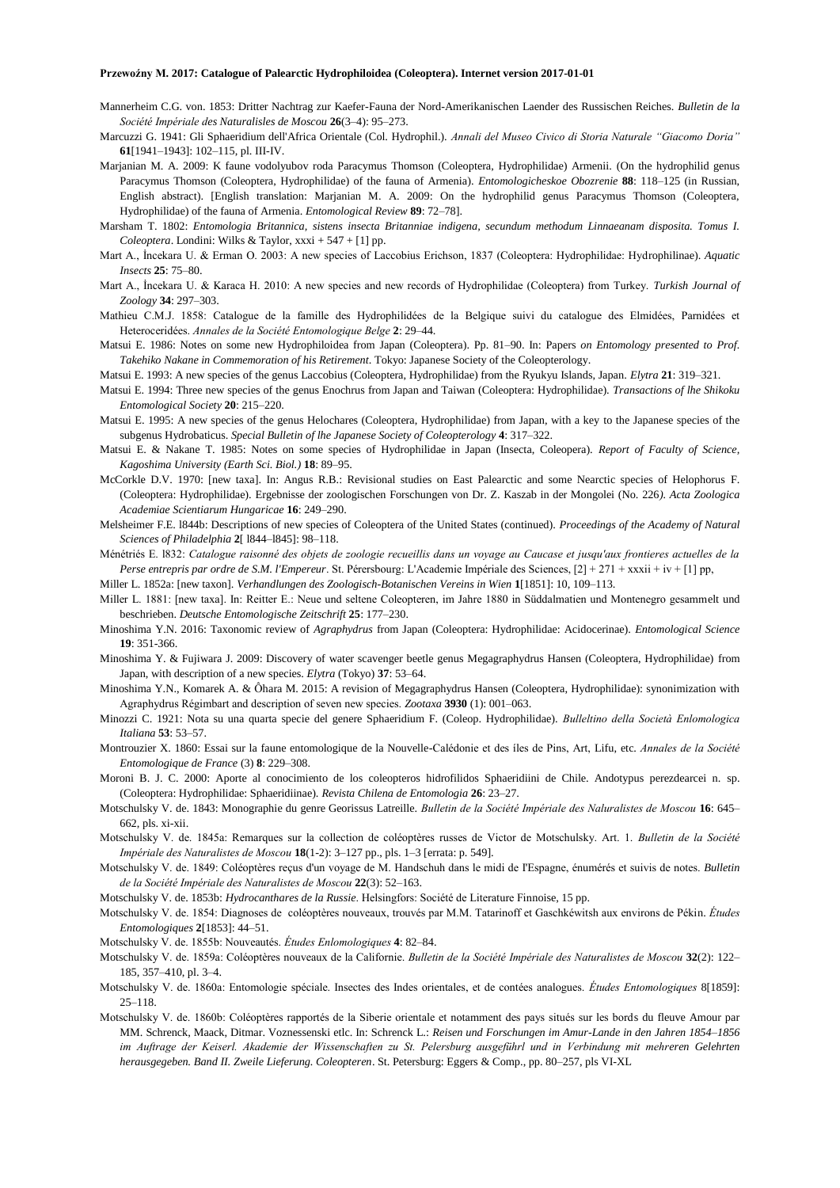Mannerheim C.G. von. 1853: Dritter Nachtrag zur Kaefer-Fauna der Nord-Amerikanischen Laender des Russischen Reiches. *Bulletin de la Société Impériale des Naturalisles de Moscou* **26**(3–4): 95–273.

Marcuzzi G. 1941: Gli Sphaeridium dell'Africa Orientale (Col. Hydrophil.). *Annali del Museo Civico di Storia Naturale "Giacomo Doria"* **61**[1941–1943]: 102–115, pl. III-IV.

Marjanian M. A. 2009: K faune vodolyubov roda Paracymus Thomson (Coleoptera, Hydrophilidae) Armenii. (On the hydrophilid genus Paracymus Thomson (Coleoptera, Hydrophilidae) of the fauna of Armenia). *Entomologicheskoe Obozrenie* **88**: 118–125 (in Russian, English abstract). [English translation: Marjanian M. A. 2009: On the hydrophilid genus Paracymus Thomson (Coleoptera, Hydrophilidae) of the fauna of Armenia. *Entomological Review* **89**: 72–78].

Marsham T. 1802: *Entomologia Britannica, sistens insecta Britanniae indigena, secundum methodum Linnaeanam disposita. Tomus I. Coleoptera*. Londini: Wilks & Taylor, xxxi + 547 + [1] pp.

Mart A., İncekara U. & Erman O. 2003: A new species of Laccobius Erichson, 1837 (Coleoptera: Hydrophilidae: Hydrophilinae). *Aquatic Insects* **25**: 75–80.

Mart A., İncekara U. & Karaca H. 2010: A new species and new records of Hydrophilidae (Coleoptera) from Turkey. *Turkish Journal of Zoology* **34**: 297–303.

Mathieu C.M.J. 1858: Catalogue de la famille des Hydrophilidées de la Belgique suivi du catalogue des Elmidées, Parnidées et Heteroceridées. *Annales de la Société Entomologique Belge* **2**: 29–44.

Matsui E. 1986: Notes on some new Hydrophiloidea from Japan (Coleoptera). Pp. 81–90. In: Papers *on Entomology presented to Prof. Takehiko Nakane in Commemoration of his Retirement*. Tokyo: Japanese Society of the Coleopterology.

Matsui E. 1993: A new species of the genus Laccobius (Coleoptera, Hydrophilidae) from the Ryukyu Islands, Japan. *Elytra* **21**: 319–321.

Matsui E. 1994: Three new species of the genus Enochrus from Japan and Taiwan (Coleoptera: Hydrophilidae). *Transactions of lhe Shikoku Entomological Society* **20**: 215–220.

Matsui E. 1995: A new species of the genus Helochares (Coleoptera, Hydrophilidae) from Japan, with a key to the Japanese species of the subgenus Hydrobaticus. *Special Bulletin of lhe Japanese Society of Coleopterology* **4**: 317–322.

Matsui E. & Nakane T. 1985: Notes on some species of Hydrophilidae in Japan (Insecta, Coleopera). *Report of Faculty of Science, Kagoshima University (Earth Sci. Biol.)* **18**: 89–95.

McCorkle D.V. 1970: [new taxa]. In: Angus R.B.: Revisional studies on East Palearctic and some Nearctic species of Helophorus F. (Coleoptera: Hydrophilidae). Ergebnisse der zoologischen Forschungen von Dr. Z. Kaszab in der Mongolei (No. 226*). Acta Zoologica Academiae Scientiarum Hungaricae* **16**: 249–290.

Melsheimer F.E. l844b: Descriptions of new species of Coleoptera of the United States (continued). *Proceedings of the Academy of Natural Sciences of Philadelphia* **2**[ l844–l845]: 98–118.

Ménétriés E. l832: *Catalogue raisonné des objets de zoologie recueillis dans un voyage au Caucase et jusqu'aux frontieres actuelles de la Perse entrepris par ordre de S.M. l'Empereur*. St. Pérersbourg: L'Academie Impériale des Sciences, [2] + 271 + xxxii + iv + [1] pp,

Miller L. 1852a: [new taxon]. *Verhandlungen des Zoologisch-Botanischen Vereins in Wien* **1**[1851]: 10, 109–113.

Miller L. 1881: [new taxa]. In: Reitter E.: Neue und seltene Coleopteren, im Jahre 1880 in Süddalmatien und Montenegro gesammelt und beschrieben. *Deutsche Entomologische Zeitschrift* **25**: 177–230.

Minoshima Y.N. 2016: Taxonomic review of *Agraphydrus* from Japan (Coleoptera: Hydrophilidae: Acidocerinae). *Entomological Science* **19**: 351-366.

Minoshima Y. & Fujiwara J. 2009: Discovery of water scavenger beetle genus Megagraphydrus Hansen (Coleoptera, Hydrophilidae) from Japan, with description of a new species. *Elytra* (Tokyo) **37**: 53–64.

Minoshima Y.N., Komarek A. & Ôhara M. 2015: A revision of Megagraphydrus Hansen (Coleoptera, Hydrophilidae): synonimization with Agraphydrus Régimbart and description of seven new species. *Zootaxa* **3930** (1): 001–063.

Minozzi C. 1921: Nota su una quarta specie del genere Sphaeridium F. (Coleop. Hydrophilidae). *Bulleltino della Società Enlomologica Italiana* **53**: 53–57.

Montrouzier X. 1860: Essai sur la faune entomologique de la Nouvelle-Calédonie et des íles de Pins, Art, Lifu, etc. *Annales de la Société Entomologique de France* (3) **8**: 229–308.

Moroni B. J. C. 2000: Aporte al conocimiento de los coleopteros hidrofilidos Sphaeridiini de Chile. Andotypus perezdearcei n. sp. (Coleoptera: Hydrophilidae: Sphaeridiinae). *Revista Chilena de Entomologia* **26**: 23–27.

Motschulsky V. de. 1843: Monographie du genre Georissus Latreille. *Bulletin de la Société Impériale des Naluralistes de Moscou* **16**: 645–662, pls. xi-xii.

Motschulsky V. de. 1845a: Remarques sur la collection de coléoptères russes de Victor de Motschulsky. Art. 1. *Bulletin de la Société Impériale des Naturalistes de Moscou* **18**(1-2): 3–127 pp., pls. 1–3 [errata: p. 549].

Motschulsky V. de. 1849: Coléoptères reçus d'un voyage de M. Handschuh dans le midi de l'Espagne, énumérés et suivis de notes. *Bulletin de la Société Impériale des Naluralistes de Moscou* **22**(3): 52–163.

Motschulsky V. de. 1853b: *Hydrocanthares de la Russie*. Helsingfors: Société de Literature Finnoise, 15 pp.

Motschulsky V. de. 1854: Diagnoses de coléoptères nouveaux, trouvés par M.M. Tatarinoff et Gaschkéwitsh aux environs de Pékin. *Études Entomologiques* **2**[1853]: 44–51.

Motschulsky V. de. 1855b: Nouveautés. *Études Enlomologiques* **4**: 82–84.

Motschulsky V. de. 1859a: Coléoptères nouveaux de la Californie. *Bulletin de la Société Impériale des Naturalistes de Moscou* **32**(2): 122–185, 357–410, pl. 3–4.

Motschulsky V. de. 1860a: Entomologie spéciale. Insectes des Indes orientales, et de contées analogues. *Études Entomologiques* 8[1859]: 25–118.

Motschulsky V. de. 1860b: Coléoptères rapportés de la Siberie orientale et notamment des pays situés sur les bords du fleuve Amour par MM. Schrenck, Maack, Ditmar. Voznessenski etlc. In: Schrenck L.: *Reisen und Forschungen im Amur-Lande in den Jahren 1854–1856 im Auftrage der Keiserl. Akademie der Wissenschaften zu St. Pelersburg ausgeführl und in Verbindung mit mehreren Gelehrten herausgegeben. Band II. Zweile Lieferung. Coleopteren*. St. Petersburg: Eggers & Comp., pp. 80–257, pls VI-XL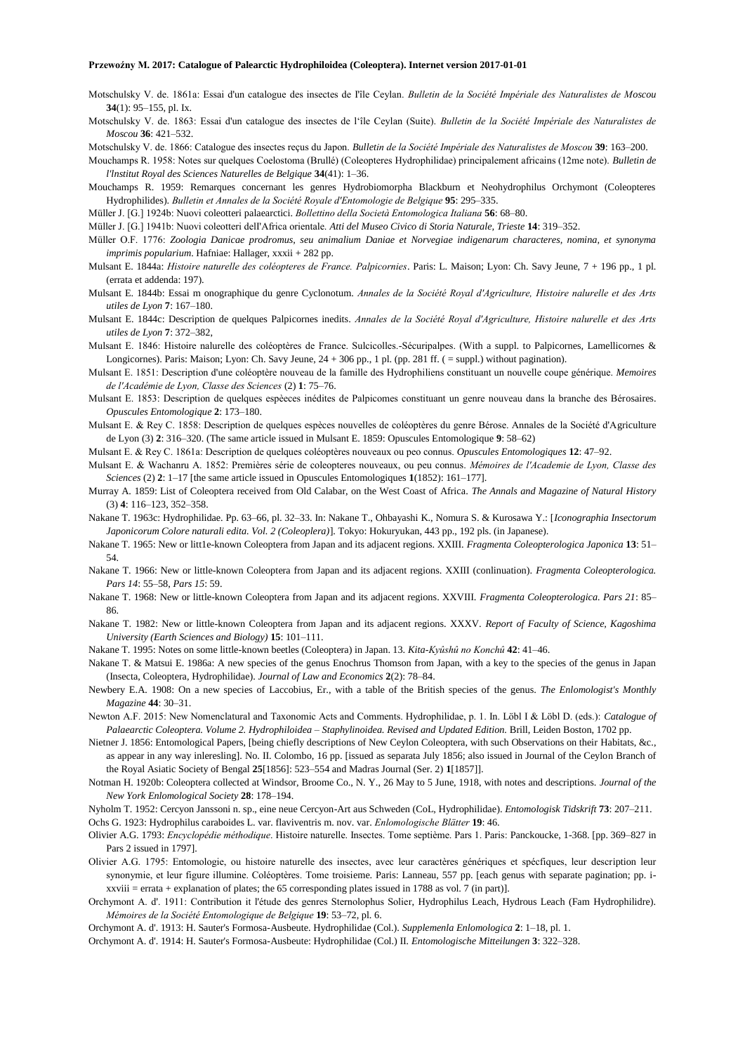Motschulsky V. de. 1861a: Essai d'un catalogue des insectes de l'île Ceylan. *Bulletin de la Société Impériale des Naturalistes de Moscou* **34**(1): 95–155, pl. Ix.

Motschulsky V. de. 1863: Essai d'un catalogue des insectes de l'île Ceylan (Suite). *Bulletin de la Société Impériale des Naturalistes de Moscou* **36**: 421–532.

Motschulsky V. de. 1866: Catalogue des insectes reçus du Japon. *Bulletin de la Société Impériale des Naturalistes de Moscou* **39**: 163–200.

Mouchamps R. 1958: Notes sur quelques Coelostoma (Brullé) (Coleopteres Hydrophilidae) principalement africains (12me note). *Bulletin de l'Institut Royal des Sciences Naturelles de Belgique* **34**(41): 1–36.

Mouchamps R. 1959: Remarques concernant les genres Hydrobiomorpha Blackburn et Neohydrophilus Orchymont (Coleopteres Hydrophilides). *Bulletin et Annales de la Société Royale d'Entomologie de Belgique* **95**: 295–335.

Müller J. [G.] 1924b: Nuovi coleotteri palaearctici. *Bollettino della Società Entomologica Italiana* **56**: 68–80.

Müller J. [G.] 1941b: Nuovi coleotteri dell'Africa orientale. *Atti del Museo Civico di Storia Naturale, Trieste* **14**: 319–352.

Müller O.F. 1776: *Zoologia Danicae prodromus, seu animalium Daniae et Norvegiae indigenarum characteres, nomina, et synonyma imprimis popularium*. Hafniae: Hallager, xxxii + 282 pp.

Mulsant E. 1844a: *Histoire naturelle des coléopteres de France. Palpicornies*. Paris: L. Maison; Lyon: Ch. Savy Jeune, 7 + 196 pp., 1 pl. (errata et addenda: 197).

Mulsant E. 1844b: Essai m onographique du genre Cyclonotum. *Annales de la Société Royal d'Agriculture, Histoire nalurelle et des Arts utiles de Lyon* **7**: 167–180.

Mulsant E. 1844c: Description de quelques Palpicornes inedits. *Annales de la Société Royal d'Agriculture, Histoire nalurelle et des Arts utiles de Lyon* **7**: 372–382,

Mulsant E. 1846: Histoire nalurelle des coléoptères de France. Sulcicolles.-Sécuripalpes. (With a suppl. to Palpicornes, Lamellicornes & Longicornes). Paris: Maison; Lyon: Ch. Savy Jeune, 24 + 306 pp., 1 pl. (pp. 281 ff. ( = suppl.) without pagination).

Mulsant E. 1851: Description d'une coléoptère nouveau de la famille des Hydrophiliens constituant un nouvelle coupe générique. *Memoires de l'Académie de Lyon, Classe des Sciences* (2) **1**: 75–76.

Mulsant E. 1853: Description de quelques espèeces inédites de Palpicomes constituant un genre nouveau dans la branche des Bérosaires. *Opuscules Entomologique* **2**: 173–180.

Mulsant E. & Rey C. 1858: Description de quelques espèces nouvelles de coléoptères du genre Bérose. Annales de la Société d'Agriculture de Lyon (3) **2**: 316–320. (The same article issued in Mulsant E. 1859: Opuscules Entomologique **9**: 58–62)

Mulsant E. & Rey C. 1861a: Description de quelques coléoptères nouveaux ou peo connus. *Opuscules Entomologiques* **12**: 47–92.

Mulsant E. & Wachanru A. 1852: Premières série de coleopteres nouveaux, ou peu connus. *Mémoires de l'Academie de Lyon, Classe des Sciences* (2) **2**: 1–17 [the same article issued in Opuscules Entomologiques **1**(1852): 161–177].

Murray A. 1859: List of Coleoptera received from Old Calabar, on the West Coast of Africa. *The Annals and Magazine of Natural History* (3) **4**: 116–123, 352–358.

Nakane T. 1963c: Hydrophilidae. Pp. 63–66, pl. 32–33. In: Nakane T., Ohbayashi K., Nomura S. & Kurosawa Y.: [*Iconographia Insectorum Japonicorum Colore naturali edita. Vol. 2 (Coleoptera)*]. Tokyo: Hokuryukan, 443 pp., 192 pls. (in Japanese).

Nakane T. 1965: New or litt1e-known Coleoptera from Japan and its adjacent regions. XXIII. *Fragmenta Coleopterologica Japonica* **13**: 51–54.

Nakane T. 1966: New or little-known Coleoptera from Japan and its adjacent regions. XXIII (conlinuation). *Fragmenta Coleopterologica. Pars 14*: 55–58, *Pars 15*: 59.

Nakane T. 1968: New or little-known Coleoptera from Japan and its adjacent regions. XXVIII. *Fragmenta Coleopterologica. Pars 21*: 85–86.

Nakane T. 1982: New or little-known Coleoptera from Japan and its adjacent regions. XXXV. *Report of Faculty of Science, Kagoshima University (Earth Sciences and Biology)* **15**: 101–111.

Nakane T. 1995: Notes on some little-known beetles (Coleoptera) in Japan. 13. *Kita-Kyûshû no Konchû* **42**: 41–46.

Nakane T. & Matsui E. 1986a: A new species of the genus Enochrus Thomson from Japan, with a key to the species of the genus in Japan (Insecta, Coleoptera, Hydrophilidae). *Journal of Law and Economics* **2**(2): 78–84.

Newbery E.A. 1908: On a new species of Laccobius, Er., with a table of the British species of the genus. *The Enlomologist's Monthly Magazine* **44**: 30–31.

Newton A.F. 2015: New Nomenclatural and Taxonomic Acts and Comments. Hydrophilidae, p. 1. In. Löbl I & Löbl D. (eds.): *Catalogue of Palaearctic Coleoptera. Volume 2. Hydrophiloidea – Staphylinoidea. Revised and Updated Edition.* Brill, Leiden Boston, 1702 pp.

Nietner J. 1856: Entomological Papers, [being chiefly descriptions of New Ceylon Coleoptera, with such Observations on their Habitats, &c., as appear in any way inleresling]. No. II. Colombo, 16 pp. [issued as separata July 1856; also issued in Journal of the Ceylon Branch of the Royal Asiatic Society of Bengal **25**[1856]: 523–554 and Madras Journal (Ser. 2) **1**[1857]].

Notman H. 1920b: Coleoptera collected at Windsor, Broome Co., N. Y., 26 May to 5 June, 1918, with notes and descriptions. *Journal of the New York Enlomological Society* **28**: 178–194.

Nyholm T. 1952: Cercyon Janssoni n. sp., eine neue Cercyon-Art aus Schweden (CoL, Hydrophilidae). *Entomologisk Tidskrift* **73**: 207–211.

Ochs G. 1923: Hydrophilus caraboides L. var. flaviventris m. nov. var. *Enlomologische Blätter* **19**: 46.

Olivier A.G. 1793: *Encyclopédie méthodique*. Histoire naturelle. Insectes. Tome septième. Pars 1. Paris: Panckoucke, 1-368. [pp. 369–827 in Pars 2 issued in 1797].

Olivier A.G. 1795: Entomologie, ou histoire naturelle des insectes, avec leur caractères génériques et spécfiques, leur description leur synonymie, et leur figure illumine. Coléoptères. Tome troisieme. Paris: Lanneau, 557 pp. [each genus with separate pagination; pp. i-xxviii = errata + explanation of plates; the 65 corresponding plates issued in 1788 as vol. 7 (in part)].

Orchymont A. d'. 1911: Contribution it l'étude des genres Sternolophus Solier, Hydrophilus Leach, Hydrous Leach (Fam Hydrophilidre). *Mémoires de la Société Entomologique de Belgique* **19**: 53–72, pl. 6.

Orchymont A. d'. 1913: H. Sauter's Formosa-Ausbeute. Hydrophilidae (Col.). *Supplemenla Enlomologica* **2**: 1–18, pl. 1.

Orchymont A. d'. 1914: H. Sauter's Formosa-Ausbeute: Hydrophilidae (Col.) II. *Entomologische Mitteilungen* **3**: 322–328.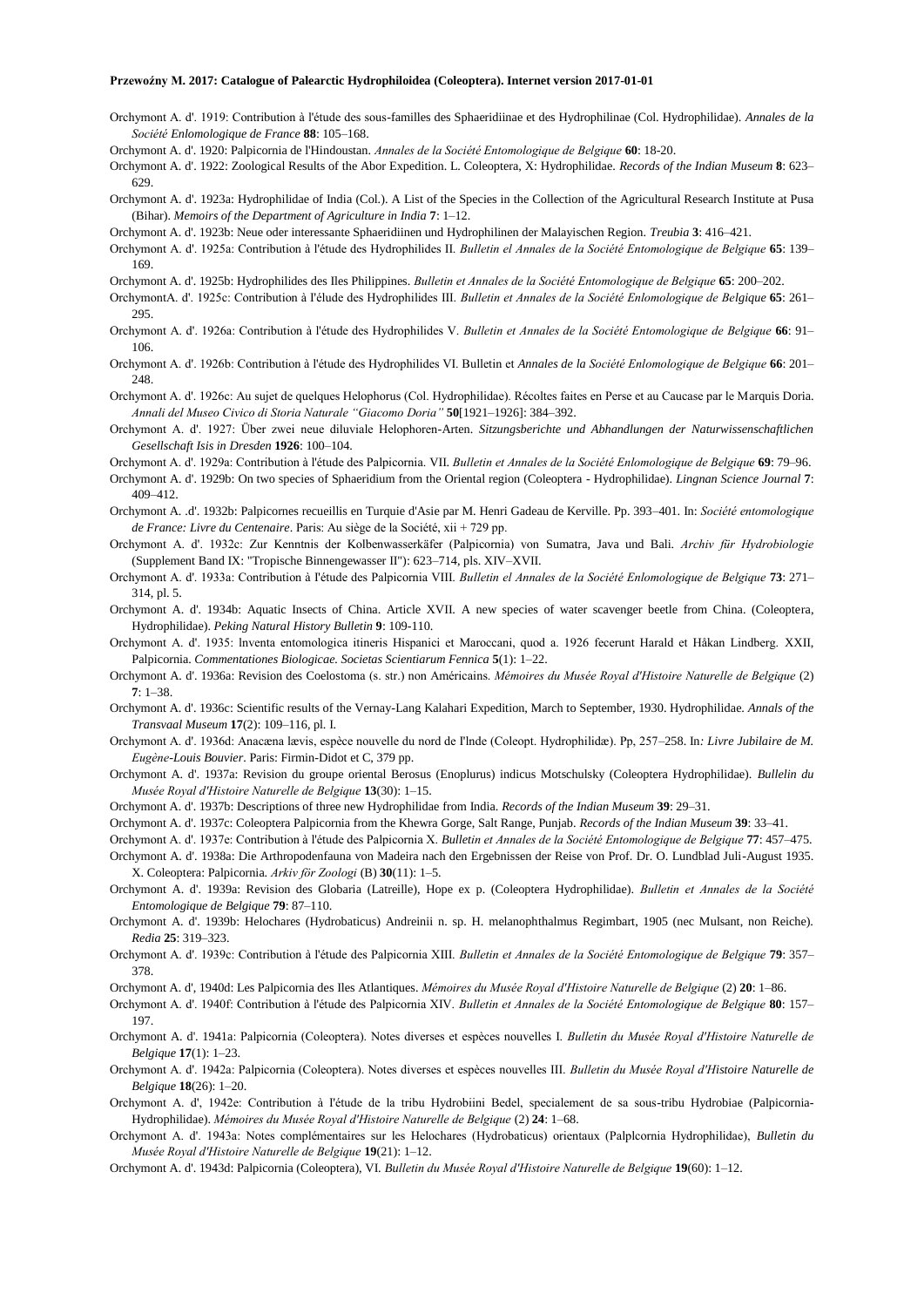Orchymont A. d'. 1919: Contribution à l'étude des sous-familles des Sphaeridiinae et des Hydrophilinae (Col. Hydrophilidae). *Annales de la Société Enlomologique de France* **88**: 105–168.

Orchymont A. d'. 1920: Palpicornia de l'Hindoustan. *Annales de la Société Entomologique de Belgique* **60**: 18-20.

Orchymont A. d'. 1922: Zoological Results of the Abor Expedition. L. Coleoptera, X: Hydrophilidae. *Records of the Indian Museum* **8**: 623–629.

Orchymont A. d'. 1923a: Hydrophilidae of India (Col.). A List of the Species in the Collection of the Agricultural Research Institute at Pusa (Bihar). *Memoirs of the Department of Agriculture in India* **7**: 1–12.

Orchymont A. d'. 1923b: Neue oder interessante Sphaeridiinen und Hydrophilinen der Malayischen Region. *Treubia* **3**: 416–421.

Orchymont A. d'. 1925a: Contribution à l'étude des Hydrophilides II. *Bulletin el Annales de la Société Entomologique de Belgique* **65**: 139–169.

Orchymont A. d'. 1925b: Hydrophilides des Iles Philippines. *Bulletin et Annales de la Société Entomologique de Belgique* **65**: 200–202.

OrchymontA. d'. 1925c: Contribution à l'élude des Hydrophilides III. *Bulletin et Annales de la Société Enlomologique de Belgique* **65**: 261–295.

Orchymont A. d'. 1926a: Contribution à l'étude des Hydrophilides V. *Bulletin et Annales de la Société Entomologique de Belgique* **66**: 91–106.

Orchymont A. d'. 1926b: Contribution à l'étude des Hydrophilides VI. Bulletin et *Annales de la Société Enlomologique de Belgique* **66**: 201–248.

Orchymont A. d'. 1926c: Au sujet de quelques Helophorus (Col. Hydrophilidae). Récoltes faites en Perse et au Caucase par le Marquis Doria. *Annali del Museo Civico di Storia Naturale "Giacomo Doria"* **50**[1921–1926]: 384–392.

Orchymont A. d'. 1927: Über zwei neue diluviale Helophoren-Arten. *Sitzungsberichte und Abhandlungen der Naturwissenschaftlichen Gesellschaft Isis in Dresden* **1926**: 100–104.

Orchymont A. d'. 1929a: Contribution à l'étude des Palpicornia. VII. *Bulletin et Annales de la Société Enlomologique de Belgique* **69**: 79–96.

Orchymont A. d'. 1929b: On two species of Sphaeridium from the Oriental region (Coleoptera - Hydrophilidae). *Lingnan Science Journal* **7**: 409–412.

Orchymont A. .d'. 1932b: Palpicornes recueillis en Turquie d'Asie par M. Henri Gadeau de Kerville. Pp. 393–401. In: *Société entomologique de France: Livre du Centenaire*. Paris: Au siège de la Société, xii + 729 pp.

Orchymont A. d'. 1932c: Zur Kenntnis der Kolbenwasserkäfer (Palpicornia) von Sumatra, Java und Bali. *Archiv für Hydrobiologie* (Supplement Band IX: "Tropische Binnengewasser II"): 623–714, pls. XIV–XVII.

Orchymont A. d'. 1933a: Contribution à l'étude des Palpicornia VIII. *Bulletin el Annales de la Société Enlomologique de Belgique* **73**: 271–314, pl. 5.

Orchymont A. d'. 1934b: Aquatic Insects of China. Article XVII. A new species of water scavenger beetle from China. (Coleoptera, Hydrophilidae). *Peking Natural History Bulletin* **9**: 109-110.

Orchymont A. d'. 1935: Inventa entomologica itineris Hispanici et Maroccani, quod a. 1926 fecerunt Harald et Håkan Lindberg. XXII, Palpicornia. *Commentationes Biologicae. Societas Scientiarum Fennica* **5**(1): 1–22.

Orchymont A. d'. 1936a: Revision des Coelostoma (s. str.) non Américains. *Mémoires du Musée Royal d'Histoire Naturelle de Belgique* (2) **7**: 1–38.

Orchymont A. d'. 1936c: Scientific results of the Vernay-Lang Kalahari Expedition, March to September, 1930. Hydrophilidae. *Annals of the Transvaal Museum* **17**(2): 109–116, pl. I.

Orchymont A. d'. 1936d: Anacæna lævis, espèce nouvelle du nord de l'lnde (Coleopt. Hydrophilidæ). Pp, 257–258. In*: Livre Jubilaire de M. Eugène-Louis Bouvier*. Paris: Firmin-Didot et C, 379 pp.

Orchymont A. d'. 1937a: Revision du groupe oriental Berosus (Enoplurus) indicus Motschulsky (Coleoptera Hydrophilidae). *Bullelin du Musée Royal d'Histoire Naturelle de Belgique* **13**(30): 1–15.

Orchymont A. d'. 1937b: Descriptions of three new Hydrophilidae from India. *Records of the Indian Museum* **39**: 29–31.

Orchymont A. d'. 1937c: Coleoptera Palpicornia from the Khewra Gorge, Salt Range, Punjab. *Records of the Indian Museum* **39**: 33–41.

Orchymont A. d'. 1937e: Contribution à l'étude des Palpicornia X. *Bulletin et Annales de la Société Entomologique de Belgique* **77**: 457–475.

Orchymont A. d'. 1938a: Die Arthropodenfauna von Madeira nach den Ergebnissen der Reise von Prof. Dr. O. Lundblad Juli-August 1935. X. Coleoptera: Palpicornia. *Arkiv för Zoologi* (B) **30**(11): 1–5.

Orchymont A. d'. 1939a: Revision des Globaria (Latreille), Hope ex p. (Coleoptera Hydrophilidae). *Bulletin et Annales de la Société Entomologique de Belgique* **79**: 87–110.

Orchymont A. d'. 1939b: Helochares (Hydrobaticus) Andreinii n. sp. H. melanophthalmus Regimbart, 1905 (nec Mulsant, non Reiche). *Redia* **25**: 319–323.

Orchymont A. d'. 1939c: Contribution à l'étude des Palpicornia XIII. *Bulletin et Annales de la Société Entomologique de Belgique* **79**: 357–378.

Orchymont A. d', 1940d: Les Palpicornia des Iles Atlantiques. *Mémoires du Musée Royal d'Histoire Naturelle de Belgique* (2) **20**: 1–86.

Orchymont A. d'. 1940f: Contribution à l'étude des Palpicornia XIV. *Bulletin et Annales de la Société Entomologique de Belgique* **80**: 157–197.

Orchymont A. d'. 1941a: Palpicornia (Coleoptera). Notes diverses et espèces nouvelles I. *Bulletin du Musée Royal d'Histoire Naturelle de Belgique* **17**(1): 1–23.

Orchymont A. d'. 1942a: Palpicornia (Coleoptera). Notes diverses et espèces nouvelles III. *Bulletin du Musée Royal d'Histoire Naturelle de Belgique* **18**(26): 1–20.

Orchymont A. d', 1942e: Contribution à l'étude de la tribu Hydrobiini Bedel, specialement de sa sous-tribu Hydrobiae (Palpicornia-Hydrophilidae). *Mémoires du Musée Royal d'Histoire Naturelle de Belgique* (2) **24**: 1–68.

Orchymont A. d'. 1943a: Notes complémentaires sur les Helochares (Hydrobaticus) orientaux (Palplcornia Hydrophilidae), *Bulletin du Musée Royal d'Histoire Naturelle de Belgique* **19**(21): 1–12.

Orchymont A. d'. 1943d: Palpicornia (Coleoptera), VI. *Bulletin du Musée Royal d'Histoire Naturelle de Belgique* **19**(60): 1–12.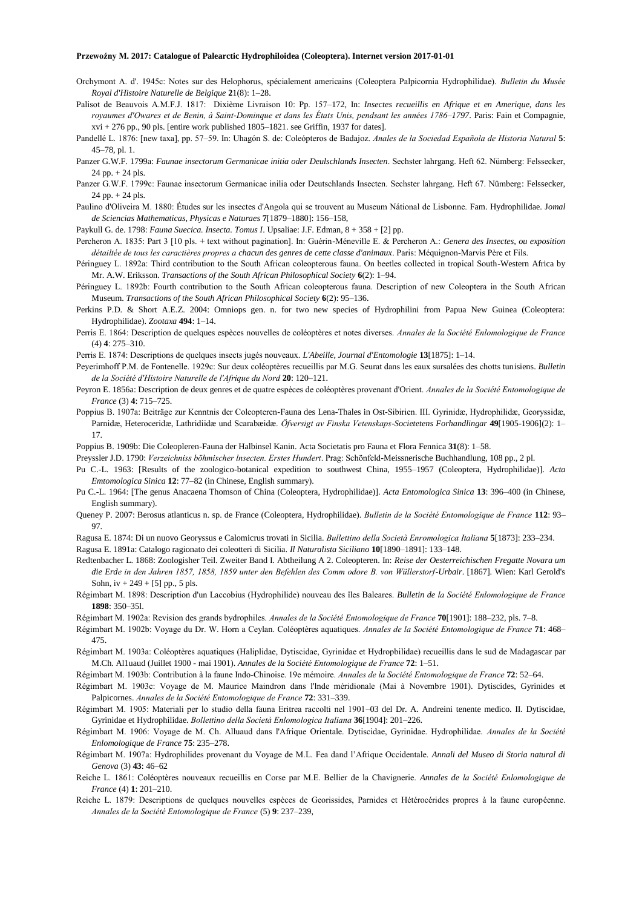Orchymont A. d'. 1945c: Notes sur des Helophorus, spécialement americains (Coleoptera Palpicornia Hydrophilidae). *Bulletin du Musée Royal d'Histoire Naturelle de Belgique* **2**1(8): 1–28.

Palisot de Beauvois A.M.F.J. 1817: Dixième Livraison 10: Pp. 157–172, In: *Insectes recueillis en Afrique et en Amerique, dans les royaumes d'Owares et de Benin, à Saint-Domingue et dans les États Unis, pendsant les années 1786–1797*. Paris: Fain et Compagnie, xvi + 276 pp., 90 pls. [entire work published 1805–1821. see Griffin, 1937 for dates].

Pandellé L. 1876: [new taxa], pp. 57–59. In: Uhagón S. de: Coleópteros de Badajoz. *Anales de la Sociedad Española de Historia Natural* **5**: 45–78, pl. 1.

Panzer G.W.F. 1799a: *Faunae insectorum Germanicae initia oder Deulschlands Insecten*. Sechster lahrgang. Heft 62. Nümberg: Felssecker, 24 pp. + 24 pls.

Panzer G.W.F. 1799c: Faunae insectorum Germanicae inilia oder Deutschlands Insecten. Sechster lahrgang. Heft 67. Nümberg: Felssecker, 24 pp. + 24 pls.

Paulino d'Oliveira M. 1880: Études sur les insectes d'Angola qui se trouvent au Museum Nátional de Lisbonne. Fam. Hydrophilidae. J*omal de Sciencias Mathematicas, Physicas e Naturaes* **7**[1879–1880]: 156–158,

Paykull G. de. 1798: *Fauna Suecica. Insecta. Tomus I*. Upsaliae: J.F. Edman, 8 + 358 + [2] pp.

Percheron A. 1835: Part 3 [10 pls. + text without pagination]. In: Guérin-Méneville E. & Percheron A.: *Genera des Insectes, ou exposition détailtée de tous les caractiѐres propres a chacun des genres de cette classe d'animaux*. Paris: Méquignon-Marvis Père et Fils.

Péringuey L. 1892a: Third contribution to the South African coleopterous fauna. On beetles collected in tropical South-Western Africa by Mr. A.W. Eriksson. *Transactions of the South African Philosophical Society* **6**(2): 1–94.

Péringuey L. 1892b: Fourth contribution to the South African coleopterous fauna. Description of new Coleoptera in the South African Museum. *Transactions of the South African Philosophical Society* **6**(2): 95–136.

Perkins P.D. & Short A.E.Z. 2004: Omniops gen. n. for two new species of Hydrophilini from Papua New Guinea (Coleoptera: Hydrophilidae). *Zootaxa* **494**: 1–14.

Perris E. 1864: Description de quelques espèces nouvelles de coléoptères et notes diverses. *Annales de la Société Enlomologique de France* (4) **4**: 275–310.

Perris E. 1874: Descriptions de quelques insects jugés nouveaux. *L'Abeille, Journal d'Entomologie* **13**[1875]: 1–14.

Peyerimhoff P.M. de Fontenelle. 1929c: Sur deux coléoptères recueillis par M.G. Seurat dans les eaux sursalées des chotts tunisiens. *Bulletin de la Société d'Histoire Naturelle de l'Afrique du Nord* **20**: 120–121.

Peyron E. 1856a: Description de deux genres et de quatre espèces de coléoptères provenant d'Orient. *Annales de la Société Entomologique de France* (3) **4**: 715–725.

Poppius B. 1907a: Beiträge zur Kenntnis der Coleopteren-Fauna des Lena-Thales in Ost-Sibirien. III. Gyrinidæ, Hydrophilidæ, Georyssidæ, Parnidæ, Heteroceridæ, Lathridiidæ und Scarabæidæ. *Öfversigt av Finska Vetenskaps-Societetens Forhandlingar* **49**[1905-1906](2): 1–17.

Poppius B. 1909b: Die Coleopleren-Fauna der Halbinsel Kanin. Acta Societatis pro Fauna et Flora Fennica **31**(8): 1–58.

Preyssler J.D. 1790: *Verzeichniss böhmischer lnsecten. Erstes Hundert*. Prag: Schönfeld-Meissnerische Buchhandlung, 108 pp., 2 pl.

Pu C.-L. 1963: [Results of the zoologico-botanical expedition to southwest China, 1955–1957 (Coleoptera, Hydrophilidae)]. *Acta Emtomologica Sinica* **12**: 77–82 (in Chinese, English summary).

Pu C.-L. 1964: [The genus Anacaena Thomson of China (Coleoptera, Hydrophilidae)]. *Acta Entomologica Sinica* **13**: 396–400 (in Chinese, English summary).

Queney P. 2007: Berosus atlanticus n. sp. de France (Coleoptera, Hydrophilidae). *Bulletin de la Société Entomologique de France* **112**: 93–97.

Ragusa E. 1874: Di un nuovo Georyssus e Calomicrus trovati in Sicilia. *Bullettino della Società Enromologica Italiana* **5**[1873]: 233–234.

Ragusa E. 1891a: Catalogo ragionato dei coleotteri di Sicilia. *Il Naturalista Siciliano* **10**[1890–1891]: 133–148.

Redtenbacher L. 1868: Zoologisher Teil. Zweiter Band I. Abtheilung A 2. Coleopteren. In: *Reise der Oesterreichischen Fregatte Novara um die Erde in den Jahren 1857, 1858, 1859 unter den Befehlen des Comm odore B. von Wüllerstorf-Urbair*. [1867]. Wien: Karl Gerold's Sohn, iv + 249 + [5] pp., 5 pls.

Régimbart M. 1898: Description d'un Laccobius (Hydrophilide) nouveau des îles Baleares. *Bulletin de la Société Enlomologique de France* **1898**: 350–35l.

Régimbart M. 1902a: Revision des grands bydrophiles. *Annales de la Société Entomologique de France* **70**[1901]: 188–232, pls. 7–8.

Régimbart M. 1902b: Voyage du Dr. W. Horn a Ceylan. Coléoptères aquatiques. *Annales de la Société Entomologique de France* **71**: 468–475.

Régimbart M. 1903a: Coléoptères aquatiques (Haliplidae, Dytiscidae, Gyrinidae et Hydropbilidae) recueillis dans le sud de Madagascar par M.Ch. Al1uaud (Juillet 1900 - mai 1901). *Annales de la Société Entomologique de France* **72**: 1–51.

Régimbart M. 1903b: Contribution à la faune Indo-Chinoise. 19e mémoire. *Annales de la Société Entomologique de France* **72**: 52–64.

Régimbart M. 1903c: Voyage de M. Maurice Maindron dans l'lnde méridionale (Mai à Novembre 1901). Dytiscides, Gyrinides et Palpicornes. *Annales de la Société Entomologique de France* **72**: 331–339.

Régimbart M. 1905: Materiali per lo studio della fauna Eritrea raccolti nel 1901–03 del Dr. A. Andreini tenente medico. II. Dytiscidae, Gyrinidae et Hydrophilidae. *Bollettino della Società Enlomologica Italiana* **36**[1904]: 201–226.

Régimbart M. 1906: Voyage de M. Ch. Alluaud dans l'Afrique Orientale. Dytiscidae, Gyrinidae. Hydrophilidae. *Annales de la Société Enlomologique de France* **75**: 235–278.

Régimbart M. 1907a: Hydrophilides provenant du Voyage de M.L. Fea dand l'Afrique Occidentale. *Annali del Museo di Storia natural di Genova* (3) **43**: 46–62

Reiche L. 1861: Coléoptères nouveaux recueillis en Corse par M.E. Bellier de la Chavignerie. *Annales de la Société Enlomologique de France* (4) **1**: 201–210.

Reiche L. 1879: Descriptions de quelques nouvelles espèces de Georissides, Parnides et Hétérocérides propres à la faune européenne. *Annales de la Société Entomologique de France* (5) **9**: 237–239,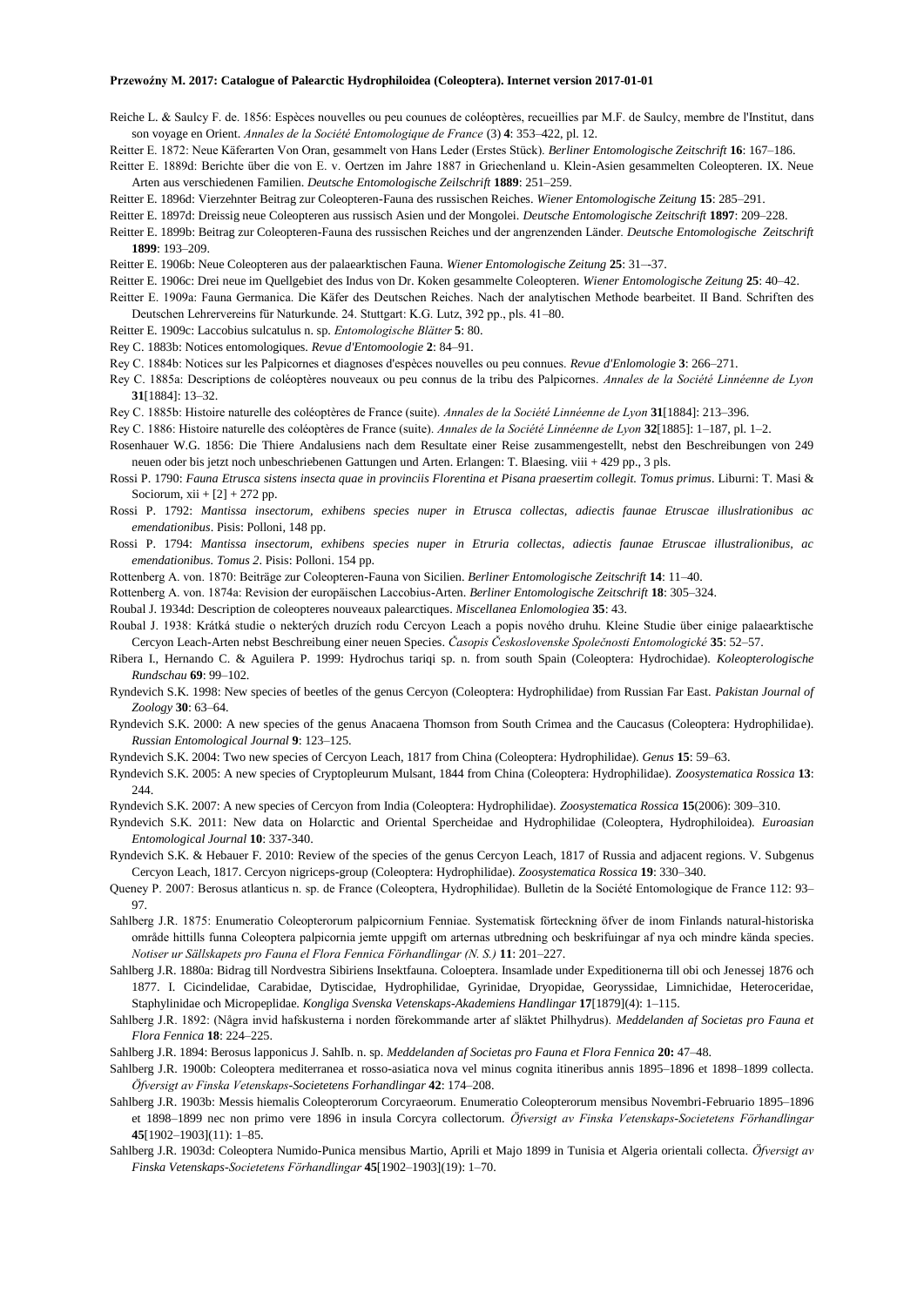Reiche L. & Saulcy F. de. 1856: Espèces nouvelles ou peu counues de coléoptères, recueillies par M.F. de Saulcy, membre de l'Institut, dans son voyage en Orient. *Annales de la Société Entomologique de France* (3) **4**: 353–422, pl. 12.

Reitter E. 1872: Neue Käferarten Von Oran, gesammelt von Hans Leder (Erstes Stück). *Berliner Entomologische Zeitschrift* **16**: 167–186.

Reitter E. 1889d: Berichte über die von E. v. Oertzen im Jahre 1887 in Griechenland u. Klein-Asien gesammelten Coleopteren. IX. Neue Arten aus verschiedenen Familien. *Deutsche Entomologische Zeilschrift* **1889**: 251–259.

Reitter E. 1896d: Vierzehnter Beitrag zur Coleopteren-Fauna des russischen Reiches. *Wiener Entomologische Zeitung* **15**: 285–291.

Reitter E. 1897d: Dreissig neue Coleopteren aus russisch Asien und der Mongolei. *Deutsche Entomologische Zeitschrift* **1897**: 209–228.

Reitter E. 1899b: Beitrag zur Coleopteren-Fauna des russischen Reiches und der angrenzenden Länder. *Deutsche Entomologische Zeitschrift* **1899**: 193–209.

Reitter E. 1906b: Neue Coleopteren aus der palaearktischen Fauna. *Wiener Entomologische Zeitung* **25**: 31–-37.

Reitter E. 1906c: Drei neue im Quellgebiet des Indus von Dr. Koken gesammelte Coleopteren. *Wiener Entomologische Zeitung* **25**: 40–42.

Reitter E. 1909a: Fauna Germanica. Die Käfer des Deutschen Reiches. Nach der analytischen Methode bearbeitet. II Band. Schriften des Deutschen Lehrervereins für Naturkunde. 24. Stuttgart: K.G. Lutz, 392 pp., pls. 41–80.

Reitter E. 1909c: Laccobius sulcatulus n. sp. *Entomologische Blätter* **5**: 80.

Rey C. 1883b: Notices entomologiques. *Revue d'Entomoologie* **2**: 84–91.

Rey C. 1884b: Notices sur les Palpicornes et diagnoses d'espèces nouvelles ou peu connues. *Revue d'Enlomologie* **3**: 266–271.

Rey C. 1885a: Descriptions de coléoptères nouveaux ou peu connus de la tribu des Palpicornes. *Annales de la Société Linnéenne de Lyon* **31**[1884]: 13–32.

Rey C. 1885b: Histoire naturelle des coléoptères de France (suite). *Annales de la Société Linnéenne de Lyon* **31**[1884]: 213–396.

Rey C. 1886: Histoire naturelle des coléoptères de France (suite). *Annales de la Société Linnéenne de Lyon* **32**[1885]: 1–187, pl. 1–2.

Rosenhauer W.G. 1856: Die Thiere Andalusiens nach dem Resultate einer Reise zusammengestellt, nebst den Beschreibungen von 249 neuen oder bis jetzt noch unbeschriebenen Gattungen und Arten. Erlangen: T. Blaesing. viii + 429 pp., 3 pls.

Rossi P. 1790: *Fauna Etrusca sistens insecta quae in provinciis Florentina et Pisana praesertim collegit. Tomus primus*. Liburni: T. Masi & Sociorum, xii + [2] + 272 pp.

Rossi P. 1792: *Mantissa insectorum, exhibens species nuper in Etrusca collectas, adiectis faunae Etruscae illuslrationibus ac emendationibus*. Pisis: Polloni, 148 pp.

Rossi P. 1794: *Mantissa insectorum, exhibens species nuper in Etruria collectas, adiectis faunae Etruscae illustralionibus, ac emendationibus. Tomus 2*. Pisis: Polloni. 154 pp.

Rottenberg A. von. 1870: Beiträge zur Coleopteren-Fauna von Sicilien. *Berliner Entomologische Zeitschrift* **14**: 11–40.

Rottenberg A. von. 1874a: Revision der europäischen Laccobius-Arten. *Berliner Entomologische Zeitschrift* **18**: 305–324.

Roubal J. 1934d: Description de coleopteres nouveaux palearctiques. *Miscellanea Enlomologiea* **35**: 43.

Roubal J. 1938: Krátká studie o nekterých druzích rodu Cercyon Leach a popis nového druhu. Kleine Studie über einige palaearktische Cercyon Leach-Arten nebst Beschreibung einer neuen Species. *Časopis Československe Společnosti Entomologické* **35**: 52–57.

Ribera I., Hernando C. & Aguilera P. 1999: Hydrochus tariqi sp. n. from south Spain (Coleoptera: Hydrochidae). *Koleopterologische Rundschau* **69**: 99–102.

Ryndevich S.K. 1998: New species of beetles of the genus Cercyon (Coleoptera: Hydrophilidae) from Russian Far East. *Pakistan Journal of Zoology* **30**: 63–64.

Ryndevich S.K. 2000: A new species of the genus Anacaena Thomson from South Crimea and the Caucasus (Coleoptera: Hydrophilidae). *Russian Entomological Journal* **9**: 123–125.

Ryndevich S.K. 2004: Two new species of Cercyon Leach, 1817 from China (Coleoptera: Hydrophilidae). *Genus* **15**: 59–63.

Ryndevich S.K. 2005: A new species of Cryptopleurum Mulsant, 1844 from China (Coleoptera: Hydrophilidae). *Zoosystematica Rossica* **13**: 244.

Ryndevich S.K. 2007: A new species of Cercyon from India (Coleoptera: Hydrophilidae). *Zoosystematica Rossica* **15**(2006): 309–310.

Ryndevich S.K. 2011: New data on Holarctic and Oriental Spercheidae and Hydrophilidae (Coleoptera, Hydrophiloidea). *Euroasian Entomological Journal* **10**: 337-340.

Ryndevich S.K. & Hebauer F. 2010: Review of the species of the genus Cercyon Leach, 1817 of Russia and adjacent regions. V. Subgenus Cercyon Leach, 1817. Cercyon nigriceps-group (Coleoptera: Hydrophilidae). *Zoosystematica Rossica* **19**: 330–340.

Queney P. 2007: Berosus atlanticus n. sp. de France (Coleoptera, Hydrophilidae). Bulletin de la Société Entomologique de France 112: 93–97.

Sahlberg J.R. 1875: Enumeratio Coleopterorum palpicornium Fenniae. Systematisk förteckning öfver de inom Finlands natural-historiska område hittills funna Coleoptera palpicornia jemte uppgift om arternas utbredning och beskrifuingar af nya och mindre kända species. *Notiser ur Sällskapets pro Fauna el Flora Fennica Förhandlingar (N. S.)* **11**: 201–227.

Sahlberg J.R. 1880a: Bidrag till Nordvestra Sibiriens Insektfauna. Coloeptera. Insamlade under Expeditionerna till obi och Jenessej 1876 och 1877. I. Cicindelidae, Carabidae, Dytiscidae, Hydrophilidae, Gyrinidae, Dryopidae, Georyssidae, Limnichidae, Heteroceridae, Staphylinidae och Micropeplidae. *Kongliga Svenska Vetenskaps-Akademiens Handlingar* **17**[1879](4): 1–115.

Sahlberg J.R. 1892: (Några invid hafskusterna i norden förekommande arter af släktet Philhydrus). *Meddelanden af Societas pro Fauna et Flora Fennica* **18**: 224–225.

Sahlberg J.R. 1894: Berosus lapponicus J. Sahlb. n. sp. *Meddelanden af Societas pro Fauna et Flora Fennica* **20:** 47–48.

Sahlberg J.R. 1900b: Coleoptera mediterranea et rosso-asiatica nova vel minus cognita itineribus annis 1895–1896 et 1898–1899 collecta. *Öfversigt av Finska Vetenskaps-Societetens Forhandlingar* **42**: 174–208.

Sahlberg J.R. 1903b: Messis hiemalis Coleopterorum Corcyraeorum. Enumeratio Coleopterorum mensibus Novembri-Februario 1895–1896 et 1898–1899 nec non primo vere 1896 in insula Corcyra collectorum. *Öfversigt av Finska Vetenskaps-Societetens Förhandlingar* **45**[1902–1903](11): 1–85.

Sahlberg J.R. 1903d: Coleoptera Numido-Punica mensibus Martio, Aprili et Majo 1899 in Tunisia et Algeria orientali collecta. *Öfversigt av Finska Vetenskaps-Societetens Förhandlingar* **45**[1902–1903](19): 1–70.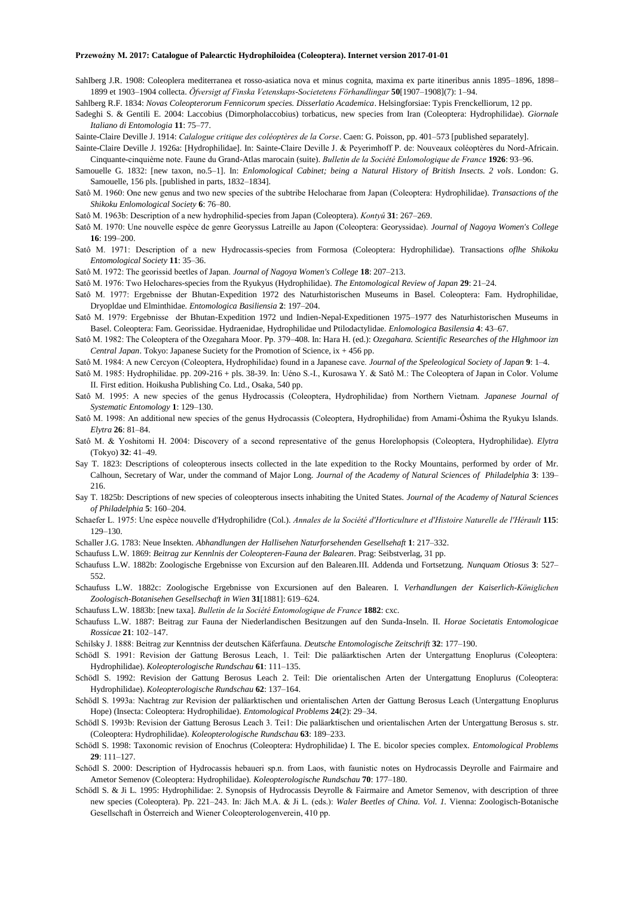Sahlberg J.R. 1908: Coleoplera mediterranea et rosso-asiatica nova et minus cognita, maxima ex parte itineribus annis 1895–1896, 1898–1899 et 1903–1904 collecta. *Öfversigt af Finska Vetenskaps-Societetens Förhandlingar* **50**[1907–1908](7): 1–94.

Sahlberg R.F. 1834: *Novas Coleopterorum Fennicorum species. Disserlatio Academica*. Helsingforsiae: Typis Frenckelliorum, 12 pp.

Sadeghi S. & Gentili E. 2004: Laccobius (Dimorpholaccobius) torbaticus, new species from Iran (Coleoptera: Hydrophilidae). *Giornale Italiano di Entomologia* **11**: 75–77.

Sainte-Claire Deville J. 1914: *Calalogue critique des coléoptères de la Corse*. Caen: G. Poisson, pp. 401–573 [published separately].

Sainte-Claire Deville J. 1926a: [Hydrophilidae]. In: Sainte-Claire Deville J. & Peyerimhoff P. de: Nouveaux coléoptères du Nord-Africain. Cinquante-cinquième note. Faune du Grand-Atlas marocain (suite). *Bulletin de la Société Enlomologique de France* **1926**: 93–96.

Samouelle G. 1832: [new taxon, no.5–1]. In: *Enlomological Cabinet; being a Natural History of British Insects. 2 vols*. London: G. Samouelle, 156 pls. [published in parts, 1832–1834].

Satô M. 1960: One new genus and two new species of the subtribe Helocharae from Japan (Coleoptera: Hydrophilidae). *Transactions of the Shikoku Enlomological Society* **6**: 76–80.

Satô M. 1963b: Description of a new hydrophilid-species from Japan (Coleoptera). *Kontyû* **31**: 267–269.

Satô M. 1970: Une nouvelle espèce de genre Georyssus Latreille au Japon (Coleoptera: Georyssidae). *Journal of Nagoya Women's College* **16**: 199–200.

Satô M. 1971: Description of a new Hydrocassis-species from Formosa (Coleoptera: Hydrophilidae). Transactions *oflhe Shikoku Entomological Society* **11**: 35–36.

Satô M. 1972: The georissid beetles of Japan. *Journal of Nagoya Women's College* **18**: 207–213.

Satô M. 1976: Two Helochares-species from the Ryukyus (Hydrophilidae). *The Entomological Review of Japan* **29**: 21–24.

Satô M. 1977: Ergebnisse der Bhutan-Expedition 1972 des Naturhistorischen Museums in Basel. Coleoptera: Fam. Hydrophilidae, Dryopldae and Elminthidae. *Entomologica Basiliensia* **2**: 197–204.

Satô M. 1979: Ergebnisse der Bhutan-Expedition 1972 und Indien-Nepal-Expeditionen 1975–1977 des Naturhistorischen Museums in Basel. Coleoptera: Fam. Georissidae. Hydraenidae, Hydrophilidae und Ptilodactylidae. *Enlomologica Basilensia* **4**: 43–67.

Satô M. 1982: The Coleoptera of the Ozegahara Moor. Pp. 379–408. In: Hara H. (ed.): *Ozegahara. Scientific Researches of the Hlghmoor izn Central Japan*. Tokyo: Japanese Suciety for the Promotion of Science, ix + 456 pp.

Satô M. 1984: A new Cercyon (Coleoptera, Hydrophilidae) found in a Japanese cave. *Journal of the Speleological Society of Japan* **9**: 1–4.

Satô M. 1985: Hydrophilidae. pp. 209-216 + pls. 38-39. In: Uéno S.-I., Kurosawa Y. & Satô M.: The Coleoptera of Japan in Color. Volume II. First edition. Hoikusha Publishing Co. Ltd., Osaka, 540 pp.

Satô M. 1995: A new species of the genus Hydrocassis (Coleoptera, Hydrophilidae) from Northern Vietnam. *Japanese Journal of Systematic Entomology* **1**: 129–130.

Satô M. 1998: An additional new species of the genus Hydrocassis (Coleoptera, Hydrophilidae) from Amami-Ôshima the Ryukyu Islands. *Elytra* **26**: 81–84.

Satô M. & Yoshitomi H. 2004: Discovery of a second representative of the genus Horelophopsis (Coleoptera, Hydrophilidae). *Elytra* (Tokyo) **32**: 41–49.

Say T. 1823: Descriptions of coleopterous insects collected in the late expedition to the Rocky Mountains, performed by order of Mr. Calhoun, Secretary of War, under the command of Major Long. *Journal of the Academy of Natural Sciences of Philadelphia* **3**: 139–216.

Say T. 1825b: Descriptions of new species of coleopterous insects inhabiting the United States. *Journal of the Academy of Natural Sciences of Philadelphia* **5**: 160–204.

Schaefer L. 1975: Une espèce nouvelle d'Hydrophilidre (Col.). *Annales de la Société d'Horticulture et d'Histoire Naturelle de l'Hérault* **115**: 129–130.

Schaller J.G. 1783: Neue Insekten. *Abhandlungen der Hallisehen Naturforsehenden Gesellsehaft* **1**: 217–332.

Schaufuss L.W. 1869: *Beitrag zur Kennlnis der Coleopteren-Fauna der Balearen*. Prag: Seibstverlag, 31 pp.

Schaufuss L.W. 1882b: Zoologische Ergebnisse von Excursion auf den Balearen.III. Addenda und Fortsetzung. *Nunquam Otiosus* **3**: 527–552.

Schaufuss L.W. 1882c: Zoologische Ergebnisse von Excursionen auf den Balearen. I. *Verhandlungen der Kaiserlich-Königlichen Zoologisch-Botanisehen Gesellsechaft in Wien* **31**[1881]: 619–624.

Schaufuss L.W. 1883b: [new taxa]. *Bulletin de la Société Entomologique de France* **1882**: cxc.

Schaufuss L.W. 1887: Beitrag zur Fauna der Niederlandischen Besitzungen auf den Sunda-Inseln. II. *Horae Societatis Entomologicae Rossicae* **21**: 102–147.

Schilsky J. 1888: Beitrag zur Kenntniss der deutschen Käferfauna. *Deutsche Entomologische Zeitschrift* **32**: 177–190.

Schödl S. 1991: Revision der Gattung Berosus Leach, 1. Teil: Die paläarktischen Arten der Untergattung Enoplurus (Coleoptera: Hydrophilidae). *Koleopterologische Rundschau* **61**: 111–135.

Schödl S. 1992: Revision der Gattung Berosus Leach 2. Teil: Die orientalischen Arten der Untergattung Enoplurus (Coleoptera: Hydrophilidae). *Koleopterologische Rundschau* **62**: 137–164.

Schödl S. 1993a: Nachtrag zur Revision der paläarktischen und orientalischen Arten der Gattung Berosus Leach (Untergattung Enoplurus Hope) (Insecta: Coleoptera: Hydrophilidae). *Entomological Problems* **24**(2): 29–34.

Schödl S. 1993b: Revision der Gattung Berosus Leach 3. Tei1: Die paläarktischen und orientalischen Arten der Untergattung Berosus s. str. (Coleoptera: Hydrophilidae). *Koleopterologische Rundschau* **63**: 189–233.

Schödl S. 1998: Taxonomic revision of Enochrus (Coleoptera: Hydrophilidae) I. The E. bicolor species complex. *Entomological Problems* **29**: 111–127.

Schödl S. 2000: Description of Hydrocassis hebaueri sp.n. from Laos, with faunistic notes on Hydrocassis Deyrolle and Fairmaire and Ametor Semenov (Coleoptera: Hydrophilidae). *Koleopterologische Rundschau* **70**: 177–180.

Schödl S. & Ji L. 1995: Hydrophilidae: 2. Synopsis of Hydrocassis Deyrolle & Fairmaire and Ametor Semenov, with description of three new species (Coleoptera). Pp. 221–243. In: Jäch M.A. & Ji L. (eds.): *Waler Beetles of China. Vol. 1.* Vienna: Zoologisch-Botanische Gesellschaft in Österreich and Wiener Coleopterologenverein, 410 pp.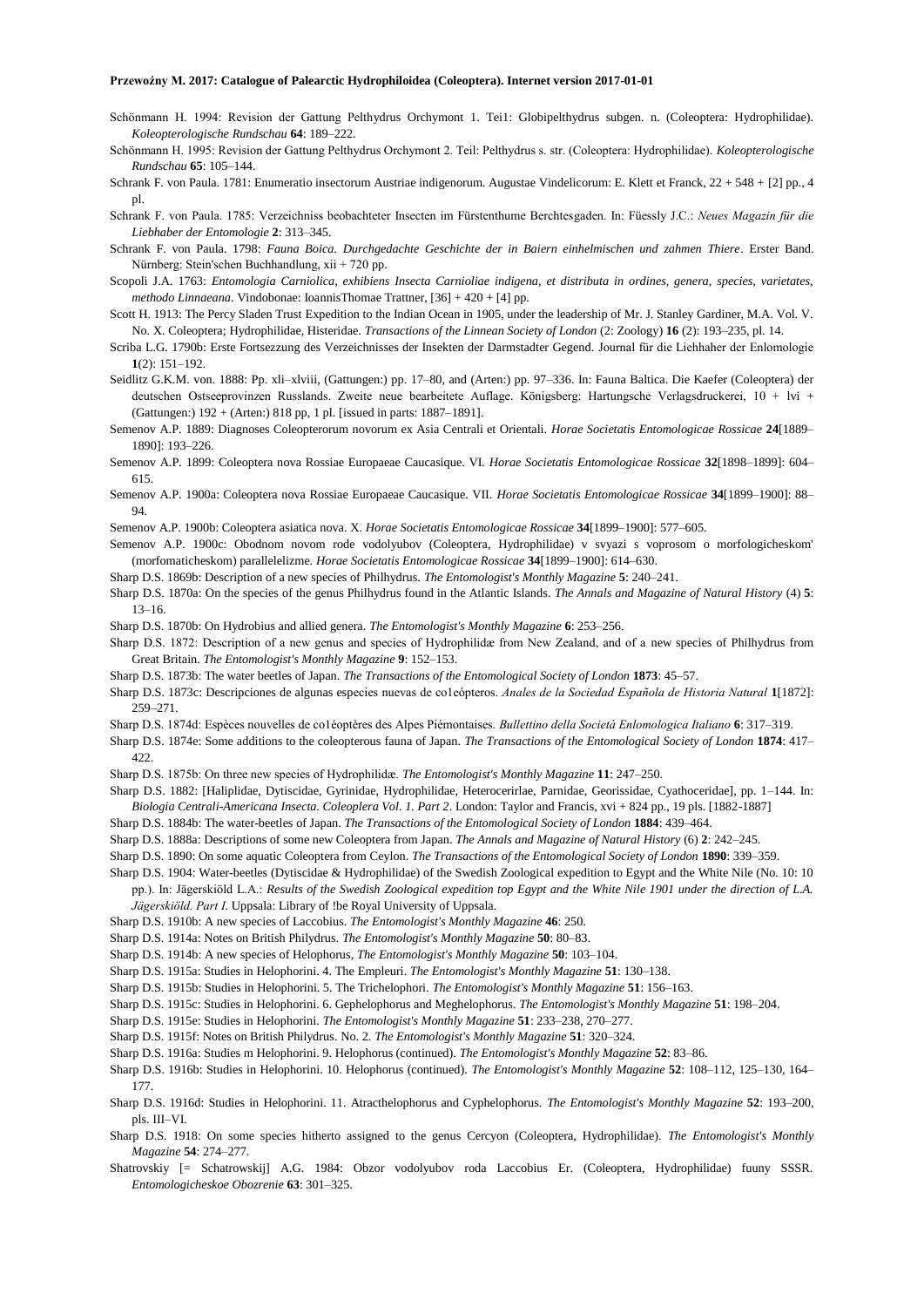Schönmann H. 1994: Revision der Gattung Pelthydrus Orchymont 1. Tei1: Globipelthydrus subgen. n. (Coleoptera: Hydrophilidae). *Koleopterologische Rundschau* **64**: 189–222.

Schönmann H. 1995: Revision der Gattung Pelthydrus Orchymont 2. Teil: Pelthydrus s. str. (Coleoptera: Hydrophilidae). *Koleopterologische Rundschau* **65**: 105–144.

Schrank F. von Paula. 1781: Enumeratio insectorum Austriae indigenorum. Augustae Vindelicorum: E. Klett et Franck, 22 + 548 + [2] pp., 4 pl.

Schrank F. von Paula. 1785: Verzeichniss beobachteter Insecten im Fürstenthume Berchtesgaden. In: Füessly J.C.: *Neues Magazin für die Liebhaber der Entomologie* **2**: 313–345.

Schrank F. von Paula. 1798: *Fauna Boica. Durchgedachte Geschichte der in Baiern einhelmischen und zahmen Thiere*. Erster Band. Nürnberg: Stein'schen Buchhandlung, xii + 720 pp.

Scopoli J.A. 1763: *Entomologia Carniolica, exhibiens Insecta Carnioliae indigena, et distributa in ordines, genera, species, varietates, methodo Linnaeana*. Vindobonae: IoannisThomae Trattner, [36] + 420 + [4] pp.

Scott H. 1913: The Percy Sladen Trust Expedition to the Indian Ocean in 1905, under the leadership of Mr. J. Stanley Gardiner, M.A. Vol. V. No. X. Coleoptera; Hydrophilidae, Histeridae. *Transactions of the Linnean Society of London* (2: Zoology) **16** (2): 193–235, pl. 14.

Scriba L.G. 1790b: Erste Fortsezzung des Verzeichnisses der Insekten der Darmstadter Gegend. Journal für die Liehhaher der Enlomologie **1**(2): 151–192.

Seidlitz G.K.M. von. 1888: Pp. xli–xlviii, (Gattungen:) pp. 17–80, and (Arten:) pp. 97–336. In: Fauna Baltica. Die Kaefer (Coleoptera) der deutschen Ostseeprovinzen Russlands. Zweite neue bearbeitete Auflage. Königsberg: Hartungsche Verlagsdruckerei, 10 + lvi + (Gattungen:) 192 + (Arten:) 818 pp, 1 pl. [issued in parts: 1887–1891].

Semenov A.P. 1889: Diagnoses Coleopterorum novorum ex Asia Centrali et Orientali. *Horae Societatis Entomologicae Rossicae* **24**[1889–1890]: 193–226.

Semenov A.P. 1899: Coleoptera nova Rossiae Europaeae Caucasique. VI. *Horae Societatis Entomologicae Rossicae* **32**[1898–1899]: 604–615.

Semenov A.P. 1900a: Coleoptera nova Rossiae Europaeae Caucasique. VII. *Horae Societatis Entomologicae Rossicae* **34**[1899–1900]: 88–94.

Semenov A.P. 1900b: Coleoptera asiatica nova. X. *Horae Societatis Entomologicae Rossicae* **34**[1899–1900]: 577–605.

Semenov A.P. 1900c: Obodnom novom rode vodolyubov (Coleoptera, Hydrophilidae) v svyazi s voprosom o morfologicheskom' (morfomaticheskom) parallelelizme. *Horae Societatis Entomologicae Rossicae* **34**[1899–1900]: 614–630.

Sharp D.S. 1869b: Description of a new species of Philhydrus. *The Entomologist's Monthly Magazine* **5**: 240–241.

Sharp D.S. 1870a: On the species of the genus Philhydrus found in the Atlantic Islands. *The Annals and Magazine of Natural History* (4) **5**: 13–16.

Sharp D.S. 1870b: On Hydrobius and allied genera. *The Entomologist's Monthly Magazine* **6**: 253–256.

Sharp D.S. 1872: Description of a new genus and species of Hydrophilidæ from New Zealand, and of a new species of Philhydrus from Great Britain. *The Entomologist's Monthly Magazine* **9**: 152–153.

Sharp D.S. 1873b: The water beetles of Japan. *The Transactions of the Entomological Society of London* **1873**: 45–57.

Sharp D.S. 1873c: Descripciones de algunas especies nuevas de co1eópteros. *Anales de la Sociedad Española de Historia Natural* **1**[1872]: 259–271.

Sharp D.S. 1874d: Espèces nouvelles de co1éoptères des Alpes Piémontaises. *Bullettino della Società Enlomologica Italiano* **6**: 317–319.

Sharp D.S. 1874e: Some additions to the coleopterous fauna of Japan. *The Transactions of the Entomological Society of London* **1874**: 417–422.

Sharp D.S. 1875b: On three new species of Hydrophilidæ. *The Entomologist's Monthly Magazine* **11**: 247–250.

Sharp D.S. 1882: [Haliplidae, Dytiscidae, Gyrinidae, Hydrophilidae, Heterocerirlae, Parnidae, Georissidae, Cyathoceridae], pp. 1–144. In: *Biologia Centrali-Americana Insecta. Coleoptera Vol. 1. Part 2*. London: Taylor and Francis, xvi + 824 pp., 19 pls. [1882-1887]

Sharp D.S. 1884b: The water-beetles of Japan. *The Transactions of the Entomological Society of London* **1884**: 439–464.

Sharp D.S. 1888a: Descriptions of some new Coleoptera from Japan. *The Annals and Magazine of Natural History* (6) **2**: 242–245.

Sharp D.S. 1890: On some aquatic Coleoptera from Ceylon. *The Transactions of the Entomological Society of London* **1890**: 339–359.

Sharp D.S. 1904: Water-beetles (Dytiscidae & Hydrophilidae) of the Swedish Zoological expedition to Egypt and the White Nile (No. 10: 10 pp.). In: Jägerskiöld L.A.: *Results of the Swedish Zoological expedition top Egypt and the White Nile 1901 under the direction of L.A. Jägerskiöld. Part I*. Uppsala: Library of !be Royal University of Uppsala.

Sharp D.S. 1910b: A new species of Laccobius. *The Entomologist's Monthly Magazine* **46**: 250.

Sharp D.S. 1914a: Notes on British Philydrus. *The Entomologist's Monthly Magazine* **50**: 80–83.

Sharp D.S. 1914b: A new species of Helophorus, *The Entomologist's Monthly Magazine* **50**: 103–104.

Sharp D.S. 1915a: Studies in Helophorini. 4. The Empleuri. *The Entomologist's Monthly Magazine* **51**: 130–138.

Sharp D.S. 1915b: Studies in Helophorini. 5. The Trichelophori. *The Entomologist's Monthly Magazine* **51**: 156–163.

Sharp D.S. 1915c: Studies in Helophorini. 6. Gephelophorus and Meghelophorus. *The Entomologist's Monthly Magazine* **51**: 198–204.

Sharp D.S. 1915e: Studies in Helophorini. *The Entomologist's Monthly Magazine* **51**: 233–238, 270–277.

Sharp D.S. 1915f: Notes on British Philydrus. No. 2. *The Entomologist's Monthly Magazine* **51**: 320–324.

Sharp D.S. 1916a: Studies m Helophorini. 9. Helophorus (continued). *The Entomologist's Monthly Magazine* **52**: 83–86.

Sharp D.S. 1916b: Studies in Helophorini. 10. Helophorus (continued). *The Entomologist's Monthly Magazine* **52**: 108–112, 125–130, 164–177.

Sharp D.S. 1916d: Studies in Helophorini. 11. Atracthelophorus and Cyphelophorus. *The Entomologist's Monthly Magazine* **52**: 193–200, pls. III–VI.

Sharp D.S. 1918: On some species hitherto assigned to the genus Cercyon (Coleoptera, Hydrophilidae). *The Entomologist's Monthly Magazine* **54**: 274–277.

Shatrovskiy [= Schatrowskij] A.G. 1984: Obzor vodolyubov roda Laccobius Er. (Coleoptera, Hydrophilidae) fuuny SSSR. *Entomologicheskoe Obozrenie* **63**: 301–325.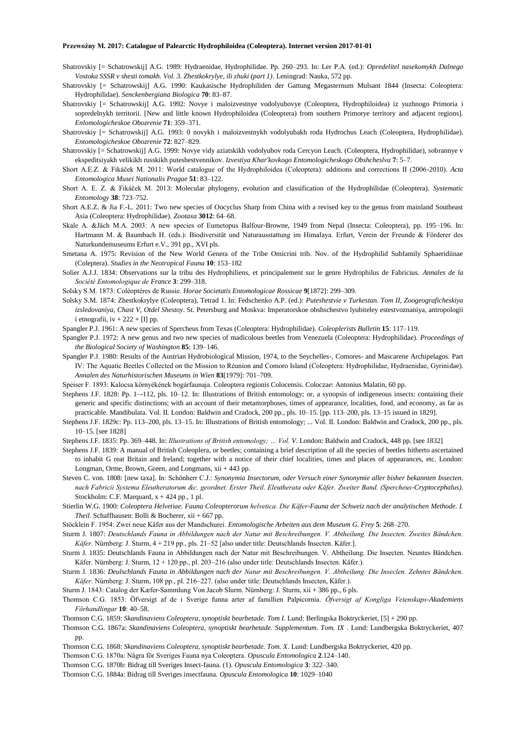Shatrovskiy [= Schatrowskij] A.G. 1989: Hydraenidae, Hydrophilidae. Pp. 260–293. In: Ler P.A. (ed.): *Opredelitel nasekomykh Dalnego Vostoka SSSR v shesti tomakh. Vol. 3. Zhestkokrylye, ili zhuki (part 1)*. Leningrad: Nauka, 572 pp.

Shatrovskiy [= Schatrowskij] A.G. 1990: Kaukasische Hydrophiliden der Gattung Megasternum Mulsant 1844 (Insecta: Coleoptera: Hydrophilidae). *Senckenbergiana Biologica* **70**: 83–87.

Shatrovskiy [= Schatrowskij] A.G. 1992: Novye i maloizvestnye vodolyubovye (Coleoptera, Hydrophiloidea) iz yuzhnogo Primoria i sopredelnykh territorii. [New and little known Hydrophiloidea (Coleoptera) from southern Primorye territory and adjacent regions]. *Enlomologicheskoe Obozrenie* **71**: 359–371.

Shatrovskiy [= Schatrowskij] A.G. 1993: 0 novykh i maloizvestnykh vodolyubakh roda Hydrochus Leach (Coleoptera, Hydrophilidae). *Entomologicheskoe Obozrenie* **72**: 827–829.

Shatrovskiy [= Schatrowskij] A.G. 1999: Novye vidy aziatskikh vodolyubov roda Cercyon Leach. (Coleoptera, Hydrophilidae), sobrannye v ekspeditsiyakh velikikh russkikh puteshestvennikov. *Izvestiya Khar'kovkogo Entomologicheskogo Obshcheslva* **7**: 5–7.

Short A.E.Z. & Fikáček M. 2011: World catalogue of the Hydrophiloidea (Coleoptera): additions and corrections II (2006-2010). *Acta Entomologica Musei Nationalis Pragae* **51**: 83–122.

Short A. E. Z. & Fikáček M. 2013: Molecular phylogeny, evolution and classification of the Hydrophilidae (Coleoptera). *Systematic Entomology* **38**: 723–752.

Short A.E.Z. & Jia F.-L. 2011: Two new species of Oocyclus Sharp from China with a revised key to the genus from mainland Southeast Asia (Coleoptera: Hydrophilidae). *Zootaxa* **3012**: 64–68.

Skale A. &Jäch M.A. 2003: A new species of Eumetopus Balfour-Browne, 1949 from Nepal (Insecta: Coleoptera), pp. 195–196. In: Hartmann M. & Baumbach H. (eds.): Biodiversität und Naturausstattung im Himalaya. Erfurt, Verein der Freunde & Förderer des Naturkundemuseums Erfurt e.V., 391 pp., XVI pls.

Smetana A. 1975: Revision of the New World Genera of the Tribe Omicrini trib. Nov. of the Hydrophilid Subfamily Sphaeridiinae (Coleptera). *Studies in the Neotropical Fauna* **10**: 153–182

Solier A.J.J. 1834: Observations sur la tribu des Hydrophiliens, et principalement sur le genre Hydrophilus de Fabricius. *Annales de la Société Entomologique de France* **3**: 299–318.

Solsky S.M. 1873: Coléoptères de Russie. *Horae Societatis Entomologicae Rossicae* **9**[1872]: 299–309.

Solsky S.M. 1874: Zhestkokrylye (Coleoptera), Tetrad 1. In: Fedschenko A.P. (ed.): *Puteshestvie v Turkestan. Tom II, Zoogeograficheskiya izsledovaniya, Chast V, Otdel Shestoy*. St. Petersburg and Moskva: Imperatorskoe obshschestvo lyubiteley estestvoznaniya, antropologii i etnografii, iv + 222 + [I] pp.

Spangler P.J. 1961: A new species of Spercheus from Texas (Coleoptera: Hydrophilidae). *Coleoplerists Bulletin* **15**: 117–119.

Spangler P.J. 1972: A new genus and two new species of madicolous beetles from Venezuela (Coleoptera: Hydrophilidae). *Proceedings of the Biological Society of Washington* **85**: 139–146.

Spangler P.J. 1980: Results of the Austrian Hydrobiological Mission, 1974, to the Seychelles-, Comores- and Mascarene Archipelagos. Part IV: The Aquatic Beetles Collected on the Mission to Réunion and Comoro Island (Coleoptera: Hydrophilidae, Hydraenidae, Gyrinidae). *Annalen des Naturhistorischen Museums in Wien* **83**[1979]: 701–709.

Speiser F. 1893: Kalocsa környékének bogárfaunaja. Coleoptera regionis Colocensis. Coloczae: Antonius Malatin, 60 pp.

Stephens J.F. 1828: Pp. 1–-112, pls. 10–12. In: Illustrations of British entomology; or, a synopsis of indigeneous insects: containing their generic and specific distinctions; with an account of their metamorphoses, times of appearance, localities, food, and economy, as far as practicable. Mandibulata. Vol. II. London: Baldwin and Cradock, 200 pp., pls. 10–15. [pp. 113–200, pls. 13–15 issued in 1829].

Stephens J.F. 1829c: Pp. 113–200, pls. 13–15. In: Illustrations of British entomology; ... Vol. II. London: Baldwin and Cradock, 200 pp., pls. 10–15. [see 1828]

Stephens J.F. 1835: Pp. 369–448. In: *Illustrations of British entomology; ... Vol. V*. London: Baldwin and Cradock, 448 pp. [see 1832]

Stephens J.F. 1839: A manual of British Coleoplera, or beetles; containing a brief description of all the species of beetles hitherto ascertained to inhabit G reat Britain and Ireland; together with a notice of their chief localities, times and places of appearances, etc. London: Longman, Orme, Brown, Green, and Longmans, xii + 443 pp.

Steven C. von. 1808: [new taxa]. In: Schönherr C.J.: *Synonymia Insectorum, oder Versuch einer Synonymie aller bisher bekannten Insecten. nach Fabricii Systema Eleutheratorum &c. geordnet. Erster Theil. Eleutherata oder Käfer. Zweiter Band. (Spercheus-Cryptocephalus)*. Stockholm: C.F. Marquard, x + 424 pp., 1 pl.

Stierlin W.G. 1900: *Coleoptera Helvetiae. Fauna Coleopterorum helvetica. Die Käfer-Fauna der Schweiz nach der analytischen Methode. I. Theil*. Schaffhausen: Bolli & Bocherer, xii + 667 pp.

Stöcklein F. 1954: Zwei neue Käfer aus der Mandschurei. *Entomologische Arbeiten aus dem Museum G. Frey* **5**: 268–270.

Sturm J. 1807: *Deutschlands Fauna in Abbildungen nach der Natur mit Beschreibungen. V. Abtheilung. Die Insecten. Zweites Bändchen. Käfer*. Nürnberg: J. Sturm, 4 + 219 pp., pls. 21–52 [also under title: Deutschlands Insecten. Käfer.].

Sturm J. 1835: Deutschlands Fauna in Abbildungen nach der Natur mit Beschreibungen. V. Abtheilung. Die Insecten. Neuntes Bändchen. Käfer. Nürnberg: J. Sturm, 12 + 120 pp., pl. 203–216 (also under title: Deutschlands Insecten. Käfer.).

Sturm J. 1836: *Deulschlands Fauna in Abbildungen nach der Natur mit Beschreibungen. V. Abtheilung. Die Inseclen. Zehntes Bändchen. Käfer*. Nürnberg: J. Sturm, 108 pp., pl. 216–227. (also under title: Deutschlands Insecten, Käfer.).

Sturm J. 1843: Catalog der Kæfer-Sammlung Von Jacob Slurm. Nürnberg: J. Sturm, xii + 386 pp., 6 pls.

Thomson C.G. 1853: Öfversigt af de i Sverige funna arter af familien Palpicornia. *Öfversigt af Kongliga Vetenskaps-Akademiens Förhandlingar* **10**: 40–58.

Thomson C.G. 1859: *Skandinaviens Coleoptera, synoptiskt bearbetade. Tom I*. Lund: Berlingska Boktryckeriet, [5] + 290 pp.

Thomson C.G. 1867a: *Skandinaviens Coleoptera, synoptiskt bearbetade. Supplementum. Tom. IX* . Lund: Lundbergska Boktryckeriet, 407 pp.

Thomson C.G. 1868: *Skandinaviens Coleoptera, synoptiskt bearbetade. Tom. X*. Lund: Lundbergska Boktryckeriet, 420 pp.

Thomson C.G. 1870a: Några för Sveriges Fauna nya Coleoptera. *Opuscula Entomologica* **2**.124–140.

Thomson C.G. 1870b: Bidrag till Sveriges Insect-fauna. (1). *Opuscula Entomologica* **3**: 322–340.

Thomson C.G. 1884a: Bidrag till Sveriges insectfauna. *Opuscula Entomologica* **10**: 1029–1040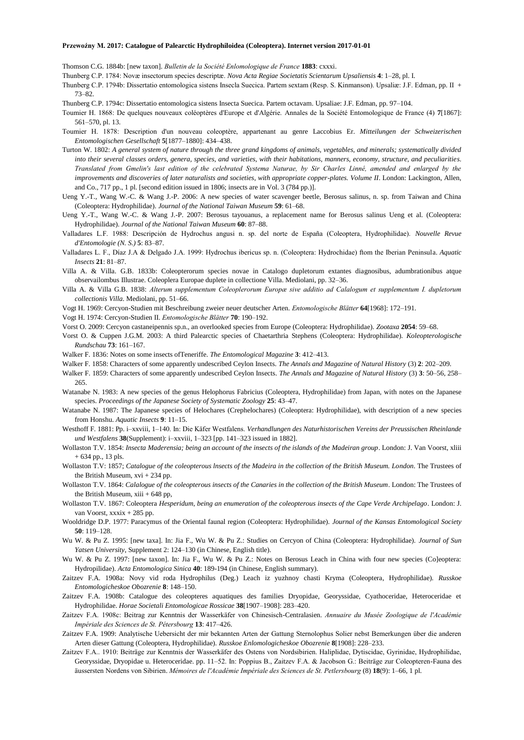Thomson C.G. 1884b: [new taxon]. *Bulletin de la Société Enlomologique de France* **1883**: cxxxi.

Thunberg C.P. 1784: Novæ insectorum species descriptæ. *Nova Acta Regiae Societatis Scientarum Upsaliensis* **4**: 1–28, pl. I.

Thunberg C.P. 1794b: Dissertatio entomologica sistens Insecla Suecica. Partem sextam (Resp. S. Kinmanson). Upsaliæ: J.F. Edman, pp. II + 73–82.

Thunberg C.P. 1794c: Dissertatio entomologica sistens Insecta Suecica. Partem octavam. Upsaliae: J.F. Edman, pp. 97–104.

Toumier H. 1868: De quelques nouveaux coléoptères d'Europe et d'Algérie. Annales de la Société Entomologique de France (4) **7**[1867]: 561–570, pl. 13.

Toumier H. 1878: Description d'un nouveau coleoptère, appartenant au genre Laccobius Er. *Mitteilungen der Schweizerischen Entomologischen Gesellschaft* **5**[1877–1880]: 434–438.

Turton W. 1802: *A general system of nature through the three grand kingdoms of animals, vegetables, and minerals; systematically divided into their several classes orders, genera, species, and varieties, with their habitations, manners, economy, structure, and peculiarities. Translated from Gmelin's last edition of the celebrated Systema Naturae, by Sir Charles Linné, amended and enlarged by the improvements and discoveries of later naturalists and societies, with appropriate copper-plates. Volume II*. London: Lackington, Allen, and Co., 717 pp., 1 pl. [second edition issued in 1806; insects are in Vol. 3 (784 pp.)].

Ueng Y.-T., Wang W.-C. & Wang J.-P. 2006: A new species of water scavenger beetle, Berosus salinus, n. sp. from Taiwan and China (Coleoptera: Hydrophilidae). *Journal of the National Taiwan Museum* **59**: 61–68.

Ueng Y.-T., Wang W.-C. & Wang J.-P. 2007: Berosus tayouanus, a replacement name for Berosus salinus Ueng et al. (Coleoptera: Hydrophilidae). *Journal of the National Taiwan Museum* **60**: 87–88.

Valladares L.F. 1988: Descripción de Hydrochus angusi n. sp. del norte de España (Coleoptera, Hydrophilidae). *Nouvelle Revue d'Entomologie (N. S.)* **5**: 83–87.

Valladares L. F., Díaz J.A & Delgado J.A. 1999: Hydrochus ibericus sp. n. (Coleoptera: Hydrochidae) ftom the Iberian Peninsula. *Aquatic Insects* **21**: 81–87.

Villa A. & Villa. G.B. 1833b: Coleopterorum species novae in Catalogo dupletorum extantes diagnosibus, adumbrationibus atque observailombus Illustrae. Coleoplera Europae duplete in collectione Villa. Mediolani, pp. 32–36.

Villa A. & Villa G.B. 1838: *Alterum supplementum Coleoplerorum Europæ sive additio ad Calalogum et supplementum I. dupletorum collectionis Villa*. Mediolani, pp. 51–66.

Vogt H. 1969: Cercyon-Studien mit Beschreibung zweier neuer deutscher Arten. *Entomologische Blätter* **64**[1968]: 172–191.

Vogt H. 1974: Cercyon-Studien II. *Entomologische Blätter* **70**: 190–192.

Vorst O. 2009: Cercyon castaneipennis sp.n., an overlooked species from Europe (Coleoptera: Hydrophilidae). *Zootaxa* **2054**: 59–68.

Vorst O. & Cuppen J.G.M. 2003: A third Palearctic species of Chaetarthria Stephens (Coleoptera: Hydrophilidae). *Koleopterologische Rundschau* **73**: 161–167.

Walker F. 1836: Notes on some insects ofTeneriffe. *The Entomological Magazine* **3**: 412–413.

Walker F. 1858: Characters of some apparently undescribed Ceylon Insects. *The Annals and Magazine of Natural History* (3) **2**: 202–209.

Walker F. 1859: Characters of some apparently undescribed Ceylon Insects. *The Annals and Magazine of Natural History* (3) **3**: 50–56, 258–265.

Watanabe N. 1983: A new species of the genus Helophorus Fabricius (Coleoptera, Hydrophilidae) from Japan, with notes on the Japanese species. *Proceedings of the Japanese Society of Systematic Zoology* **25**: 43–47.

Watanabe N. 1987: The Japanese species of Helochares (Crephelochares) (Coleoptera: Hydrophilidae), with description of a new species from Honshu. *Aquatic Insects* **9**: 11–15.

Westhoff F. 1881: Pp. i–xxviii, 1–140. In: Die Käfer Westfalens. *Verhandlungen des Naturhistorischen Vereins der Preussischen Rheinlande und Westfalens* **38**(Supplement): i–xxviii, 1–323 [pp. 141–323 issued in 1882].

Wollaston T.V. 1854: *Insecta Maderensia; being an account of the insects of the islands of the Madeiran group*. London: J. Van Voorst, xliii + 634 pp., 13 pls.

Wollaston T.V: 1857; *Catalogue of the coleopterous lnsects of the Madeira in the collection of the British Museum. London*. The Trustees of the British Museum, xvi + 234 pp.

Wollaston T.V. 1864: *Calalogue of the coleopterous insects of the Canaries in the collection of the British Museum*. London: The Trustees of the British Museum, xiii + 648 pp,

Wollaston T.V. 1867: Coleoptera *Hesperidum, being an enumeration of the coleopterous insects of the Cape Verde Archipelago*. London: J. van Voorst, xxxix + 285 pp.

Wooldridge D.P. 1977: Paracymus of the Oriental faunal region (Coleoptera: Hydrophilidae). *Journal of the Kansas Entomological Society* **50**: 119–128.

Wu W. & Pu Z. 1995: [new taxa]. In: Jia F., Wu W. & Pu Z.: Studies on Cercyon of China (Coleoptera: Hydrophilidae). *Journal of Sun Yatsen University*, Supplement 2: 124–130 (in Chinese, English title).

Wu W. & Pu Z. 1997: [new taxon]. In: Jia F., Wu W. & Pu Z.: Notes on Berosus Leach in China with four new species (Co]eoptera: Hydropilidae). *Acta Entomologica Sinica* **40**: 189-194 (in Chinese, English summary).

Zaitzev F.A. 1908a: Novy vid roda Hydrophilus (Deg.) Leach iz yuzhnoy chasti Kryma (Coleoptera, Hydrophilidae). *Russkoe Entomologicheskoe Obozrenie* **8**: 148–150.

Zaitzev F.A. 1908b: Catalogue des coleopteres aquatiques des families Dryopidae, Georyssidae, Cyathoceridae, Heteroceridae et Hydrophilidae. *Horae Societali Entomologicae Rossicae* **38**[1907–1908]: 283–420.

Zaitzev F.A. 1908c: Beitrag zur Kenntnis der Wasserkäfer von Chinesisch-Centralasien. *Annuaire du Musée Zoologique de l'Académie Impériale des Sciences de St. Pétersbourg* **13**: 417–426.

Zaitzev F.A. 1909: Analytische Uebersicht der mir bekannten Arten der Gattung Sternolophus Solier nebst Bemerkungen über die anderen Arten dieser Gattung (Coleoptera, Hydrophilidae). *Russkoe Enlomologicheskoe Obozrenie* **8**[1908]: 228–233.

Zaitzev F.A.. 1910: Beiträge zur Kenntnis der Wasserkäfer des Ostens von Nordsibirien. Haliplidae, Dytiscidae, Gyrinidae, Hydrophilidae, Georyssidae, Dryopidae u. Heteroceridae. pp. 11–52. In: Poppius B., Zaitzev F.A. & Jacobson G.: Beiträge zur Coleopteren-Fauna des äussersten Nordens von Sibirien. *Mémoires de l'Académie Impériale des Sciences de St. Petlersbourg* (8) **18**(9): 1–66, 1 pl.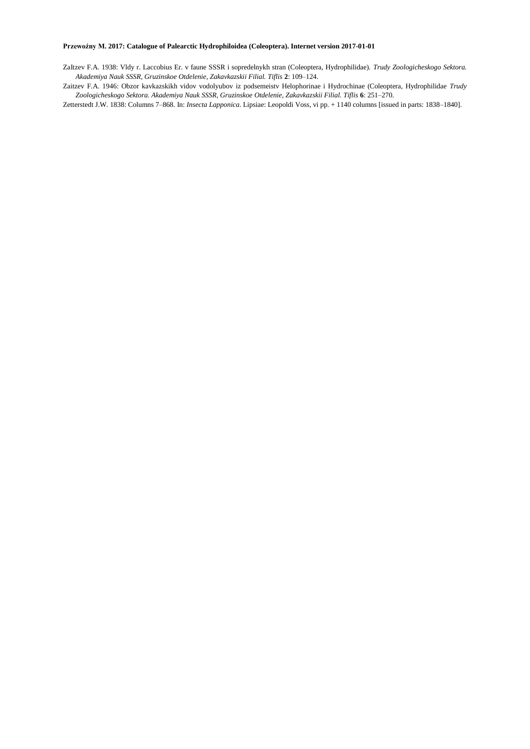ZaItzev F.A. 1938: Vldy r. Laccobius Er. v faune SSSR i sopredelnykh stran (Coleoptera, Hydrophilidae). *Trudy Zoologicheskogo Sektora. Akademiya Nauk SSSR, Gruzinskoe Otdelenie, Zakavkazskii Filial. Tiflis* **2**: 109–124.

Zaitzev F.A. 1946: Obzor kavkazskikh vidov vodolyubov iz podsemeistv Helophorinae i Hydrochinae (Coleoptera, Hydrophilidae *Trudy Zoologicheskogo Sektora. Akademiya Nauk SSSR, Gruzinskoe Otdelenie, Zakavkazskii Filial. Tiflis* **6**: 251–270.

Zetterstedt J.W. 1838: Columns 7–868. In: *Insecta Lapponica*. Lipsiae: Leopoldi Voss, vi pp. + 1140 columns [issued in parts: 1838–1840].